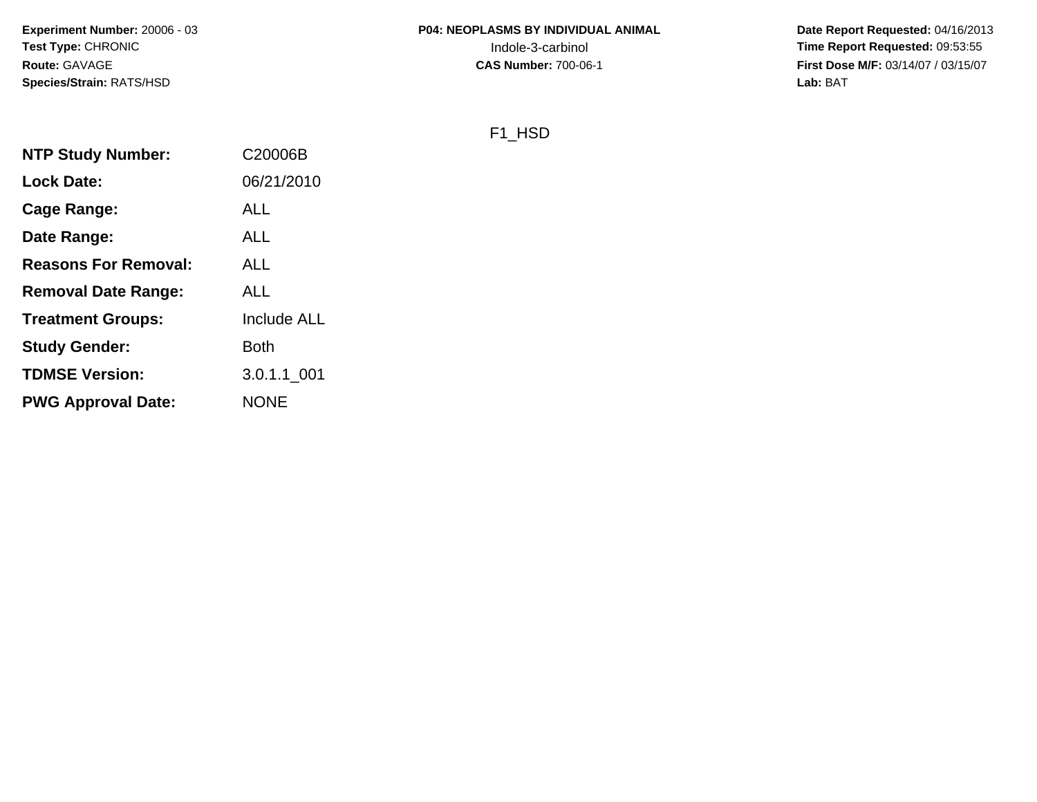**Experiment Number:** 20006 - 03
**Test Type:** CHRONIC
**Route:** GAVAGE
**Species/Strain:** RATS/HSD

**P04: NEOPLASMS BY INDIVIDUAL ANIMAL**
Indole-3-carbinol
**CAS Number:** 700-06-1

**Date Report Requested:** 04/16/2013
**Time Report Requested:** 09:53:55
**First Dose M/F:** 03/14/07 / 03/15/07
**Lab:** BAT

F1_HSD

| | |
|---|---|
| **NTP Study Number:** | C20006B |
| **Lock Date:** | 06/21/2010 |
| **Cage Range:** | ALL |
| **Date Range:** | ALL |
| **Reasons For Removal:** | ALL |
| **Removal Date Range:** | ALL |
| **Treatment Groups:** | Include ALL |
| **Study Gender:** | Both |
| **TDMSE Version:** | 3.0.1.1_001 |
| **PWG Approval Date:** | NONE |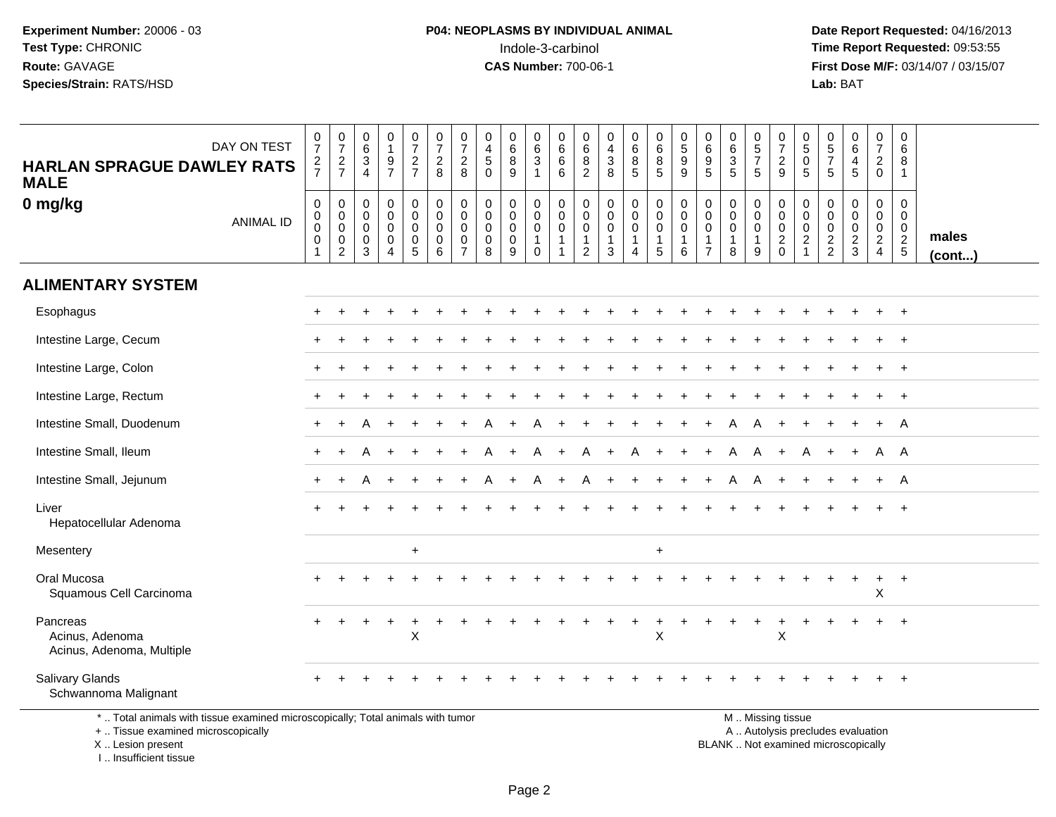**Experiment Number:** 20006 - 03
**Test Type:** CHRONIC
**Route:** GAVAGE
**Species/Strain:** RATS/HSD

**P04: NEOPLASMS BY INDIVIDUAL ANIMAL**
Indole-3-carbinol
**CAS Number:** 700-06-1

**Date Report Requested:** 04/16/2013
**Time Report Requested:** 09:53:55
**First Dose M/F:** 03/14/07 / 03/15/07
**Lab:** BAT

**HARLAN SPRAGUE DAWLEY RATS MALE**
**0 mg/kg**

| DAY ON TEST | 0727 | 0727 | 0634 | 0197 | 0727 | 0728 | 0728 | 0450 | 0689 | 0631 | 0666 | 0682 | 0438 | 0685 | 0685 | 0599 | 0695 | 0635 | 0575 | 0729 | 0505 | 0575 | 0645 | 0720 | 0681 | |
|---|---|---|---|---|---|---|---|---|---|---|---|---|---|---|---|---|---|---|---|---|---|---|---|---|---|---|
| **ANIMAL ID** | 00001 | 00002 | 00003 | 00004 | 00005 | 00006 | 00007 | 00008 | 00009 | 00010 | 00011 | 00012 | 00013 | 00014 | 00015 | 00016 | 00017 | 00018 | 00019 | 00020 | 00021 | 00022 | 00023 | 00024 | 00025 | **males (cont...)** |
| **ALIMENTARY SYSTEM** | | | | | | | | | | | | | | | | | | | | | | | | | | |
| Esophagus | + | + | + | + | + | + | + | + | + | + | + | + | + | + | + | + | + | + | + | + | + | + | + | + | + | |
| Intestine Large, Cecum | + | + | + | + | + | + | + | + | + | + | + | + | + | + | + | + | + | + | + | + | + | + | + | + | + | |
| Intestine Large, Colon | + | + | + | + | + | + | + | + | + | + | + | + | + | + | + | + | + | + | + | + | + | + | + | + | + | |
| Intestine Large, Rectum | + | + | + | + | + | + | + | + | + | + | + | + | + | + | + | + | + | + | + | + | + | + | + | + | + | |
| Intestine Small, Duodenum | + | + | A | + | + | + | + | A | + | A | + | + | + | + | + | + | + | A | A | + | + | + | + | + | A | |
| Intestine Small, Ileum | + | + | A | + | + | + | + | A | + | A | + | A | + | A | + | + | + | A | A | + | A | + | + | A | A | |
| Intestine Small, Jejunum | + | + | A | + | + | + | + | A | + | A | + | A | + | + | + | + | + | A | A | + | + | + | + | + | A | |
| Liver | + | + | + | + | + | + | + | + | + | + | + | + | + | + | + | + | + | + | + | + | + | + | + | + | + | |
| Hepatocellular Adenoma | | | | | | | | | | | | | | | | | | | | | | | | | | |
| Mesentery | | | | | + | | | | | | | | | | + | | | | | | | | | | | |
| Oral Mucosa | + | + | + | + | + | + | + | + | + | + | + | + | + | + | + | + | + | + | + | + | + | + | + | + | + | |
| Squamous Cell Carcinoma | | | | | | | | | | | | | | | | | | | | | | | | X | | |
| Pancreas | + | + | + | + | + | + | + | + | + | + | + | + | + | + | + | + | + | + | + | + | + | + | + | + | + | |
| Acinus, Adenoma | | | | | X | | | | | | | | | | X | | | | | X | | | | | | |
| Acinus, Adenoma, Multiple | | | | | | | | | | | | | | | | | | | | | | | | | | |
| Salivary Glands | + | + | + | + | + | + | + | + | + | + | + | + | + | + | + | + | + | + | + | + | + | + | + | + | + | |
| Schwannoma Malignant | | | | | | | | | | | | | | | | | | | | | | | | | | |

\* .. Total animals with tissue examined microscopically; Total animals with tumor
\+ .. Tissue examined microscopically
X .. Lesion present
I .. Insufficient tissue

M .. Missing tissue
A .. Autolysis precludes evaluation
BLANK .. Not examined microscopically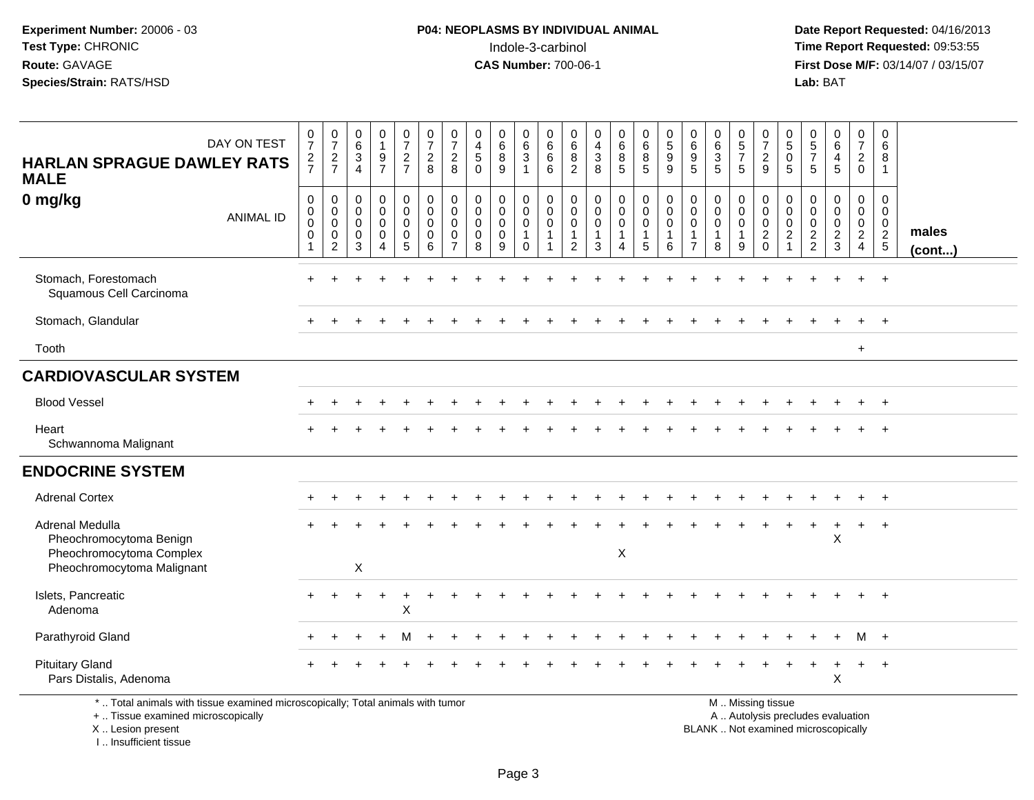**Experiment Number:** 20006 - 03
**Test Type:** CHRONIC
**Route:** GAVAGE
**Species/Strain:** RATS/HSD

**P04: NEOPLASMS BY INDIVIDUAL ANIMAL**
Indole-3-carbinol
**CAS Number:** 700-06-1

**Date Report Requested:** 04/16/2013
**Time Report Requested:** 09:53:55
**First Dose M/F:** 03/14/07 / 03/15/07
**Lab:** BAT

| HARLAN SPRAGUE DAWLEY RATS MALE 0 mg/kg — DAY ON TEST | 0727 | 0727 | 0634 | 0197 | 0727 | 0728 | 0728 | 0450 | 0689 | 0631 | 0666 | 0682 | 0438 | 0685 | 0685 | 0599 | 0695 | 0635 | 0575 | 0729 | 0505 | 0575 | 0645 | 0720 | 0681 | |
|---|---|---|---|---|---|---|---|---|---|---|---|---|---|---|---|---|---|---|---|---|---|---|---|---|---|---|
| ANIMAL ID | 00001 | 00002 | 00003 | 00004 | 00005 | 00006 | 00007 | 00008 | 00009 | 00010 | 00011 | 00012 | 00013 | 00014 | 00015 | 00016 | 00017 | 00018 | 00019 | 00020 | 00021 | 00022 | 00023 | 00024 | 00025 | males (cont...) |
| Stomach, Forestomach | + | + | + | + | + | + | + | + | + | + | + | + | + | + | + | + | + | + | + | + | + | + | + | + | + | |
| Squamous Cell Carcinoma | | | | | | | | | | | | | | | | | | | | | | | | | | |
| Stomach, Glandular | + | + | + | + | + | + | + | + | + | + | + | + | + | + | + | + | + | + | + | + | + | + | + | + | + | |
| Tooth | | | | | | | | | | | | | | | | | | | | | | | | + | | |
| **CARDIOVASCULAR SYSTEM** | | | | | | | | | | | | | | | | | | | | | | | | | | |
| Blood Vessel | + | + | + | + | + | + | + | + | + | + | + | + | + | + | + | + | + | + | + | + | + | + | + | + | + | |
| Heart | + | + | + | + | + | + | + | + | + | + | + | + | + | + | + | + | + | + | + | + | + | + | + | + | + | |
| Schwannoma Malignant | | | | | | | | | | | | | | | | | | | | | | | | | | |
| **ENDOCRINE SYSTEM** | | | | | | | | | | | | | | | | | | | | | | | | | | |
| Adrenal Cortex | + | + | + | + | + | + | + | + | + | + | + | + | + | + | + | + | + | + | + | + | + | + | + | + | + | |
| Adrenal Medulla | + | + | + | + | + | + | + | + | + | + | + | + | + | + | + | + | + | + | + | + | + | + | + | + | + | |
| Pheochromocytoma Benign | | | | | | | | | | | | | | | | | | | | | | | X | | | |
| Pheochromocytoma Complex | | | | | | | | | | | | | | X | | | | | | | | | | | | |
| Pheochromocytoma Malignant | | | X | | | | | | | | | | | | | | | | | | | | | | | |
| Islets, Pancreatic | + | + | + | + | + | + | + | + | + | + | + | + | + | + | + | + | + | + | + | + | + | + | + | + | + | |
| Adenoma | | | | | X | | | | | | | | | | | | | | | | | | | | | |
| Parathyroid Gland | + | + | + | + | M | + | + | + | + | + | + | + | + | + | + | + | + | + | + | + | + | + | + | M | + | |
| Pituitary Gland | + | + | + | + | + | + | + | + | + | + | + | + | + | + | + | + | + | + | + | + | + | + | + | + | + | |
| Pars Distalis, Adenoma | | | | | | | | | | | | | | | | | | | | | | | X | | | |

\* .. Total animals with tissue examined microscopically; Total animals with tumor
\+ .. Tissue examined microscopically
X .. Lesion present
I .. Insufficient tissue

M .. Missing tissue
A .. Autolysis precludes evaluation
BLANK .. Not examined microscopically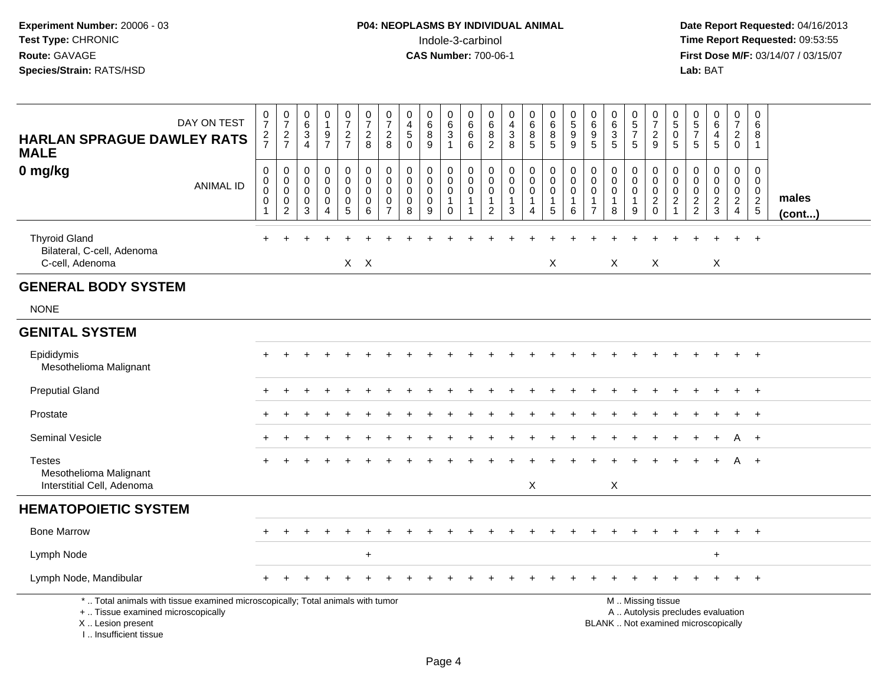**Experiment Number:** 20006 - 03
**Test Type:** CHRONIC
**Route:** GAVAGE
**Species/Strain:** RATS/HSD

**P04: NEOPLASMS BY INDIVIDUAL ANIMAL**
Indole-3-carbinol
**CAS Number:** 700-06-1

**Date Report Requested:** 04/16/2013
**Time Report Requested:** 09:53:55
**First Dose M/F:** 03/14/07 / 03/15/07
**Lab:** BAT

## HARLAN SPRAGUE DAWLEY RATS MALE

## 0 mg/kg

| DAY ON TEST | 0727 | 0727 | 0634 | 0197 | 0727 | 0728 | 0728 | 0450 | 0689 | 0631 | 0666 | 0682 | 0438 | 0685 | 0685 | 0599 | 0695 | 0635 | 0575 | 0729 | 0505 | 0575 | 0645 | 0720 | 0681 | |
|---|---|---|---|---|---|---|---|---|---|---|---|---|---|---|---|---|---|---|---|---|---|---|---|---|---|---|
| **ANIMAL ID** | 00001 | 00002 | 00003 | 00004 | 00005 | 00006 | 00007 | 00008 | 00009 | 00010 | 00011 | 00012 | 00013 | 00014 | 00015 | 00016 | 00017 | 00018 | 00019 | 00020 | 00021 | 00022 | 00023 | 00024 | 00025 | **males (cont...)** |
| Thyroid Gland | + | + | + | + | + | + | + | + | + | + | + | + | + | + | + | + | + | + | + | + | + | + | + | + | + | |
| Bilateral, C-cell, Adenoma | | | | | | | | | | | | | | | | | | | | | | | | | | |
| C-cell, Adenoma | | | | | X | X | | | | | | | | | X | | | X | | X | | | X | | | |
| **GENERAL BODY SYSTEM** | | | | | | | | | | | | | | | | | | | | | | | | | | |
| NONE | | | | | | | | | | | | | | | | | | | | | | | | | | |
| **GENITAL SYSTEM** | | | | | | | | | | | | | | | | | | | | | | | | | | |
| Epididymis | + | + | + | + | + | + | + | + | + | + | + | + | + | + | + | + | + | + | + | + | + | + | + | + | + | |
| Mesothelioma Malignant | | | | | | | | | | | | | | | | | | | | | | | | | | |
| Preputial Gland | + | + | + | + | + | + | + | + | + | + | + | + | + | + | + | + | + | + | + | + | + | + | + | + | + | |
| Prostate | + | + | + | + | + | + | + | + | + | + | + | + | + | + | + | + | + | + | + | + | + | + | + | + | + | |
| Seminal Vesicle | + | + | + | + | + | + | + | + | + | + | + | + | + | + | + | + | + | + | + | + | + | + | + | A | + | |
| Testes | + | + | + | + | + | + | + | + | + | + | + | + | + | + | + | + | + | + | + | + | + | + | + | A | + | |
| Mesothelioma Malignant | | | | | | | | | | | | | | | | | | | | | | | | | | |
| Interstitial Cell, Adenoma | | | | | | | | | | | | | | X | | | | X | | | | | | | | |
| **HEMATOPOIETIC SYSTEM** | | | | | | | | | | | | | | | | | | | | | | | | | | |
| Bone Marrow | + | + | + | + | + | + | + | + | + | + | + | + | + | + | + | + | + | + | + | + | + | + | + | + | + | |
| Lymph Node | | | | | | + | | | | | | | | | | | | | | | | | + | | | |
| Lymph Node, Mandibular | + | + | + | + | + | + | + | + | + | + | + | + | + | + | + | + | + | + | + | + | + | + | + | + | + | |

\* .. Total animals with tissue examined microscopically; Total animals with tumor
\+ .. Tissue examined microscopically
X .. Lesion present
I .. Insufficient tissue

M .. Missing tissue
A .. Autolysis precludes evaluation
BLANK .. Not examined microscopically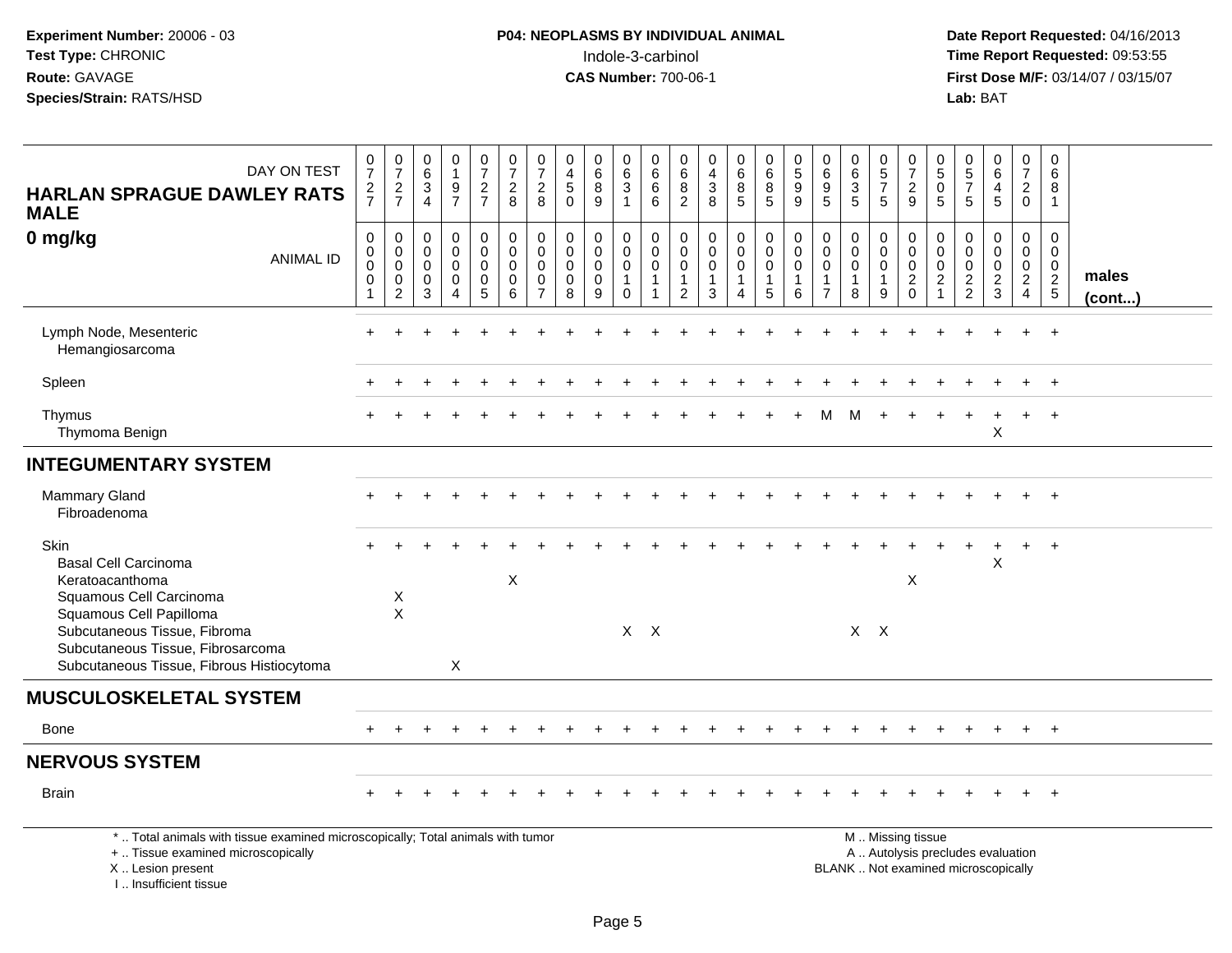Experiment Number: 20006 - 03
Test Type: CHRONIC
Route: GAVAGE
Species/Strain: RATS/HSD

**P04: NEOPLASMS BY INDIVIDUAL ANIMAL**
Indole-3-carbinol
**CAS Number:** 700-06-1

Date Report Requested: 04/16/2013
Time Report Requested: 09:53:55
First Dose M/F: 03/14/07 / 03/15/07
Lab: BAT

| HARLAN SPRAGUE DAWLEY RATS MALE 0 mg/kg — DAY ON TEST | 0727 | 0727 | 0634 | 0197 | 0727 | 0728 | 0728 | 0450 | 0689 | 0631 | 0666 | 0682 | 0438 | 0685 | 0685 | 0599 | 0695 | 0635 | 0575 | 0729 | 0505 | 0575 | 0645 | 0720 | 0681 | |
|---|---|---|---|---|---|---|---|---|---|---|---|---|---|---|---|---|---|---|---|---|---|---|---|---|---|---|
| ANIMAL ID | 00001 | 00002 | 00003 | 00004 | 00005 | 00006 | 00007 | 00008 | 00009 | 00010 | 00011 | 00012 | 00013 | 00014 | 00015 | 00016 | 00017 | 00018 | 00019 | 00020 | 00021 | 00022 | 00023 | 00024 | 00025 | males (cont...) |
| Lymph Node, Mesenteric | + | + | + | + | + | + | + | + | + | + | + | + | + | + | + | + | + | + | + | + | + | + | + | + | + | |
| Hemangiosarcoma | | | | | | | | | | | | | | | | | | | | | | | | | | |
| Spleen | + | + | + | + | + | + | + | + | + | + | + | + | + | + | + | + | + | + | + | + | + | + | + | + | + | |
| Thymus | + | + | + | + | + | + | + | + | + | + | + | + | + | + | + | + | M | M | + | + | + | + | + | + | + | |
| Thymoma Benign | | | | | | | | | | | | | | | | | | | | | | | X | | | |
| **INTEGUMENTARY SYSTEM** | | | | | | | | | | | | | | | | | | | | | | | | | | |
| Mammary Gland | + | + | + | + | + | + | + | + | + | + | + | + | + | + | + | + | + | + | + | + | + | + | + | + | + | |
| Fibroadenoma | | | | | | | | | | | | | | | | | | | | | | | | | | |
| Skin | + | + | + | + | + | + | + | + | + | + | + | + | + | + | + | + | + | + | + | + | + | + | + | + | + | |
| Basal Cell Carcinoma | | | | | | | | | | | | | | | | | | | | | | | X | | | |
| Keratoacanthoma | | | | | | X | | | | | | | | | | | | | | X | | | | | | |
| Squamous Cell Carcinoma | | X | | | | | | | | | | | | | | | | | | | | | | | | |
| Squamous Cell Papilloma | | X | | | | | | | | | | | | | | | | | | | | | | | | |
| Subcutaneous Tissue, Fibroma | | | | | | | | | | X | X | | | | | | | X | X | | | | | | | |
| Subcutaneous Tissue, Fibrosarcoma | | | | | | | | | | | | | | | | | | | | | | | | | | |
| Subcutaneous Tissue, Fibrous Histiocytoma | | | | X | | | | | | | | | | | | | | | | | | | | | | |
| **MUSCULOSKELETAL SYSTEM** | | | | | | | | | | | | | | | | | | | | | | | | | | |
| Bone | + | + | + | + | + | + | + | + | + | + | + | + | + | + | + | + | + | + | + | + | + | + | + | + | + | |
| **NERVOUS SYSTEM** | | | | | | | | | | | | | | | | | | | | | | | | | | |
| Brain | + | + | + | + | + | + | + | + | + | + | + | + | + | + | + | + | + | + | + | + | + | + | + | + | + | |

\* .. Total animals with tissue examined microscopically; Total animals with tumor
\+ .. Tissue examined microscopically
X .. Lesion present
I .. Insufficient tissue

M .. Missing tissue
A .. Autolysis precludes evaluation
BLANK .. Not examined microscopically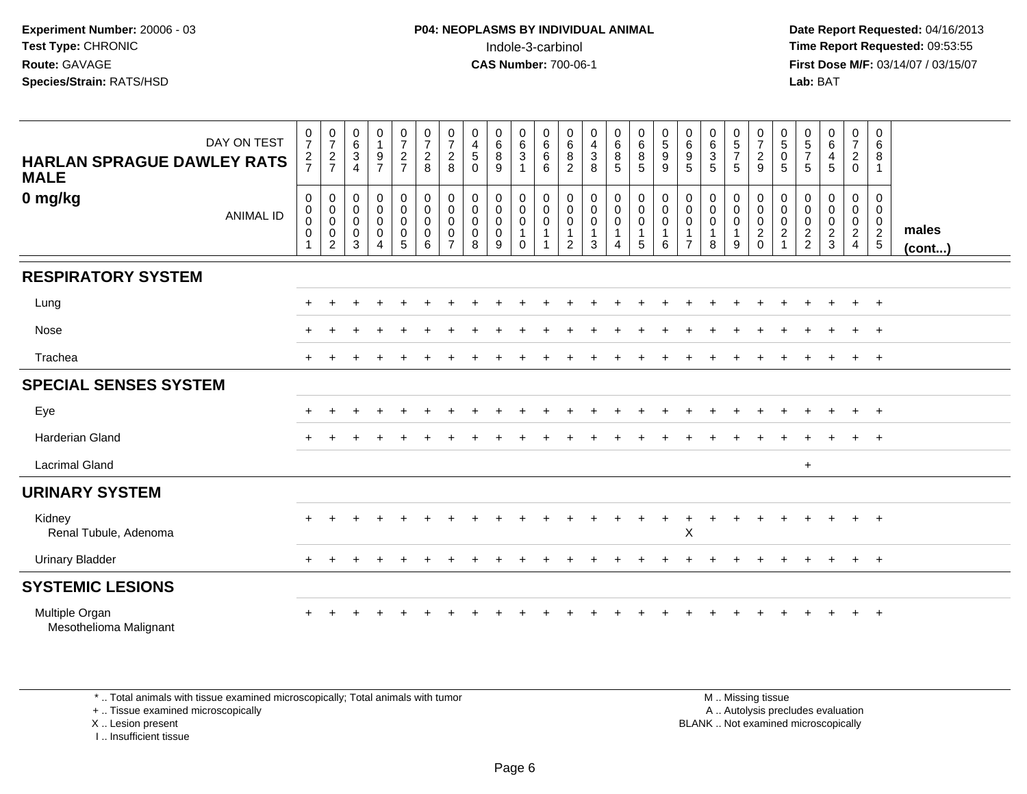**Experiment Number:** 20006 - 03
**Test Type:** CHRONIC
**Route:** GAVAGE
**Species/Strain:** RATS/HSD

**P04: NEOPLASMS BY INDIVIDUAL ANIMAL**
Indole-3-carbinol
**CAS Number:** 700-06-1

**Date Report Requested:** 04/16/2013
**Time Report Requested:** 09:53:55
**First Dose M/F:** 03/14/07 / 03/15/07
**Lab:** BAT

**HARLAN SPRAGUE DAWLEY RATS MALE**
**0 mg/kg**

| DAY ON TEST | 0727 | 0727 | 0634 | 0197 | 0727 | 0728 | 0728 | 0450 | 0689 | 0631 | 0666 | 0682 | 0438 | 0685 | 0685 | 0599 | 0695 | 0635 | 0575 | 0729 | 0505 | 0575 | 0645 | 0720 | 0681 | |
|---|---|---|---|---|---|---|---|---|---|---|---|---|---|---|---|---|---|---|---|---|---|---|---|---|---|---|
| ANIMAL ID | 00001 | 00002 | 00003 | 00004 | 00005 | 00006 | 00007 | 00008 | 00009 | 00010 | 00011 | 00012 | 00013 | 00014 | 00015 | 00016 | 00017 | 00018 | 00019 | 00020 | 00021 | 00022 | 00023 | 00024 | 00025 | **males (cont...)** |
| **RESPIRATORY SYSTEM** | | | | | | | | | | | | | | | | | | | | | | | | | | |
| Lung | + | + | + | + | + | + | + | + | + | + | + | + | + | + | + | + | + | + | + | + | + | + | + | + | + | |
| Nose | + | + | + | + | + | + | + | + | + | + | + | + | + | + | + | + | + | + | + | + | + | + | + | + | + | |
| Trachea | + | + | + | + | + | + | + | + | + | + | + | + | + | + | + | + | + | + | + | + | + | + | + | + | + | |
| **SPECIAL SENSES SYSTEM** | | | | | | | | | | | | | | | | | | | | | | | | | | |
| Eye | + | + | + | + | + | + | + | + | + | + | + | + | + | + | + | + | + | + | + | + | + | + | + | + | + | |
| Harderian Gland | + | + | + | + | + | + | + | + | + | + | + | + | + | + | + | + | + | + | + | + | + | + | + | + | + | |
| Lacrimal Gland | | | | | | | | | | | | | | | | | | | | | | + | | | | |
| **URINARY SYSTEM** | | | | | | | | | | | | | | | | | | | | | | | | | | |
| Kidney | + | + | + | + | + | + | + | + | + | + | + | + | + | + | + | + | + | + | + | + | + | + | + | + | + | |
| Renal Tubule, Adenoma | | | | | | | | | | | | | | | | | X | | | | | | | | | |
| Urinary Bladder | + | + | + | + | + | + | + | + | + | + | + | + | + | + | + | + | + | + | + | + | + | + | + | + | + | |
| **SYSTEMIC LESIONS** | | | | | | | | | | | | | | | | | | | | | | | | | | |
| Multiple Organ | + | + | + | + | + | + | + | + | + | + | + | + | + | + | + | + | + | + | + | + | + | + | + | + | + | |
| Mesothelioma Malignant | | | | | | | | | | | | | | | | | | | | | | | | | | |

\* .. Total animals with tissue examined microscopically; Total animals with tumor
\+ .. Tissue examined microscopically
X .. Lesion present
I .. Insufficient tissue

M .. Missing tissue
A .. Autolysis precludes evaluation
BLANK .. Not examined microscopically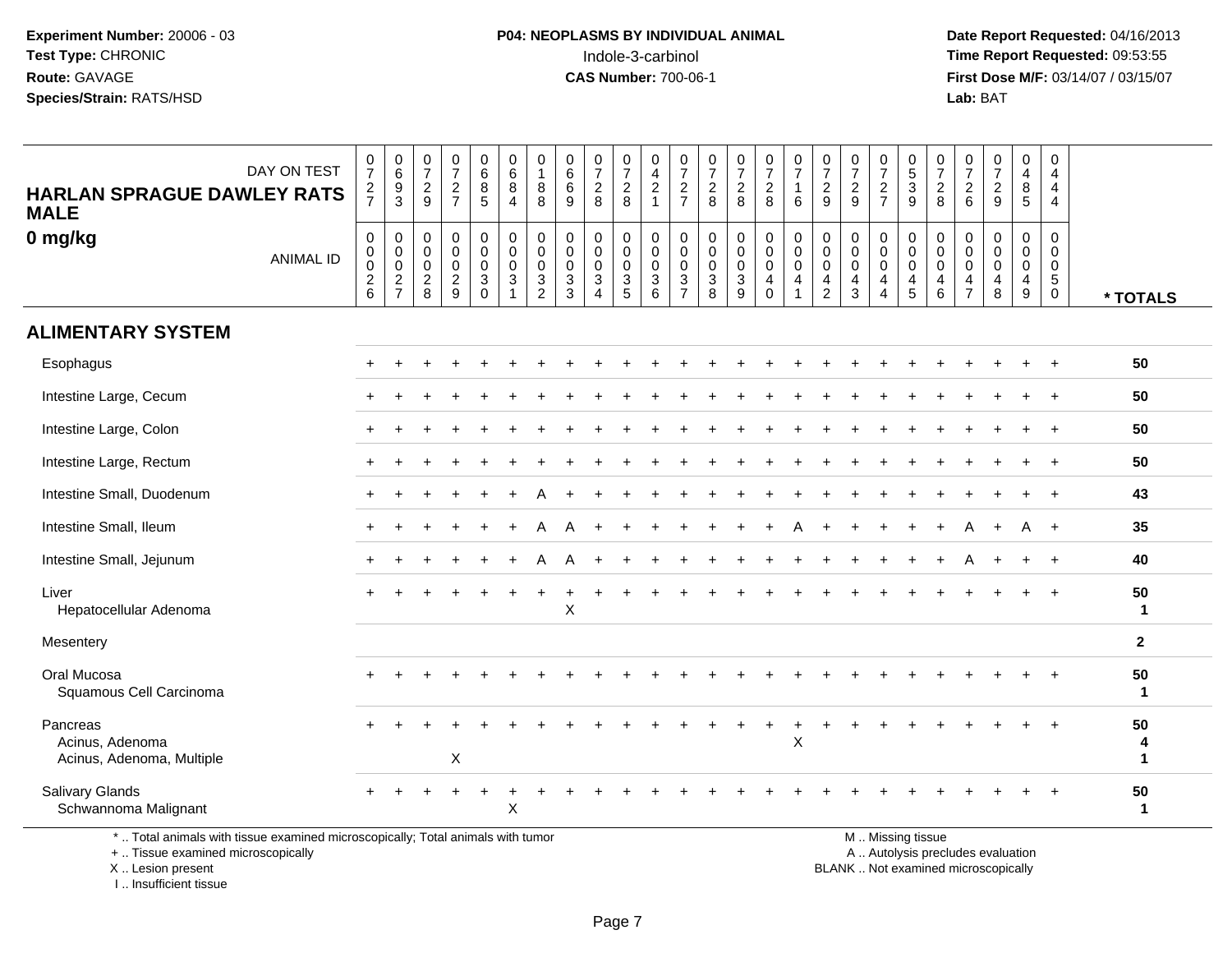**Experiment Number:** 20006 - 03
**Test Type:** CHRONIC
**Route:** GAVAGE
**Species/Strain:** RATS/HSD

**P04: NEOPLASMS BY INDIVIDUAL ANIMAL**
Indole-3-carbinol
**CAS Number:** 700-06-1

**Date Report Requested:** 04/16/2013
**Time Report Requested:** 09:53:55
**First Dose M/F:** 03/14/07 / 03/15/07
**Lab:** BAT

**HARLAN SPRAGUE DAWLEY RATS MALE**
**0 mg/kg**

| DAY ON TEST | 0727 | 0693 | 0729 | 0727 | 0685 | 0684 | 0188 | 0669 | 0728 | 0728 | 0421 | 0727 | 0728 | 0728 | 0728 | 0716 | 0729 | 0729 | 0727 | 0539 | 0728 | 0726 | 0729 | 0485 | 0444 | |
|---|---|---|---|---|---|---|---|---|---|---|---|---|---|---|---|---|---|---|---|---|---|---|---|---|---|---|
| ANIMAL ID | 00026 | 00027 | 00028 | 00029 | 00030 | 00031 | 00032 | 00033 | 00034 | 00035 | 00036 | 00037 | 00038 | 00039 | 00040 | 00041 | 00042 | 00043 | 00044 | 00045 | 00046 | 00047 | 00048 | 00049 | 00050 | * TOTALS |
| **ALIMENTARY SYSTEM** | | | | | | | | | | | | | | | | | | | | | | | | | | |
| Esophagus | + | + | + | + | + | + | + | + | + | + | + | + | + | + | + | + | + | + | + | + | + | + | + | + | + | 50 |
| Intestine Large, Cecum | + | + | + | + | + | + | + | + | + | + | + | + | + | + | + | + | + | + | + | + | + | + | + | + | + | 50 |
| Intestine Large, Colon | + | + | + | + | + | + | + | + | + | + | + | + | + | + | + | + | + | + | + | + | + | + | + | + | + | 50 |
| Intestine Large, Rectum | + | + | + | + | + | + | + | + | + | + | + | + | + | + | + | + | + | + | + | + | + | + | + | + | + | 50 |
| Intestine Small, Duodenum | + | + | + | + | + | + | A | + | + | + | + | + | + | + | + | + | + | + | + | + | + | + | + | + | + | 43 |
| Intestine Small, Ileum | + | + | + | + | + | + | A | A | + | + | + | + | + | + | + | A | + | + | + | + | + | A | + | A | + | 35 |
| Intestine Small, Jejunum | + | + | + | + | + | + | A | A | + | + | + | + | + | + | + | + | + | + | + | + | + | A | + | + | + | 40 |
| Liver | + | + | + | + | + | + | + | + | + | + | + | + | + | + | + | + | + | + | + | + | + | + | + | + | + | 50 |
| Hepatocellular Adenoma | | | | | | | | X | | | | | | | | | | | | | | | | | | 1 |
| Mesentery | | | | | | | | | | | | | | | | | | | | | | | | | | 2 |
| Oral Mucosa | + | + | + | + | + | + | + | + | + | + | + | + | + | + | + | + | + | + | + | + | + | + | + | + | + | 50 |
| Squamous Cell Carcinoma | | | | | | | | | | | | | | | | | | | | | | | | | | 1 |
| Pancreas | + | + | + | + | + | + | + | + | + | + | + | + | + | + | + | + | + | + | + | + | + | + | + | + | + | 50 |
| Acinus, Adenoma | | | | | | | | | | | | | | | | X | | | | | | | | | | 4 |
| Acinus, Adenoma, Multiple | | | | X | | | | | | | | | | | | | | | | | | | | | | 1 |
| Salivary Glands | + | + | + | + | + | + | + | + | + | + | + | + | + | + | + | + | + | + | + | + | + | + | + | + | + | 50 |
| Schwannoma Malignant | | | | | | X | | | | | | | | | | | | | | | | | | | | 1 |

\* .. Total animals with tissue examined microscopically; Total animals with tumor
\+ .. Tissue examined microscopically
X .. Lesion present
I .. Insufficient tissue

M .. Missing tissue
A .. Autolysis precludes evaluation
BLANK .. Not examined microscopically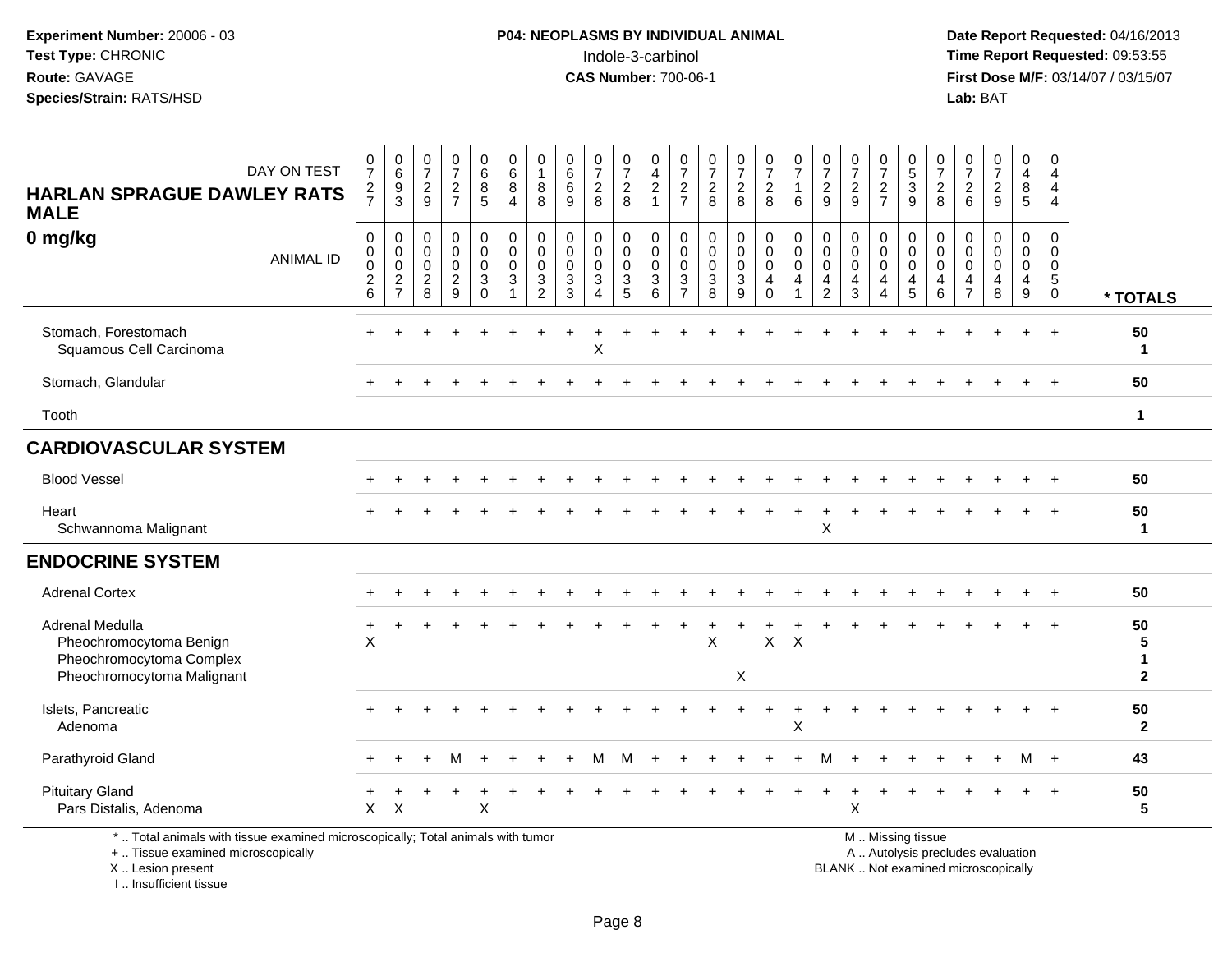Experiment Number: 20006 - 03
Test Type: CHRONIC
Route: GAVAGE
Species/Strain: RATS/HSD

**P04: NEOPLASMS BY INDIVIDUAL ANIMAL**
Indole-3-carbinol
**CAS Number:** 700-06-1

Date Report Requested: 04/16/2013
Time Report Requested: 09:53:55
First Dose M/F: 03/14/07 / 03/15/07
Lab: BAT

| HARLAN SPRAGUE DAWLEY RATS MALE 0 mg/kg — DAY ON TEST | 0727 | 0693 | 0729 | 0727 | 0685 | 0684 | 0188 | 0669 | 0728 | 0728 | 0421 | 0727 | 0728 | 0728 | 0728 | 0716 | 0729 | 0729 | 0727 | 0539 | 0728 | 0726 | 0729 | 0485 | 0444 | |
|---|---|---|---|---|---|---|---|---|---|---|---|---|---|---|---|---|---|---|---|---|---|---|---|---|---|---|
| ANIMAL ID | 00026 | 00027 | 00028 | 00029 | 00030 | 00031 | 00032 | 00033 | 00034 | 00035 | 00036 | 00037 | 00038 | 00039 | 00040 | 00041 | 00042 | 00043 | 00044 | 00045 | 00046 | 00047 | 00048 | 00049 | 00050 | * TOTALS |
| Stomach, Forestomach | + | + | + | + | + | + | + | + | + | + | + | + | + | + | + | + | + | + | + | + | + | + | + | + | + | 50 |
| Squamous Cell Carcinoma | | | | | | | | | X | | | | | | | | | | | | | | | | | 1 |
| Stomach, Glandular | + | + | + | + | + | + | + | + | + | + | + | + | + | + | + | + | + | + | + | + | + | + | + | + | + | 50 |
| Tooth | | | | | | | | | | | | | | | | | | | | | | | | | | 1 |
| **CARDIOVASCULAR SYSTEM** | | | | | | | | | | | | | | | | | | | | | | | | | | |
| Blood Vessel | + | + | + | + | + | + | + | + | + | + | + | + | + | + | + | + | + | + | + | + | + | + | + | + | + | 50 |
| Heart | + | + | + | + | + | + | + | + | + | + | + | + | + | + | + | + | + | + | + | + | + | + | + | + | + | 50 |
| Schwannoma Malignant | | | | | | | | | | | | | | | | | X | | | | | | | | | 1 |
| **ENDOCRINE SYSTEM** | | | | | | | | | | | | | | | | | | | | | | | | | | |
| Adrenal Cortex | + | + | + | + | + | + | + | + | + | + | + | + | + | + | + | + | + | + | + | + | + | + | + | + | + | 50 |
| Adrenal Medulla | + | + | + | + | + | + | + | + | + | + | + | + | + | + | + | + | + | + | + | + | + | + | + | + | + | 50 |
| Pheochromocytoma Benign | X | | | | | | | | | | | | X | | X | X | | | | | | | | | | 5 |
| Pheochromocytoma Complex | | | | | | | | | | | | | | | | | | | | | | | | | | 1 |
| Pheochromocytoma Malignant | | | | | | | | | | | | | | X | | | | | | | | | | | | 2 |
| Islets, Pancreatic | + | + | + | + | + | + | + | + | + | + | + | + | + | + | + | + | + | + | + | + | + | + | + | + | + | 50 |
| Adenoma | | | | | | | | | | | | | | | | X | | | | | | | | | | 2 |
| Parathyroid Gland | + | + | + | M | + | + | + | + | M | M | + | + | + | + | + | + | M | + | + | + | + | + | + | M | + | 43 |
| Pituitary Gland | + | + | + | + | + | + | + | + | + | + | + | + | + | + | + | + | + | + | + | + | + | + | + | + | + | 50 |
| Pars Distalis, Adenoma | X | X | | | X | | | | | | | | | | | | | X | | | | | | | | 5 |

\* .. Total animals with tissue examined microscopically; Total animals with tumor
\+ .. Tissue examined microscopically
X .. Lesion present
I .. Insufficient tissue

M .. Missing tissue
A .. Autolysis precludes evaluation
BLANK .. Not examined microscopically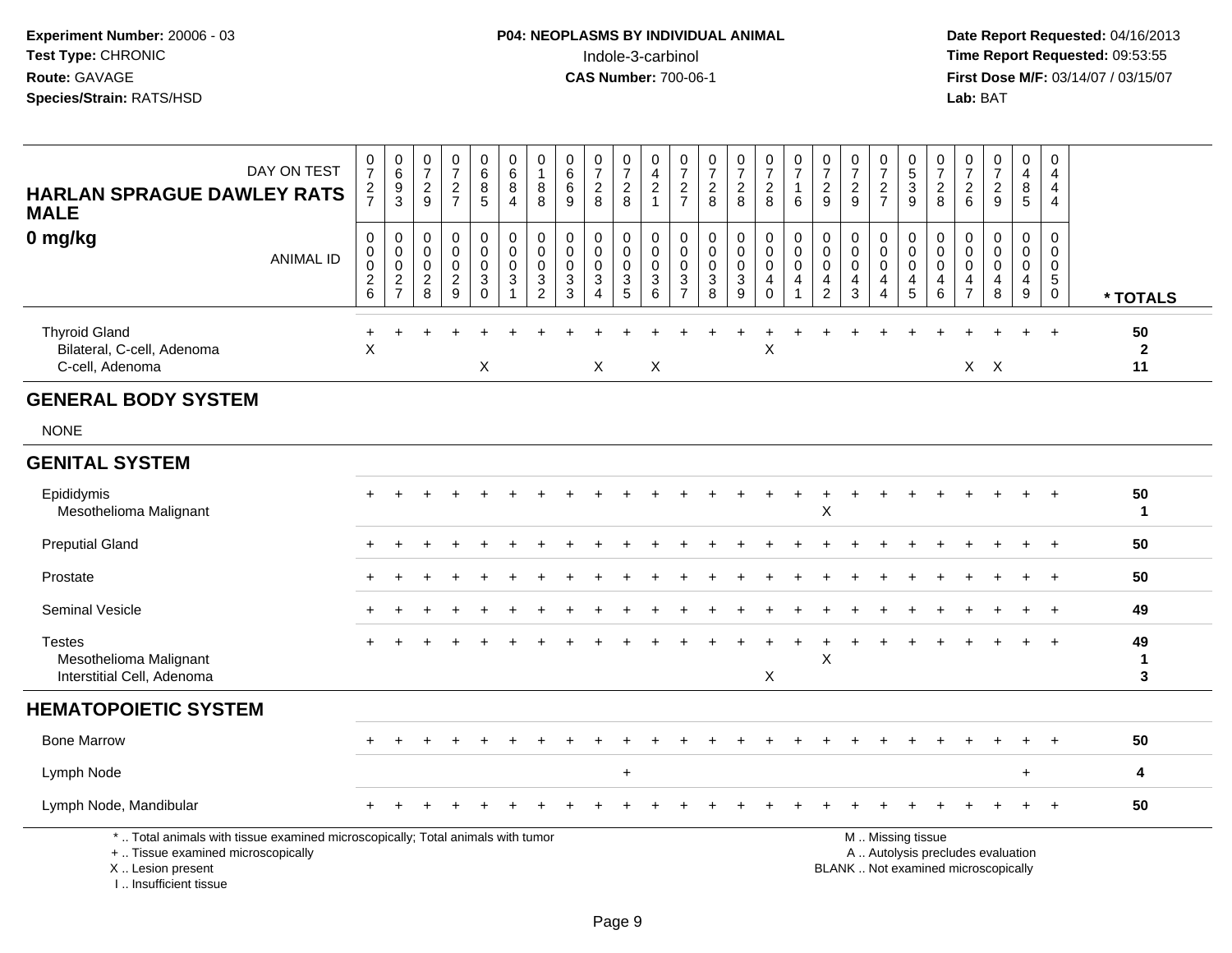**Experiment Number:** 20006 - 03
**Test Type:** CHRONIC
**Route:** GAVAGE
**Species/Strain:** RATS/HSD

**P04: NEOPLASMS BY INDIVIDUAL ANIMAL**
Indole-3-carbinol
**CAS Number:** 700-06-1

**Date Report Requested:** 04/16/2013
**Time Report Requested:** 09:53:55
**First Dose M/F:** 03/14/07 / 03/15/07
**Lab:** BAT

## HARLAN SPRAGUE DAWLEY RATS MALE
## 0 mg/kg

| DAY ON TEST | 0727 | 0693 | 0729 | 0727 | 0685 | 0684 | 0188 | 0669 | 0728 | 0728 | 0421 | 0727 | 0728 | 0728 | 0728 | 0716 | 0729 | 0729 | 0727 | 0539 | 0728 | 0726 | 0729 | 0485 | 0444 | |
|---|---|---|---|---|---|---|---|---|---|---|---|---|---|---|---|---|---|---|---|---|---|---|---|---|---|---|
| **ANIMAL ID** | 0026 | 0027 | 0028 | 0029 | 0030 | 0031 | 0032 | 0033 | 0034 | 0035 | 0036 | 0037 | 0038 | 0039 | 0040 | 0041 | 0042 | 0043 | 0044 | 0045 | 0046 | 0047 | 0048 | 0049 | 0050 | *** TOTALS** |
| Thyroid Gland | + | + | + | + | + | + | + | + | + | + | + | + | + | + | + | + | + | + | + | + | + | + | + | + | + | 50 |
| Bilateral, C-cell, Adenoma | X | | | | | | | | | | | | | | X | | | | | | | | | | | 2 |
| C-cell, Adenoma | | | | | X | | | | X | | X | | | | | | | | | | | X | X | | | 11 |
| **GENERAL BODY SYSTEM** | | | | | | | | | | | | | | | | | | | | | | | | | | |
| NONE | | | | | | | | | | | | | | | | | | | | | | | | | | |
| **GENITAL SYSTEM** | | | | | | | | | | | | | | | | | | | | | | | | | | |
| Epididymis | + | + | + | + | + | + | + | + | + | + | + | + | + | + | + | + | + | + | + | + | + | + | + | + | + | 50 |
| Mesothelioma Malignant | | | | | | | | | | | | | | | | | X | | | | | | | | | 1 |
| Preputial Gland | + | + | + | + | + | + | + | + | + | + | + | + | + | + | + | + | + | + | + | + | + | + | + | + | + | 50 |
| Prostate | + | + | + | + | + | + | + | + | + | + | + | + | + | + | + | + | + | + | + | + | + | + | + | + | + | 50 |
| Seminal Vesicle | + | + | + | + | + | + | + | + | + | + | + | + | + | + | + | + | + | + | + | + | + | + | + | + | + | 49 |
| Testes | + | + | + | + | + | + | + | + | + | + | + | + | + | + | + | + | + | + | + | + | + | + | + | + | + | 49 |
| Mesothelioma Malignant | | | | | | | | | | | | | | | | | X | | | | | | | | | 1 |
| Interstitial Cell, Adenoma | | | | | | | | | | | | | | | X | | | | | | | | | | | 3 |
| **HEMATOPOIETIC SYSTEM** | | | | | | | | | | | | | | | | | | | | | | | | | | |
| Bone Marrow | + | + | + | + | + | + | + | + | + | + | + | + | + | + | + | + | + | + | + | + | + | + | + | + | + | 50 |
| Lymph Node | | | | | | | | | | + | | | | | | | | | | | | | | + | | 4 |
| Lymph Node, Mandibular | + | + | + | + | + | + | + | + | + | + | + | + | + | + | + | + | + | + | + | + | + | + | + | + | + | 50 |

\* .. Total animals with tissue examined microscopically; Total animals with tumor
\+ .. Tissue examined microscopically
X .. Lesion present
I .. Insufficient tissue

M .. Missing tissue
A .. Autolysis precludes evaluation
BLANK .. Not examined microscopically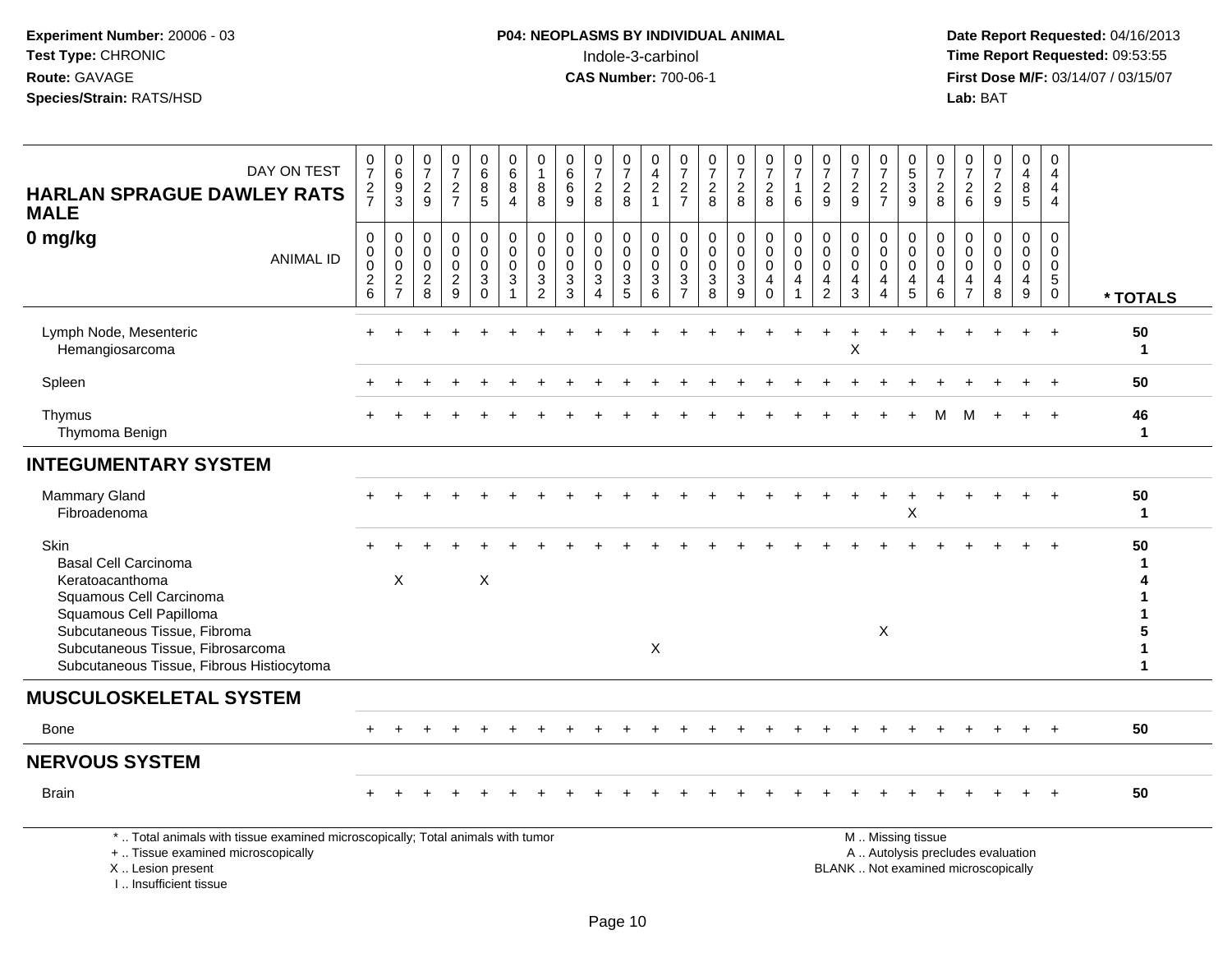**Experiment Number:** 20006 - 03
**Test Type:** CHRONIC
**Route:** GAVAGE
**Species/Strain:** RATS/HSD

**P04: NEOPLASMS BY INDIVIDUAL ANIMAL**
Indole-3-carbinol
**CAS Number:** 700-06-1

**Date Report Requested:** 04/16/2013
**Time Report Requested:** 09:53:55
**First Dose M/F:** 03/14/07 / 03/15/07
**Lab:** BAT

**HARLAN SPRAGUE DAWLEY RATS MALE**
**0 mg/kg**

| DAY ON TEST | 0727 | 0693 | 0729 | 0727 | 0685 | 0684 | 0188 | 0669 | 0728 | 0728 | 0421 | 0727 | 0728 | 0728 | 0728 | 0716 | 0729 | 0729 | 0727 | 0539 | 0728 | 0726 | 0729 | 0485 | 0444 | |
|---|---|---|---|---|---|---|---|---|---|---|---|---|---|---|---|---|---|---|---|---|---|---|---|---|---|---|
| **ANIMAL ID** | 00026 | 00027 | 00028 | 00029 | 00030 | 00031 | 00032 | 00033 | 00034 | 00035 | 00036 | 00037 | 00038 | 00039 | 00040 | 00041 | 00042 | 00043 | 00044 | 00045 | 00046 | 00047 | 00048 | 00049 | 00050 | *** TOTALS** |
| Lymph Node, Mesenteric | + | + | + | + | + | + | + | + | + | + | + | + | + | + | + | + | + | + | + | + | + | + | + | + | + | 50 |
| Hemangiosarcoma | | | | | | | | | | | | | | | | | | X | | | | | | | | 1 |
| Spleen | + | + | + | + | + | + | + | + | + | + | + | + | + | + | + | + | + | + | + | + | + | + | + | + | + | 50 |
| Thymus | + | + | + | + | + | + | + | + | + | + | + | + | + | + | + | + | + | + | + | + | M | M | + | + | + | 46 |
| Thymoma Benign | | | | | | | | | | | | | | | | | | | | | | | | | | 1 |
| **INTEGUMENTARY SYSTEM** | | | | | | | | | | | | | | | | | | | | | | | | | | |
| Mammary Gland | + | + | + | + | + | + | + | + | + | + | + | + | + | + | + | + | + | + | + | + | + | + | + | + | + | 50 |
| Fibroadenoma | | | | | | | | | | | | | | | | | | | | X | | | | | | 1 |
| Skin | + | + | + | + | + | + | + | + | + | + | + | + | + | + | + | + | + | + | + | + | + | + | + | + | + | 50 |
| Basal Cell Carcinoma | | | | | | | | | | | | | | | | | | | | | | | | | | 1 |
| Keratoacanthoma | | X | | | X | | | | | | | | | | | | | | | | | | | | | 4 |
| Squamous Cell Carcinoma | | | | | | | | | | | | | | | | | | | | | | | | | | 1 |
| Squamous Cell Papilloma | | | | | | | | | | | | | | | | | | | | | | | | | | 1 |
| Subcutaneous Tissue, Fibroma | | | | | | | | | | | | | | | | | | | X | | | | | | | 5 |
| Subcutaneous Tissue, Fibrosarcoma | | | | | | | | | | | X | | | | | | | | | | | | | | | 1 |
| Subcutaneous Tissue, Fibrous Histiocytoma | | | | | | | | | | | | | | | | | | | | | | | | | | 1 |
| **MUSCULOSKELETAL SYSTEM** | | | | | | | | | | | | | | | | | | | | | | | | | | |
| Bone | + | + | + | + | + | + | + | + | + | + | + | + | + | + | + | + | + | + | + | + | + | + | + | + | + | 50 |
| **NERVOUS SYSTEM** | | | | | | | | | | | | | | | | | | | | | | | | | | |
| Brain | + | + | + | + | + | + | + | + | + | + | + | + | + | + | + | + | + | + | + | + | + | + | + | + | + | 50 |

* .. Total animals with tissue examined microscopically; Total animals with tumor
+ .. Tissue examined microscopically
X .. Lesion present
I .. Insufficient tissue

M .. Missing tissue
A .. Autolysis precludes evaluation
BLANK .. Not examined microscopically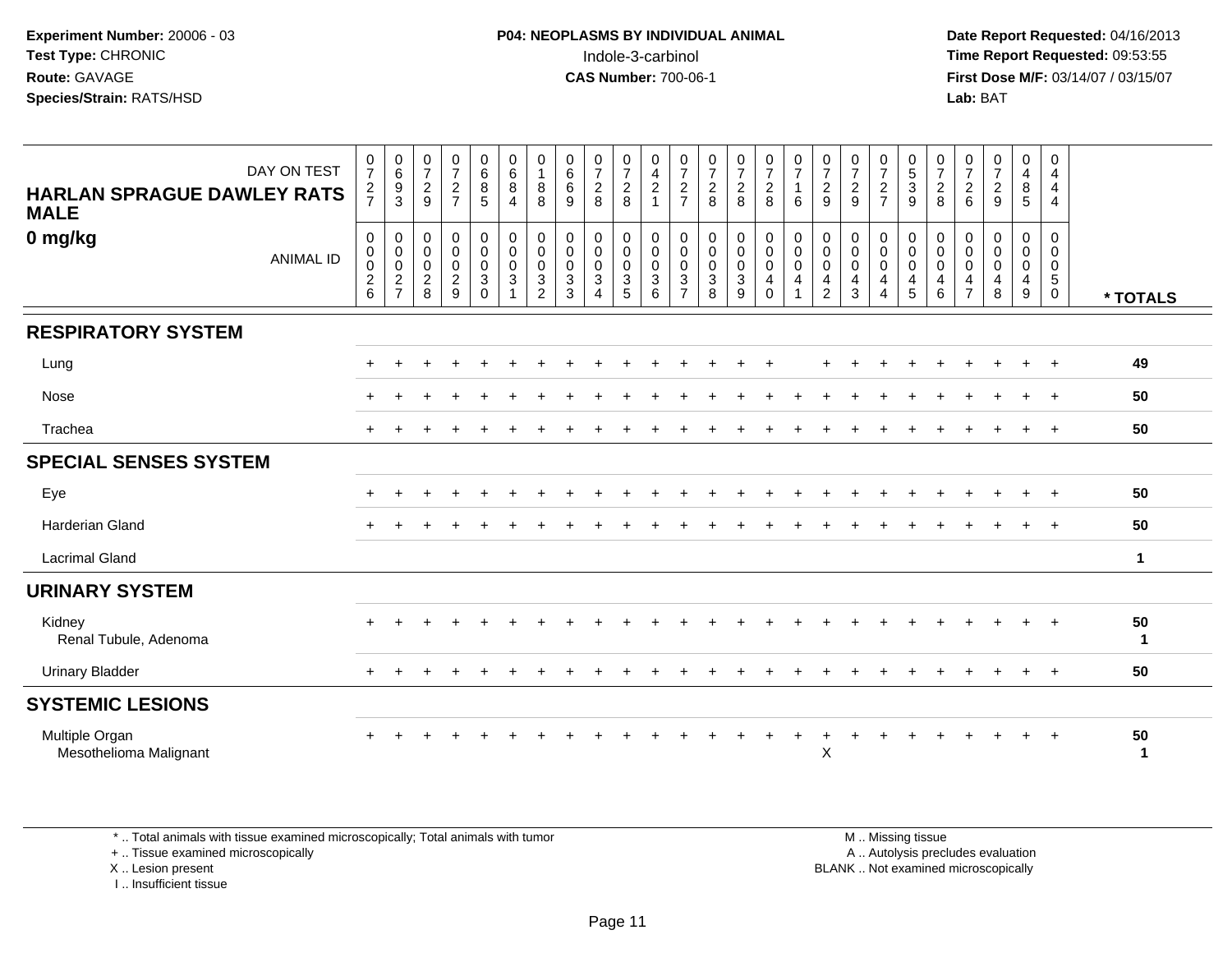Experiment Number: 20006 - 03
Test Type: CHRONIC
Route: GAVAGE
Species/Strain: RATS/HSD

**P04: NEOPLASMS BY INDIVIDUAL ANIMAL**
Indole-3-carbinol
**CAS Number:** 700-06-1

Date Report Requested: 04/16/2013
Time Report Requested: 09:53:55
First Dose M/F: 03/14/07 / 03/15/07
Lab: BAT

## HARLAN SPRAGUE DAWLEY RATS MALE
## 0 mg/kg

| DAY ON TEST | 0727 | 0693 | 0729 | 0727 | 0685 | 0684 | 0188 | 0669 | 0728 | 0728 | 0421 | 0727 | 0728 | 0728 | 0728 | 0716 | 0729 | 0729 | 0727 | 0539 | 0728 | 0726 | 0729 | 0485 | 0444 | |
|---|---|---|---|---|---|---|---|---|---|---|---|---|---|---|---|---|---|---|---|---|---|---|---|---|---|---|
| **ANIMAL ID** | 00026 | 00027 | 00028 | 00029 | 00030 | 00031 | 00032 | 00033 | 00034 | 00035 | 00036 | 00037 | 00038 | 00039 | 00040 | 00041 | 00042 | 00043 | 00044 | 00045 | 00046 | 00047 | 00048 | 00049 | 00050 | *** TOTALS** |
| **RESPIRATORY SYSTEM** | | | | | | | | | | | | | | | | | | | | | | | | | | |
| Lung | + | + | + | + | + | + | + | + | + | + | + | + | + | + | + | | + | + | + | + | + | + | + | + | + | 49 |
| Nose | + | + | + | + | + | + | + | + | + | + | + | + | + | + | + | + | + | + | + | + | + | + | + | + | + | 50 |
| Trachea | + | + | + | + | + | + | + | + | + | + | + | + | + | + | + | + | + | + | + | + | + | + | + | + | + | 50 |
| **SPECIAL SENSES SYSTEM** | | | | | | | | | | | | | | | | | | | | | | | | | | |
| Eye | + | + | + | + | + | + | + | + | + | + | + | + | + | + | + | + | + | + | + | + | + | + | + | + | + | 50 |
| Harderian Gland | + | + | + | + | + | + | + | + | + | + | + | + | + | + | + | + | + | + | + | + | + | + | + | + | + | 50 |
| Lacrimal Gland | | | | | | | | | | | | | | | | | | | | | | | | | | 1 |
| **URINARY SYSTEM** | | | | | | | | | | | | | | | | | | | | | | | | | | |
| Kidney | + | + | + | + | + | + | + | + | + | + | + | + | + | + | + | + | + | + | + | + | + | + | + | + | + | 50 |
| Renal Tubule, Adenoma | | | | | | | | | | | | | | | | | | | | | | | | | | 1 |
| Urinary Bladder | + | + | + | + | + | + | + | + | + | + | + | + | + | + | + | + | + | + | + | + | + | + | + | + | + | 50 |
| **SYSTEMIC LESIONS** | | | | | | | | | | | | | | | | | | | | | | | | | | |
| Multiple Organ | + | + | + | + | + | + | + | + | + | + | + | + | + | + | + | + | + | + | + | + | + | + | + | + | + | 50 |
| Mesothelioma Malignant | | | | | | | | | | | | | | | | | X | | | | | | | | | 1 |

\* .. Total animals with tissue examined microscopically; Total animals with tumor
\+ .. Tissue examined microscopically
X .. Lesion present
I .. Insufficient tissue

M .. Missing tissue
A .. Autolysis precludes evaluation
BLANK .. Not examined microscopically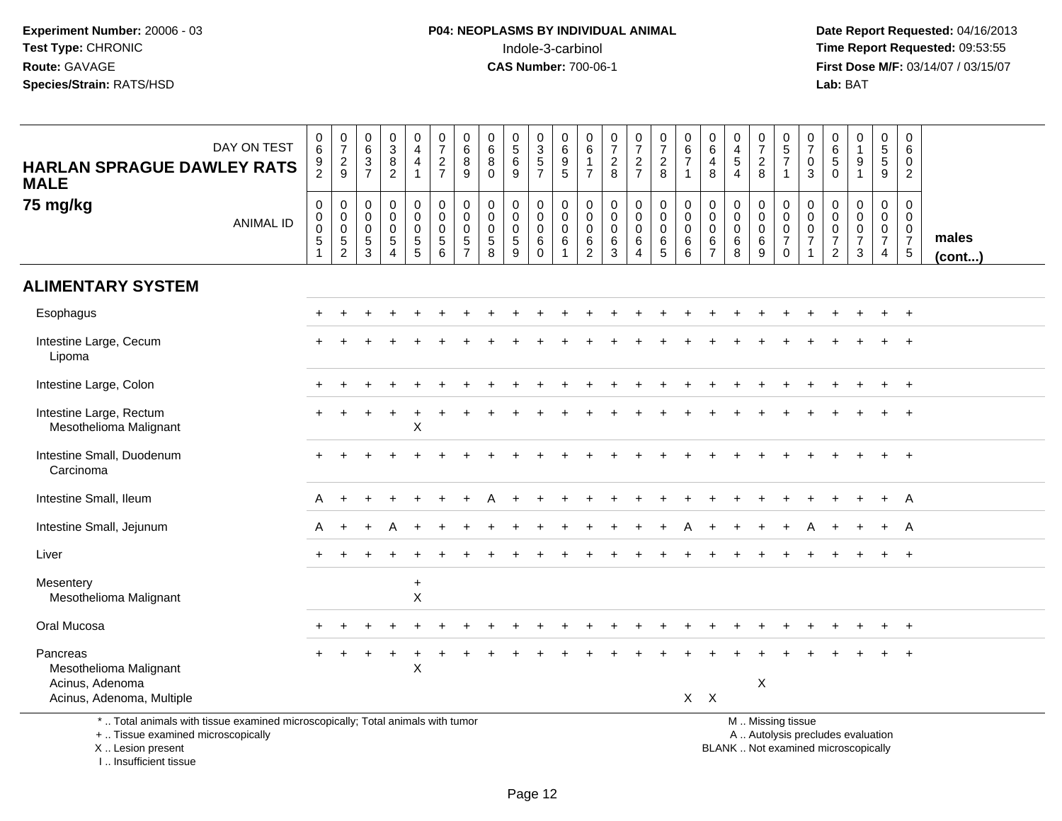Experiment Number: 20006 - 03
Test Type: CHRONIC
Route: GAVAGE
Species/Strain: RATS/HSD

**P04: NEOPLASMS BY INDIVIDUAL ANIMAL**
Indole-3-carbinol
**CAS Number:** 700-06-1

Date Report Requested: 04/16/2013
Time Report Requested: 09:53:55
First Dose M/F: 03/14/07 / 03/15/07
Lab: BAT

| HARLAN SPRAGUE DAWLEY RATS MALE 75 mg/kg — DAY ON TEST | 0692 | 0729 | 0637 | 0382 | 0441 | 0727 | 0689 | 0680 | 0569 | 0357 | 0695 | 0617 | 0728 | 0727 | 0728 | 0671 | 0648 | 0454 | 0728 | 0571 | 0703 | 0650 | 0191 | 0559 | 0602 | |
|---|---|---|---|---|---|---|---|---|---|---|---|---|---|---|---|---|---|---|---|---|---|---|---|---|---|---|
| ANIMAL ID | 00051 | 00052 | 00053 | 00054 | 00055 | 00056 | 00057 | 00058 | 00059 | 00060 | 00061 | 00062 | 00063 | 00064 | 00065 | 00066 | 00067 | 00068 | 00069 | 00070 | 00071 | 00072 | 00073 | 00074 | 00075 | males (cont...) |
| **ALIMENTARY SYSTEM** | | | | | | | | | | | | | | | | | | | | | | | | | | |
| Esophagus | + | + | + | + | + | + | + | + | + | + | + | + | + | + | + | + | + | + | + | + | + | + | + | + | + | |
| Intestine Large, Cecum | + | + | + | + | + | + | + | + | + | + | + | + | + | + | + | + | + | + | + | + | + | + | + | + | + | |
| Lipoma | | | | | | | | | | | | | | | | | | | | | | | | | | |
| Intestine Large, Colon | + | + | + | + | + | + | + | + | + | + | + | + | + | + | + | + | + | + | + | + | + | + | + | + | + | |
| Intestine Large, Rectum | + | + | + | + | + | + | + | + | + | + | + | + | + | + | + | + | + | + | + | + | + | + | + | + | + | |
| Mesothelioma Malignant | | | | | X | | | | | | | | | | | | | | | | | | | | | |
| Intestine Small, Duodenum | + | + | + | + | + | + | + | + | + | + | + | + | + | + | + | + | + | + | + | + | + | + | + | + | + | |
| Carcinoma | | | | | | | | | | | | | | | | | | | | | | | | | | |
| Intestine Small, Ileum | A | + | + | + | + | + | + | A | + | + | + | + | + | + | + | + | + | + | + | + | + | + | + | + | A | |
| Intestine Small, Jejunum | A | + | + | A | + | + | + | + | + | + | + | + | + | + | + | A | + | + | + | + | A | + | + | + | A | |
| Liver | + | + | + | + | + | + | + | + | + | + | + | + | + | + | + | + | + | + | + | + | + | + | + | + | + | |
| Mesentery | | | | | + | | | | | | | | | | | | | | | | | | | | | |
| Mesothelioma Malignant | | | | | X | | | | | | | | | | | | | | | | | | | | | |
| Oral Mucosa | + | + | + | + | + | + | + | + | + | + | + | + | + | + | + | + | + | + | + | + | + | + | + | + | + | |
| Pancreas | + | + | + | + | + | + | + | + | + | + | + | + | + | + | + | + | + | + | + | + | + | + | + | + | + | |
| Mesothelioma Malignant | | | | | X | | | | | | | | | | | | | | | | | | | | | |
| Acinus, Adenoma | | | | | | | | | | | | | | | | | | | X | | | | | | | |
| Acinus, Adenoma, Multiple | | | | | | | | | | | | | | | | X | X | | | | | | | | | |

\* .. Total animals with tissue examined microscopically; Total animals with tumor
+ .. Tissue examined microscopically
X .. Lesion present
I .. Insufficient tissue

M .. Missing tissue
A .. Autolysis precludes evaluation
BLANK .. Not examined microscopically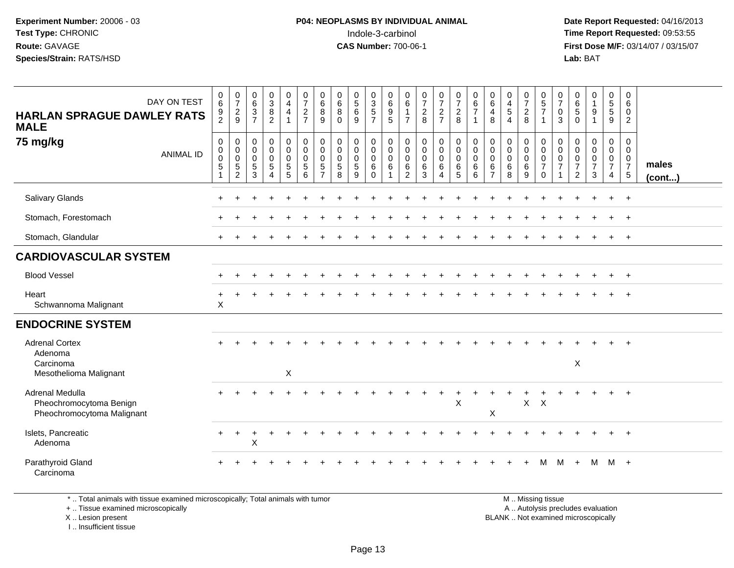**Experiment Number:** 20006 - 03
**Test Type:** CHRONIC
**Route:** GAVAGE
**Species/Strain:** RATS/HSD

**P04: NEOPLASMS BY INDIVIDUAL ANIMAL**
Indole-3-carbinol
**CAS Number:** 700-06-1

**Date Report Requested:** 04/16/2013
**Time Report Requested:** 09:53:55
**First Dose M/F:** 03/14/07 / 03/15/07
**Lab:** BAT

| HARLAN SPRAGUE DAWLEY RATS MALE 75 mg/kg — DAY ON TEST | 0692 | 0729 | 0637 | 0382 | 0441 | 0727 | 0689 | 0680 | 0569 | 0357 | 0695 | 0617 | 0728 | 0727 | 0728 | 0671 | 0648 | 0454 | 0728 | 0571 | 0703 | 0650 | 0191 | 0559 | 0602 | |
|---|---|---|---|---|---|---|---|---|---|---|---|---|---|---|---|---|---|---|---|---|---|---|---|---|---|---|
| ANIMAL ID | 00051 | 00052 | 00053 | 00054 | 00055 | 00056 | 00057 | 00058 | 00059 | 00060 | 00061 | 00062 | 00063 | 00064 | 00065 | 00066 | 00067 | 00068 | 00069 | 00070 | 00071 | 00072 | 00073 | 00074 | 00075 | males (cont...) |
| Salivary Glands | + | + | + | + | + | + | + | + | + | + | + | + | + | + | + | + | + | + | + | + | + | + | + | + | + | |
| Stomach, Forestomach | + | + | + | + | + | + | + | + | + | + | + | + | + | + | + | + | + | + | + | + | + | + | + | + | + | |
| Stomach, Glandular | + | + | + | + | + | + | + | + | + | + | + | + | + | + | + | + | + | + | + | + | + | + | + | + | + | |
| **CARDIOVASCULAR SYSTEM** | | | | | | | | | | | | | | | | | | | | | | | | | | |
| Blood Vessel | + | + | + | + | + | + | + | + | + | + | + | + | + | + | + | + | + | + | + | + | + | + | + | + | + | |
| Heart | + | + | + | + | + | + | + | + | + | + | + | + | + | + | + | + | + | + | + | + | + | + | + | + | + | |
| Schwannoma Malignant | X | | | | | | | | | | | | | | | | | | | | | | | | | |
| **ENDOCRINE SYSTEM** | | | | | | | | | | | | | | | | | | | | | | | | | | |
| Adrenal Cortex | + | + | + | + | + | + | + | + | + | + | + | + | + | + | + | + | + | + | + | + | + | + | + | + | + | |
| Adenoma | | | | | | | | | | | | | | | | | | | | | | | | | | |
| Carcinoma | | | | | | | | | | | | | | | | | | | | | | X | | | | |
| Mesothelioma Malignant | | | | | X | | | | | | | | | | | | | | | | | | | | | |
| Adrenal Medulla | + | + | + | + | + | + | + | + | + | + | + | + | + | + | + | + | + | + | + | + | + | + | + | + | + | |
| Pheochromocytoma Benign | | | | | | | | | | | | | | | X | | | | X | X | | | | | | |
| Pheochromocytoma Malignant | | | | | | | | | | | | | | | | | X | | | | | | | | | |
| Islets, Pancreatic | + | + | + | + | + | + | + | + | + | + | + | + | + | + | + | + | + | + | + | + | + | + | + | + | + | |
| Adenoma | | | X | | | | | | | | | | | | | | | | | | | | | | | |
| Parathyroid Gland | + | + | + | + | + | + | + | + | + | + | + | + | + | + | + | + | + | + | + | M | M | + | M | M | + | |
| Carcinoma | | | | | | | | | | | | | | | | | | | | | | | | | | |

\* .. Total animals with tissue examined microscopically; Total animals with tumor
\+ .. Tissue examined microscopically
X .. Lesion present
I .. Insufficient tissue

M .. Missing tissue
A .. Autolysis precludes evaluation
BLANK .. Not examined microscopically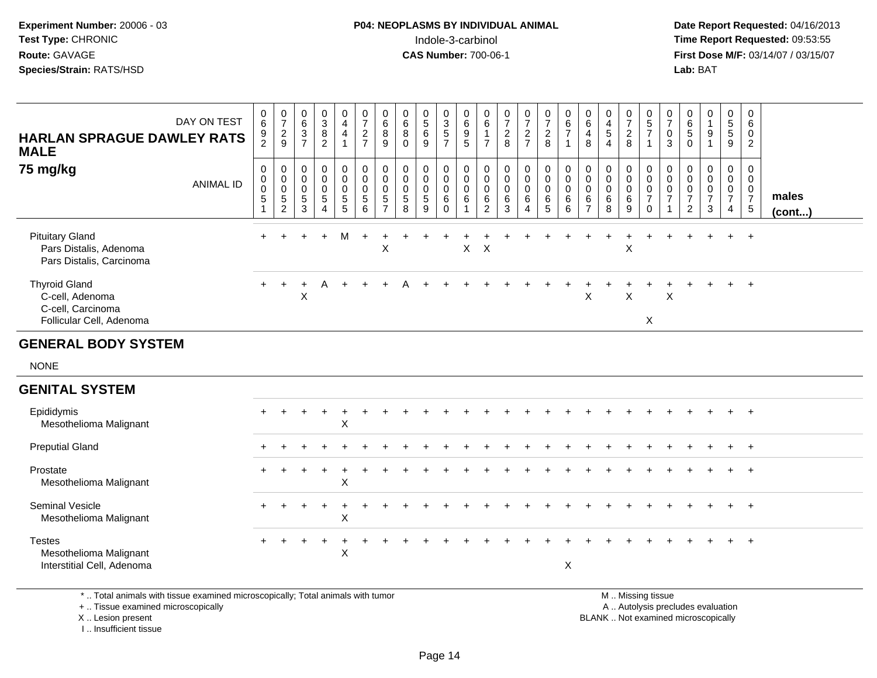**Experiment Number:** 20006 - 03
**Test Type:** CHRONIC
**Route:** GAVAGE
**Species/Strain:** RATS/HSD

**P04: NEOPLASMS BY INDIVIDUAL ANIMAL**
Indole-3-carbinol
**CAS Number:** 700-06-1

**Date Report Requested:** 04/16/2013
**Time Report Requested:** 09:53:55
**First Dose M/F:** 03/14/07 / 03/15/07
**Lab:** BAT

**HARLAN SPRAGUE DAWLEY RATS MALE**
**75 mg/kg**

| DAY ON TEST | 0692 | 0729 | 0637 | 0382 | 0441 | 0727 | 0689 | 0680 | 0569 | 0357 | 0695 | 0617 | 0728 | 0727 | 0728 | 0671 | 0648 | 0454 | 0728 | 0571 | 0703 | 0650 | 0191 | 0559 | 0602 | |
|---|---|---|---|---|---|---|---|---|---|---|---|---|---|---|---|---|---|---|---|---|---|---|---|---|---|---|
| ANIMAL ID | 00051 | 00052 | 00053 | 00054 | 00055 | 00056 | 00057 | 00058 | 00059 | 00060 | 00061 | 00062 | 00063 | 00064 | 00065 | 00066 | 00067 | 00068 | 00069 | 00070 | 00071 | 00072 | 00073 | 00074 | 00075 | **males (cont...)** |
| Pituitary Gland | + | + | + | + | M | + | + | + | + | + | + | + | + | + | + | + | + | + | + | + | + | + | + | + | + | |
| Pars Distalis, Adenoma | | | | | | | X | | | | X | X | | | | | | | X | | | | | | | |
| Pars Distalis, Carcinoma | | | | | | | | | | | | | | | | | | | | | | | | | | |
| Thyroid Gland | + | + | + | A | + | + | + | A | + | + | + | + | + | + | + | + | + | + | + | + | + | + | + | + | + | |
| C-cell, Adenoma | | | X | | | | | | | | | | | | | | X | | X | | X | | | | | |
| C-cell, Carcinoma | | | | | | | | | | | | | | | | | | | | | | | | | | |
| Follicular Cell, Adenoma | | | | | | | | | | | | | | | | | | | | X | | | | | | |
| **GENERAL BODY SYSTEM** | | | | | | | | | | | | | | | | | | | | | | | | | | |
| NONE | | | | | | | | | | | | | | | | | | | | | | | | | | |
| **GENITAL SYSTEM** | | | | | | | | | | | | | | | | | | | | | | | | | | |
| Epididymis | + | + | + | + | + | + | + | + | + | + | + | + | + | + | + | + | + | + | + | + | + | + | + | + | + | |
| Mesothelioma Malignant | | | | | X | | | | | | | | | | | | | | | | | | | | | |
| Preputial Gland | + | + | + | + | + | + | + | + | + | + | + | + | + | + | + | + | + | + | + | + | + | + | + | + | + | |
| Prostate | + | + | + | + | + | + | + | + | + | + | + | + | + | + | + | + | + | + | + | + | + | + | + | + | + | |
| Mesothelioma Malignant | | | | | X | | | | | | | | | | | | | | | | | | | | | |
| Seminal Vesicle | + | + | + | + | + | + | + | + | + | + | + | + | + | + | + | + | + | + | + | + | + | + | + | + | + | |
| Mesothelioma Malignant | | | | | X | | | | | | | | | | | | | | | | | | | | | |
| Testes | + | + | + | + | + | + | + | + | + | + | + | + | + | + | + | + | + | + | + | + | + | + | + | + | + | |
| Mesothelioma Malignant | | | | | X | | | | | | | | | | | | | | | | | | | | | |
| Interstitial Cell, Adenoma | | | | | | | | | | | | | | | | X | | | | | | | | | | |

\* .. Total animals with tissue examined microscopically; Total animals with tumor
\+ .. Tissue examined microscopically
X .. Lesion present
I .. Insufficient tissue

M .. Missing tissue
A .. Autolysis precludes evaluation
BLANK .. Not examined microscopically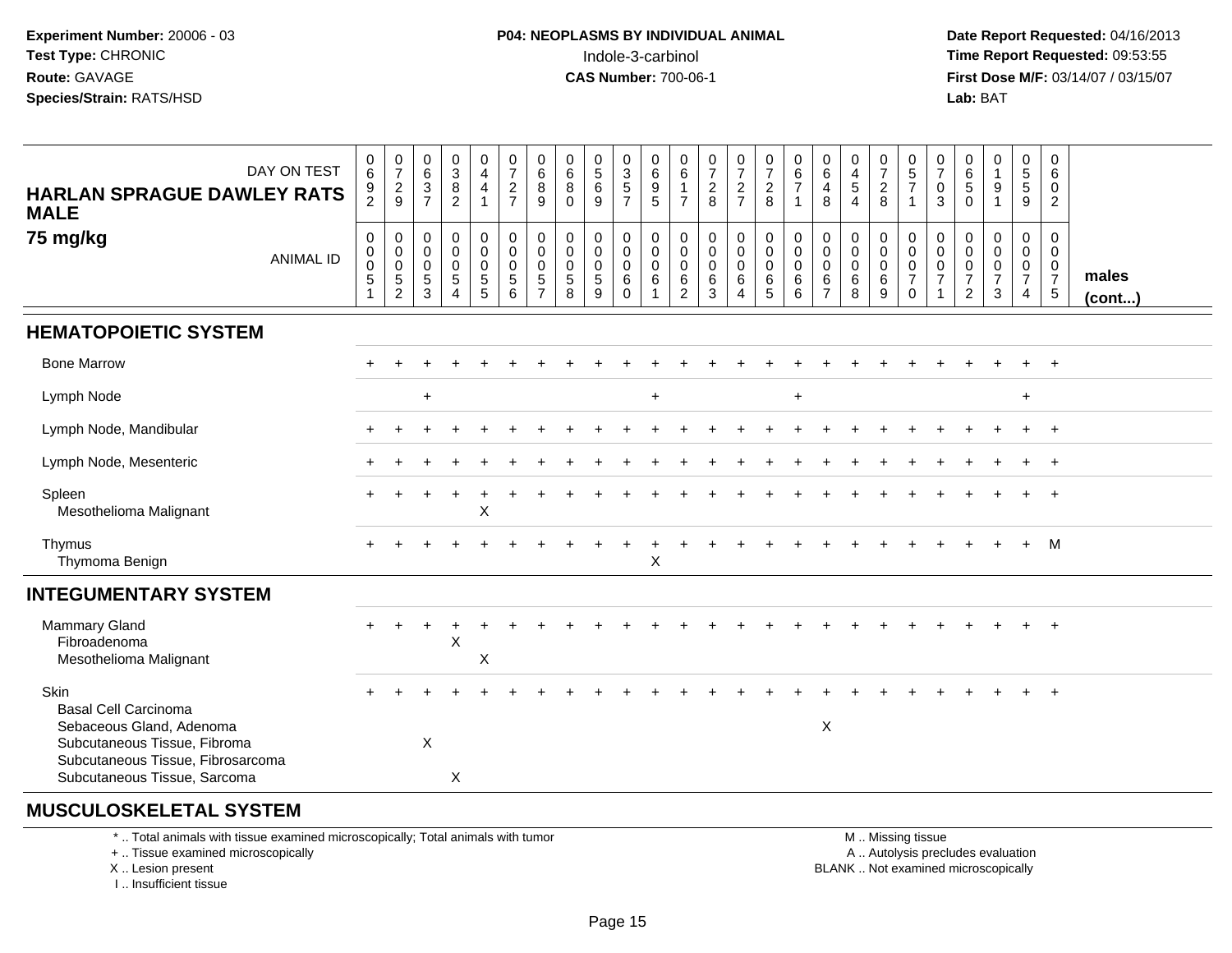**Experiment Number:** 20006 - 03
**Test Type:** CHRONIC
**Route:** GAVAGE
**Species/Strain:** RATS/HSD

**P04: NEOPLASMS BY INDIVIDUAL ANIMAL**
Indole-3-carbinol
**CAS Number:** 700-06-1

**Date Report Requested:** 04/16/2013
**Time Report Requested:** 09:53:55
**First Dose M/F:** 03/14/07 / 03/15/07
**Lab:** BAT

## HARLAN SPRAGUE DAWLEY RATS MALE 75 mg/kg

| DAY ON TEST | 0692 | 0729 | 0637 | 0382 | 0441 | 0727 | 0689 | 0680 | 0569 | 0357 | 0695 | 0617 | 0728 | 0727 | 0728 | 0671 | 0648 | 0454 | 0728 | 0571 | 0703 | 0650 | 0191 | 0559 | 0602 | |
|---|---|---|---|---|---|---|---|---|---|---|---|---|---|---|---|---|---|---|---|---|---|---|---|---|---|---|
| **ANIMAL ID** | 00051 | 00052 | 00053 | 00054 | 00055 | 00056 | 00057 | 00058 | 00059 | 00060 | 00061 | 00062 | 00063 | 00064 | 00065 | 00066 | 00067 | 00068 | 00069 | 00070 | 00071 | 00072 | 00073 | 00074 | 00075 | **males (cont...)** |
| **HEMATOPOIETIC SYSTEM** | | | | | | | | | | | | | | | | | | | | | | | | | | |
| Bone Marrow | + | + | + | + | + | + | + | + | + | + | + | + | + | + | + | + | + | + | + | + | + | + | + | + | + | |
| Lymph Node | | | + | | | | | | | | + | | | | | + | | | | | | | | + | | |
| Lymph Node, Mandibular | + | + | + | + | + | + | + | + | + | + | + | + | + | + | + | + | + | + | + | + | + | + | + | + | + | |
| Lymph Node, Mesenteric | + | + | + | + | + | + | + | + | + | + | + | + | + | + | + | + | + | + | + | + | + | + | + | + | + | |
| Spleen | + | + | + | + | + | + | + | + | + | + | + | + | + | + | + | + | + | + | + | + | + | + | + | + | + | |
| Mesothelioma Malignant | | | | | X | | | | | | | | | | | | | | | | | | | | | |
| Thymus | + | + | + | + | + | + | + | + | + | + | + | + | + | + | + | + | + | + | + | + | + | + | + | + | M | |
| Thymoma Benign | | | | | | | | | | | X | | | | | | | | | | | | | | | |
| **INTEGUMENTARY SYSTEM** | | | | | | | | | | | | | | | | | | | | | | | | | | |
| Mammary Gland | + | + | + | + | + | + | + | + | + | + | + | + | + | + | + | + | + | + | + | + | + | + | + | + | + | |
| Fibroadenoma | | | | X | | | | | | | | | | | | | | | | | | | | | | |
| Mesothelioma Malignant | | | | | X | | | | | | | | | | | | | | | | | | | | | |
| Skin | + | + | + | + | + | + | + | + | + | + | + | + | + | + | + | + | + | + | + | + | + | + | + | + | + | |
| Basal Cell Carcinoma | | | | | | | | | | | | | | | | | | | | | | | | | | |
| Sebaceous Gland, Adenoma | | | | | | | | | | | | | | | | | X | | | | | | | | | |
| Subcutaneous Tissue, Fibroma | | | X | | | | | | | | | | | | | | | | | | | | | | | |
| Subcutaneous Tissue, Fibrosarcoma | | | | | | | | | | | | | | | | | | | | | | | | | | |
| Subcutaneous Tissue, Sarcoma | | | | X | | | | | | | | | | | | | | | | | | | | | | |
| **MUSCULOSKELETAL SYSTEM** | | | | | | | | | | | | | | | | | | | | | | | | | | |

\* .. Total animals with tissue examined microscopically; Total animals with tumor
\+ .. Tissue examined microscopically
X .. Lesion present
I .. Insufficient tissue

M .. Missing tissue
A .. Autolysis precludes evaluation
BLANK .. Not examined microscopically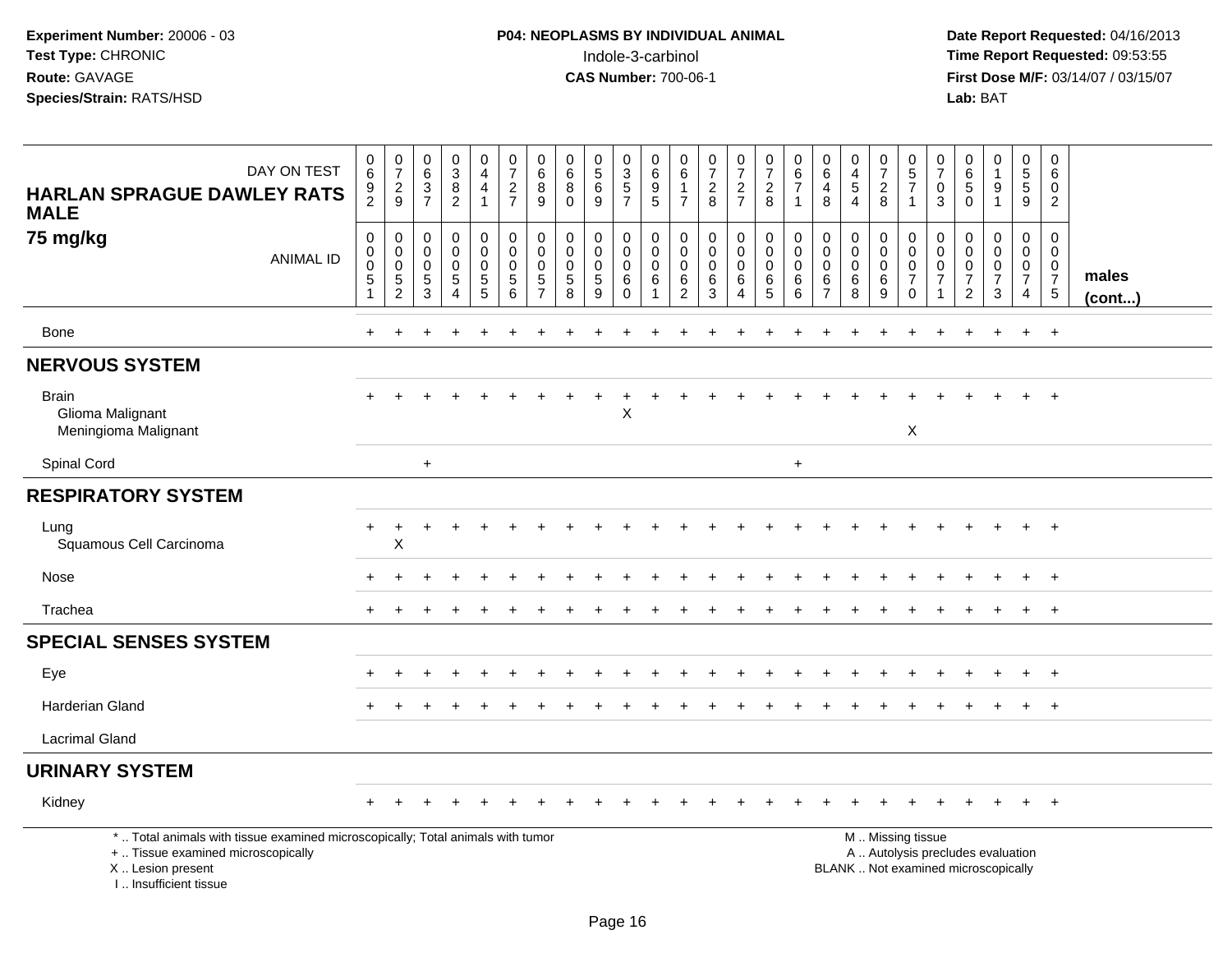**Experiment Number:** 20006 - 03
**Test Type:** CHRONIC
**Route:** GAVAGE
**Species/Strain:** RATS/HSD

**P04: NEOPLASMS BY INDIVIDUAL ANIMAL**
Indole-3-carbinol
**CAS Number:** 700-06-1

**Date Report Requested:** 04/16/2013
**Time Report Requested:** 09:53:55
**First Dose M/F:** 03/14/07 / 03/15/07
**Lab:** BAT

| HARLAN SPRAGUE DAWLEY RATS MALE 75 mg/kg — DAY ON TEST | 0692 | 0729 | 0637 | 0382 | 0441 | 0727 | 0689 | 0680 | 0569 | 0357 | 0695 | 0617 | 0728 | 0727 | 0728 | 0671 | 0648 | 0454 | 0728 | 0571 | 0703 | 0650 | 0191 | 0559 | 0602 | |
|---|---|---|---|---|---|---|---|---|---|---|---|---|---|---|---|---|---|---|---|---|---|---|---|---|---|---|
| ANIMAL ID | 00051 | 00052 | 00053 | 00054 | 00055 | 00056 | 00057 | 00058 | 00059 | 00060 | 00061 | 00062 | 00063 | 00064 | 00065 | 00066 | 00067 | 00068 | 00069 | 00070 | 00071 | 00072 | 00073 | 00074 | 00075 | **males (cont...)** |
| Bone | + | + | + | + | + | + | + | + | + | + | + | + | + | + | + | + | + | + | + | + | + | + | + | + | + | |
| **NERVOUS SYSTEM** | | | | | | | | | | | | | | | | | | | | | | | | | | |
| Brain | + | + | + | + | + | + | + | + | + | + | + | + | + | + | + | + | + | + | + | + | + | + | + | + | + | |
| Glioma Malignant | | | | | | | | | | X | | | | | | | | | | | | | | | | |
| Meningioma Malignant | | | | | | | | | | | | | | | | | | | | X | | | | | | |
| Spinal Cord | | | + | | | | | | | | | | | | | + | | | | | | | | | | |
| **RESPIRATORY SYSTEM** | | | | | | | | | | | | | | | | | | | | | | | | | | |
| Lung | + | + | + | + | + | + | + | + | + | + | + | + | + | + | + | + | + | + | + | + | + | + | + | + | + | |
| Squamous Cell Carcinoma | | X | | | | | | | | | | | | | | | | | | | | | | | | |
| Nose | + | + | + | + | + | + | + | + | + | + | + | + | + | + | + | + | + | + | + | + | + | + | + | + | + | |
| Trachea | + | + | + | + | + | + | + | + | + | + | + | + | + | + | + | + | + | + | + | + | + | + | + | + | + | |
| **SPECIAL SENSES SYSTEM** | | | | | | | | | | | | | | | | | | | | | | | | | | |
| Eye | + | + | + | + | + | + | + | + | + | + | + | + | + | + | + | + | + | + | + | + | + | + | + | + | + | |
| Harderian Gland | + | + | + | + | + | + | + | + | + | + | + | + | + | + | + | + | + | + | + | + | + | + | + | + | + | |
| Lacrimal Gland | | | | | | | | | | | | | | | | | | | | | | | | | | |
| **URINARY SYSTEM** | | | | | | | | | | | | | | | | | | | | | | | | | | |
| Kidney | + | + | + | + | + | + | + | + | + | + | + | + | + | + | + | + | + | + | + | + | + | + | + | + | + | |

\* .. Total animals with tissue examined microscopically; Total animals with tumor
\+ .. Tissue examined microscopically
X .. Lesion present
I .. Insufficient tissue

M .. Missing tissue
A .. Autolysis precludes evaluation
BLANK .. Not examined microscopically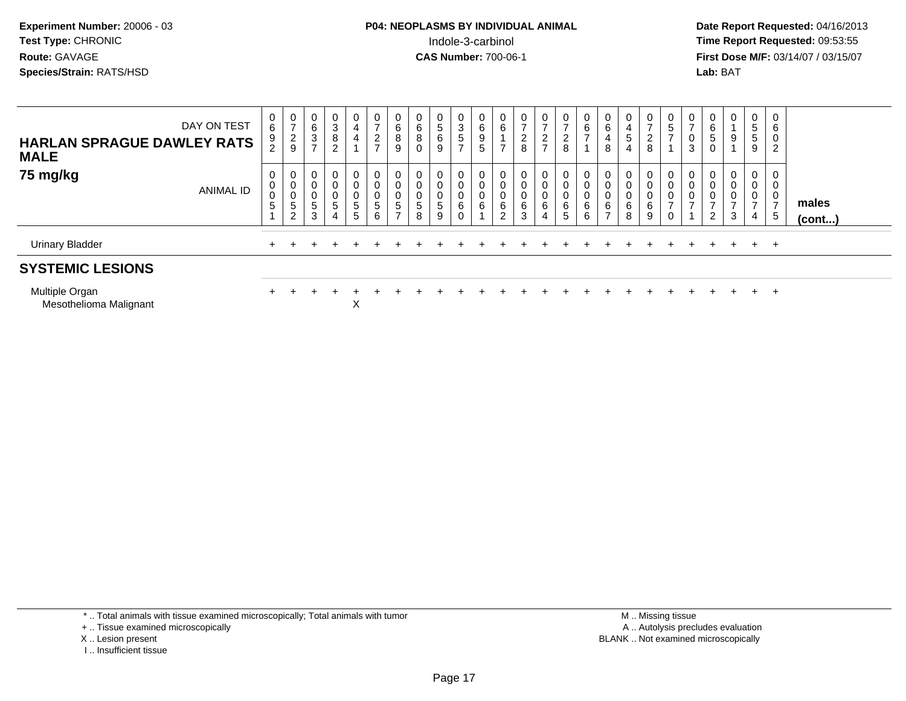**Experiment Number:** 20006 - 03
**Test Type:** CHRONIC
**Route:** GAVAGE
**Species/Strain:** RATS/HSD

**P04: NEOPLASMS BY INDIVIDUAL ANIMAL**
Indole-3-carbinol
**CAS Number:** 700-06-1

**Date Report Requested:** 04/16/2013
**Time Report Requested:** 09:53:55
**First Dose M/F:** 03/14/07 / 03/15/07
**Lab:** BAT

| HARLAN SPRAGUE DAWLEY RATS MALE 75 mg/kg — DAY ON TEST | 0692 | 0729 | 0637 | 0382 | 0441 | 0727 | 0689 | 0680 | 0569 | 0357 | 0695 | 0617 | 0728 | 0727 | 0728 | 0671 | 0648 | 0454 | 0728 | 0571 | 0703 | 0650 | 0191 | 0559 | 0602 | |
|---|---|---|---|---|---|---|---|---|---|---|---|---|---|---|---|---|---|---|---|---|---|---|---|---|---|---|
| ANIMAL ID | 00051 | 00052 | 00053 | 00054 | 00055 | 00056 | 00057 | 00058 | 00059 | 00060 | 00061 | 00062 | 00063 | 00064 | 00065 | 00066 | 00067 | 00068 | 00069 | 00070 | 00071 | 00072 | 00073 | 00074 | 00075 | males (cont...) |
| Urinary Bladder | + | + | + | + | + | + | + | + | + | + | + | + | + | + | + | + | + | + | + | + | + | + | + | + | + | |
| **SYSTEMIC LESIONS** | | | | | | | | | | | | | | | | | | | | | | | | | | |
| Multiple Organ | + | + | + | + | + | + | + | + | + | + | + | + | + | + | + | + | + | + | + | + | + | + | + | + | + | |
| Mesothelioma Malignant | | | | | X | | | | | | | | | | | | | | | | | | | | | |

\* .. Total animals with tissue examined microscopically; Total animals with tumor
\+ .. Tissue examined microscopically
X .. Lesion present
I .. Insufficient tissue

M .. Missing tissue
A .. Autolysis precludes evaluation
BLANK .. Not examined microscopically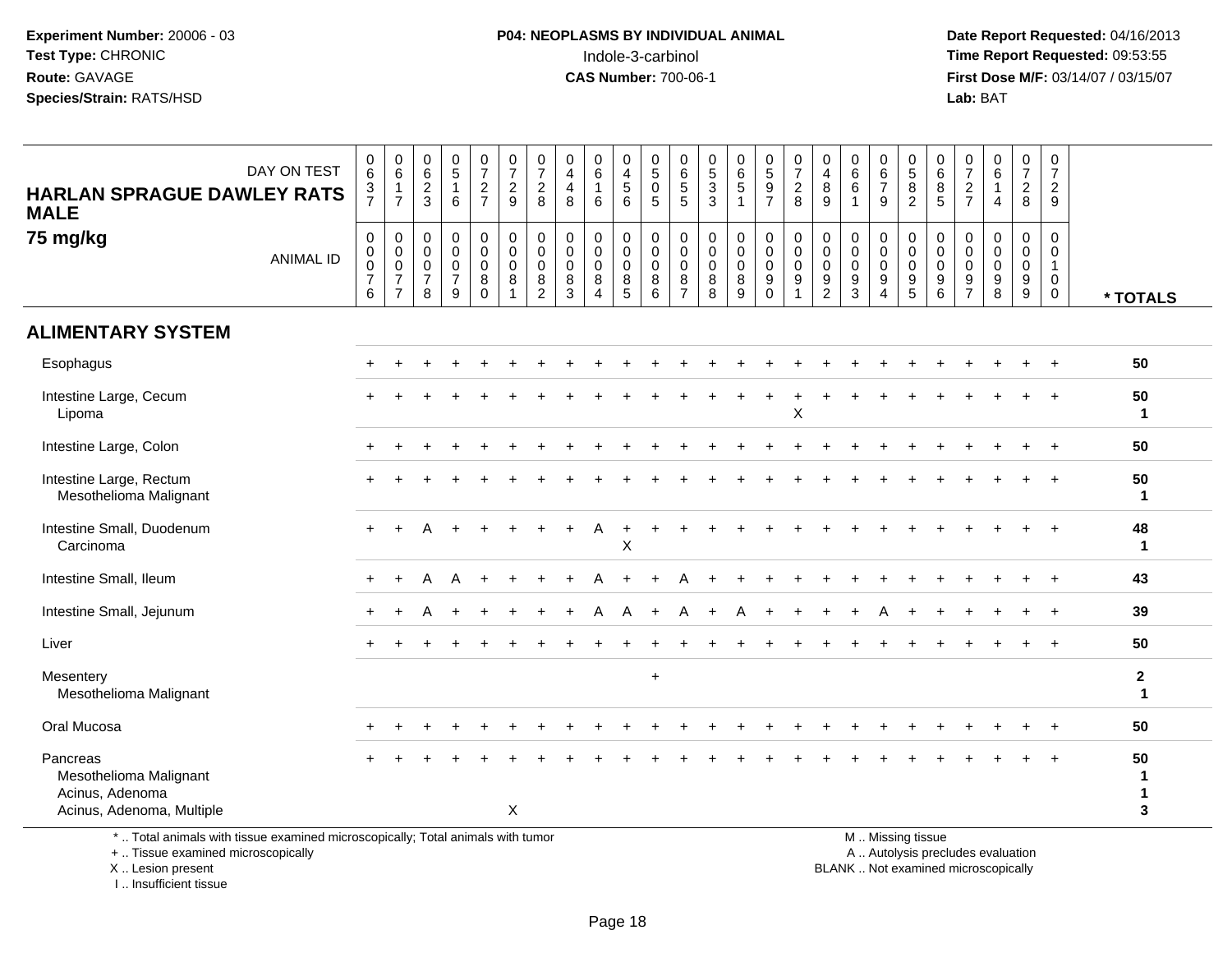Experiment Number: 20006 - 03
Test Type: CHRONIC
Route: GAVAGE
Species/Strain: RATS/HSD

**P04: NEOPLASMS BY INDIVIDUAL ANIMAL**
Indole-3-carbinol
**CAS Number:** 700-06-1

Date Report Requested: 04/16/2013
Time Report Requested: 09:53:55
First Dose M/F: 03/14/07 / 03/15/07
Lab: BAT

**HARLAN SPRAGUE DAWLEY RATS MALE**
**75 mg/kg**

| DAY ON TEST | 0637 | 0617 | 0623 | 0516 | 0727 | 0729 | 0728 | 0448 | 0616 | 0456 | 0505 | 0655 | 0533 | 0651 | 0597 | 0728 | 0489 | 0661 | 0679 | 0582 | 0685 | 0727 | 0614 | 0728 | 0729 | |
|---|---|---|---|---|---|---|---|---|---|---|---|---|---|---|---|---|---|---|---|---|---|---|---|---|---|---|
| ANIMAL ID | 00076 | 00077 | 00078 | 00079 | 00080 | 00081 | 00082 | 00083 | 00084 | 00085 | 00086 | 00087 | 00088 | 00089 | 00090 | 00091 | 00092 | 00093 | 00094 | 00095 | 00096 | 00097 | 00098 | 00099 | 00100 | * TOTALS |
| **ALIMENTARY SYSTEM** | | | | | | | | | | | | | | | | | | | | | | | | | | |
| Esophagus | + | + | + | + | + | + | + | + | + | + | + | + | + | + | + | + | + | + | + | + | + | + | + | + | + | 50 |
| Intestine Large, Cecum | + | + | + | + | + | + | + | + | + | + | + | + | + | + | + | + | + | + | + | + | + | + | + | + | + | 50 |
| Lipoma | | | | | | | | | | | | | | | | X | | | | | | | | | | 1 |
| Intestine Large, Colon | + | + | + | + | + | + | + | + | + | + | + | + | + | + | + | + | + | + | + | + | + | + | + | + | + | 50 |
| Intestine Large, Rectum | + | + | + | + | + | + | + | + | + | + | + | + | + | + | + | + | + | + | + | + | + | + | + | + | + | 50 |
| Mesothelioma Malignant | | | | | | | | | | | | | | | | | | | | | | | | | | 1 |
| Intestine Small, Duodenum | + | + | A | + | + | + | + | + | A | + | + | + | + | + | + | + | + | + | + | + | + | + | + | + | + | 48 |
| Carcinoma | | | | | | | | | | X | | | | | | | | | | | | | | | | 1 |
| Intestine Small, Ileum | + | + | A | A | + | + | + | + | A | + | + | A | + | + | + | + | + | + | + | + | + | + | + | + | + | 43 |
| Intestine Small, Jejunum | + | + | A | + | + | + | + | + | A | A | + | A | + | A | + | + | + | + | A | + | + | + | + | + | + | 39 |
| Liver | + | + | + | + | + | + | + | + | + | + | + | + | + | + | + | + | + | + | + | + | + | + | + | + | + | 50 |
| Mesentery | | | | | | | | | | | + | | | | | | | | | | | | | | | 2 |
| Mesothelioma Malignant | | | | | | | | | | | | | | | | | | | | | | | | | | 1 |
| Oral Mucosa | + | + | + | + | + | + | + | + | + | + | + | + | + | + | + | + | + | + | + | + | + | + | + | + | + | 50 |
| Pancreas | + | + | + | + | + | + | + | + | + | + | + | + | + | + | + | + | + | + | + | + | + | + | + | + | + | 50 |
| Mesothelioma Malignant | | | | | | | | | | | | | | | | | | | | | | | | | | 1 |
| Acinus, Adenoma | | | | | | | | | | | | | | | | | | | | | | | | | | 1 |
| Acinus, Adenoma, Multiple | | | | | | X | | | | | | | | | | | | | | | | | | | | 3 |

\* .. Total animals with tissue examined microscopically; Total animals with tumor
\+ .. Tissue examined microscopically
X .. Lesion present
I .. Insufficient tissue

M .. Missing tissue
A .. Autolysis precludes evaluation
BLANK .. Not examined microscopically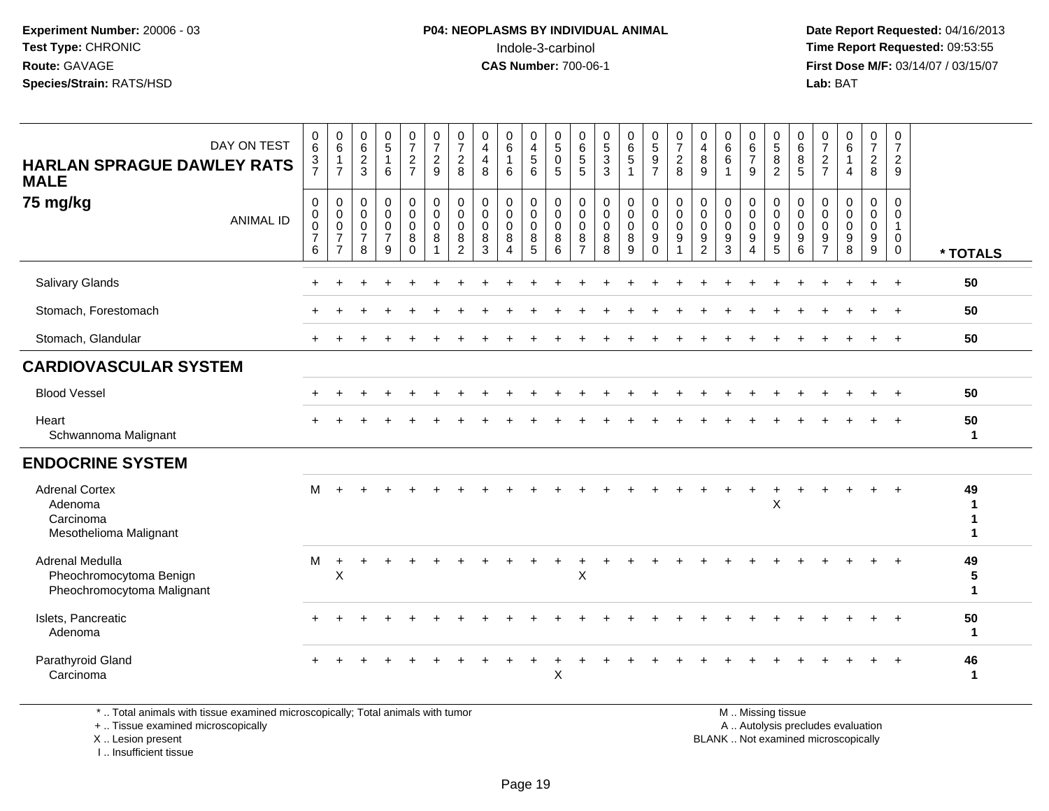**Experiment Number:** 20006 - 03
**Test Type:** CHRONIC
**Route:** GAVAGE
**Species/Strain:** RATS/HSD

**P04: NEOPLASMS BY INDIVIDUAL ANIMAL**
Indole-3-carbinol
**CAS Number:** 700-06-1

**Date Report Requested:** 04/16/2013
**Time Report Requested:** 09:53:55
**First Dose M/F:** 03/14/07 / 03/15/07
**Lab:** BAT

**HARLAN SPRAGUE DAWLEY RATS MALE**
**75 mg/kg**

| DAY ON TEST | 0637 | 0617 | 0623 | 0516 | 0727 | 0729 | 0728 | 0448 | 0616 | 0456 | 0505 | 0655 | 0533 | 0651 | 0597 | 0728 | 0489 | 0661 | 0679 | 0582 | 0685 | 0727 | 0614 | 0728 | 0729 | |
|---|---|---|---|---|---|---|---|---|---|---|---|---|---|---|---|---|---|---|---|---|---|---|---|---|---|---|
| **ANIMAL ID** | 00076 | 00077 | 00078 | 00079 | 00080 | 00081 | 00082 | 00083 | 00084 | 00085 | 00086 | 00087 | 00088 | 00089 | 00090 | 00091 | 00092 | 00093 | 00094 | 00095 | 00096 | 00097 | 00098 | 00099 | 00100 | *** TOTALS** |
| Salivary Glands | + | + | + | + | + | + | + | + | + | + | + | + | + | + | + | + | + | + | + | + | + | + | + | + | + | **50** |
| Stomach, Forestomach | + | + | + | + | + | + | + | + | + | + | + | + | + | + | + | + | + | + | + | + | + | + | + | + | + | **50** |
| Stomach, Glandular | + | + | + | + | + | + | + | + | + | + | + | + | + | + | + | + | + | + | + | + | + | + | + | + | + | **50** |
| **CARDIOVASCULAR SYSTEM** | | | | | | | | | | | | | | | | | | | | | | | | | | |
| Blood Vessel | + | + | + | + | + | + | + | + | + | + | + | + | + | + | + | + | + | + | + | + | + | + | + | + | + | **50** |
| Heart | + | + | + | + | + | + | + | + | + | + | + | + | + | + | + | + | + | + | + | + | + | + | + | + | + | **50** |
| Schwannoma Malignant | | | | | | | | | | | | | | | | | | | | | | | | | | **1** |
| **ENDOCRINE SYSTEM** | | | | | | | | | | | | | | | | | | | | | | | | | | |
| Adrenal Cortex | M | + | + | + | + | + | + | + | + | + | + | + | + | + | + | + | + | + | + | + | + | + | + | + | + | **49** |
| Adenoma | | | | | | | | | | | | | | | | | | | | X | | | | | | **1** |
| Carcinoma | | | | | | | | | | | | | | | | | | | | | | | | | | **1** |
| Mesothelioma Malignant | | | | | | | | | | | | | | | | | | | | | | | | | | **1** |
| Adrenal Medulla | M | + | + | + | + | + | + | + | + | + | + | + | + | + | + | + | + | + | + | + | + | + | + | + | + | **49** |
| Pheochromocytoma Benign | | X | | | | | | | | | | X | | | | | | | | | | | | | | **5** |
| Pheochromocytoma Malignant | | | | | | | | | | | | | | | | | | | | | | | | | | **1** |
| Islets, Pancreatic | + | + | + | + | + | + | + | + | + | + | + | + | + | + | + | + | + | + | + | + | + | + | + | + | + | **50** |
| Adenoma | | | | | | | | | | | | | | | | | | | | | | | | | | **1** |
| Parathyroid Gland | + | + | + | + | + | + | + | + | + | + | + | + | + | + | + | + | + | + | + | + | + | + | + | + | + | **46** |
| Carcinoma | | | | | | | | | | | X | | | | | | | | | | | | | | | **1** |

\* .. Total animals with tissue examined microscopically; Total animals with tumor
\+ .. Tissue examined microscopically
X .. Lesion present
I .. Insufficient tissue

M .. Missing tissue
A .. Autolysis precludes evaluation
BLANK .. Not examined microscopically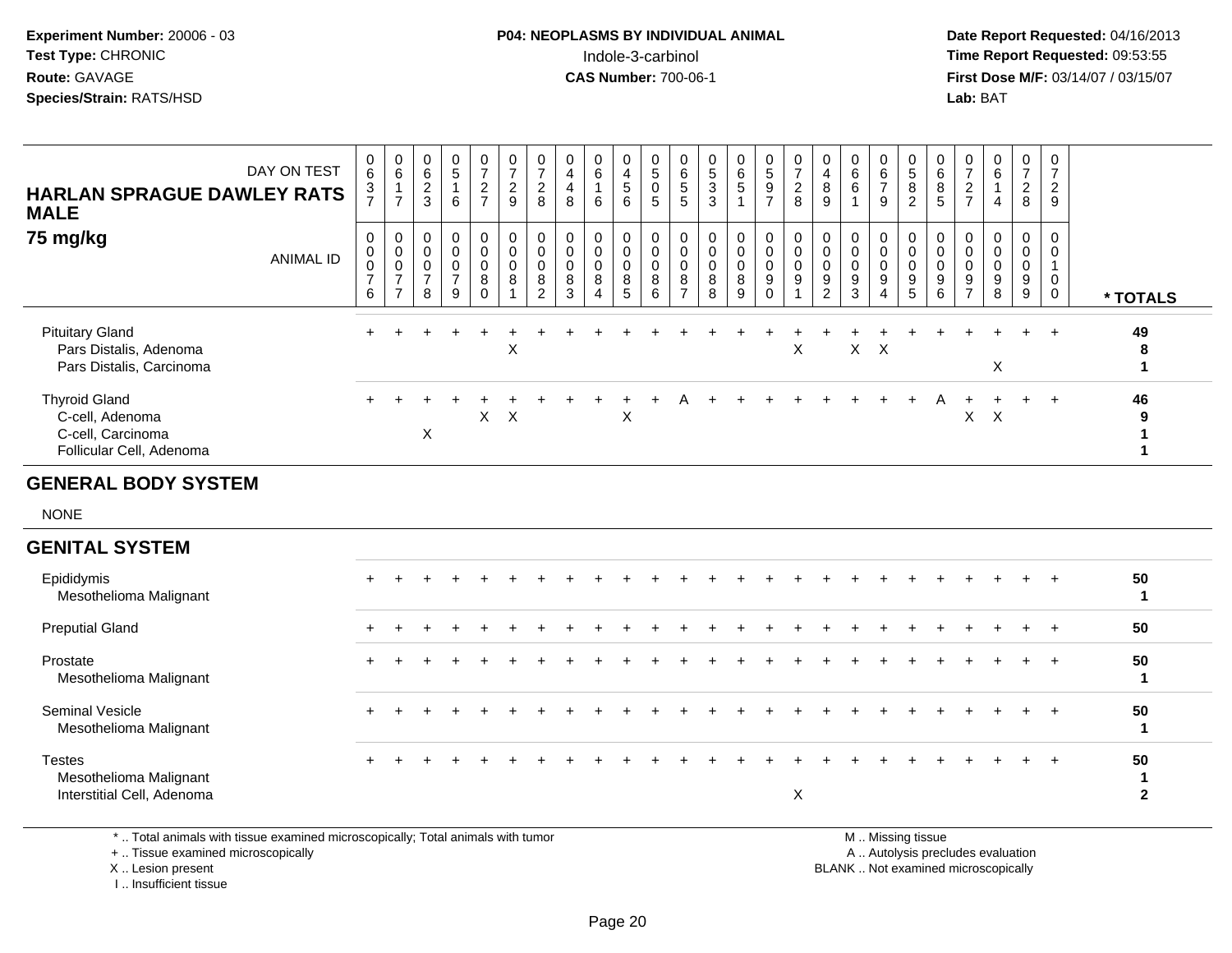**Experiment Number:** 20006 - 03
**Test Type:** CHRONIC
**Route:** GAVAGE
**Species/Strain:** RATS/HSD

**P04: NEOPLASMS BY INDIVIDUAL ANIMAL**
Indole-3-carbinol
**CAS Number:** 700-06-1

**Date Report Requested:** 04/16/2013
**Time Report Requested:** 09:53:55
**First Dose M/F:** 03/14/07 / 03/15/07
**Lab:** BAT

| HARLAN SPRAGUE DAWLEY RATS MALE 75 mg/kg — DAY ON TEST | 0637 | 0617 | 0623 | 0516 | 0727 | 0729 | 0728 | 0448 | 0616 | 0456 | 0505 | 0655 | 0533 | 0651 | 0597 | 0728 | 0489 | 0661 | 0679 | 0582 | 0685 | 0727 | 0614 | 0728 | 0729 | |
|---|---|---|---|---|---|---|---|---|---|---|---|---|---|---|---|---|---|---|---|---|---|---|---|---|---|---|
| ANIMAL ID | 00076 | 00077 | 00078 | 00079 | 00080 | 00081 | 00082 | 00083 | 00084 | 00085 | 00086 | 00087 | 00088 | 00089 | 00090 | 00091 | 00092 | 00093 | 00094 | 00095 | 00096 | 00097 | 00098 | 00099 | 00100 | * TOTALS |
| Pituitary Gland | + | + | + | + | + | + | + | + | + | + | + | + | + | + | + | + | + | + | + | + | + | + | + | + | + | 49 |
| Pars Distalis, Adenoma | | | | | | X | | | | | | | | | | X | | X | X | | | | | | | 8 |
| Pars Distalis, Carcinoma | | | | | | | | | | | | | | | | | | | | | | | X | | | 1 |
| Thyroid Gland | + | + | + | + | + | + | + | + | + | + | + | A | + | + | + | + | + | + | + | + | A | + | + | + | + | 46 |
| C-cell, Adenoma | | | | | X | X | | | | X | | | | | | | | | | | | X | X | | | 9 |
| C-cell, Carcinoma | | | X | | | | | | | | | | | | | | | | | | | | | | | 1 |
| Follicular Cell, Adenoma | | | | | | | | | | | | | | | | | | | | | | | | | | 1 |
| **GENERAL BODY SYSTEM** | | | | | | | | | | | | | | | | | | | | | | | | | | |
| NONE | | | | | | | | | | | | | | | | | | | | | | | | | | |
| **GENITAL SYSTEM** | | | | | | | | | | | | | | | | | | | | | | | | | | |
| Epididymis | + | + | + | + | + | + | + | + | + | + | + | + | + | + | + | + | + | + | + | + | + | + | + | + | + | 50 |
| Mesothelioma Malignant | | | | | | | | | | | | | | | | | | | | | | | | | | 1 |
| Preputial Gland | + | + | + | + | + | + | + | + | + | + | + | + | + | + | + | + | + | + | + | + | + | + | + | + | + | 50 |
| Prostate | + | + | + | + | + | + | + | + | + | + | + | + | + | + | + | + | + | + | + | + | + | + | + | + | + | 50 |
| Mesothelioma Malignant | | | | | | | | | | | | | | | | | | | | | | | | | | 1 |
| Seminal Vesicle | + | + | + | + | + | + | + | + | + | + | + | + | + | + | + | + | + | + | + | + | + | + | + | + | + | 50 |
| Mesothelioma Malignant | | | | | | | | | | | | | | | | | | | | | | | | | | 1 |
| Testes | + | + | + | + | + | + | + | + | + | + | + | + | + | + | + | + | + | + | + | + | + | + | + | + | + | 50 |
| Mesothelioma Malignant | | | | | | | | | | | | | | | | | | | | | | | | | | 1 |
| Interstitial Cell, Adenoma | | | | | | | | | | | | | | | | X | | | | | | | | | | 2 |

\* .. Total animals with tissue examined microscopically; Total animals with tumor
\+ .. Tissue examined microscopically
X .. Lesion present
I .. Insufficient tissue

M .. Missing tissue
A .. Autolysis precludes evaluation
BLANK .. Not examined microscopically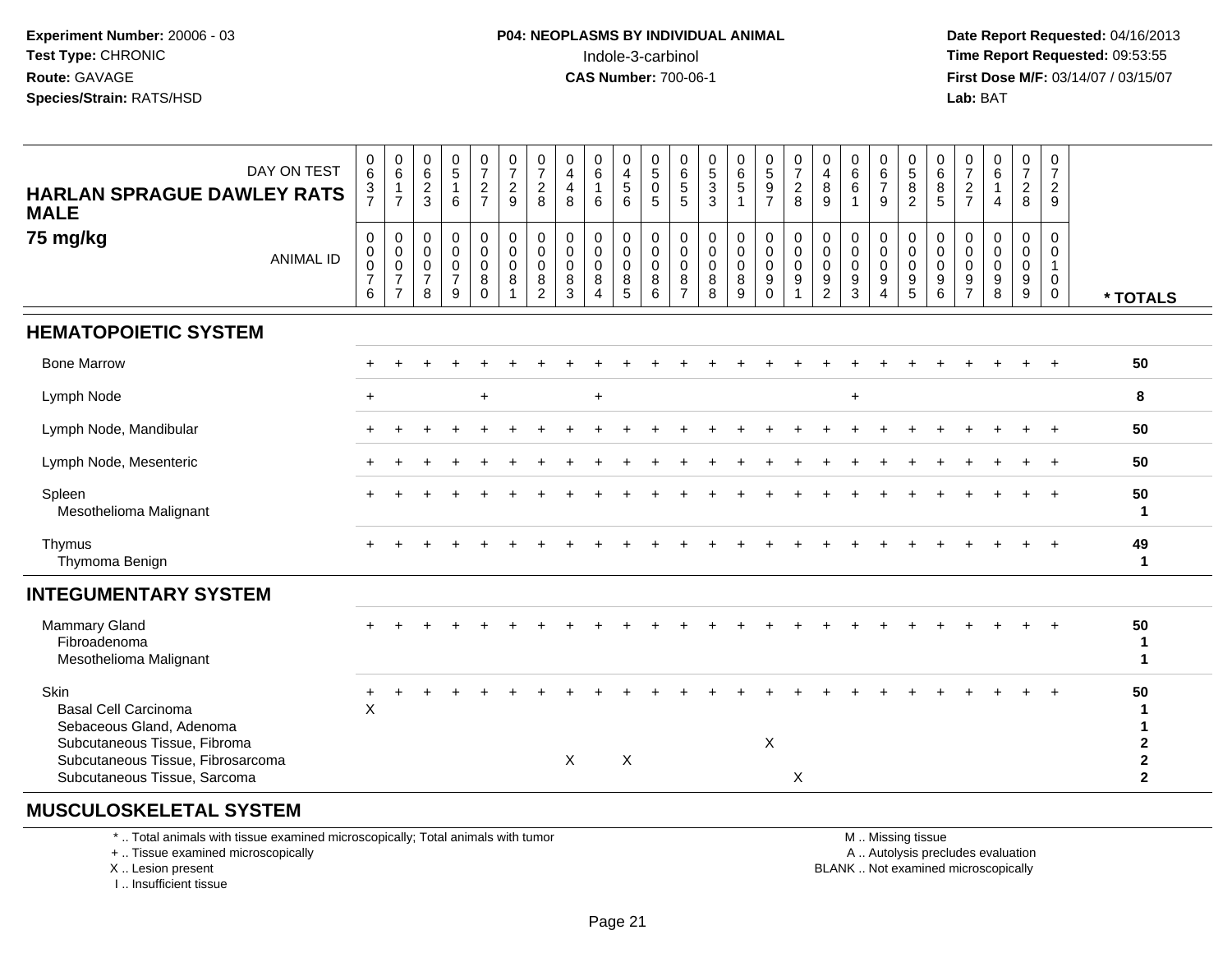**Experiment Number:** 20006 - 03
**Test Type:** CHRONIC
**Route:** GAVAGE
**Species/Strain:** RATS/HSD

**P04: NEOPLASMS BY INDIVIDUAL ANIMAL**
Indole-3-carbinol
**CAS Number:** 700-06-1

**Date Report Requested:** 04/16/2013
**Time Report Requested:** 09:53:55
**First Dose M/F:** 03/14/07 / 03/15/07
**Lab:** BAT

**HARLAN SPRAGUE DAWLEY RATS MALE**
**75 mg/kg**

| DAY ON TEST | 0637 | 0617 | 0623 | 0516 | 0727 | 0729 | 0728 | 0448 | 0616 | 0456 | 0505 | 0655 | 0533 | 0651 | 0597 | 0728 | 0489 | 0661 | 0679 | 0582 | 0685 | 0727 | 0614 | 0728 | 0729 | |
|---|---|---|---|---|---|---|---|---|---|---|---|---|---|---|---|---|---|---|---|---|---|---|---|---|---|---|
| ANIMAL ID | 00076 | 00077 | 00078 | 00079 | 00080 | 00081 | 00082 | 00083 | 00084 | 00085 | 00086 | 00087 | 00088 | 00089 | 00090 | 00091 | 00092 | 00093 | 00094 | 00095 | 00096 | 00097 | 00098 | 00099 | 00100 | * TOTALS |
| **HEMATOPOIETIC SYSTEM** | | | | | | | | | | | | | | | | | | | | | | | | | | |
| Bone Marrow | + | + | + | + | + | + | + | + | + | + | + | + | + | + | + | + | + | + | + | + | + | + | + | + | + | 50 |
| Lymph Node | + | | | | + | | | | + | | | | | | | | | + | | | | | | | | 8 |
| Lymph Node, Mandibular | + | + | + | + | + | + | + | + | + | + | + | + | + | + | + | + | + | + | + | + | + | + | + | + | + | 50 |
| Lymph Node, Mesenteric | + | + | + | + | + | + | + | + | + | + | + | + | + | + | + | + | + | + | + | + | + | + | + | + | + | 50 |
| Spleen | + | + | + | + | + | + | + | + | + | + | + | + | + | + | + | + | + | + | + | + | + | + | + | + | + | 50 |
| Mesothelioma Malignant | | | | | | | | | | | | | | | | | | | | | | | | | | 1 |
| Thymus | + | + | + | + | + | + | + | + | + | + | + | + | + | + | + | + | + | + | + | + | + | + | + | + | + | 49 |
| Thymoma Benign | | | | | | | | | | | | | | | | | | | | | | | | | | 1 |
| **INTEGUMENTARY SYSTEM** | | | | | | | | | | | | | | | | | | | | | | | | | | |
| Mammary Gland | + | + | + | + | + | + | + | + | + | + | + | + | + | + | + | + | + | + | + | + | + | + | + | + | + | 50 |
| Fibroadenoma | | | | | | | | | | | | | | | | | | | | | | | | | | 1 |
| Mesothelioma Malignant | | | | | | | | | | | | | | | | | | | | | | | | | | 1 |
| Skin | + | + | + | + | + | + | + | + | + | + | + | + | + | + | + | + | + | + | + | + | + | + | + | + | + | 50 |
| Basal Cell Carcinoma | X | | | | | | | | | | | | | | | | | | | | | | | | | 1 |
| Sebaceous Gland, Adenoma | | | | | | | | | | | | | | | | | | | | | | | | | | 1 |
| Subcutaneous Tissue, Fibroma | | | | | | | | | | | | | | | X | | | | | | | | | | | 2 |
| Subcutaneous Tissue, Fibrosarcoma | | | | | | | | X | | X | | | | | | | | | | | | | | | | 2 |
| Subcutaneous Tissue, Sarcoma | | | | | | | | | | | | | | | | X | | | | | | | | | | 2 |
| **MUSCULOSKELETAL SYSTEM** | | | | | | | | | | | | | | | | | | | | | | | | | | |

\* .. Total animals with tissue examined microscopically; Total animals with tumor
\+ .. Tissue examined microscopically
X .. Lesion present
I .. Insufficient tissue

M .. Missing tissue
A .. Autolysis precludes evaluation
BLANK .. Not examined microscopically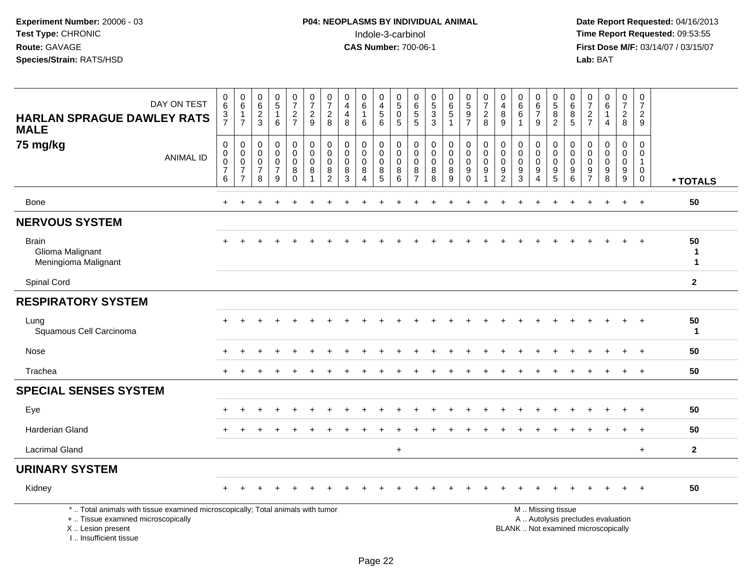**Experiment Number:** 20006 - 03
**Test Type:** CHRONIC
**Route:** GAVAGE
**Species/Strain:** RATS/HSD

**P04: NEOPLASMS BY INDIVIDUAL ANIMAL**
Indole-3-carbinol
**CAS Number:** 700-06-1

**Date Report Requested:** 04/16/2013
**Time Report Requested:** 09:53:55
**First Dose M/F:** 03/14/07 / 03/15/07
**Lab:** BAT

## HARLAN SPRAGUE DAWLEY RATS MALE
## 75 mg/kg

| DAY ON TEST | 0637 | 0617 | 0623 | 0516 | 0727 | 0729 | 0728 | 0448 | 0616 | 0456 | 0505 | 0655 | 0533 | 0651 | 0597 | 0728 | 0489 | 0661 | 0679 | 0582 | 0685 | 0727 | 0614 | 0728 | 0729 | |
|---|---|---|---|---|---|---|---|---|---|---|---|---|---|---|---|---|---|---|---|---|---|---|---|---|---|---|
| **ANIMAL ID** | 00076 | 00077 | 00078 | 00079 | 00080 | 00081 | 00082 | 00083 | 00084 | 00085 | 00086 | 00087 | 00088 | 00089 | 00090 | 00091 | 00092 | 00093 | 00094 | 00095 | 00096 | 00097 | 00098 | 00099 | 00100 | **\* TOTALS** |
| Bone | + | + | + | + | + | + | + | + | + | + | + | + | + | + | + | + | + | + | + | + | + | + | + | + | + | 50 |
| **NERVOUS SYSTEM** | | | | | | | | | | | | | | | | | | | | | | | | | | |
| Brain | + | + | + | + | + | + | + | + | + | + | + | + | + | + | + | + | + | + | + | + | + | + | + | + | + | 50 |
| Glioma Malignant | | | | | | | | | | | | | | | | | | | | | | | | | | 1 |
| Meningioma Malignant | | | | | | | | | | | | | | | | | | | | | | | | | | 1 |
| Spinal Cord | | | | | | | | | | | | | | | | | | | | | | | | | | 2 |
| **RESPIRATORY SYSTEM** | | | | | | | | | | | | | | | | | | | | | | | | | | |
| Lung | + | + | + | + | + | + | + | + | + | + | + | + | + | + | + | + | + | + | + | + | + | + | + | + | + | 50 |
| Squamous Cell Carcinoma | | | | | | | | | | | | | | | | | | | | | | | | | | 1 |
| Nose | + | + | + | + | + | + | + | + | + | + | + | + | + | + | + | + | + | + | + | + | + | + | + | + | + | 50 |
| Trachea | + | + | + | + | + | + | + | + | + | + | + | + | + | + | + | + | + | + | + | + | + | + | + | + | + | 50 |
| **SPECIAL SENSES SYSTEM** | | | | | | | | | | | | | | | | | | | | | | | | | | |
| Eye | + | + | + | + | + | + | + | + | + | + | + | + | + | + | + | + | + | + | + | + | + | + | + | + | + | 50 |
| Harderian Gland | + | + | + | + | + | + | + | + | + | + | + | + | + | + | + | + | + | + | + | + | + | + | + | + | + | 50 |
| Lacrimal Gland | | | | | | | | | | | + | | | | | | | | | | | | | | + | 2 |
| **URINARY SYSTEM** | | | | | | | | | | | | | | | | | | | | | | | | | | |
| Kidney | + | + | + | + | + | + | + | + | + | + | + | + | + | + | + | + | + | + | + | + | + | + | + | + | + | 50 |

\* .. Total animals with tissue examined microscopically; Total animals with tumor
\+ .. Tissue examined microscopically
X .. Lesion present
I .. Insufficient tissue

M .. Missing tissue
A .. Autolysis precludes evaluation
BLANK .. Not examined microscopically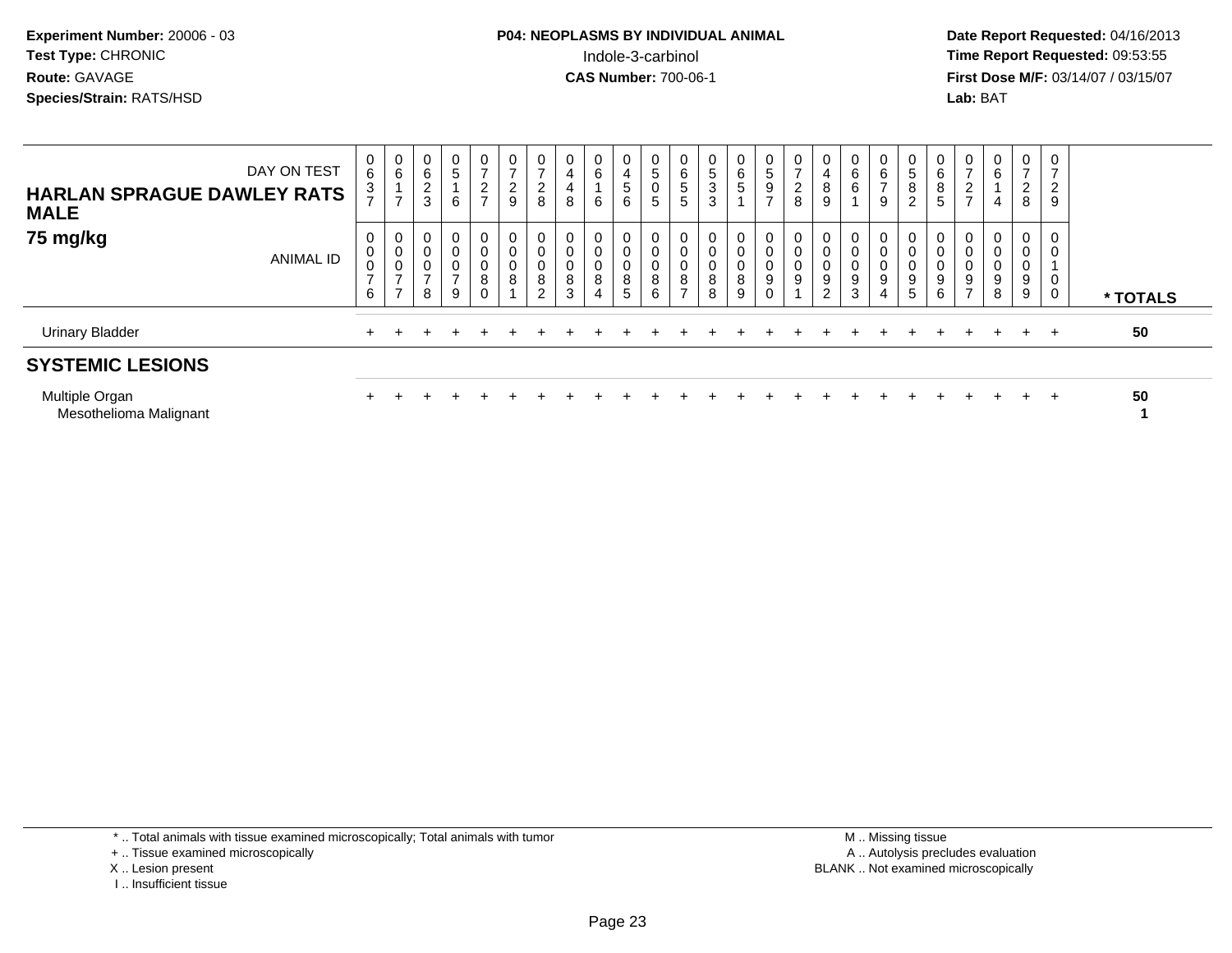**Experiment Number:** 20006 - 03
**Test Type:** CHRONIC
**Route:** GAVAGE
**Species/Strain:** RATS/HSD

**P04: NEOPLASMS BY INDIVIDUAL ANIMAL**
Indole-3-carbinol
**CAS Number:** 700-06-1

**Date Report Requested:** 04/16/2013
**Time Report Requested:** 09:53:55
**First Dose M/F:** 03/14/07 / 03/15/07
**Lab:** BAT

| DAY ON TEST | 0637 | 0617 | 0623 | 0516 | 0727 | 0729 | 0728 | 0448 | 0616 | 0456 | 0505 | 0655 | 0533 | 0651 | 0597 | 0728 | 0489 | 0661 | 0679 | 0582 | 0685 | 0727 | 0614 | 0728 | 0729 | |
|---|---|---|---|---|---|---|---|---|---|---|---|---|---|---|---|---|---|---|---|---|---|---|---|---|---|---|
| **HARLAN SPRAGUE DAWLEY RATS MALE 75 mg/kg** ANIMAL ID | 00076 | 00077 | 00078 | 00079 | 00080 | 00081 | 00082 | 00083 | 00084 | 00085 | 00086 | 00087 | 00088 | 00089 | 00090 | 00091 | 00092 | 00093 | 00094 | 00095 | 00096 | 00097 | 00098 | 00099 | 00100 | * TOTALS |
| Urinary Bladder | + | + | + | + | + | + | + | + | + | + | + | + | + | + | + | + | + | + | + | + | + | + | + | + | + | 50 |
| **SYSTEMIC LESIONS** | | | | | | | | | | | | | | | | | | | | | | | | | | |
| Multiple Organ | + | + | + | + | + | + | + | + | + | + | + | + | + | + | + | + | + | + | + | + | + | + | + | + | + | 50 |
| Mesothelioma Malignant | | | | | | | | | | | | | | | | | | | | | | | | | | 1 |

* .. Total animals with tissue examined microscopically; Total animals with tumor
+ .. Tissue examined microscopically
X .. Lesion present
I .. Insufficient tissue

M .. Missing tissue
A .. Autolysis precludes evaluation
BLANK .. Not examined microscopically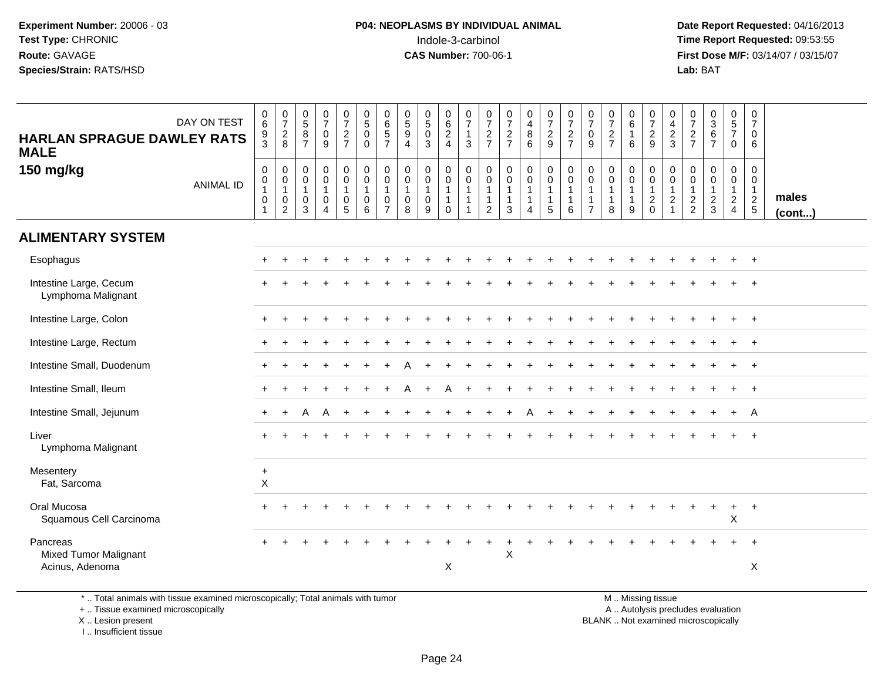**Experiment Number:** 20006 - 03
**Test Type:** CHRONIC
**Route:** GAVAGE
**Species/Strain:** RATS/HSD

**P04: NEOPLASMS BY INDIVIDUAL ANIMAL**
Indole-3-carbinol
**CAS Number:** 700-06-1

**Date Report Requested:** 04/16/2013
**Time Report Requested:** 09:53:55
**First Dose M/F:** 03/14/07 / 03/15/07
**Lab:** BAT

**HARLAN SPRAGUE DAWLEY RATS MALE**
**150 mg/kg**

| DAY ON TEST | 0693 | 0728 | 0587 | 0709 | 0727 | 0500 | 0657 | 0594 | 0503 | 0624 | 0713 | 0727 | 0727 | 0486 | 0729 | 0727 | 0709 | 0727 | 0616 | 0729 | 0423 | 0727 | 0367 | 0570 | 0706 | |
|---|---|---|---|---|---|---|---|---|---|---|---|---|---|---|---|---|---|---|---|---|---|---|---|---|---|---|
| ANIMAL ID | 00101 | 00102 | 00103 | 00104 | 00105 | 00106 | 00107 | 00108 | 00109 | 00110 | 00111 | 00112 | 00113 | 00114 | 00115 | 00116 | 00117 | 00118 | 00119 | 00120 | 00121 | 00122 | 00123 | 00124 | 00125 | males (cont...) |
| **ALIMENTARY SYSTEM** | | | | | | | | | | | | | | | | | | | | | | | | | | |
| Esophagus | + | + | + | + | + | + | + | + | + | + | + | + | + | + | + | + | + | + | + | + | + | + | + | + | + | |
| Intestine Large, Cecum | + | + | + | + | + | + | + | + | + | + | + | + | + | + | + | + | + | + | + | + | + | + | + | + | + | |
| Lymphoma Malignant | | | | | | | | | | | | | | | | | | | | | | | | | | |
| Intestine Large, Colon | + | + | + | + | + | + | + | + | + | + | + | + | + | + | + | + | + | + | + | + | + | + | + | + | + | |
| Intestine Large, Rectum | + | + | + | + | + | + | + | + | + | + | + | + | + | + | + | + | + | + | + | + | + | + | + | + | + | |
| Intestine Small, Duodenum | + | + | + | + | + | + | + | A | + | + | + | + | + | + | + | + | + | + | + | + | + | + | + | + | + | |
| Intestine Small, Ileum | + | + | + | + | + | + | + | A | + | A | + | + | + | + | + | + | + | + | + | + | + | + | + | + | + | |
| Intestine Small, Jejunum | + | + | A | A | + | + | + | + | + | + | + | + | + | A | + | + | + | + | + | + | + | + | + | + | A | |
| Liver | + | + | + | + | + | + | + | + | + | + | + | + | + | + | + | + | + | + | + | + | + | + | + | + | + | |
| Lymphoma Malignant | | | | | | | | | | | | | | | | | | | | | | | | | | |
| Mesentery | + | | | | | | | | | | | | | | | | | | | | | | | | | |
| Fat, Sarcoma | X | | | | | | | | | | | | | | | | | | | | | | | | | |
| Oral Mucosa | + | + | + | + | + | + | + | + | + | + | + | + | + | + | + | + | + | + | + | + | + | + | + | + | + | |
| Squamous Cell Carcinoma | | | | | | | | | | | | | | | | | | | | | | | | X | | |
| Pancreas | + | + | + | + | + | + | + | + | + | + | + | + | + | + | + | + | + | + | + | + | + | + | + | + | + | |
| Mixed Tumor Malignant | | | | | | | | | | | | | X | | | | | | | | | | | | | |
| Acinus, Adenoma | | | | | | | | | | X | | | | | | | | | | | | | | | X | |

\* .. Total animals with tissue examined microscopically; Total animals with tumor
\+ .. Tissue examined microscopically
X .. Lesion present
I .. Insufficient tissue

M .. Missing tissue
A .. Autolysis precludes evaluation
BLANK .. Not examined microscopically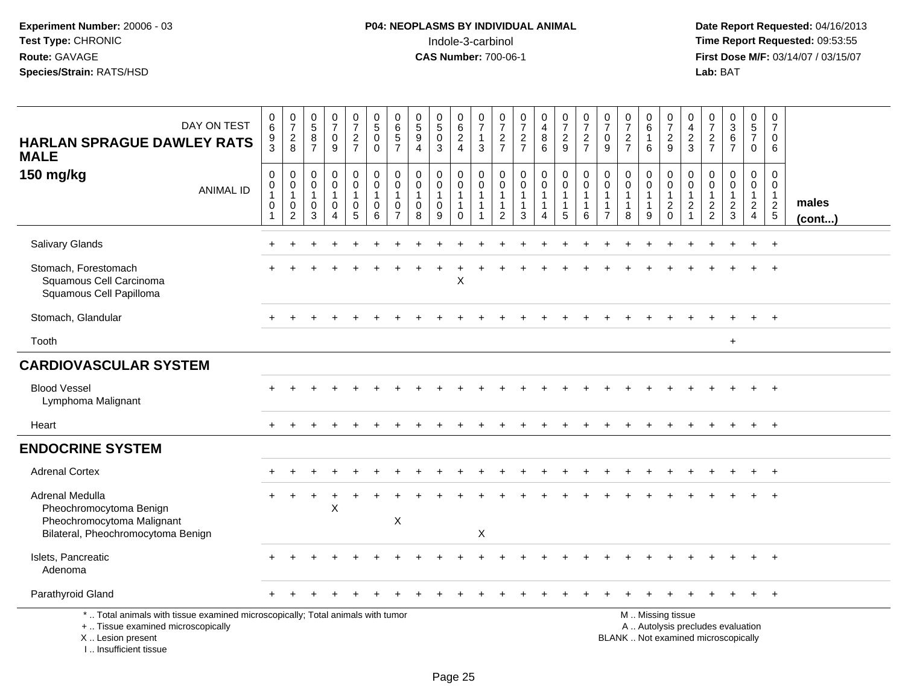**Experiment Number:** 20006 - 03
**Test Type:** CHRONIC
**Route:** GAVAGE
**Species/Strain:** RATS/HSD

**P04: NEOPLASMS BY INDIVIDUAL ANIMAL**
Indole-3-carbinol
**CAS Number:** 700-06-1

**Date Report Requested:** 04/16/2013
**Time Report Requested:** 09:53:55
**First Dose M/F:** 03/14/07 / 03/15/07
**Lab:** BAT

| HARLAN SPRAGUE DAWLEY RATS MALE 150 mg/kg — DAY ON TEST | 0693 | 0728 | 0587 | 0709 | 0727 | 0500 | 0657 | 0594 | 0503 | 0624 | 0713 | 0727 | 0727 | 0486 | 0729 | 0727 | 0709 | 0727 | 0616 | 0729 | 0423 | 0727 | 0367 | 0570 | 0706 | |
|---|---|---|---|---|---|---|---|---|---|---|---|---|---|---|---|---|---|---|---|---|---|---|---|---|---|---|
| ANIMAL ID | 00101 | 00102 | 00103 | 00104 | 00105 | 00106 | 00107 | 00108 | 00109 | 00110 | 00111 | 00112 | 00113 | 00114 | 00115 | 00116 | 00117 | 00118 | 00119 | 00120 | 00121 | 00122 | 00123 | 00124 | 00125 | males (cont...) |
| Salivary Glands | + | + | + | + | + | + | + | + | + | + | + | + | + | + | + | + | + | + | + | + | + | + | + | + | + | |
| Stomach, Forestomach | + | + | + | + | + | + | + | + | + | + | + | + | + | + | + | + | + | + | + | + | + | + | + | + | + | |
| Squamous Cell Carcinoma | | | | | | | | | | X | | | | | | | | | | | | | | | | |
| Squamous Cell Papilloma | | | | | | | | | | | | | | | | | | | | | | | | | | |
| Stomach, Glandular | + | + | + | + | + | + | + | + | + | + | + | + | + | + | + | + | + | + | + | + | + | + | + | + | + | |
| Tooth | | | | | | | | | | | | | | | | | | | | | | | + | | | |
| **CARDIOVASCULAR SYSTEM** | | | | | | | | | | | | | | | | | | | | | | | | | | |
| Blood Vessel | + | + | + | + | + | + | + | + | + | + | + | + | + | + | + | + | + | + | + | + | + | + | + | + | + | |
| Lymphoma Malignant | | | | | | | | | | | | | | | | | | | | | | | | | | |
| Heart | + | + | + | + | + | + | + | + | + | + | + | + | + | + | + | + | + | + | + | + | + | + | + | + | + | |
| **ENDOCRINE SYSTEM** | | | | | | | | | | | | | | | | | | | | | | | | | | |
| Adrenal Cortex | + | + | + | + | + | + | + | + | + | + | + | + | + | + | + | + | + | + | + | + | + | + | + | + | + | |
| Adrenal Medulla | + | + | + | + | + | + | + | + | + | + | + | + | + | + | + | + | + | + | + | + | + | + | + | + | + | |
| Pheochromocytoma Benign | | | | X | | | | | | | | | | | | | | | | | | | | | | |
| Pheochromocytoma Malignant | | | | | | | X | | | | | | | | | | | | | | | | | | | |
| Bilateral, Pheochromocytoma Benign | | | | | | | | | | | X | | | | | | | | | | | | | | | |
| Islets, Pancreatic | + | + | + | + | + | + | + | + | + | + | + | + | + | + | + | + | + | + | + | + | + | + | + | + | + | |
| Adenoma | | | | | | | | | | | | | | | | | | | | | | | | | | |
| Parathyroid Gland | + | + | + | + | + | + | + | + | + | + | + | + | + | + | + | + | + | + | + | + | + | + | + | + | + | |

\* .. Total animals with tissue examined microscopically; Total animals with tumor
\+ .. Tissue examined microscopically
X .. Lesion present
I .. Insufficient tissue

M .. Missing tissue
A .. Autolysis precludes evaluation
BLANK .. Not examined microscopically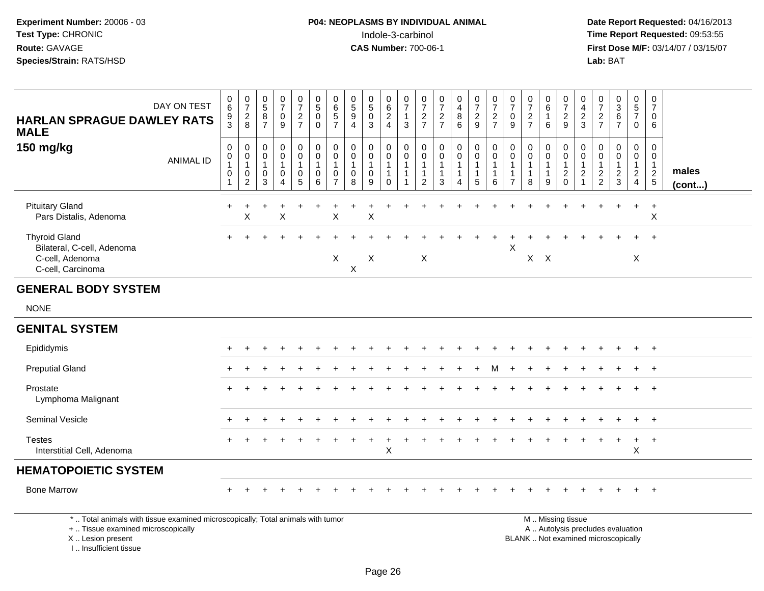**Experiment Number:** 20006 - 03
**Test Type:** CHRONIC
**Route:** GAVAGE
**Species/Strain:** RATS/HSD

**P04: NEOPLASMS BY INDIVIDUAL ANIMAL**
Indole-3-carbinol
**CAS Number:** 700-06-1

**Date Report Requested:** 04/16/2013
**Time Report Requested:** 09:53:55
**First Dose M/F:** 03/14/07 / 03/15/07
**Lab:** BAT

| HARLAN SPRAGUE DAWLEY RATS MALE 150 mg/kg — DAY ON TEST | 0693 | 0728 | 0587 | 0709 | 0727 | 0500 | 0657 | 0594 | 0503 | 0624 | 0713 | 0727 | 0727 | 0486 | 0729 | 0727 | 0709 | 0727 | 0616 | 0729 | 0423 | 0727 | 0367 | 0570 | 0706 | |
|---|---|---|---|---|---|---|---|---|---|---|---|---|---|---|---|---|---|---|---|---|---|---|---|---|---|---|
| ANIMAL ID | 00101 | 00102 | 00103 | 00104 | 00105 | 00106 | 00107 | 00108 | 00109 | 00110 | 00111 | 00112 | 00113 | 00114 | 00115 | 00116 | 00117 | 00118 | 00119 | 00120 | 00121 | 00122 | 00123 | 00124 | 00125 | males (cont...) |
| Pituitary Gland | + | + | + | + | + | + | + | + | + | + | + | + | + | + | + | + | + | + | + | + | + | + | + | + | + | |
| Pars Distalis, Adenoma | | X | | X | | | X | | X | | | | | | | | | | | | | | | | X | |
| Thyroid Gland | + | + | + | + | + | + | + | + | + | + | + | + | + | + | + | + | + | + | + | + | + | + | + | + | + | |
| Bilateral, C-cell, Adenoma | | | | | | | | | | | | | | | | | X | | | | | | | | | |
| C-cell, Adenoma | | | | | | | X | | X | | | X | | | | | | X | X | | | | | X | | |
| C-cell, Carcinoma | | | | | | | | X | | | | | | | | | | | | | | | | | | |
| **GENERAL BODY SYSTEM** | | | | | | | | | | | | | | | | | | | | | | | | | | |
| NONE | | | | | | | | | | | | | | | | | | | | | | | | | | |
| **GENITAL SYSTEM** | | | | | | | | | | | | | | | | | | | | | | | | | | |
| Epididymis | + | + | + | + | + | + | + | + | + | + | + | + | + | + | + | + | + | + | + | + | + | + | + | + | + | |
| Preputial Gland | + | + | + | + | + | + | + | + | + | + | + | + | + | + | + | M | + | + | + | + | + | + | + | + | + | |
| Prostate | + | + | + | + | + | + | + | + | + | + | + | + | + | + | + | + | + | + | + | + | + | + | + | + | + | |
| Lymphoma Malignant | | | | | | | | | | | | | | | | | | | | | | | | | | |
| Seminal Vesicle | + | + | + | + | + | + | + | + | + | + | + | + | + | + | + | + | + | + | + | + | + | + | + | + | + | |
| Testes | + | + | + | + | + | + | + | + | + | + | + | + | + | + | + | + | + | + | + | + | + | + | + | + | + | |
| Interstitial Cell, Adenoma | | | | | | | | | | X | | | | | | | | | | | | | | X | | |
| **HEMATOPOIETIC SYSTEM** | | | | | | | | | | | | | | | | | | | | | | | | | | |
| Bone Marrow | + | + | + | + | + | + | + | + | + | + | + | + | + | + | + | + | + | + | + | + | + | + | + | + | + | |

\* .. Total animals with tissue examined microscopically; Total animals with tumor
+ .. Tissue examined microscopically
X .. Lesion present
I .. Insufficient tissue

M .. Missing tissue
A .. Autolysis precludes evaluation
BLANK .. Not examined microscopically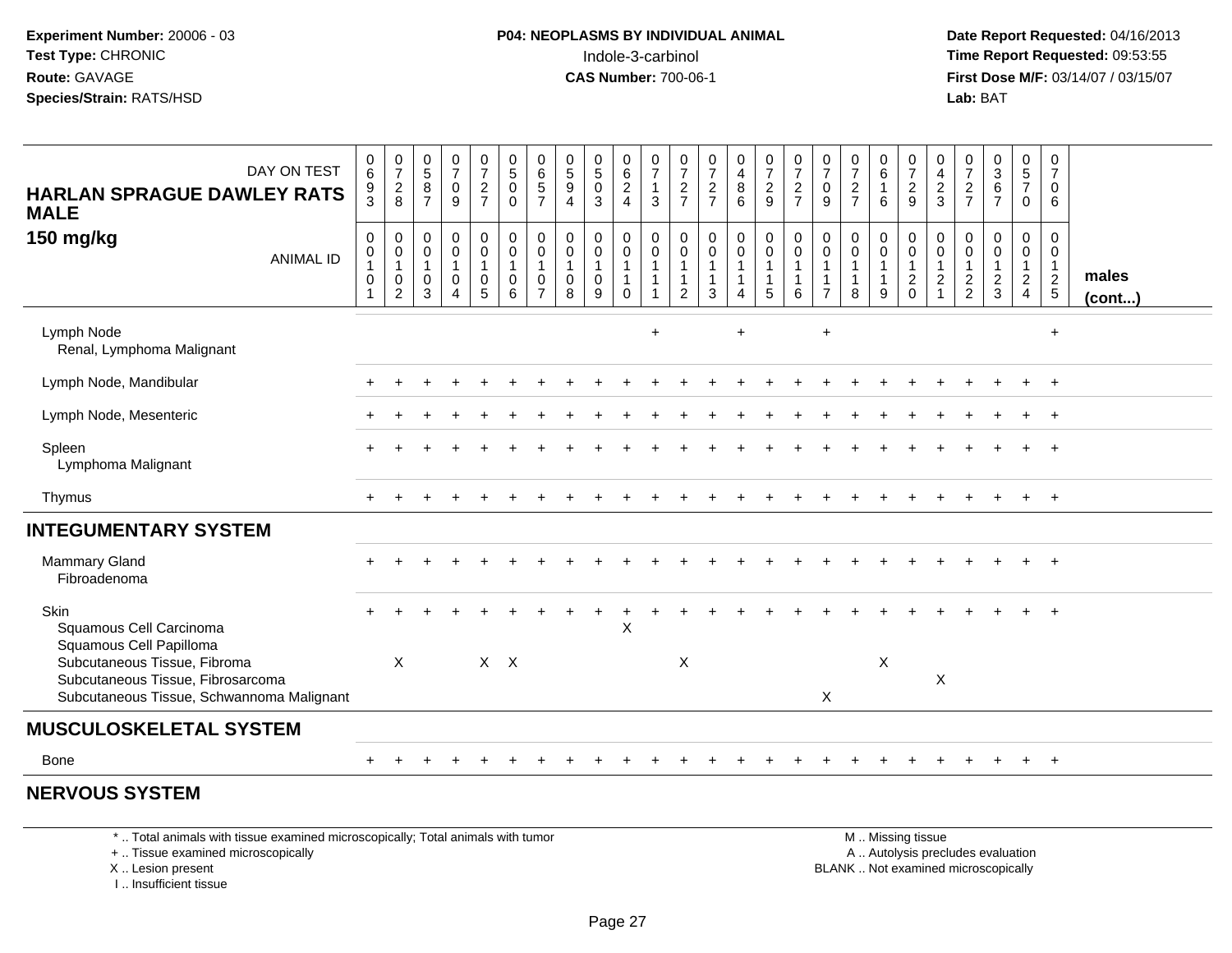**Experiment Number:** 20006 - 03
**Test Type:** CHRONIC
**Route:** GAVAGE
**Species/Strain:** RATS/HSD

**P04: NEOPLASMS BY INDIVIDUAL ANIMAL**
Indole-3-carbinol
**CAS Number:** 700-06-1

**Date Report Requested:** 04/16/2013
**Time Report Requested:** 09:53:55
**First Dose M/F:** 03/14/07 / 03/15/07
**Lab:** BAT

| HARLAN SPRAGUE DAWLEY RATS MALE 150 mg/kg — DAY ON TEST | 0693 | 0728 | 0587 | 0709 | 0727 | 0500 | 0657 | 0594 | 0503 | 0624 | 0713 | 0727 | 0727 | 0486 | 0729 | 0727 | 0709 | 0727 | 0616 | 0729 | 0423 | 0727 | 0367 | 0570 | 0706 | |
|---|---|---|---|---|---|---|---|---|---|---|---|---|---|---|---|---|---|---|---|---|---|---|---|---|---|---|
| ANIMAL ID | 00101 | 00102 | 00103 | 00104 | 00105 | 00106 | 00107 | 00108 | 00109 | 00110 | 00111 | 00112 | 00113 | 00114 | 00115 | 00116 | 00117 | 00118 | 00119 | 00120 | 00121 | 00122 | 00123 | 00124 | 00125 | males (cont...) |
| Lymph Node | | | | | | | | | | | + | | | + | | | + | | | | | | | | + | |
| Renal, Lymphoma Malignant | | | | | | | | | | | | | | | | | | | | | | | | | | |
| Lymph Node, Mandibular | + | + | + | + | + | + | + | + | + | + | + | + | + | + | + | + | + | + | + | + | + | + | + | + | + | |
| Lymph Node, Mesenteric | + | + | + | + | + | + | + | + | + | + | + | + | + | + | + | + | + | + | + | + | + | + | + | + | + | |
| Spleen | + | + | + | + | + | + | + | + | + | + | + | + | + | + | + | + | + | + | + | + | + | + | + | + | + | |
| Lymphoma Malignant | | | | | | | | | | | | | | | | | | | | | | | | | | |
| Thymus | + | + | + | + | + | + | + | + | + | + | + | + | + | + | + | + | + | + | + | + | + | + | + | + | + | |
| **INTEGUMENTARY SYSTEM** | | | | | | | | | | | | | | | | | | | | | | | | | | |
| Mammary Gland | + | + | + | + | + | + | + | + | + | + | + | + | + | + | + | + | + | + | + | + | + | + | + | + | + | |
| Fibroadenoma | | | | | | | | | | | | | | | | | | | | | | | | | | |
| Skin | + | + | + | + | + | + | + | + | + | + | + | + | + | + | + | + | + | + | + | + | + | + | + | + | + | |
| Squamous Cell Carcinoma | | | | | | | | | | X | | | | | | | | | | | | | | | | |
| Squamous Cell Papilloma | | | | | | | | | | | | | | | | | | | | | | | | | | |
| Subcutaneous Tissue, Fibroma | | X | | | X | X | | | | | | X | | | | | | | X | | | | | | | |
| Subcutaneous Tissue, Fibrosarcoma | | | | | | | | | | | | | | | | | | | | | X | | | | | |
| Subcutaneous Tissue, Schwannoma Malignant | | | | | | | | | | | | | | | | | X | | | | | | | | | |
| **MUSCULOSKELETAL SYSTEM** | | | | | | | | | | | | | | | | | | | | | | | | | | |
| Bone | + | + | + | + | + | + | + | + | + | + | + | + | + | + | + | + | + | + | + | + | + | + | + | + | + | |
| **NERVOUS SYSTEM** | | | | | | | | | | | | | | | | | | | | | | | | | | |

\* .. Total animals with tissue examined microscopically; Total animals with tumor
\+ .. Tissue examined microscopically
X .. Lesion present
I .. Insufficient tissue

M .. Missing tissue
A .. Autolysis precludes evaluation
BLANK .. Not examined microscopically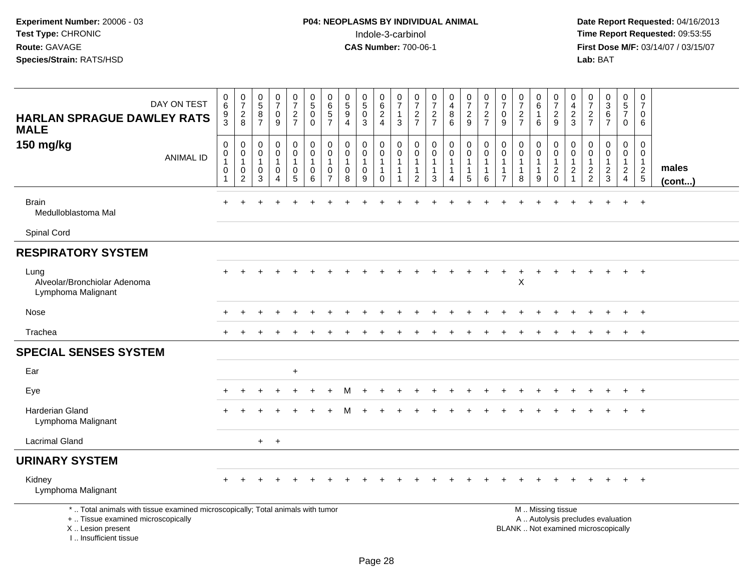**Experiment Number:** 20006 - 03
**Test Type:** CHRONIC
**Route:** GAVAGE
**Species/Strain:** RATS/HSD

**P04: NEOPLASMS BY INDIVIDUAL ANIMAL**
Indole-3-carbinol
**CAS Number:** 700-06-1

**Date Report Requested:** 04/16/2013
**Time Report Requested:** 09:53:55
**First Dose M/F:** 03/14/07 / 03/15/07
**Lab:** BAT

| HARLAN SPRAGUE DAWLEY RATS MALE 150 mg/kg | DAY ON TEST | 0693 | 0728 | 0587 | 0709 | 0727 | 0500 | 0657 | 0594 | 0503 | 0624 | 0713 | 0727 | 0727 | 0486 | 0729 | 0727 | 0709 | 0727 | 0616 | 0729 | 0423 | 0727 | 0367 | 0570 | 0706 | |
|---|---|---|---|---|---|---|---|---|---|---|---|---|---|---|---|---|---|---|---|---|---|---|---|---|---|---|---|
| | ANIMAL ID | 00101 | 00102 | 00103 | 00104 | 00105 | 00106 | 00107 | 00108 | 00109 | 00110 | 00111 | 00112 | 00113 | 00114 | 00115 | 00116 | 00117 | 00118 | 00119 | 00120 | 00121 | 00122 | 00123 | 00124 | 00125 | males (cont...) |
| Brain | | + | + | + | + | + | + | + | + | + | + | + | + | + | + | + | + | + | + | + | + | + | + | + | + | + | |
| Medulloblastoma Mal | | | | | | | | | | | | | | | | | | | | | | | | | | | |
| Spinal Cord | | | | | | | | | | | | | | | | | | | | | | | | | | | |
| **RESPIRATORY SYSTEM** | | | | | | | | | | | | | | | | | | | | | | | | | | | |
| Lung | | + | + | + | + | + | + | + | + | + | + | + | + | + | + | + | + | + | + | + | + | + | + | + | + | + | |
| Alveolar/Bronchiolar Adenoma | | | | | | | | | | | | | | | | | | | X | | | | | | | | |
| Lymphoma Malignant | | | | | | | | | | | | | | | | | | | | | | | | | | | |
| Nose | | + | + | + | + | + | + | + | + | + | + | + | + | + | + | + | + | + | + | + | + | + | + | + | + | + | |
| Trachea | | + | + | + | + | + | + | + | + | + | + | + | + | + | + | + | + | + | + | + | + | + | + | + | + | + | |
| **SPECIAL SENSES SYSTEM** | | | | | | | | | | | | | | | | | | | | | | | | | | | |
| Ear | | | | | | + | | | | | | | | | | | | | | | | | | | | | |
| Eye | | + | + | + | + | + | + | + | M | + | + | + | + | + | + | + | + | + | + | + | + | + | + | + | + | + | |
| Harderian Gland | | + | + | + | + | + | + | + | M | + | + | + | + | + | + | + | + | + | + | + | + | + | + | + | + | + | |
| Lymphoma Malignant | | | | | | | | | | | | | | | | | | | | | | | | | | | |
| Lacrimal Gland | | | | + | + | | | | | | | | | | | | | | | | | | | | | | |
| **URINARY SYSTEM** | | | | | | | | | | | | | | | | | | | | | | | | | | | |
| Kidney | | + | + | + | + | + | + | + | + | + | + | + | + | + | + | + | + | + | + | + | + | + | + | + | + | + | |
| Lymphoma Malignant | | | | | | | | | | | | | | | | | | | | | | | | | | | |

\* .. Total animals with tissue examined microscopically; Total animals with tumor
\+ .. Tissue examined microscopically
X .. Lesion present
I .. Insufficient tissue

M .. Missing tissue
A .. Autolysis precludes evaluation
BLANK .. Not examined microscopically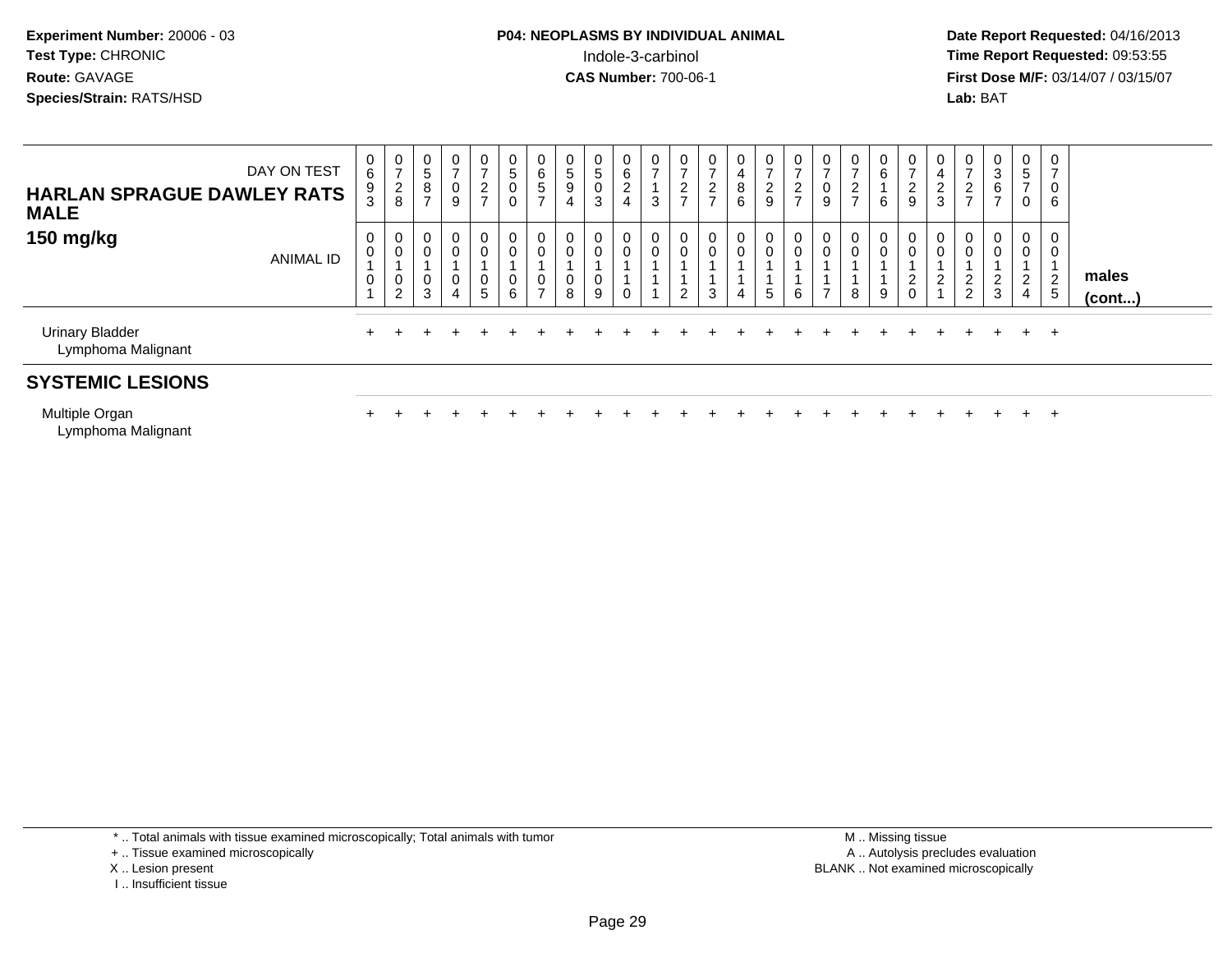**Experiment Number:** 20006 - 03
**Test Type:** CHRONIC
**Route:** GAVAGE
**Species/Strain:** RATS/HSD

**P04: NEOPLASMS BY INDIVIDUAL ANIMAL**
Indole-3-carbinol
**CAS Number:** 700-06-1

**Date Report Requested:** 04/16/2013
**Time Report Requested:** 09:53:55
**First Dose M/F:** 03/14/07 / 03/15/07
**Lab:** BAT

| HARLAN SPRAGUE DAWLEY RATS MALE 150 mg/kg | | | | | | | | | | | | | | | | | | | | | | | | | | |
|---|---|---|---|---|---|---|---|---|---|---|---|---|---|---|---|---|---|---|---|---|---|---|---|---|---|---|
| DAY ON TEST | 0693 | 0728 | 0587 | 0709 | 0727 | 0500 | 0657 | 0594 | 0503 | 0624 | 0713 | 0727 | 0727 | 0486 | 0729 | 0727 | 0709 | 0727 | 0616 | 0729 | 0423 | 0727 | 0367 | 0570 | 0706 | |
| ANIMAL ID | 00101 | 00102 | 00103 | 00104 | 00105 | 00106 | 00107 | 00108 | 00109 | 00110 | 00111 | 00112 | 00113 | 00114 | 00115 | 00116 | 00117 | 00118 | 00119 | 00120 | 00121 | 00122 | 00123 | 00124 | 00125 | males (cont...) |
| Urinary Bladder | + | + | + | + | + | + | + | + | + | + | + | + | + | + | + | + | + | + | + | + | + | + | + | + | + | |
| Lymphoma Malignant | | | | | | | | | | | | | | | | | | | | | | | | | | |
| **SYSTEMIC LESIONS** | | | | | | | | | | | | | | | | | | | | | | | | | | |
| Multiple Organ | + | + | + | + | + | + | + | + | + | + | + | + | + | + | + | + | + | + | + | + | + | + | + | + | + | |
| Lymphoma Malignant | | | | | | | | | | | | | | | | | | | | | | | | | | |

\* .. Total animals with tissue examined microscopically; Total animals with tumor
\+ .. Tissue examined microscopically
X .. Lesion present
I .. Insufficient tissue

M .. Missing tissue
A .. Autolysis precludes evaluation
BLANK .. Not examined microscopically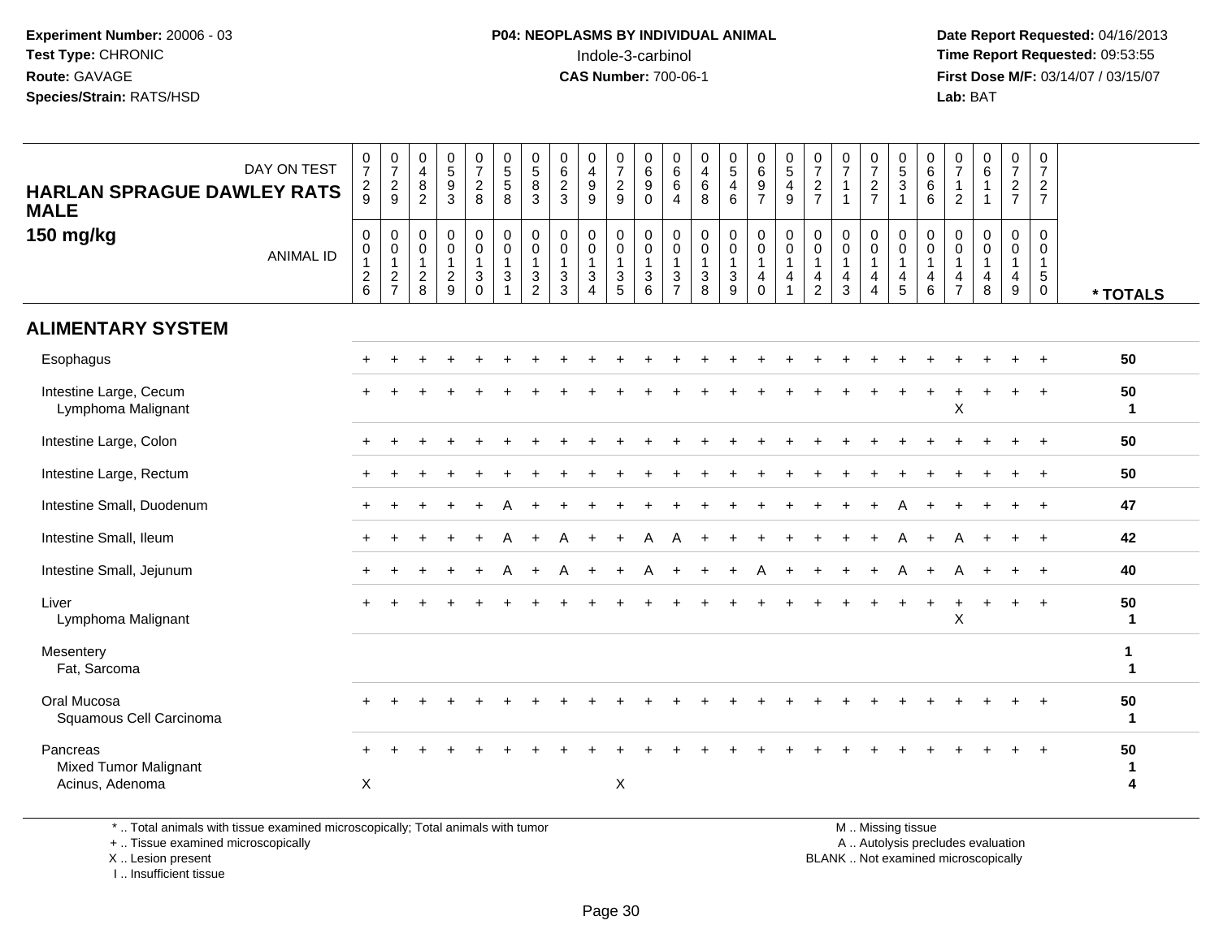**Experiment Number:** 20006 - 03
**Test Type:** CHRONIC
**Route:** GAVAGE
**Species/Strain:** RATS/HSD

**P04: NEOPLASMS BY INDIVIDUAL ANIMAL**
Indole-3-carbinol
**CAS Number:** 700-06-1

**Date Report Requested:** 04/16/2013
**Time Report Requested:** 09:53:55
**First Dose M/F:** 03/14/07 / 03/15/07
**Lab:** BAT

**HARLAN SPRAGUE DAWLEY RATS MALE**
**150 mg/kg**

| DAY ON TEST | 0729 | 0729 | 0482 | 0593 | 0728 | 0558 | 0583 | 0623 | 0499 | 0729 | 0690 | 0664 | 0468 | 0546 | 0697 | 0549 | 0727 | 0711 | 0727 | 0531 | 0666 | 0712 | 0611 | 0727 | 0727 | |
|---|---|---|---|---|---|---|---|---|---|---|---|---|---|---|---|---|---|---|---|---|---|---|---|---|---|---|
| **ANIMAL ID** | 00126 | 00127 | 00128 | 00129 | 00130 | 00131 | 00132 | 00133 | 00134 | 00135 | 00136 | 00137 | 00138 | 00139 | 00140 | 00141 | 00142 | 00143 | 00144 | 00145 | 00146 | 00147 | 00148 | 00149 | 00150 | *** TOTALS** |
| **ALIMENTARY SYSTEM** | | | | | | | | | | | | | | | | | | | | | | | | | | |
| Esophagus | + | + | + | + | + | + | + | + | + | + | + | + | + | + | + | + | + | + | + | + | + | + | + | + | + | **50** |
| Intestine Large, Cecum | + | + | + | + | + | + | + | + | + | + | + | + | + | + | + | + | + | + | + | + | + | + | + | + | + | **50** |
| Lymphoma Malignant | | | | | | | | | | | | | | | | | | | | | | X | | | | **1** |
| Intestine Large, Colon | + | + | + | + | + | + | + | + | + | + | + | + | + | + | + | + | + | + | + | + | + | + | + | + | + | **50** |
| Intestine Large, Rectum | + | + | + | + | + | + | + | + | + | + | + | + | + | + | + | + | + | + | + | + | + | + | + | + | + | **50** |
| Intestine Small, Duodenum | + | + | + | + | + | A | + | + | + | + | + | + | + | + | + | + | + | + | + | A | + | + | + | + | + | **47** |
| Intestine Small, Ileum | + | + | + | + | + | A | + | A | + | + | A | A | + | + | + | + | + | + | + | A | + | A | + | + | + | **42** |
| Intestine Small, Jejunum | + | + | + | + | + | A | + | A | + | + | A | + | + | + | A | + | + | + | + | A | + | A | + | + | + | **40** |
| Liver | + | + | + | + | + | + | + | + | + | + | + | + | + | + | + | + | + | + | + | + | + | + | + | + | + | **50** |
| Lymphoma Malignant | | | | | | | | | | | | | | | | | | | | | | X | | | | **1** |
| Mesentery | | | | | | | | | | | | | | | | | | | | | | | | | | **1** |
| Fat, Sarcoma | | | | | | | | | | | | | | | | | | | | | | | | | | **1** |
| Oral Mucosa | + | + | + | + | + | + | + | + | + | + | + | + | + | + | + | + | + | + | + | + | + | + | + | + | + | **50** |
| Squamous Cell Carcinoma | | | | | | | | | | | | | | | | | | | | | | | | | | **1** |
| Pancreas | + | + | + | + | + | + | + | + | + | + | + | + | + | + | + | + | + | + | + | + | + | + | + | + | + | **50** |
| Mixed Tumor Malignant | | | | | | | | | | | | | | | | | | | | | | | | | | **1** |
| Acinus, Adenoma | X | | | | | | | | | X | | | | | | | | | | | | | | | | **4** |

\* .. Total animals with tissue examined microscopically; Total animals with tumor
\+ .. Tissue examined microscopically
X .. Lesion present
I .. Insufficient tissue

M .. Missing tissue
A .. Autolysis precludes evaluation
BLANK .. Not examined microscopically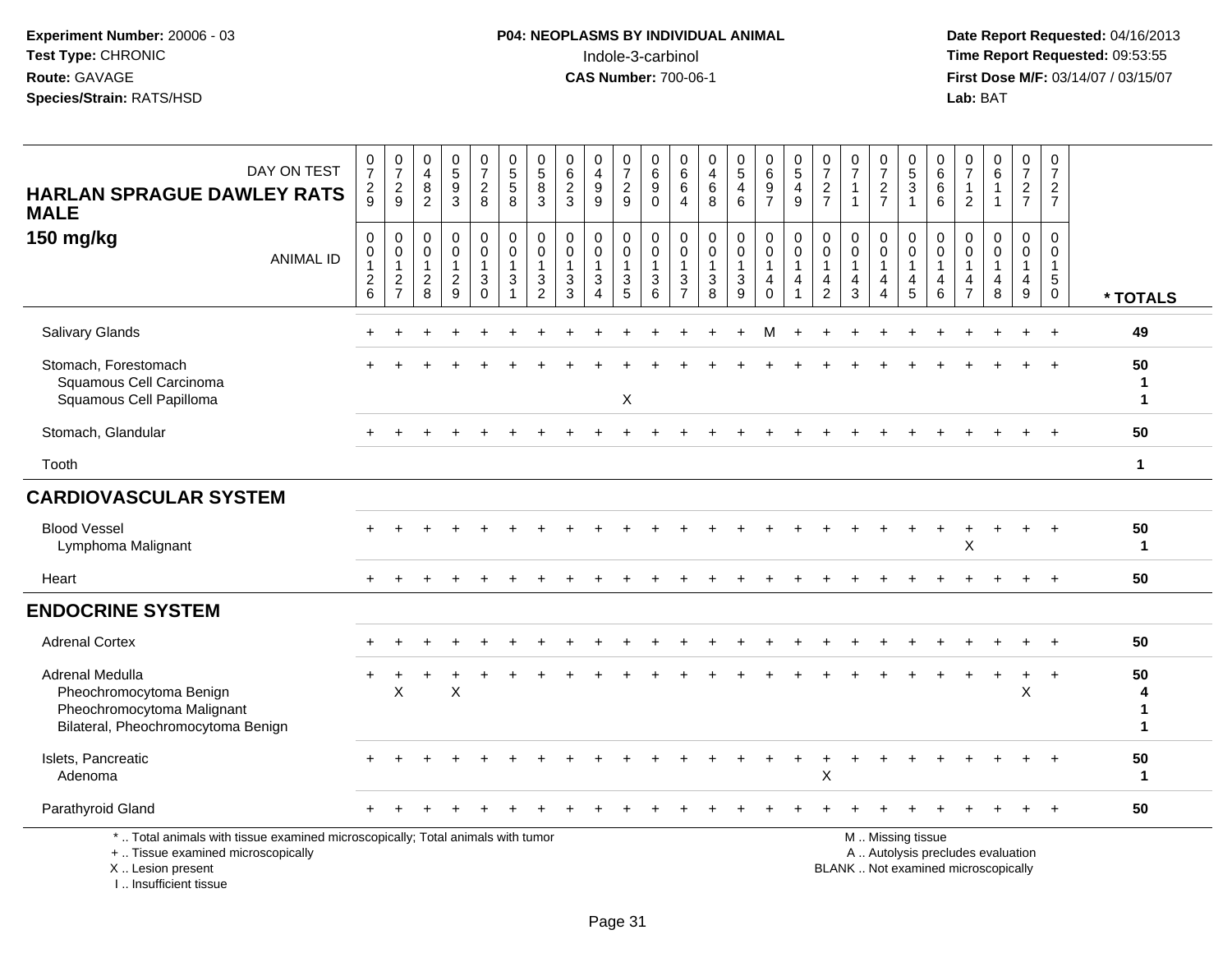**Experiment Number:** 20006 - 03
**Test Type:** CHRONIC
**Route:** GAVAGE
**Species/Strain:** RATS/HSD

**P04: NEOPLASMS BY INDIVIDUAL ANIMAL**
Indole-3-carbinol
**CAS Number:** 700-06-1

**Date Report Requested:** 04/16/2013
**Time Report Requested:** 09:53:55
**First Dose M/F:** 03/14/07 / 03/15/07
**Lab:** BAT

| DAY ON TEST | 0729 | 0729 | 0482 | 0593 | 0728 | 0558 | 0583 | 0623 | 0499 | 0729 | 0690 | 0664 | 0468 | 0546 | 0697 | 0549 | 0727 | 0711 | 0727 | 0531 | 0666 | 0712 | 0611 | 0727 | 0727 | |
|---|---|---|---|---|---|---|---|---|---|---|---|---|---|---|---|---|---|---|---|---|---|---|---|---|---|---|
| **HARLAN SPRAGUE DAWLEY RATS MALE 150 mg/kg** ANIMAL ID | 00126 | 00127 | 00128 | 00129 | 00130 | 00131 | 00132 | 00133 | 00134 | 00135 | 00136 | 00137 | 00138 | 00139 | 00140 | 00141 | 00142 | 00143 | 00144 | 00145 | 00146 | 00147 | 00148 | 00149 | 00150 | *** TOTALS** |
| Salivary Glands | + | + | + | + | + | + | + | + | + | + | + | + | + | + | M | + | + | + | + | + | + | + | + | + | + | 49 |
| Stomach, Forestomach | + | + | + | + | + | + | + | + | + | + | + | + | + | + | + | + | + | + | + | + | + | + | + | + | + | 50 |
| Squamous Cell Carcinoma | | | | | | | | | | | | | | | | | | | | | | | | | | 1 |
| Squamous Cell Papilloma | | | | | | | | | | X | | | | | | | | | | | | | | | | 1 |
| Stomach, Glandular | + | + | + | + | + | + | + | + | + | + | + | + | + | + | + | + | + | + | + | + | + | + | + | + | + | 50 |
| Tooth | | | | | | | | | | | | | | | | | | | | | | | | | | 1 |
| **CARDIOVASCULAR SYSTEM** | | | | | | | | | | | | | | | | | | | | | | | | | | |
| Blood Vessel | + | + | + | + | + | + | + | + | + | + | + | + | + | + | + | + | + | + | + | + | + | + | + | + | + | 50 |
| Lymphoma Malignant | | | | | | | | | | | | | | | | | | | | | | X | | | | 1 |
| Heart | + | + | + | + | + | + | + | + | + | + | + | + | + | + | + | + | + | + | + | + | + | + | + | + | + | 50 |
| **ENDOCRINE SYSTEM** | | | | | | | | | | | | | | | | | | | | | | | | | | |
| Adrenal Cortex | + | + | + | + | + | + | + | + | + | + | + | + | + | + | + | + | + | + | + | + | + | + | + | + | + | 50 |
| Adrenal Medulla | + | + | + | + | + | + | + | + | + | + | + | + | + | + | + | + | + | + | + | + | + | + | + | + | + | 50 |
| Pheochromocytoma Benign | | X | | X | | | | | | | | | | | | | | | | | | | | X | | 4 |
| Pheochromocytoma Malignant | | | | | | | | | | | | | | | | | | | | | | | | | | 1 |
| Bilateral, Pheochromocytoma Benign | | | | | | | | | | | | | | | | | | | | | | | | | | 1 |
| Islets, Pancreatic | + | + | + | + | + | + | + | + | + | + | + | + | + | + | + | + | + | + | + | + | + | + | + | + | + | 50 |
| Adenoma | | | | | | | | | | | | | | | | | X | | | | | | | | | 1 |
| Parathyroid Gland | + | + | + | + | + | + | + | + | + | + | + | + | + | + | + | + | + | + | + | + | + | + | + | + | + | 50 |

\* .. Total animals with tissue examined microscopically; Total animals with tumor
\+ .. Tissue examined microscopically
X .. Lesion present
I .. Insufficient tissue

M .. Missing tissue
A .. Autolysis precludes evaluation
BLANK .. Not examined microscopically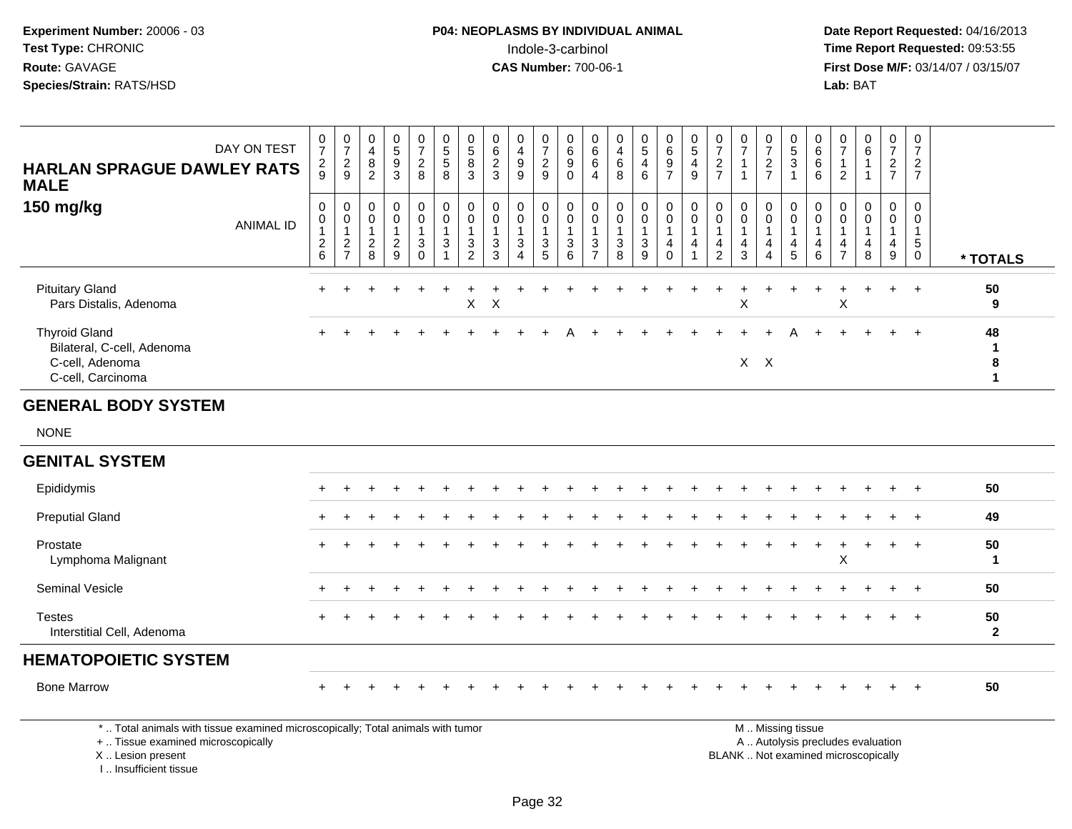Experiment Number: 20006 - 03
Test Type: CHRONIC
Route: GAVAGE
Species/Strain: RATS/HSD

**P04: NEOPLASMS BY INDIVIDUAL ANIMAL**
Indole-3-carbinol
**CAS Number:** 700-06-1

Date Report Requested: 04/16/2013
Time Report Requested: 09:53:55
First Dose M/F: 03/14/07 / 03/15/07
Lab: BAT

**HARLAN SPRAGUE DAWLEY RATS MALE**
**150 mg/kg**

| DAY ON TEST | 0729 | 0729 | 0482 | 0593 | 0728 | 0558 | 0583 | 0623 | 0499 | 0729 | 0690 | 0664 | 0468 | 0546 | 0697 | 0549 | 0727 | 0711 | 0727 | 0531 | 0666 | 0712 | 0611 | 0727 | 0727 | |
|---|---|---|---|---|---|---|---|---|---|---|---|---|---|---|---|---|---|---|---|---|---|---|---|---|---|---|
| ANIMAL ID | 00126 | 00127 | 00128 | 00129 | 00130 | 00131 | 00132 | 00133 | 00134 | 00135 | 00136 | 00137 | 00138 | 00139 | 00140 | 00141 | 00142 | 00143 | 00144 | 00145 | 00146 | 00147 | 00148 | 00149 | 00150 | * TOTALS |
| Pituitary Gland | + | + | + | + | + | + | + | + | + | + | + | + | + | + | + | + | + | + | + | + | + | + | + | + | + | 50 |
| Pars Distalis, Adenoma | | | | | | | X | X | | | | | | | | | | X | | | | X | | | | 9 |
| Thyroid Gland | + | + | + | + | + | + | + | + | + | + | A | + | + | + | + | + | + | + | + | A | + | + | + | + | + | 48 |
| Bilateral, C-cell, Adenoma | | | | | | | | | | | | | | | | | | | | | | | | | | 1 |
| C-cell, Adenoma | | | | | | | | | | | | | | | | | | X | X | | | | | | | 8 |
| C-cell, Carcinoma | | | | | | | | | | | | | | | | | | | | | | | | | | 1 |
| **GENERAL BODY SYSTEM** | | | | | | | | | | | | | | | | | | | | | | | | | | |
| NONE | | | | | | | | | | | | | | | | | | | | | | | | | | |
| **GENITAL SYSTEM** | | | | | | | | | | | | | | | | | | | | | | | | | | |
| Epididymis | + | + | + | + | + | + | + | + | + | + | + | + | + | + | + | + | + | + | + | + | + | + | + | + | + | 50 |
| Preputial Gland | + | + | + | + | + | + | + | + | + | + | + | + | + | + | + | + | + | + | + | + | + | + | + | + | + | 49 |
| Prostate | + | + | + | + | + | + | + | + | + | + | + | + | + | + | + | + | + | + | + | + | + | + | + | + | + | 50 |
| Lymphoma Malignant | | | | | | | | | | | | | | | | | | | | | | X | | | | 1 |
| Seminal Vesicle | + | + | + | + | + | + | + | + | + | + | + | + | + | + | + | + | + | + | + | + | + | + | + | + | + | 50 |
| Testes | + | + | + | + | + | + | + | + | + | + | + | + | + | + | + | + | + | + | + | + | + | + | + | + | + | 50 |
| Interstitial Cell, Adenoma | | | | | | | | | | | | | | | | | | | | | | | | | | 2 |
| **HEMATOPOIETIC SYSTEM** | | | | | | | | | | | | | | | | | | | | | | | | | | |
| Bone Marrow | + | + | + | + | + | + | + | + | + | + | + | + | + | + | + | + | + | + | + | + | + | + | + | + | + | 50 |

\* .. Total animals with tissue examined microscopically; Total animals with tumor
\+ .. Tissue examined microscopically
X .. Lesion present
I .. Insufficient tissue

M .. Missing tissue
A .. Autolysis precludes evaluation
BLANK .. Not examined microscopically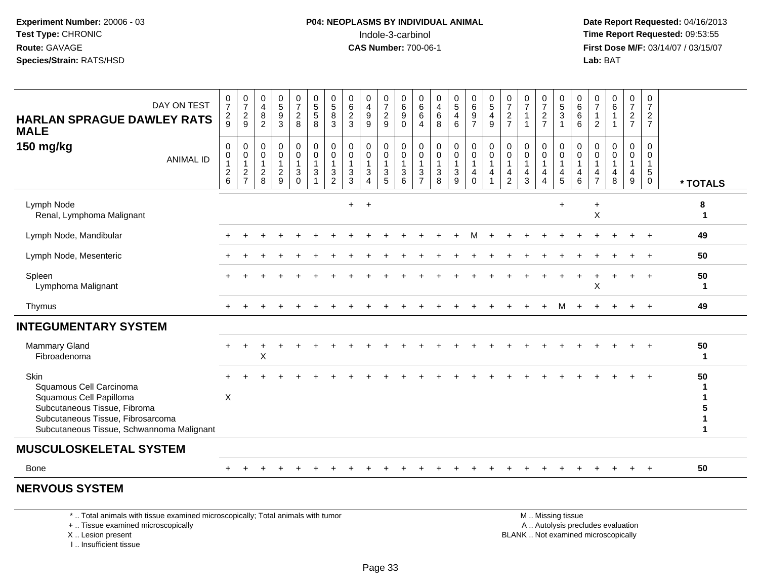**Experiment Number:** 20006 - 03
**Test Type:** CHRONIC
**Route:** GAVAGE
**Species/Strain:** RATS/HSD

**P04: NEOPLASMS BY INDIVIDUAL ANIMAL**
Indole-3-carbinol
**CAS Number:** 700-06-1

**Date Report Requested:** 04/16/2013
**Time Report Requested:** 09:53:55
**First Dose M/F:** 03/14/07 / 03/15/07
**Lab:** BAT

| DAY ON TEST | 0729 | 0729 | 0482 | 0593 | 0728 | 0558 | 0583 | 0623 | 0499 | 0729 | 0690 | 0664 | 0468 | 0546 | 0697 | 0549 | 0727 | 0711 | 0727 | 0531 | 0666 | 0712 | 0611 | 0727 | 0727 | |
|---|---|---|---|---|---|---|---|---|---|---|---|---|---|---|---|---|---|---|---|---|---|---|---|---|---|---|
| **HARLAN SPRAGUE DAWLEY RATS MALE 150 mg/kg** ANIMAL ID | 00126 | 00127 | 00128 | 00129 | 00130 | 00131 | 00132 | 00133 | 00134 | 00135 | 00136 | 00137 | 00138 | 00139 | 00140 | 00141 | 00142 | 00143 | 00144 | 00145 | 00146 | 00147 | 00148 | 00149 | 00150 | *** TOTALS** |
| Lymph Node | | | | | | | | + | + | | | | | | | | | | | + | | + | | | | **8** |
| Renal, Lymphoma Malignant | | | | | | | | | | | | | | | | | | | | | | X | | | | **1** |
| Lymph Node, Mandibular | + | + | + | + | + | + | + | + | + | + | + | + | + | + | M | + | + | + | + | + | + | + | + | + | + | **49** |
| Lymph Node, Mesenteric | + | + | + | + | + | + | + | + | + | + | + | + | + | + | + | + | + | + | + | + | + | + | + | + | + | **50** |
| Spleen | + | + | + | + | + | + | + | + | + | + | + | + | + | + | + | + | + | + | + | + | + | + | + | + | + | **50** |
| Lymphoma Malignant | | | | | | | | | | | | | | | | | | | | | | X | | | | **1** |
| Thymus | + | + | + | + | + | + | + | + | + | + | + | + | + | + | + | + | + | + | + | M | + | + | + | + | + | **49** |
| **INTEGUMENTARY SYSTEM** | | | | | | | | | | | | | | | | | | | | | | | | | | |
| Mammary Gland | + | + | + | + | + | + | + | + | + | + | + | + | + | + | + | + | + | + | + | + | + | + | + | + | + | **50** |
| Fibroadenoma | | | X | | | | | | | | | | | | | | | | | | | | | | | **1** |
| Skin | + | + | + | + | + | + | + | + | + | + | + | + | + | + | + | + | + | + | + | + | + | + | + | + | + | **50** |
| Squamous Cell Carcinoma | | | | | | | | | | | | | | | | | | | | | | | | | | **1** |
| Squamous Cell Papilloma | X | | | | | | | | | | | | | | | | | | | | | | | | | **1** |
| Subcutaneous Tissue, Fibroma | | | | | | | | | | | | | | | | | | | | | | | | | | **5** |
| Subcutaneous Tissue, Fibrosarcoma | | | | | | | | | | | | | | | | | | | | | | | | | | **1** |
| Subcutaneous Tissue, Schwannoma Malignant | | | | | | | | | | | | | | | | | | | | | | | | | | **1** |
| **MUSCULOSKELETAL SYSTEM** | | | | | | | | | | | | | | | | | | | | | | | | | | |
| Bone | + | + | + | + | + | + | + | + | + | + | + | + | + | + | + | + | + | + | + | + | + | + | + | + | + | **50** |
| **NERVOUS SYSTEM** | | | | | | | | | | | | | | | | | | | | | | | | | | |

\* .. Total animals with tissue examined microscopically; Total animals with tumor
\+ .. Tissue examined microscopically
X .. Lesion present
I .. Insufficient tissue

M .. Missing tissue
A .. Autolysis precludes evaluation
BLANK .. Not examined microscopically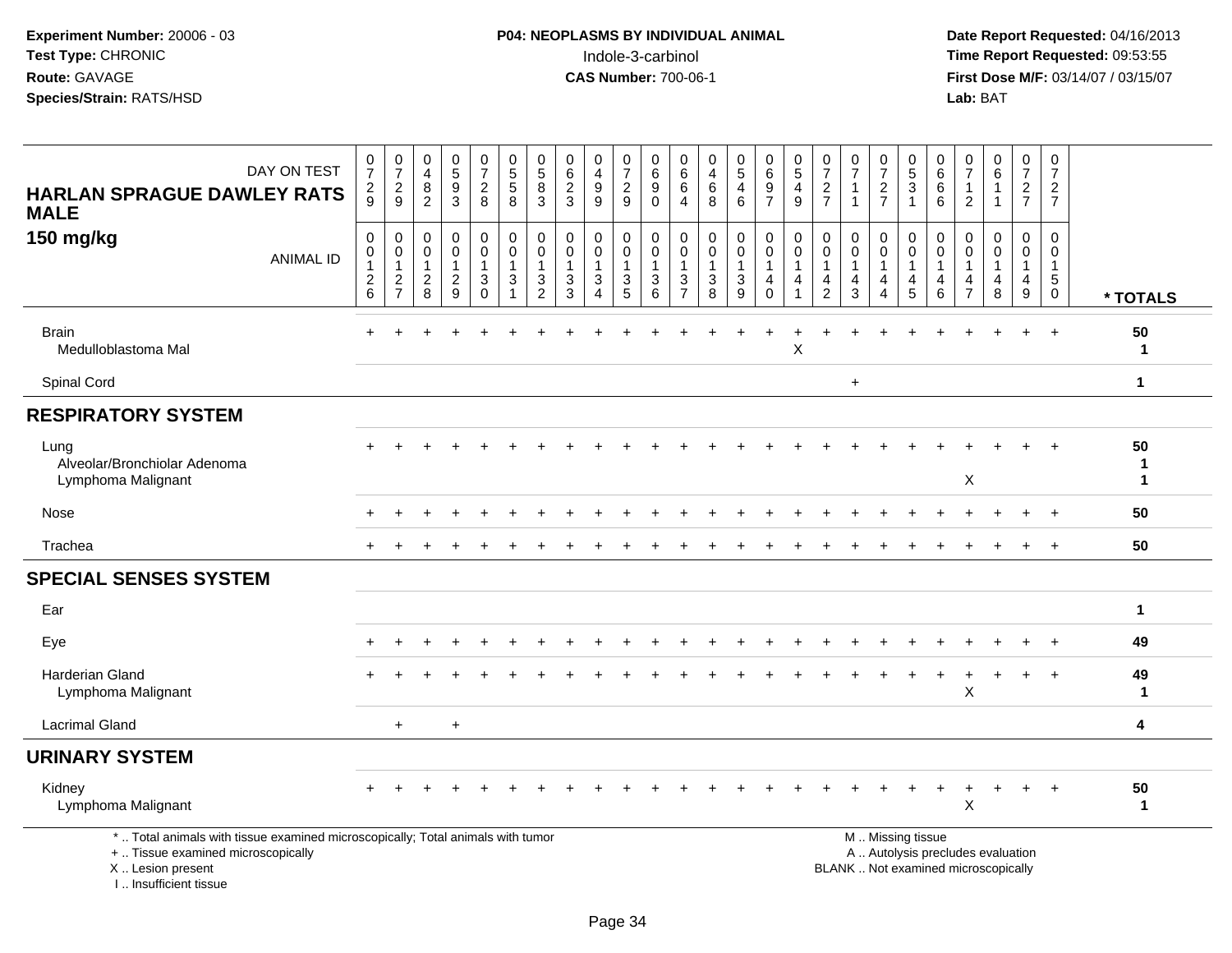**Experiment Number:** 20006 - 03
**Test Type:** CHRONIC
**Route:** GAVAGE
**Species/Strain:** RATS/HSD

**P04: NEOPLASMS BY INDIVIDUAL ANIMAL**
Indole-3-carbinol
**CAS Number:** 700-06-1

**Date Report Requested:** 04/16/2013
**Time Report Requested:** 09:53:55
**First Dose M/F:** 03/14/07 / 03/15/07
**Lab:** BAT

**HARLAN SPRAGUE DAWLEY RATS MALE**
**150 mg/kg**

| DAY ON TEST | 0729 | 0729 | 0482 | 0593 | 0728 | 0558 | 0583 | 0623 | 0499 | 0729 | 0690 | 0664 | 0468 | 0546 | 0697 | 0549 | 0727 | 0711 | 0727 | 0531 | 0666 | 0712 | 0611 | 0727 | 0727 | |
|---|---|---|---|---|---|---|---|---|---|---|---|---|---|---|---|---|---|---|---|---|---|---|---|---|---|---|
| **ANIMAL ID** | 00126 | 00127 | 00128 | 00129 | 00130 | 00131 | 00132 | 00133 | 00134 | 00135 | 00136 | 00137 | 00138 | 00139 | 00140 | 00141 | 00142 | 00143 | 00144 | 00145 | 00146 | 00147 | 00148 | 00149 | 00150 | *** TOTALS** |
| Brain | + | + | + | + | + | + | + | + | + | + | + | + | + | + | + | + | + | + | + | + | + | + | + | + | + | **50** |
| Medulloblastoma Mal | | | | | | | | | | | | | | | | X | | | | | | | | | | **1** |
| Spinal Cord | | | | | | | | | | | | | | | | | | + | | | | | | | | **1** |
| **RESPIRATORY SYSTEM** | | | | | | | | | | | | | | | | | | | | | | | | | | |
| Lung | + | + | + | + | + | + | + | + | + | + | + | + | + | + | + | + | + | + | + | + | + | + | + | + | + | **50** |
| Alveolar/Bronchiolar Adenoma | | | | | | | | | | | | | | | | | | | | | | | | | | **1** |
| Lymphoma Malignant | | | | | | | | | | | | | | | | | | | | | | X | | | | **1** |
| Nose | + | + | + | + | + | + | + | + | + | + | + | + | + | + | + | + | + | + | + | + | + | + | + | + | + | **50** |
| Trachea | + | + | + | + | + | + | + | + | + | + | + | + | + | + | + | + | + | + | + | + | + | + | + | + | + | **50** |
| **SPECIAL SENSES SYSTEM** | | | | | | | | | | | | | | | | | | | | | | | | | | |
| Ear | | | | | | | | | | | | | | | | | | | | | | | | | | **1** |
| Eye | + | + | + | + | + | + | + | + | + | + | + | + | + | + | + | + | + | + | + | + | + | + | + | + | + | **49** |
| Harderian Gland | + | + | + | + | + | + | + | + | + | + | + | + | + | + | + | + | + | + | + | + | + | + | + | + | + | **49** |
| Lymphoma Malignant | | | | | | | | | | | | | | | | | | | | | | X | | | | **1** |
| Lacrimal Gland | | + | | + | | | | | | | | | | | | | | | | | | | | | | **4** |
| **URINARY SYSTEM** | | | | | | | | | | | | | | | | | | | | | | | | | | |
| Kidney | + | + | + | + | + | + | + | + | + | + | + | + | + | + | + | + | + | + | + | + | + | + | + | + | + | **50** |
| Lymphoma Malignant | | | | | | | | | | | | | | | | | | | | | | X | | | | **1** |

\* .. Total animals with tissue examined microscopically; Total animals with tumor
\+ .. Tissue examined microscopically
X .. Lesion present
I .. Insufficient tissue

M .. Missing tissue
A .. Autolysis precludes evaluation
BLANK .. Not examined microscopically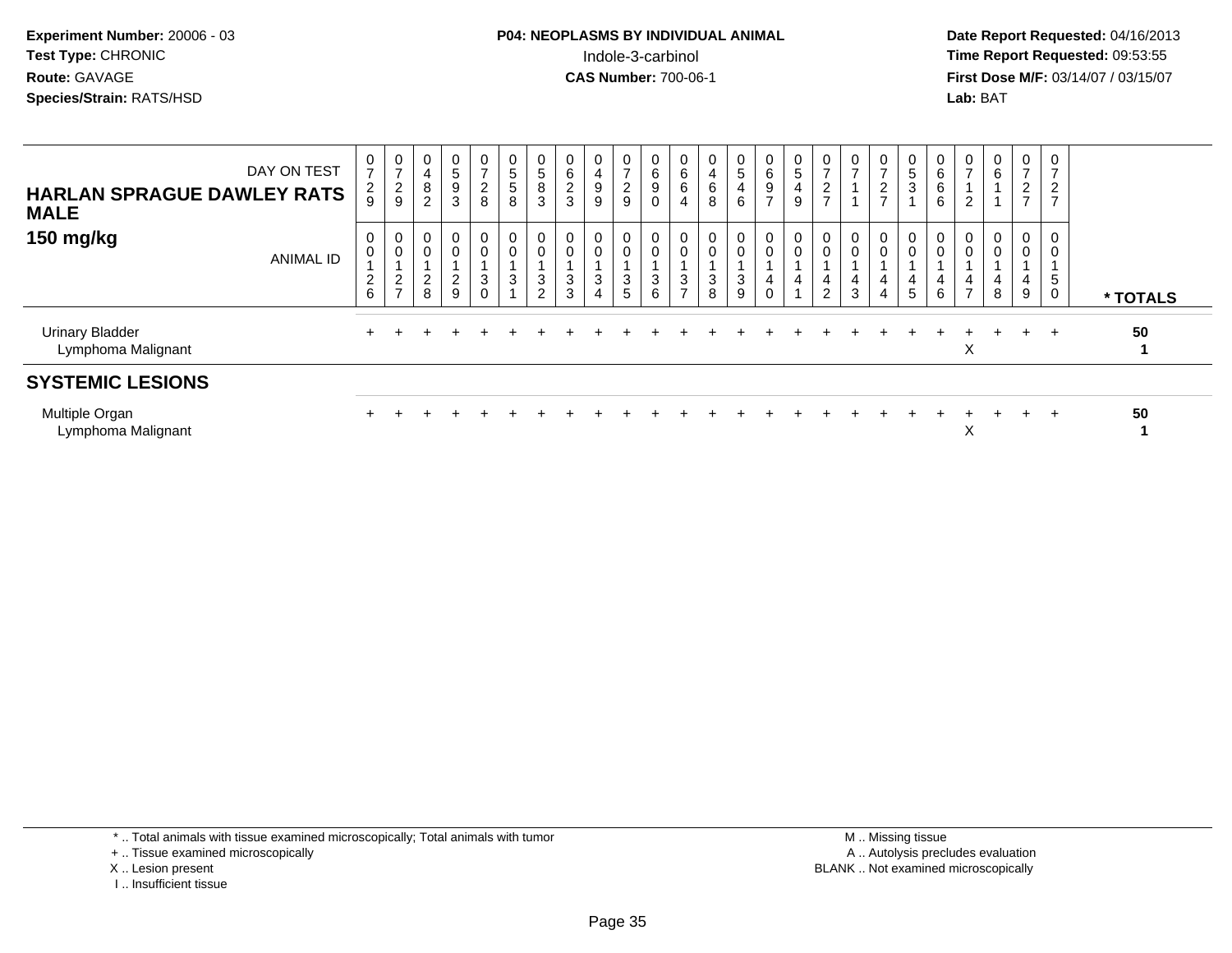**Experiment Number:** 20006 - 03
**Test Type:** CHRONIC
**Route:** GAVAGE
**Species/Strain:** RATS/HSD

**P04: NEOPLASMS BY INDIVIDUAL ANIMAL**
Indole-3-carbinol
**CAS Number:** 700-06-1

**Date Report Requested:** 04/16/2013
**Time Report Requested:** 09:53:55
**First Dose M/F:** 03/14/07 / 03/15/07
**Lab:** BAT

| DAY ON TEST | 0729 | 0729 | 0482 | 0593 | 0728 | 0558 | 0583 | 0623 | 0499 | 0729 | 0690 | 0664 | 0468 | 0546 | 0697 | 0549 | 0727 | 0711 | 0727 | 0531 | 0666 | 0712 | 0611 | 0727 | 0727 | |
|---|---|---|---|---|---|---|---|---|---|---|---|---|---|---|---|---|---|---|---|---|---|---|---|---|---|---|
| **HARLAN SPRAGUE DAWLEY RATS MALE** | | | | | | | | | | | | | | | | | | | | | | | | | | |
| **150 mg/kg** ANIMAL ID | 00126 | 00127 | 00128 | 00129 | 00130 | 00131 | 00132 | 00133 | 00134 | 00135 | 00136 | 00137 | 00138 | 00139 | 00140 | 00141 | 00142 | 00143 | 00144 | 00145 | 00146 | 00147 | 00148 | 00149 | 00150 | *** TOTALS** |
| Urinary Bladder | + | + | + | + | + | + | + | + | + | + | + | + | + | + | + | + | + | + | + | + | + | + | + | + | + | **50** |
| Lymphoma Malignant | | | | | | | | | | | | | | | | | | | | | | X | | | | **1** |
| **SYSTEMIC LESIONS** | | | | | | | | | | | | | | | | | | | | | | | | | | |
| Multiple Organ | + | + | + | + | + | + | + | + | + | + | + | + | + | + | + | + | + | + | + | + | + | + | + | + | + | **50** |
| Lymphoma Malignant | | | | | | | | | | | | | | | | | | | | | | X | | | | **1** |

* .. Total animals with tissue examined microscopically; Total animals with tumor
+ .. Tissue examined microscopically
X .. Lesion present
I .. Insufficient tissue

M .. Missing tissue
A .. Autolysis precludes evaluation
BLANK .. Not examined microscopically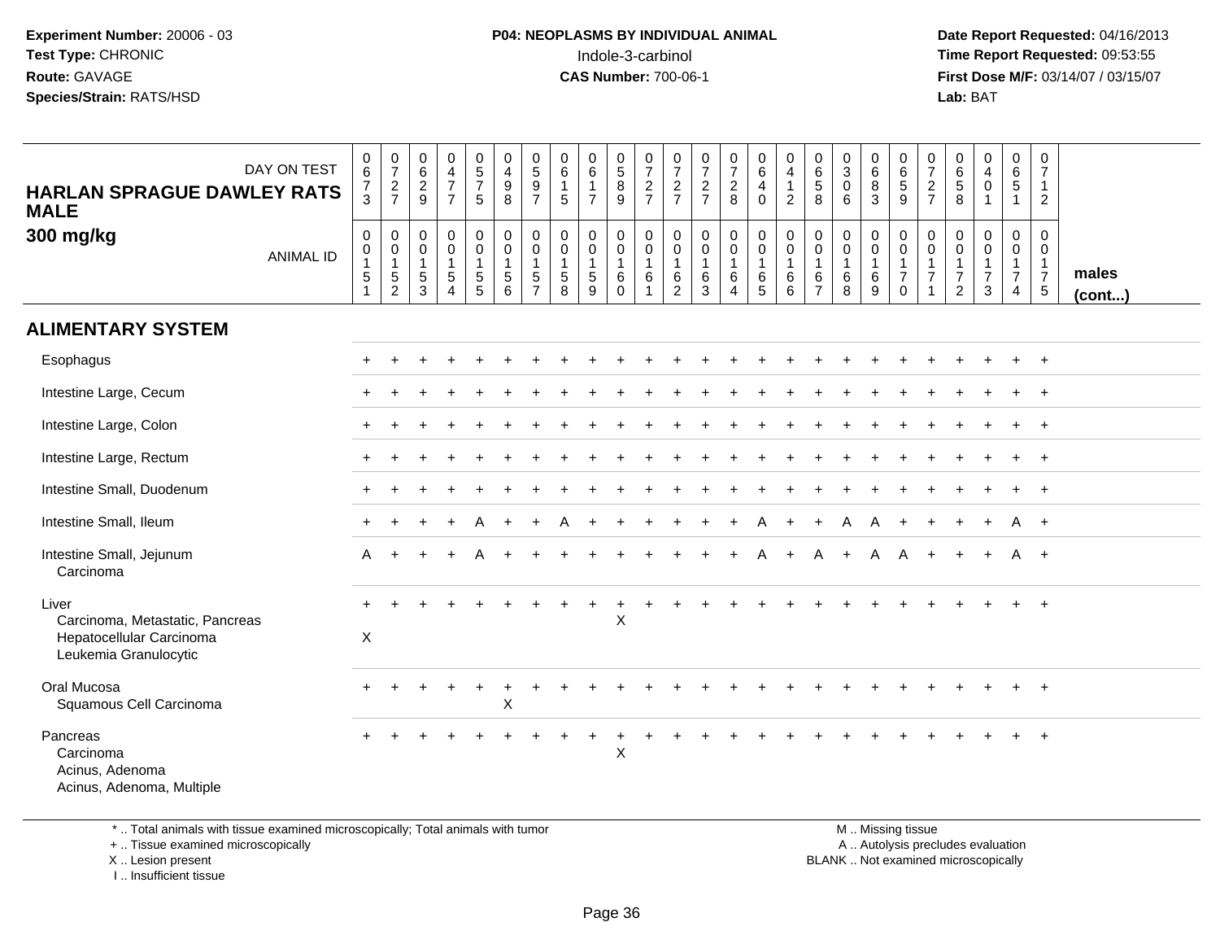**Experiment Number:** 20006 - 03
**Test Type:** CHRONIC
**Route:** GAVAGE
**Species/Strain:** RATS/HSD

**P04: NEOPLASMS BY INDIVIDUAL ANIMAL**
Indole-3-carbinol
**CAS Number:** 700-06-1

**Date Report Requested:** 04/16/2013
**Time Report Requested:** 09:53:55
**First Dose M/F:** 03/14/07 / 03/15/07
**Lab:** BAT

**HARLAN SPRAGUE DAWLEY RATS MALE**
**300 mg/kg**

| DAY ON TEST | 0673 | 0727 | 0629 | 0477 | 0575 | 0498 | 0597 | 0615 | 0617 | 0589 | 0727 | 0727 | 0727 | 0728 | 0640 | 0412 | 0658 | 0306 | 0683 | 0659 | 0727 | 0658 | 0401 | 0651 | 0712 | |
|---|---|---|---|---|---|---|---|---|---|---|---|---|---|---|---|---|---|---|---|---|---|---|---|---|---|---|
| ANIMAL ID | 00151 | 00152 | 00153 | 00154 | 00155 | 00156 | 00157 | 00158 | 00159 | 00160 | 00161 | 00162 | 00163 | 00164 | 00165 | 00166 | 00167 | 00168 | 00169 | 00170 | 00171 | 00172 | 00173 | 00174 | 00175 | **males (cont...)** |
| **ALIMENTARY SYSTEM** | | | | | | | | | | | | | | | | | | | | | | | | | | |
| Esophagus | + | + | + | + | + | + | + | + | + | + | + | + | + | + | + | + | + | + | + | + | + | + | + | + | + | |
| Intestine Large, Cecum | + | + | + | + | + | + | + | + | + | + | + | + | + | + | + | + | + | + | + | + | + | + | + | + | + | |
| Intestine Large, Colon | + | + | + | + | + | + | + | + | + | + | + | + | + | + | + | + | + | + | + | + | + | + | + | + | + | |
| Intestine Large, Rectum | + | + | + | + | + | + | + | + | + | + | + | + | + | + | + | + | + | + | + | + | + | + | + | + | + | |
| Intestine Small, Duodenum | + | + | + | + | + | + | + | + | + | + | + | + | + | + | + | + | + | + | + | + | + | + | + | + | + | |
| Intestine Small, Ileum | + | + | + | + | A | + | + | A | + | + | + | + | + | + | A | + | + | A | A | + | + | + | + | A | + | |
| Intestine Small, Jejunum | A | + | + | + | A | + | + | + | + | + | + | + | + | + | A | + | A | + | A | A | + | + | + | A | + | |
| Carcinoma | | | | | | | | | | | | | | | | | | | | | | | | | | |
| Liver | + | + | + | + | + | + | + | + | + | + | + | + | + | + | + | + | + | + | + | + | + | + | + | + | + | |
| Carcinoma, Metastatic, Pancreas | | | | | | | | | | X | | | | | | | | | | | | | | | | |
| Hepatocellular Carcinoma | X | | | | | | | | | | | | | | | | | | | | | | | | | |
| Leukemia Granulocytic | | | | | | | | | | | | | | | | | | | | | | | | | | |
| Oral Mucosa | + | + | + | + | + | + | + | + | + | + | + | + | + | + | + | + | + | + | + | + | + | + | + | + | + | |
| Squamous Cell Carcinoma | | | | | | X | | | | | | | | | | | | | | | | | | | | |
| Pancreas | + | + | + | + | + | + | + | + | + | + | + | + | + | + | + | + | + | + | + | + | + | + | + | + | + | |
| Carcinoma | | | | | | | | | | X | | | | | | | | | | | | | | | | |
| Acinus, Adenoma | | | | | | | | | | | | | | | | | | | | | | | | | | |
| Acinus, Adenoma, Multiple | | | | | | | | | | | | | | | | | | | | | | | | | | |

\* .. Total animals with tissue examined microscopically; Total animals with tumor
\+ .. Tissue examined microscopically
X .. Lesion present
I .. Insufficient tissue

M .. Missing tissue
A .. Autolysis precludes evaluation
BLANK .. Not examined microscopically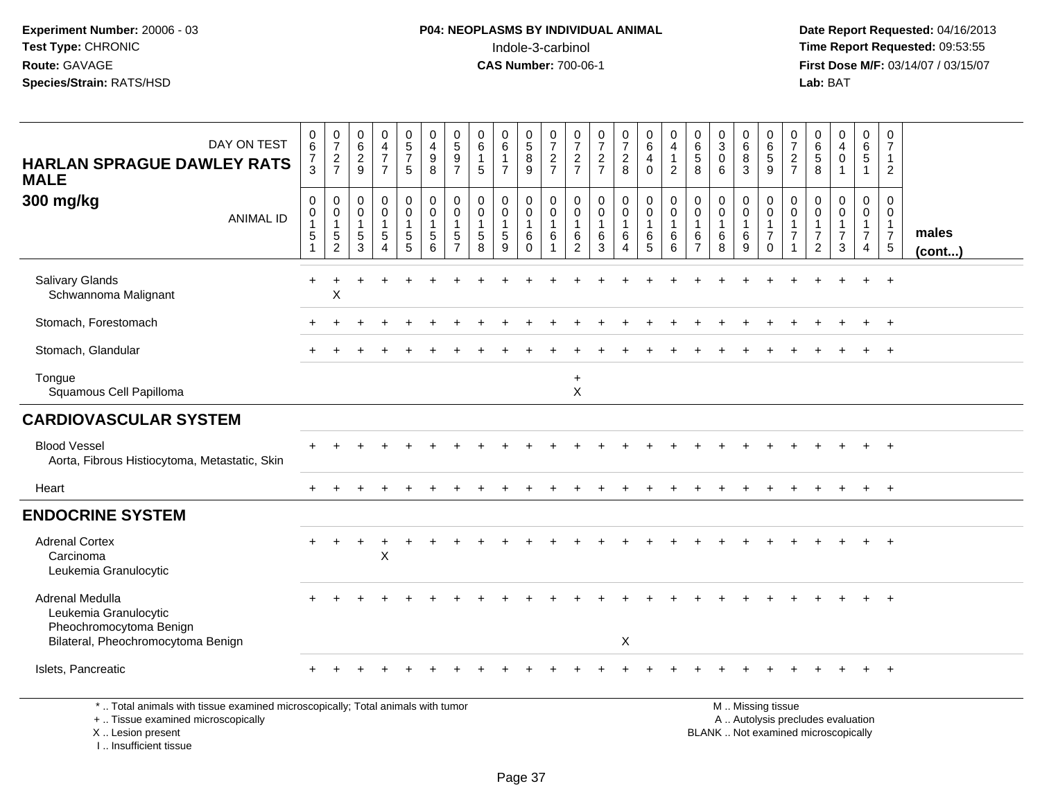**Experiment Number:** 20006 - 03
**Test Type:** CHRONIC
**Route:** GAVAGE
**Species/Strain:** RATS/HSD

**P04: NEOPLASMS BY INDIVIDUAL ANIMAL**
Indole-3-carbinol
**CAS Number:** 700-06-1

**Date Report Requested:** 04/16/2013
**Time Report Requested:** 09:53:55
**First Dose M/F:** 03/14/07 / 03/15/07
**Lab:** BAT

**HARLAN SPRAGUE DAWLEY RATS MALE**
**300 mg/kg**

| DAY ON TEST | 673 | 727 | 629 | 477 | 575 | 498 | 597 | 615 | 617 | 589 | 727 | 727 | 727 | 728 | 640 | 412 | 658 | 306 | 683 | 659 | 727 | 658 | 401 | 651 | 712 | |
|---|---|---|---|---|---|---|---|---|---|---|---|---|---|---|---|---|---|---|---|---|---|---|---|---|---|---|
| ANIMAL ID | 0015 1 | 0015 2 | 0015 3 | 0015 4 | 0015 5 | 0015 6 | 0015 7 | 0015 8 | 0015 9 | 0016 0 | 0016 1 | 0016 2 | 0016 3 | 0016 4 | 0016 5 | 0016 6 | 0016 7 | 0016 8 | 0016 9 | 0017 0 | 0017 1 | 0017 2 | 0017 3 | 0017 4 | 0017 5 | **males (cont...)** |
| Salivary Glands | + | + | + | + | + | + | + | + | + | + | + | + | + | + | + | + | + | + | + | + | + | + | + | + | + | |
| Schwannoma Malignant | | X | | | | | | | | | | | | | | | | | | | | | | | | |
| Stomach, Forestomach | + | + | + | + | + | + | + | + | + | + | + | + | + | + | + | + | + | + | + | + | + | + | + | + | + | |
| Stomach, Glandular | + | + | + | + | + | + | + | + | + | + | + | + | + | + | + | + | + | + | + | + | + | + | + | + | + | |
| Tongue | | | | | | | | | | | | + | | | | | | | | | | | | | | |
| Squamous Cell Papilloma | | | | | | | | | | | | X | | | | | | | | | | | | | | |
| **CARDIOVASCULAR SYSTEM** | | | | | | | | | | | | | | | | | | | | | | | | | | |
| Blood Vessel | + | + | + | + | + | + | + | + | + | + | + | + | + | + | + | + | + | + | + | + | + | + | + | + | + | |
| Aorta, Fibrous Histiocytoma, Metastatic, Skin | | | | | | | | | | | | | | | | | | | | | | | | | | |
| Heart | + | + | + | + | + | + | + | + | + | + | + | + | + | + | + | + | + | + | + | + | + | + | + | + | + | |
| **ENDOCRINE SYSTEM** | | | | | | | | | | | | | | | | | | | | | | | | | | |
| Adrenal Cortex | + | + | + | + | + | + | + | + | + | + | + | + | + | + | + | + | + | + | + | + | + | + | + | + | + | |
| Carcinoma | | | | X | | | | | | | | | | | | | | | | | | | | | | |
| Leukemia Granulocytic | | | | | | | | | | | | | | | | | | | | | | | | | | |
| Adrenal Medulla | + | + | + | + | + | + | + | + | + | + | + | + | + | + | + | + | + | + | + | + | + | + | + | + | + | |
| Leukemia Granulocytic | | | | | | | | | | | | | | | | | | | | | | | | | | |
| Pheochromocytoma Benign | | | | | | | | | | | | | | | | | | | | | | | | | | |
| Bilateral, Pheochromocytoma Benign | | | | | | | | | | | | | | X | | | | | | | | | | | | |
| Islets, Pancreatic | + | + | + | + | + | + | + | + | + | + | + | + | + | + | + | + | + | + | + | + | + | + | + | + | + | |

\* .. Total animals with tissue examined microscopically; Total animals with tumor
+ .. Tissue examined microscopically
X .. Lesion present
I .. Insufficient tissue

M .. Missing tissue
A .. Autolysis precludes evaluation
BLANK .. Not examined microscopically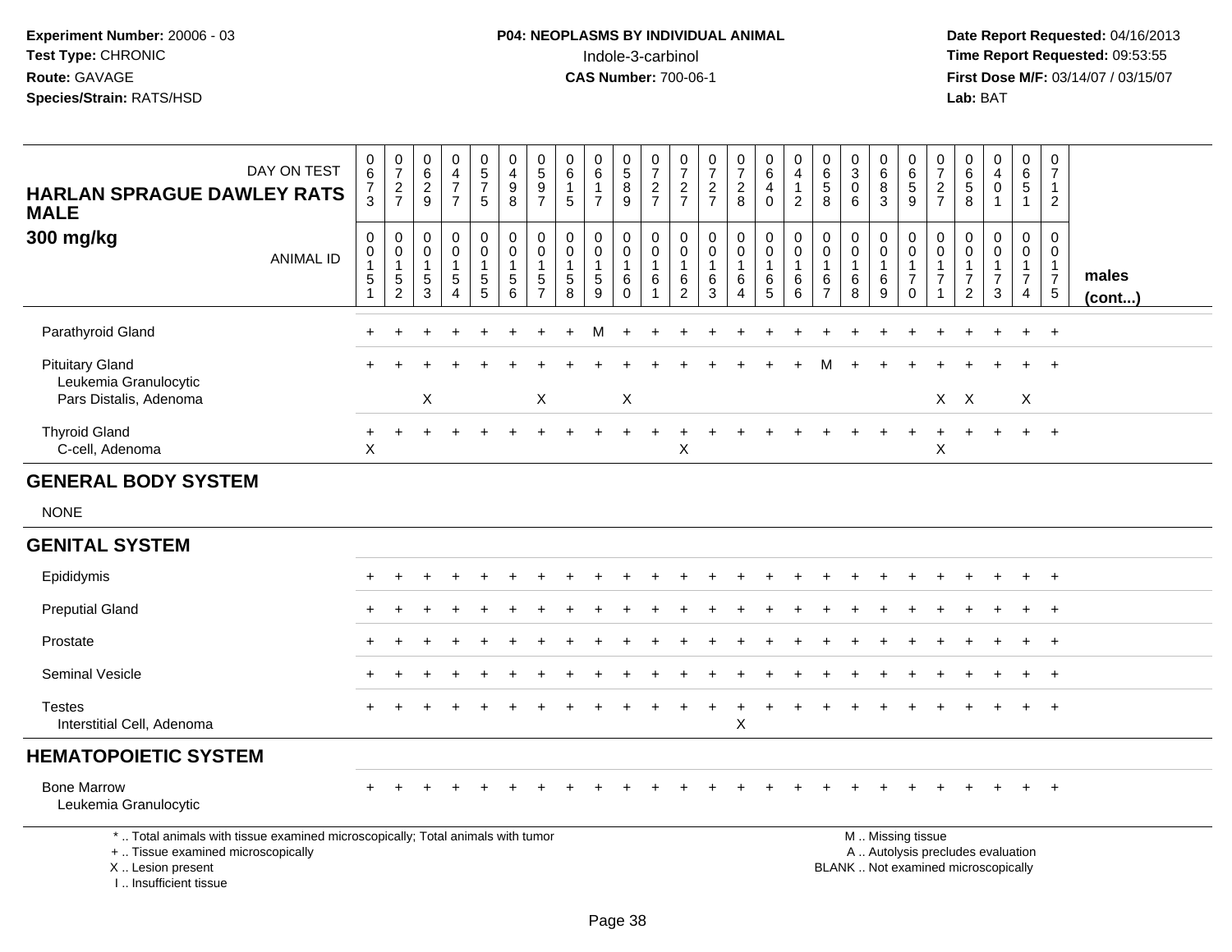**Experiment Number:** 20006 - 03
**Test Type:** CHRONIC
**Route:** GAVAGE
**Species/Strain:** RATS/HSD

**P04: NEOPLASMS BY INDIVIDUAL ANIMAL**
Indole-3-carbinol
**CAS Number:** 700-06-1

**Date Report Requested:** 04/16/2013
**Time Report Requested:** 09:53:55
**First Dose M/F:** 03/14/07 / 03/15/07
**Lab:** BAT

**HARLAN SPRAGUE DAWLEY RATS MALE**
**300 mg/kg**

| DAY ON TEST | 0673 | 0727 | 0629 | 0477 | 0575 | 0498 | 0597 | 0615 | 0617 | 0589 | 0727 | 0727 | 0727 | 0728 | 0640 | 0412 | 0658 | 0306 | 0683 | 0659 | 0727 | 0658 | 0401 | 0651 | 0712 | |
|---|---|---|---|---|---|---|---|---|---|---|---|---|---|---|---|---|---|---|---|---|---|---|---|---|---|---|
| **ANIMAL ID** | 00151 | 00152 | 00153 | 00154 | 00155 | 00156 | 00157 | 00158 | 00159 | 00160 | 00161 | 00162 | 00163 | 00164 | 00165 | 00166 | 00167 | 00168 | 00169 | 00170 | 00171 | 00172 | 00173 | 00174 | 00175 | **males (cont...)** |
| Parathyroid Gland | + | + | + | + | + | + | + | + | M | + | + | + | + | + | + | + | + | + | + | + | + | + | + | + | + | |
| Pituitary Gland | + | + | + | + | + | + | + | + | + | + | + | + | + | + | + | + | M | + | + | + | + | + | + | + | + | |
| Leukemia Granulocytic | | | | | | | | | | | | | | | | | | | | | | | | | | |
| Pars Distalis, Adenoma | | | X | | | | X | | | X | | | | | | | | | | | X | X | | X | | |
| Thyroid Gland | + | + | + | + | + | + | + | + | + | + | + | + | + | + | + | + | + | + | + | + | + | + | + | + | + | |
| C-cell, Adenoma | X | | | | | | | | | | | X | | | | | | | | | X | | | | | |
| **GENERAL BODY SYSTEM** | | | | | | | | | | | | | | | | | | | | | | | | | | |
| NONE | | | | | | | | | | | | | | | | | | | | | | | | | | |
| **GENITAL SYSTEM** | | | | | | | | | | | | | | | | | | | | | | | | | | |
| Epididymis | + | + | + | + | + | + | + | + | + | + | + | + | + | + | + | + | + | + | + | + | + | + | + | + | + | |
| Preputial Gland | + | + | + | + | + | + | + | + | + | + | + | + | + | + | + | + | + | + | + | + | + | + | + | + | + | |
| Prostate | + | + | + | + | + | + | + | + | + | + | + | + | + | + | + | + | + | + | + | + | + | + | + | + | + | |
| Seminal Vesicle | + | + | + | + | + | + | + | + | + | + | + | + | + | + | + | + | + | + | + | + | + | + | + | + | + | |
| Testes | + | + | + | + | + | + | + | + | + | + | + | + | + | + | + | + | + | + | + | + | + | + | + | + | + | |
| Interstitial Cell, Adenoma | | | | | | | | | | | | | | X | | | | | | | | | | | | |
| **HEMATOPOIETIC SYSTEM** | | | | | | | | | | | | | | | | | | | | | | | | | | |
| Bone Marrow | + | + | + | + | + | + | + | + | + | + | + | + | + | + | + | + | + | + | + | + | + | + | + | + | + | |
| Leukemia Granulocytic | | | | | | | | | | | | | | | | | | | | | | | | | | |

\* .. Total animals with tissue examined microscopically; Total animals with tumor
\+ .. Tissue examined microscopically
X .. Lesion present
I .. Insufficient tissue

M .. Missing tissue
A .. Autolysis precludes evaluation
BLANK .. Not examined microscopically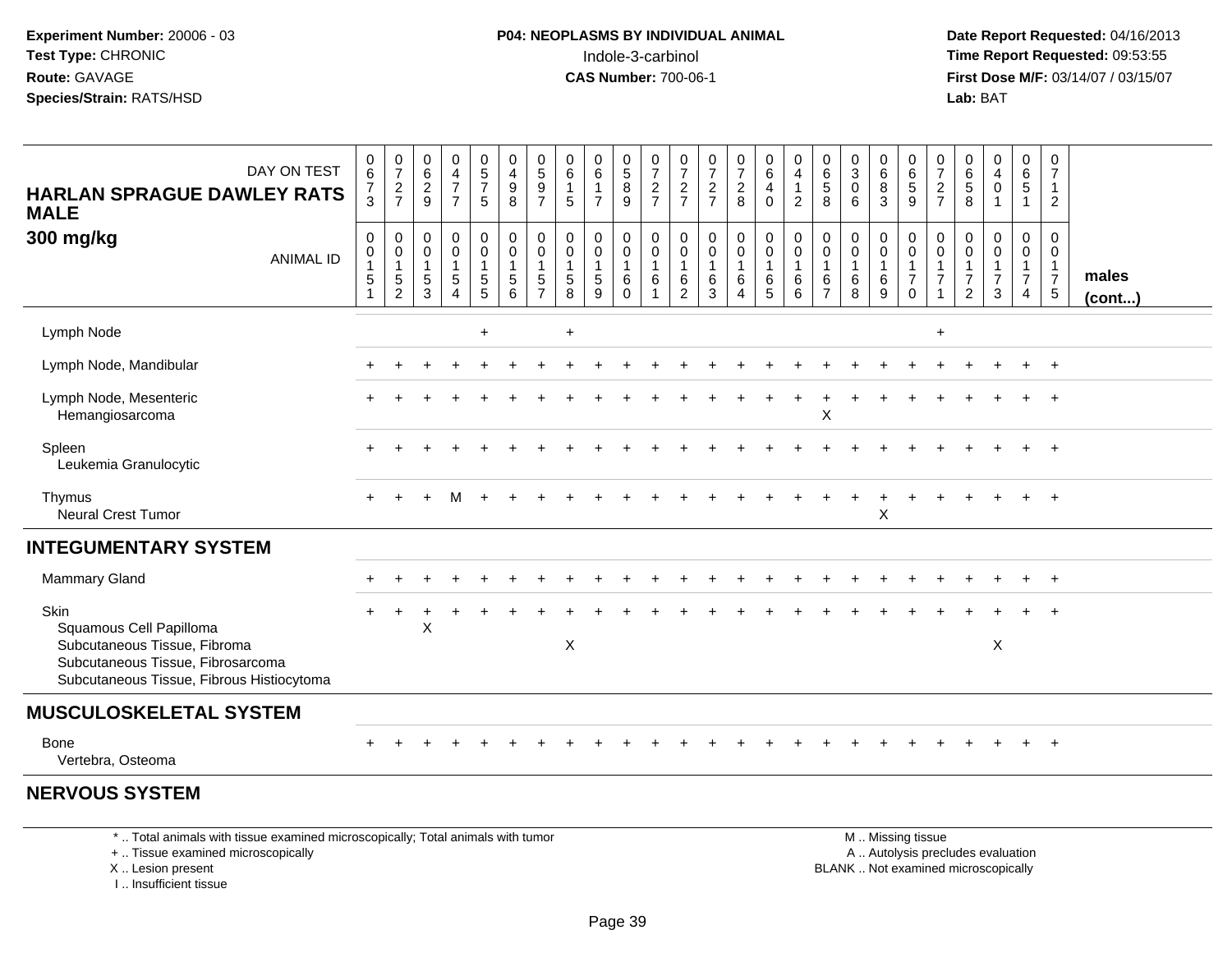**Experiment Number:** 20006 - 03
**Test Type:** CHRONIC
**Route:** GAVAGE
**Species/Strain:** RATS/HSD

**P04: NEOPLASMS BY INDIVIDUAL ANIMAL**
Indole-3-carbinol
**CAS Number:** 700-06-1

**Date Report Requested:** 04/16/2013
**Time Report Requested:** 09:53:55
**First Dose M/F:** 03/14/07 / 03/15/07
**Lab:** BAT

**HARLAN SPRAGUE DAWLEY RATS MALE**
**300 mg/kg**

| DAY ON TEST | 0673 | 0727 | 0629 | 0477 | 0575 | 0498 | 0597 | 0615 | 0617 | 0589 | 0727 | 0727 | 0727 | 0728 | 0640 | 0412 | 0658 | 0306 | 0683 | 0659 | 0727 | 0658 | 0401 | 0651 | 0712 | |
|---|---|---|---|---|---|---|---|---|---|---|---|---|---|---|---|---|---|---|---|---|---|---|---|---|---|---|
| **ANIMAL ID** | 00151 | 00152 | 00153 | 00154 | 00155 | 00156 | 00157 | 00158 | 00159 | 00160 | 00161 | 00162 | 00163 | 00164 | 00165 | 00166 | 00167 | 00168 | 00169 | 00170 | 00171 | 00172 | 00173 | 00174 | 00175 | **males (cont...)** |
| Lymph Node | | | | | + | | | + | | | | | | | | | | | | | + | | | | | |
| Lymph Node, Mandibular | + | + | + | + | + | + | + | + | + | + | + | + | + | + | + | + | + | + | + | + | + | + | + | + | + | |
| Lymph Node, Mesenteric | + | + | + | + | + | + | + | + | + | + | + | + | + | + | + | + | + | + | + | + | + | + | + | + | + | |
| Hemangiosarcoma | | | | | | | | | | | | | | | | | X | | | | | | | | | |
| Spleen | + | + | + | + | + | + | + | + | + | + | + | + | + | + | + | + | + | + | + | + | + | + | + | + | + | |
| Leukemia Granulocytic | | | | | | | | | | | | | | | | | | | | | | | | | | |
| Thymus | + | + | + | M | + | + | + | + | + | + | + | + | + | + | + | + | + | + | + | + | + | + | + | + | + | |
| Neural Crest Tumor | | | | | | | | | | | | | | | | | | | X | | | | | | | |
| **INTEGUMENTARY SYSTEM** | | | | | | | | | | | | | | | | | | | | | | | | | | |
| Mammary Gland | + | + | + | + | + | + | + | + | + | + | + | + | + | + | + | + | + | + | + | + | + | + | + | + | + | |
| Skin | + | + | + | + | + | + | + | + | + | + | + | + | + | + | + | + | + | + | + | + | + | + | + | + | + | |
| Squamous Cell Papilloma | | | X | | | | | | | | | | | | | | | | | | | | | | | |
| Subcutaneous Tissue, Fibroma | | | | | | | | X | | | | | | | | | | | | | | | X | | | |
| Subcutaneous Tissue, Fibrosarcoma | | | | | | | | | | | | | | | | | | | | | | | | | | |
| Subcutaneous Tissue, Fibrous Histiocytoma | | | | | | | | | | | | | | | | | | | | | | | | | | |
| **MUSCULOSKELETAL SYSTEM** | | | | | | | | | | | | | | | | | | | | | | | | | | |
| Bone | + | + | + | + | + | + | + | + | + | + | + | + | + | + | + | + | + | + | + | + | + | + | + | + | + | |
| Vertebra, Osteoma | | | | | | | | | | | | | | | | | | | | | | | | | | |
| **NERVOUS SYSTEM** | | | | | | | | | | | | | | | | | | | | | | | | | | |

\* .. Total animals with tissue examined microscopically; Total animals with tumor
\+ .. Tissue examined microscopically
X .. Lesion present
I .. Insufficient tissue

M .. Missing tissue
A .. Autolysis precludes evaluation
BLANK .. Not examined microscopically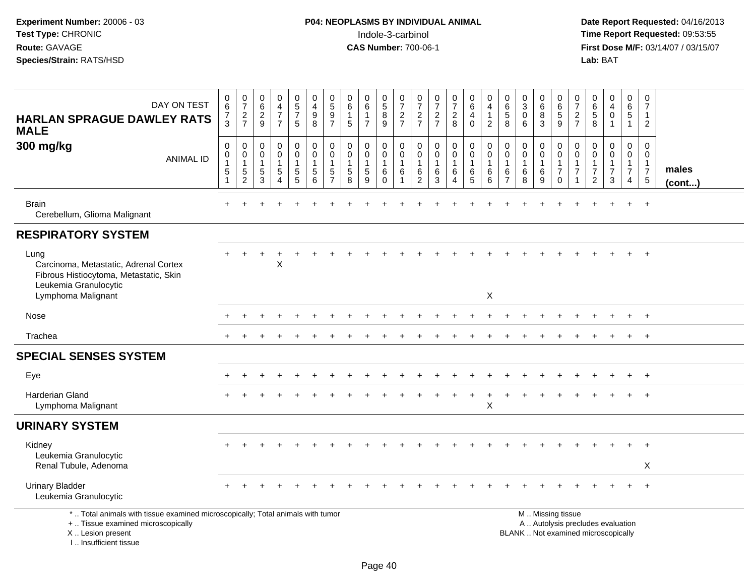**Experiment Number:** 20006 - 03
**Test Type:** CHRONIC
**Route:** GAVAGE
**Species/Strain:** RATS/HSD

**P04: NEOPLASMS BY INDIVIDUAL ANIMAL**
Indole-3-carbinol
**CAS Number:** 700-06-1

**Date Report Requested:** 04/16/2013
**Time Report Requested:** 09:53:55
**First Dose M/F:** 03/14/07 / 03/15/07
**Lab:** BAT

| HARLAN SPRAGUE DAWLEY RATS MALE 300 mg/kg | | | | | | | | | | | | | | | | | | | | | | | | | | |
|---|---|---|---|---|---|---|---|---|---|---|---|---|---|---|---|---|---|---|---|---|---|---|---|---|---|---|
| DAY ON TEST | 0673 | 0727 | 0629 | 0477 | 0575 | 0498 | 0597 | 0615 | 0617 | 0589 | 0727 | 0727 | 0727 | 0728 | 0640 | 0412 | 0658 | 0306 | 0683 | 0659 | 0727 | 0658 | 0401 | 0651 | 0712 | |
| ANIMAL ID | 0015 1 | 0015 2 | 0015 3 | 0015 4 | 0015 5 | 0015 6 | 0015 7 | 0015 8 | 0015 9 | 0016 0 | 0016 1 | 0016 2 | 0016 3 | 0016 4 | 0016 5 | 0016 6 | 0016 7 | 0016 8 | 0016 9 | 0017 0 | 0017 1 | 0017 2 | 0017 3 | 0017 4 | 0017 5 | males (cont...) |
| Brain | + | + | + | + | + | + | + | + | + | + | + | + | + | + | + | + | + | + | + | + | + | + | + | + | + | |
| Cerebellum, Glioma Malignant | | | | | | | | | | | | | | | | | | | | | | | | | | |
| **RESPIRATORY SYSTEM** | | | | | | | | | | | | | | | | | | | | | | | | | | |
| Lung | + | + | + | + | + | + | + | + | + | + | + | + | + | + | + | + | + | + | + | + | + | + | + | + | + | |
| Carcinoma, Metastatic, Adrenal Cortex | | | | X | | | | | | | | | | | | | | | | | | | | | | |
| Fibrous Histiocytoma, Metastatic, Skin | | | | | | | | | | | | | | | | | | | | | | | | | | |
| Leukemia Granulocytic | | | | | | | | | | | | | | | | | | | | | | | | | | |
| Lymphoma Malignant | | | | | | | | | | | | | | | | X | | | | | | | | | | |
| Nose | + | + | + | + | + | + | + | + | + | + | + | + | + | + | + | + | + | + | + | + | + | + | + | + | + | |
| Trachea | + | + | + | + | + | + | + | + | + | + | + | + | + | + | + | + | + | + | + | + | + | + | + | + | + | |
| **SPECIAL SENSES SYSTEM** | | | | | | | | | | | | | | | | | | | | | | | | | | |
| Eye | + | + | + | + | + | + | + | + | + | + | + | + | + | + | + | + | + | + | + | + | + | + | + | + | + | |
| Harderian Gland | + | + | + | + | + | + | + | + | + | + | + | + | + | + | + | + | + | + | + | + | + | + | + | + | + | |
| Lymphoma Malignant | | | | | | | | | | | | | | | | X | | | | | | | | | | |
| **URINARY SYSTEM** | | | | | | | | | | | | | | | | | | | | | | | | | | |
| Kidney | + | + | + | + | + | + | + | + | + | + | + | + | + | + | + | + | + | + | + | + | + | + | + | + | + | |
| Leukemia Granulocytic | | | | | | | | | | | | | | | | | | | | | | | | | | |
| Renal Tubule, Adenoma | | | | | | | | | | | | | | | | | | | | | | | | | X | |
| Urinary Bladder | + | + | + | + | + | + | + | + | + | + | + | + | + | + | + | + | + | + | + | + | + | + | + | + | + | |
| Leukemia Granulocytic | | | | | | | | | | | | | | | | | | | | | | | | | | |

\* .. Total animals with tissue examined microscopically; Total animals with tumor
\+ .. Tissue examined microscopically
X .. Lesion present
I .. Insufficient tissue

M .. Missing tissue
A .. Autolysis precludes evaluation
BLANK .. Not examined microscopically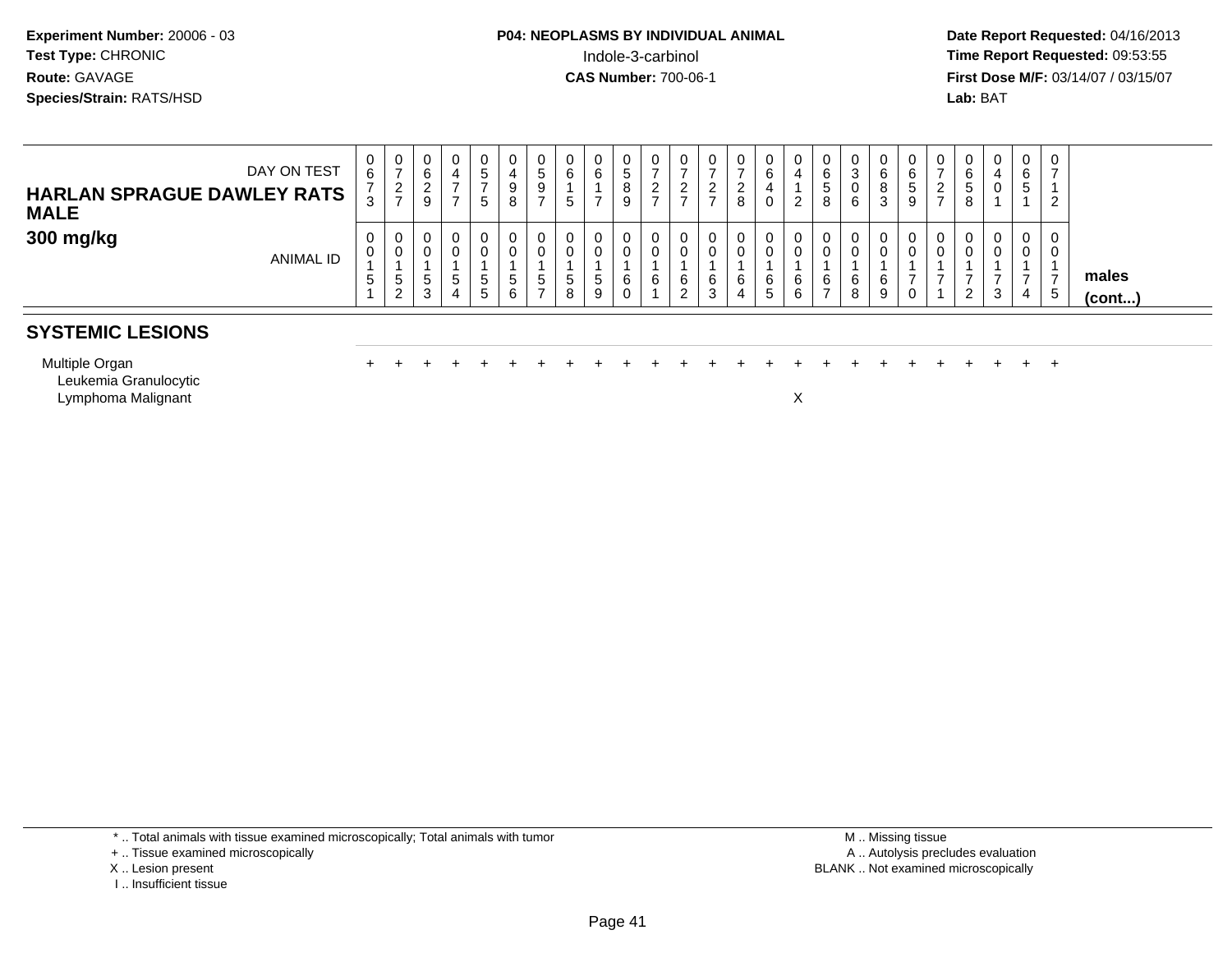**Experiment Number:** 20006 - 03
**Test Type:** CHRONIC
**Route:** GAVAGE
**Species/Strain:** RATS/HSD

**P04: NEOPLASMS BY INDIVIDUAL ANIMAL**
Indole-3-carbinol
**CAS Number:** 700-06-1

**Date Report Requested:** 04/16/2013
**Time Report Requested:** 09:53:55
**First Dose M/F:** 03/14/07 / 03/15/07
**Lab:** BAT

| DAY ON TEST | 0673 | 0727 | 0629 | 0477 | 0575 | 0498 | 0597 | 0615 | 0617 | 0589 | 0727 | 0727 | 0727 | 0728 | 0640 | 0412 | 0658 | 0306 | 0683 | 0659 | 0727 | 0658 | 0401 | 0651 | 0712 | |
|---|---|---|---|---|---|---|---|---|---|---|---|---|---|---|---|---|---|---|---|---|---|---|---|---|---|---|
| **HARLAN SPRAGUE DAWLEY RATS MALE 300 mg/kg** ANIMAL ID | 00151 | 00152 | 00153 | 00154 | 00155 | 00156 | 00157 | 00158 | 00159 | 00160 | 00161 | 00162 | 00163 | 00164 | 00165 | 00166 | 00167 | 00168 | 00169 | 00170 | 00171 | 00172 | 00173 | 00174 | 00175 | **males (cont...)** |
| **SYSTEMIC LESIONS** | | | | | | | | | | | | | | | | | | | | | | | | | | |
| Multiple Organ | + | + | + | + | + | + | + | + | + | + | + | + | + | + | + | + | + | + | + | + | + | + | + | + | + | |
| Leukemia Granulocytic | | | | | | | | | | | | | | | | | | | | | | | | | | |
| Lymphoma Malignant | | | | | | | | | | | | | | | | X | | | | | | | | | | |

\* .. Total animals with tissue examined microscopically; Total animals with tumor
\+ .. Tissue examined microscopically
X .. Lesion present
I .. Insufficient tissue

M .. Missing tissue
A .. Autolysis precludes evaluation
BLANK .. Not examined microscopically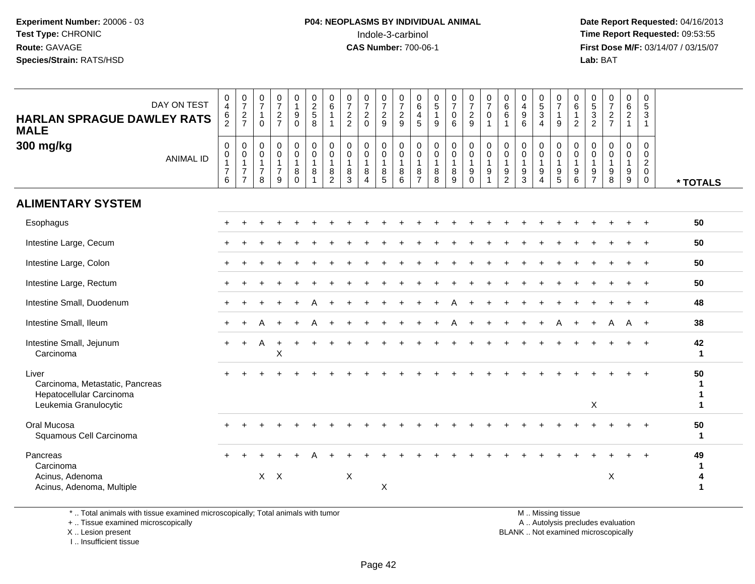**Experiment Number:** 20006 - 03
**Test Type:** CHRONIC
**Route:** GAVAGE
**Species/Strain:** RATS/HSD

**P04: NEOPLASMS BY INDIVIDUAL ANIMAL**
Indole-3-carbinol
**CAS Number:** 700-06-1

**Date Report Requested:** 04/16/2013
**Time Report Requested:** 09:53:55
**First Dose M/F:** 03/14/07 / 03/15/07
**Lab:** BAT

**HARLAN SPRAGUE DAWLEY RATS MALE**
**300 mg/kg**

| DAY ON TEST | 0462 | 0727 | 0710 | 0727 | 0190 | 0258 | 0611 | 0722 | 0720 | 0729 | 0729 | 0645 | 0519 | 0706 | 0729 | 0701 | 0661 | 0496 | 0534 | 0719 | 0612 | 0532 | 0727 | 0621 | 0531 | |
|---|---|---|---|---|---|---|---|---|---|---|---|---|---|---|---|---|---|---|---|---|---|---|---|---|---|---|
| **ANIMAL ID** | 00176 | 00177 | 00178 | 00179 | 00180 | 00181 | 00182 | 00183 | 00184 | 00185 | 00186 | 00187 | 00188 | 00189 | 00190 | 00191 | 00192 | 00193 | 00194 | 00195 | 00196 | 00197 | 00198 | 00199 | 00200 | *** TOTALS** |
| **ALIMENTARY SYSTEM** | | | | | | | | | | | | | | | | | | | | | | | | | | |
| Esophagus | + | + | + | + | + | + | + | + | + | + | + | + | + | + | + | + | + | + | + | + | + | + | + | + | + | 50 |
| Intestine Large, Cecum | + | + | + | + | + | + | + | + | + | + | + | + | + | + | + | + | + | + | + | + | + | + | + | + | + | 50 |
| Intestine Large, Colon | + | + | + | + | + | + | + | + | + | + | + | + | + | + | + | + | + | + | + | + | + | + | + | + | + | 50 |
| Intestine Large, Rectum | + | + | + | + | + | + | + | + | + | + | + | + | + | + | + | + | + | + | + | + | + | + | + | + | + | 50 |
| Intestine Small, Duodenum | + | + | + | + | + | A | + | + | + | + | + | + | + | A | + | + | + | + | + | + | + | + | + | + | + | 48 |
| Intestine Small, Ileum | + | + | A | + | + | A | + | + | + | + | + | + | + | A | + | + | + | + | + | A | + | + | A | A | + | 38 |
| Intestine Small, Jejunum | + | + | A | + | + | + | + | + | + | + | + | + | + | + | + | + | + | + | + | + | + | + | + | + | + | 42 |
| Carcinoma | | | | X | | | | | | | | | | | | | | | | | | | | | | 1 |
| Liver | + | + | + | + | + | + | + | + | + | + | + | + | + | + | + | + | + | + | + | + | + | + | + | + | + | 50 |
| Carcinoma, Metastatic, Pancreas | | | | | | | | | | | | | | | | | | | | | | | | | | 1 |
| Hepatocellular Carcinoma | | | | | | | | | | | | | | | | | | | | | | | | | | 1 |
| Leukemia Granulocytic | | | | | | | | | | | | | | | | | | | | | | X | | | | 1 |
| Oral Mucosa | + | + | + | + | + | + | + | + | + | + | + | + | + | + | + | + | + | + | + | + | + | + | + | + | + | 50 |
| Squamous Cell Carcinoma | | | | | | | | | | | | | | | | | | | | | | | | | | 1 |
| Pancreas | + | + | + | + | + | A | + | + | + | + | + | + | + | + | + | + | + | + | + | + | + | + | + | + | + | 49 |
| Carcinoma | | | | | | | | | | | | | | | | | | | | | | | | | | 1 |
| Acinus, Adenoma | | | X | X | | | | X | | | | | | | | | | | | | | | X | | | 4 |
| Acinus, Adenoma, Multiple | | | | | | | | | | X | | | | | | | | | | | | | | | | 1 |

\* .. Total animals with tissue examined microscopically; Total animals with tumor
\+ .. Tissue examined microscopically
X .. Lesion present
I .. Insufficient tissue

M .. Missing tissue
A .. Autolysis precludes evaluation
BLANK .. Not examined microscopically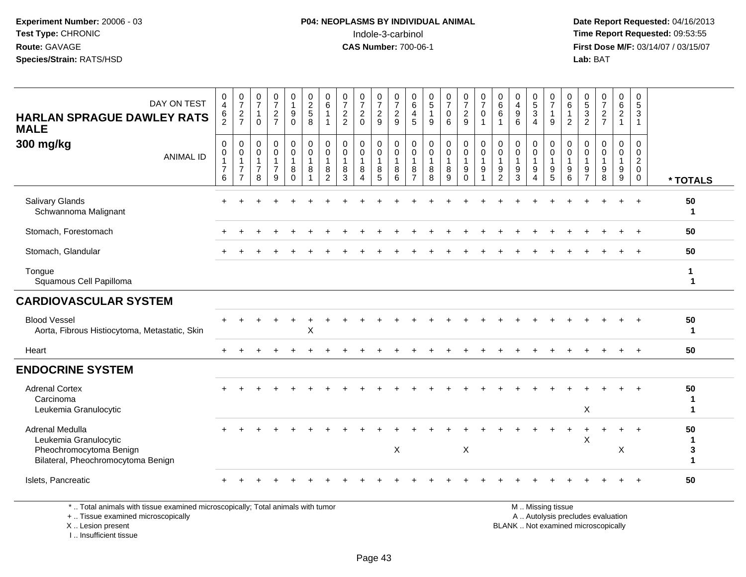**Experiment Number:** 20006 - 03
**Test Type:** CHRONIC
**Route:** GAVAGE
**Species/Strain:** RATS/HSD

**P04: NEOPLASMS BY INDIVIDUAL ANIMAL**
Indole-3-carbinol
**CAS Number:** 700-06-1

**Date Report Requested:** 04/16/2013
**Time Report Requested:** 09:53:55
**First Dose M/F:** 03/14/07 / 03/15/07
**Lab:** BAT

**HARLAN SPRAGUE DAWLEY RATS MALE**
**300 mg/kg**

| DAY ON TEST | 0462 | 0727 | 0710 | 0727 | 0190 | 0258 | 0611 | 0722 | 0720 | 0729 | 0729 | 0645 | 0519 | 0706 | 0729 | 0701 | 0661 | 0496 | 0534 | 0719 | 0612 | 0532 | 0727 | 0621 | 0531 | |
|---|---|---|---|---|---|---|---|---|---|---|---|---|---|---|---|---|---|---|---|---|---|---|---|---|---|---|
| **ANIMAL ID** | 00176 | 00177 | 00178 | 00179 | 00180 | 00181 | 00182 | 00183 | 00184 | 00185 | 00186 | 00187 | 00188 | 00189 | 00190 | 00191 | 00192 | 00193 | 00194 | 00195 | 00196 | 00197 | 00198 | 00199 | 00200 | *** TOTALS** |
| Salivary Glands | + | + | + | + | + | + | + | + | + | + | + | + | + | + | + | + | + | + | + | + | + | + | + | + | + | 50 |
| Schwannoma Malignant | | | | | | | | | | | | | | | | | | | | | | | | | | 1 |
| Stomach, Forestomach | + | + | + | + | + | + | + | + | + | + | + | + | + | + | + | + | + | + | + | + | + | + | + | + | + | 50 |
| Stomach, Glandular | + | + | + | + | + | + | + | + | + | + | + | + | + | + | + | + | + | + | + | + | + | + | + | + | + | 50 |
| Tongue | | | | | | | | | | | | | | | | | | | | | | | | | | 1 |
| Squamous Cell Papilloma | | | | | | | | | | | | | | | | | | | | | | | | | | 1 |
| **CARDIOVASCULAR SYSTEM** | | | | | | | | | | | | | | | | | | | | | | | | | | |
| Blood Vessel | + | + | + | + | + | + | + | + | + | + | + | + | + | + | + | + | + | + | + | + | + | + | + | + | + | 50 |
| Aorta, Fibrous Histiocytoma, Metastatic, Skin | | | | | | X | | | | | | | | | | | | | | | | | | | | 1 |
| Heart | + | + | + | + | + | + | + | + | + | + | + | + | + | + | + | + | + | + | + | + | + | + | + | + | + | 50 |
| **ENDOCRINE SYSTEM** | | | | | | | | | | | | | | | | | | | | | | | | | | |
| Adrenal Cortex | + | + | + | + | + | + | + | + | + | + | + | + | + | + | + | + | + | + | + | + | + | + | + | + | + | 50 |
| Carcinoma | | | | | | | | | | | | | | | | | | | | | | | | | | 1 |
| Leukemia Granulocytic | | | | | | | | | | | | | | | | | | | | | | X | | | | 1 |
| Adrenal Medulla | + | + | + | + | + | + | + | + | + | + | + | + | + | + | + | + | + | + | + | + | + | + | + | + | + | 50 |
| Leukemia Granulocytic | | | | | | | | | | | | | | | | | | | | | | X | | | | 1 |
| Pheochromocytoma Benign | | | | | | | | | | | X | | | | X | | | | | | | | | X | | 3 |
| Bilateral, Pheochromocytoma Benign | | | | | | | | | | | | | | | | | | | | | | | | | | 1 |
| Islets, Pancreatic | + | + | + | + | + | + | + | + | + | + | + | + | + | + | + | + | + | + | + | + | + | + | + | + | + | 50 |

\* .. Total animals with tissue examined microscopically; Total animals with tumor
\+ .. Tissue examined microscopically
X .. Lesion present
I .. Insufficient tissue

M .. Missing tissue
A .. Autolysis precludes evaluation
BLANK .. Not examined microscopically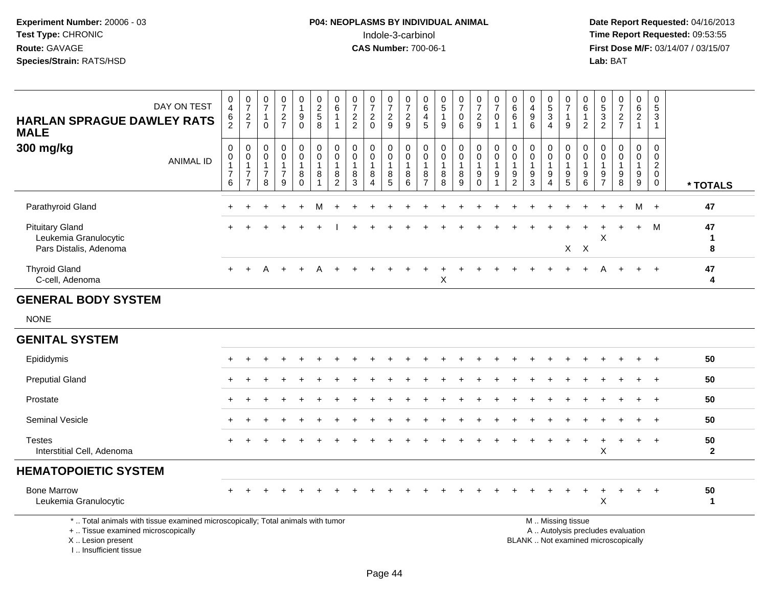**Experiment Number:** 20006 - 03
**Test Type:** CHRONIC
**Route:** GAVAGE
**Species/Strain:** RATS/HSD

**P04: NEOPLASMS BY INDIVIDUAL ANIMAL**
Indole-3-carbinol
**CAS Number:** 700-06-1

**Date Report Requested:** 04/16/2013
**Time Report Requested:** 09:53:55
**First Dose M/F:** 03/14/07 / 03/15/07
**Lab:** BAT

## HARLAN SPRAGUE DAWLEY RATS MALE
## 300 mg/kg

| DAY ON TEST | 0462 | 0727 | 0710 | 0727 | 0190 | 0258 | 0611 | 0722 | 0720 | 0729 | 0729 | 0645 | 0519 | 0706 | 0729 | 0701 | 0661 | 0496 | 0534 | 0719 | 0612 | 0532 | 0727 | 0621 | 0531 | |
|---|---|---|---|---|---|---|---|---|---|---|---|---|---|---|---|---|---|---|---|---|---|---|---|---|---|---|
| **ANIMAL ID** | 00176 | 00177 | 00178 | 00179 | 00180 | 00181 | 00182 | 00183 | 00184 | 00185 | 00186 | 00187 | 00188 | 00189 | 00190 | 00191 | 00192 | 00193 | 00194 | 00195 | 00196 | 00197 | 00198 | 00199 | 00200 | *** TOTALS** |
| Parathyroid Gland | + | + | + | + | + | M | + | + | + | + | + | + | + | + | + | + | + | + | + | + | + | + | + | M | + | 47 |
| Pituitary Gland | + | + | + | + | + | + | I | + | + | + | + | + | + | + | + | + | + | + | + | + | + | + | + | + | M | 47 |
| Leukemia Granulocytic | | | | | | | | | | | | | | | | | | | | | | X | | | | 1 |
| Pars Distalis, Adenoma | | | | | | | | | | | | | | | | | | | | X | X | | | | | 8 |
| Thyroid Gland | + | + | A | + | + | A | + | + | + | + | + | + | + | + | + | + | + | + | + | + | + | A | + | + | + | 47 |
| C-cell, Adenoma | | | | | | | | | | | | | X | | | | | | | | | | | | | 4 |
| **GENERAL BODY SYSTEM** | | | | | | | | | | | | | | | | | | | | | | | | | | |
| NONE | | | | | | | | | | | | | | | | | | | | | | | | | | |
| **GENITAL SYSTEM** | | | | | | | | | | | | | | | | | | | | | | | | | | |
| Epididymis | + | + | + | + | + | + | + | + | + | + | + | + | + | + | + | + | + | + | + | + | + | + | + | + | + | 50 |
| Preputial Gland | + | + | + | + | + | + | + | + | + | + | + | + | + | + | + | + | + | + | + | + | + | + | + | + | + | 50 |
| Prostate | + | + | + | + | + | + | + | + | + | + | + | + | + | + | + | + | + | + | + | + | + | + | + | + | + | 50 |
| Seminal Vesicle | + | + | + | + | + | + | + | + | + | + | + | + | + | + | + | + | + | + | + | + | + | + | + | + | + | 50 |
| Testes | + | + | + | + | + | + | + | + | + | + | + | + | + | + | + | + | + | + | + | + | + | + | + | + | + | 50 |
| Interstitial Cell, Adenoma | | | | | | | | | | | | | | | | | | | | | | X | | | | 2 |
| **HEMATOPOIETIC SYSTEM** | | | | | | | | | | | | | | | | | | | | | | | | | | |
| Bone Marrow | + | + | + | + | + | + | + | + | + | + | + | + | + | + | + | + | + | + | + | + | + | + | + | + | + | 50 |
| Leukemia Granulocytic | | | | | | | | | | | | | | | | | | | | | | X | | | | 1 |

\* .. Total animals with tissue examined microscopically; Total animals with tumor
\+ .. Tissue examined microscopically
X .. Lesion present
I .. Insufficient tissue

M .. Missing tissue
A .. Autolysis precludes evaluation
BLANK .. Not examined microscopically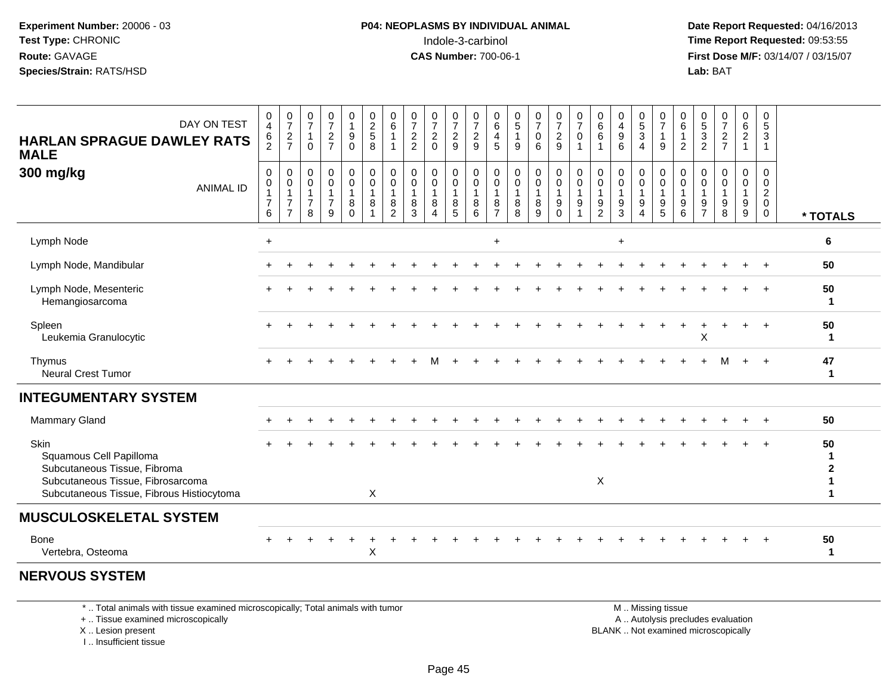**Experiment Number:** 20006 - 03
**Test Type:** CHRONIC
**Route:** GAVAGE
**Species/Strain:** RATS/HSD

**P04: NEOPLASMS BY INDIVIDUAL ANIMAL**
Indole-3-carbinol
**CAS Number:** 700-06-1

**Date Report Requested:** 04/16/2013
**Time Report Requested:** 09:53:55
**First Dose M/F:** 03/14/07 / 03/15/07
**Lab:** BAT

**HARLAN SPRAGUE DAWLEY RATS MALE**
**300 mg/kg**

| DAY ON TEST | 0462 | 0727 | 0710 | 0727 | 0190 | 0258 | 0611 | 0722 | 0720 | 0729 | 0729 | 0645 | 0519 | 0706 | 0729 | 0701 | 0661 | 0496 | 0534 | 0719 | 0612 | 0532 | 0727 | 0621 | 0531 | |
|---|---|---|---|---|---|---|---|---|---|---|---|---|---|---|---|---|---|---|---|---|---|---|---|---|---|---|
| **ANIMAL ID** | 00176 | 00177 | 00178 | 00179 | 00180 | 00181 | 00182 | 00183 | 00184 | 00185 | 00186 | 00187 | 00188 | 00189 | 00190 | 00191 | 00192 | 00193 | 00194 | 00195 | 00196 | 00197 | 00198 | 00199 | 00200 | *** TOTALS** |
| Lymph Node | + | | | | | | | | | | | + | | | | | | + | | | | | | | | 6 |
| Lymph Node, Mandibular | + | + | + | + | + | + | + | + | + | + | + | + | + | + | + | + | + | + | + | + | + | + | + | + | + | 50 |
| Lymph Node, Mesenteric | + | + | + | + | + | + | + | + | + | + | + | + | + | + | + | + | + | + | + | + | + | + | + | + | + | 50 |
| Hemangiosarcoma | | | | | | | | | | | | | | | | | | | | | | | | | | 1 |
| Spleen | + | + | + | + | + | + | + | + | + | + | + | + | + | + | + | + | + | + | + | + | + | + | + | + | + | 50 |
| Leukemia Granulocytic | | | | | | | | | | | | | | | | | | | | | | X | | | | 1 |
| Thymus | + | + | + | + | + | + | + | + | M | + | + | + | + | + | + | + | + | + | + | + | + | + | M | + | + | 47 |
| Neural Crest Tumor | | | | | | | | | | | | | | | | | | | | | | | | | | 1 |
| **INTEGUMENTARY SYSTEM** | | | | | | | | | | | | | | | | | | | | | | | | | | |
| Mammary Gland | + | + | + | + | + | + | + | + | + | + | + | + | + | + | + | + | + | + | + | + | + | + | + | + | + | 50 |
| Skin | + | + | + | + | + | + | + | + | + | + | + | + | + | + | + | + | + | + | + | + | + | + | + | + | + | 50 |
| Squamous Cell Papilloma | | | | | | | | | | | | | | | | | | | | | | | | | | 1 |
| Subcutaneous Tissue, Fibroma | | | | | | | | | | | | | | | | | | | | | | | | | | 2 |
| Subcutaneous Tissue, Fibrosarcoma | | | | | | | | | | | | | | | | | X | | | | | | | | | 1 |
| Subcutaneous Tissue, Fibrous Histiocytoma | | | | | | X | | | | | | | | | | | | | | | | | | | | 1 |
| **MUSCULOSKELETAL SYSTEM** | | | | | | | | | | | | | | | | | | | | | | | | | | |
| Bone | + | + | + | + | + | + | + | + | + | + | + | + | + | + | + | + | + | + | + | + | + | + | + | + | + | 50 |
| Vertebra, Osteoma | | | | | | X | | | | | | | | | | | | | | | | | | | | 1 |
| **NERVOUS SYSTEM** | | | | | | | | | | | | | | | | | | | | | | | | | | |

\* .. Total animals with tissue examined microscopically; Total animals with tumor
\+ .. Tissue examined microscopically
X .. Lesion present
I .. Insufficient tissue

M .. Missing tissue
A .. Autolysis precludes evaluation
BLANK .. Not examined microscopically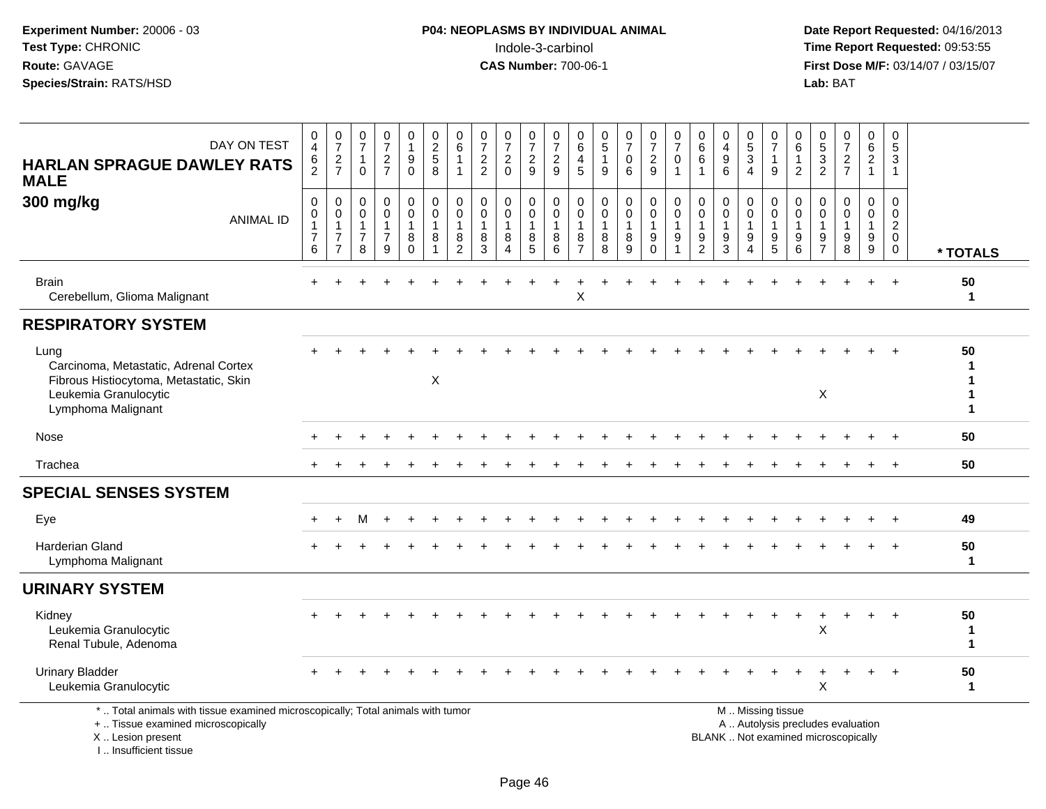**Experiment Number:** 20006 - 03
**Test Type:** CHRONIC
**Route:** GAVAGE
**Species/Strain:** RATS/HSD

**P04: NEOPLASMS BY INDIVIDUAL ANIMAL**
Indole-3-carbinol
**CAS Number:** 700-06-1

**Date Report Requested:** 04/16/2013
**Time Report Requested:** 09:53:55
**First Dose M/F:** 03/14/07 / 03/15/07
**Lab:** BAT

| HARLAN SPRAGUE DAWLEY RATS MALE 300 mg/kg | | | | | | | | | | | | | | | | | | | | | | | | | | |
|---|---|---|---|---|---|---|---|---|---|---|---|---|---|---|---|---|---|---|---|---|---|---|---|---|---|---|
| DAY ON TEST | 0462 | 0727 | 0710 | 0727 | 0190 | 0258 | 0611 | 0722 | 0720 | 0729 | 0729 | 0645 | 0519 | 0706 | 0729 | 0701 | 0661 | 0496 | 0534 | 0719 | 0612 | 0532 | 0727 | 0621 | 0531 | |
| ANIMAL ID | 00176 | 00177 | 00178 | 00179 | 00180 | 00181 | 00182 | 00183 | 00184 | 00185 | 00186 | 00187 | 00188 | 00189 | 00190 | 00191 | 00192 | 00193 | 00194 | 00195 | 00196 | 00197 | 00198 | 00199 | 00200 | * TOTALS |
| Brain | + | + | + | + | + | + | + | + | + | + | + | + | + | + | + | + | + | + | + | + | + | + | + | + | + | 50 |
| Cerebellum, Glioma Malignant | | | | | | | | | | | | X | | | | | | | | | | | | | | 1 |
| **RESPIRATORY SYSTEM** | | | | | | | | | | | | | | | | | | | | | | | | | | |
| Lung | + | + | + | + | + | + | + | + | + | + | + | + | + | + | + | + | + | + | + | + | + | + | + | + | + | 50 |
| Carcinoma, Metastatic, Adrenal Cortex | | | | | | | | | | | | | | | | | | | | | | | | | | 1 |
| Fibrous Histiocytoma, Metastatic, Skin | | | | | | X | | | | | | | | | | | | | | | | | | | | 1 |
| Leukemia Granulocytic | | | | | | | | | | | | | | | | | | | | | | X | | | | 1 |
| Lymphoma Malignant | | | | | | | | | | | | | | | | | | | | | | | | | | 1 |
| Nose | + | + | + | + | + | + | + | + | + | + | + | + | + | + | + | + | + | + | + | + | + | + | + | + | + | 50 |
| Trachea | + | + | + | + | + | + | + | + | + | + | + | + | + | + | + | + | + | + | + | + | + | + | + | + | + | 50 |
| **SPECIAL SENSES SYSTEM** | | | | | | | | | | | | | | | | | | | | | | | | | | |
| Eye | + | + | M | + | + | + | + | + | + | + | + | + | + | + | + | + | + | + | + | + | + | + | + | + | + | 49 |
| Harderian Gland | + | + | + | + | + | + | + | + | + | + | + | + | + | + | + | + | + | + | + | + | + | + | + | + | + | 50 |
| Lymphoma Malignant | | | | | | | | | | | | | | | | | | | | | | | | | | 1 |
| **URINARY SYSTEM** | | | | | | | | | | | | | | | | | | | | | | | | | | |
| Kidney | + | + | + | + | + | + | + | + | + | + | + | + | + | + | + | + | + | + | + | + | + | + | + | + | + | 50 |
| Leukemia Granulocytic | | | | | | | | | | | | | | | | | | | | | | X | | | | 1 |
| Renal Tubule, Adenoma | | | | | | | | | | | | | | | | | | | | | | | | | | 1 |
| Urinary Bladder | + | + | + | + | + | + | + | + | + | + | + | + | + | + | + | + | + | + | + | + | + | + | + | + | + | 50 |
| Leukemia Granulocytic | | | | | | | | | | | | | | | | | | | | | | X | | | | 1 |

\* .. Total animals with tissue examined microscopically; Total animals with tumor
\+ .. Tissue examined microscopically
X .. Lesion present
I .. Insufficient tissue

M .. Missing tissue
A .. Autolysis precludes evaluation
BLANK .. Not examined microscopically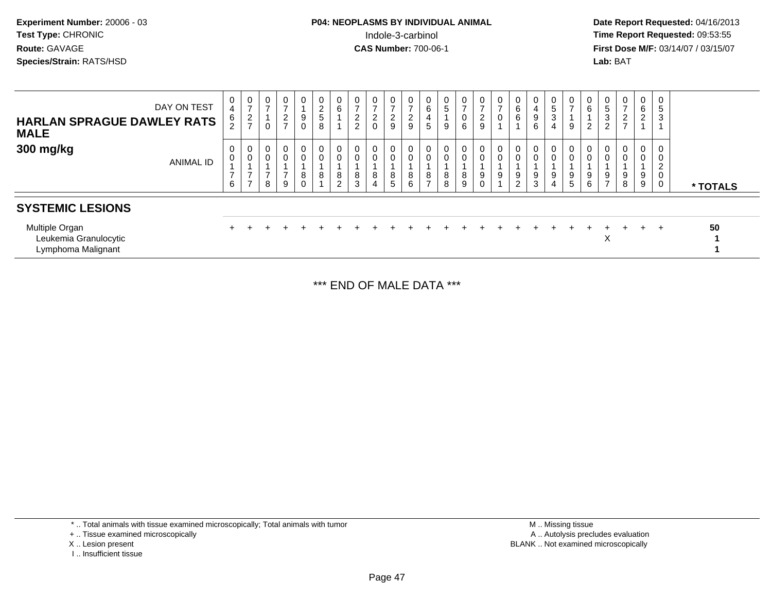**Experiment Number:** 20006 - 03
**Test Type:** CHRONIC
**Route:** GAVAGE
**Species/Strain:** RATS/HSD

**P04: NEOPLASMS BY INDIVIDUAL ANIMAL**
Indole-3-carbinol
**CAS Number:** 700-06-1

**Date Report Requested:** 04/16/2013
**Time Report Requested:** 09:53:55
**First Dose M/F:** 03/14/07 / 03/15/07
**Lab:** BAT

| DAY ON TEST | 0462 | 0727 | 0710 | 0727 | 0190 | 0258 | 0611 | 0722 | 0720 | 0729 | 0729 | 0645 | 0519 | 0706 | 0729 | 0701 | 0661 | 0496 | 0534 | 0719 | 0612 | 0532 | 0727 | 0621 | 0531 | |
|---|---|---|---|---|---|---|---|---|---|---|---|---|---|---|---|---|---|---|---|---|---|---|---|---|---|---|
| **HARLAN SPRAGUE DAWLEY RATS MALE 300 mg/kg** ANIMAL ID | 00176 | 00177 | 00178 | 00179 | 00180 | 00181 | 00182 | 00183 | 00184 | 00185 | 00186 | 00187 | 00188 | 00189 | 00190 | 00191 | 00192 | 00193 | 00194 | 00195 | 00196 | 00197 | 00198 | 00199 | 00200 | * TOTALS |
| **SYSTEMIC LESIONS** | | | | | | | | | | | | | | | | | | | | | | | | | | |
| Multiple Organ | + | + | + | + | + | + | + | + | + | + | + | + | + | + | + | + | + | + | + | + | + | + | + | + | + | 50 |
| Leukemia Granulocytic | | | | | | | | | | | | | | | | | | | | | | X | | | | 1 |
| Lymphoma Malignant | | | | | | | | | | | | | | | | | | | | | | | | | | 1 |

*** END OF MALE DATA ***

\* .. Total animals with tissue examined microscopically; Total animals with tumor
\+ .. Tissue examined microscopically
X .. Lesion present
I .. Insufficient tissue

M .. Missing tissue
A .. Autolysis precludes evaluation
BLANK .. Not examined microscopically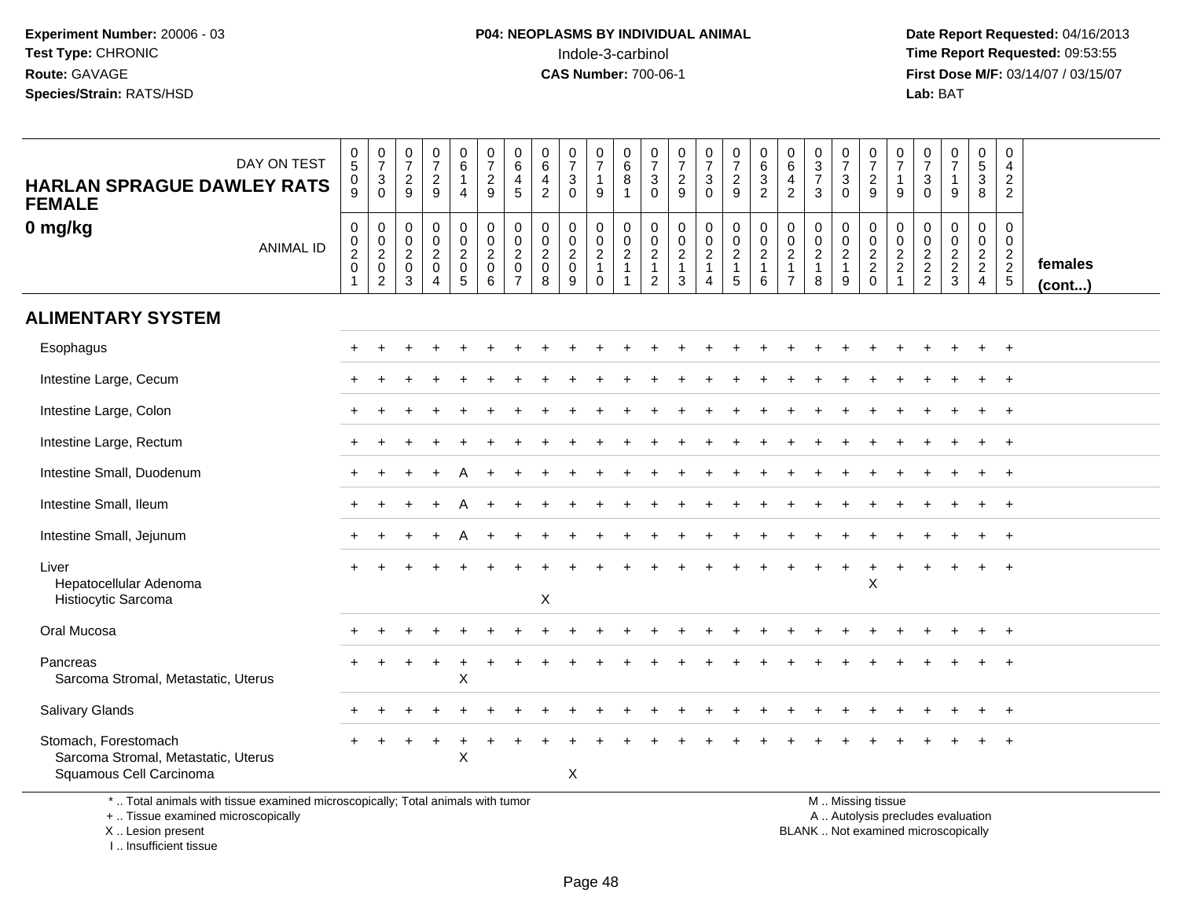**Experiment Number:** 20006 - 03
**Test Type:** CHRONIC
**Route:** GAVAGE
**Species/Strain:** RATS/HSD

**P04: NEOPLASMS BY INDIVIDUAL ANIMAL**
Indole-3-carbinol
**CAS Number:** 700-06-1

**Date Report Requested:** 04/16/2013
**Time Report Requested:** 09:53:55
**First Dose M/F:** 03/14/07 / 03/15/07
**Lab:** BAT

## HARLAN SPRAGUE DAWLEY RATS FEMALE
### 0 mg/kg

| DAY ON TEST | 0509 | 0730 | 0729 | 0729 | 0614 | 0729 | 0645 | 0642 | 0730 | 0719 | 0681 | 0730 | 0729 | 0730 | 0729 | 0632 | 0642 | 0373 | 0730 | 0729 | 0719 | 0730 | 0719 | 0538 | 0422 | |
|---|---|---|---|---|---|---|---|---|---|---|---|---|---|---|---|---|---|---|---|---|---|---|---|---|---|---|
| **ANIMAL ID** | 0020 1 | 0020 2 | 0020 3 | 0020 4 | 0020 5 | 0020 6 | 0020 7 | 0020 8 | 0020 9 | 0021 0 | 0021 1 | 0021 2 | 0021 3 | 0021 4 | 0021 5 | 0021 6 | 0021 7 | 0021 8 | 0021 9 | 0022 0 | 0022 1 | 0022 2 | 0022 3 | 0022 4 | 0022 5 | **females (cont...)** |
| **ALIMENTARY SYSTEM** | | | | | | | | | | | | | | | | | | | | | | | | | | |
| Esophagus | + | + | + | + | + | + | + | + | + | + | + | + | + | + | + | + | + | + | + | + | + | + | + | + | + | |
| Intestine Large, Cecum | + | + | + | + | + | + | + | + | + | + | + | + | + | + | + | + | + | + | + | + | + | + | + | + | + | |
| Intestine Large, Colon | + | + | + | + | + | + | + | + | + | + | + | + | + | + | + | + | + | + | + | + | + | + | + | + | + | |
| Intestine Large, Rectum | + | + | + | + | + | + | + | + | + | + | + | + | + | + | + | + | + | + | + | + | + | + | + | + | + | |
| Intestine Small, Duodenum | + | + | + | + | A | + | + | + | + | + | + | + | + | + | + | + | + | + | + | + | + | + | + | + | + | |
| Intestine Small, Ileum | + | + | + | + | A | + | + | + | + | + | + | + | + | + | + | + | + | + | + | + | + | + | + | + | + | |
| Intestine Small, Jejunum | + | + | + | + | A | + | + | + | + | + | + | + | + | + | + | + | + | + | + | + | + | + | + | + | + | |
| Liver | + | + | + | + | + | + | + | + | + | + | + | + | + | + | + | + | + | + | + | + | + | + | + | + | + | |
| Hepatocellular Adenoma | | | | | | | | | | | | | | | | | | | | X | | | | | | |
| Histiocytic Sarcoma | | | | | | | | X | | | | | | | | | | | | | | | | | | |
| Oral Mucosa | + | + | + | + | + | + | + | + | + | + | + | + | + | + | + | + | + | + | + | + | + | + | + | + | + | |
| Pancreas | + | + | + | + | + | + | + | + | + | + | + | + | + | + | + | + | + | + | + | + | + | + | + | + | + | |
| Sarcoma Stromal, Metastatic, Uterus | | | | | X | | | | | | | | | | | | | | | | | | | | | |
| Salivary Glands | + | + | + | + | + | + | + | + | + | + | + | + | + | + | + | + | + | + | + | + | + | + | + | + | + | |
| Stomach, Forestomach | + | + | + | + | + | + | + | + | + | + | + | + | + | + | + | + | + | + | + | + | + | + | + | + | + | |
| Sarcoma Stromal, Metastatic, Uterus | | | | | X | | | | | | | | | | | | | | | | | | | | | |
| Squamous Cell Carcinoma | | | | | | | | | X | | | | | | | | | | | | | | | | | |

\* .. Total animals with tissue examined microscopically; Total animals with tumor
+ .. Tissue examined microscopically
X .. Lesion present
I .. Insufficient tissue

M .. Missing tissue
A .. Autolysis precludes evaluation
BLANK .. Not examined microscopically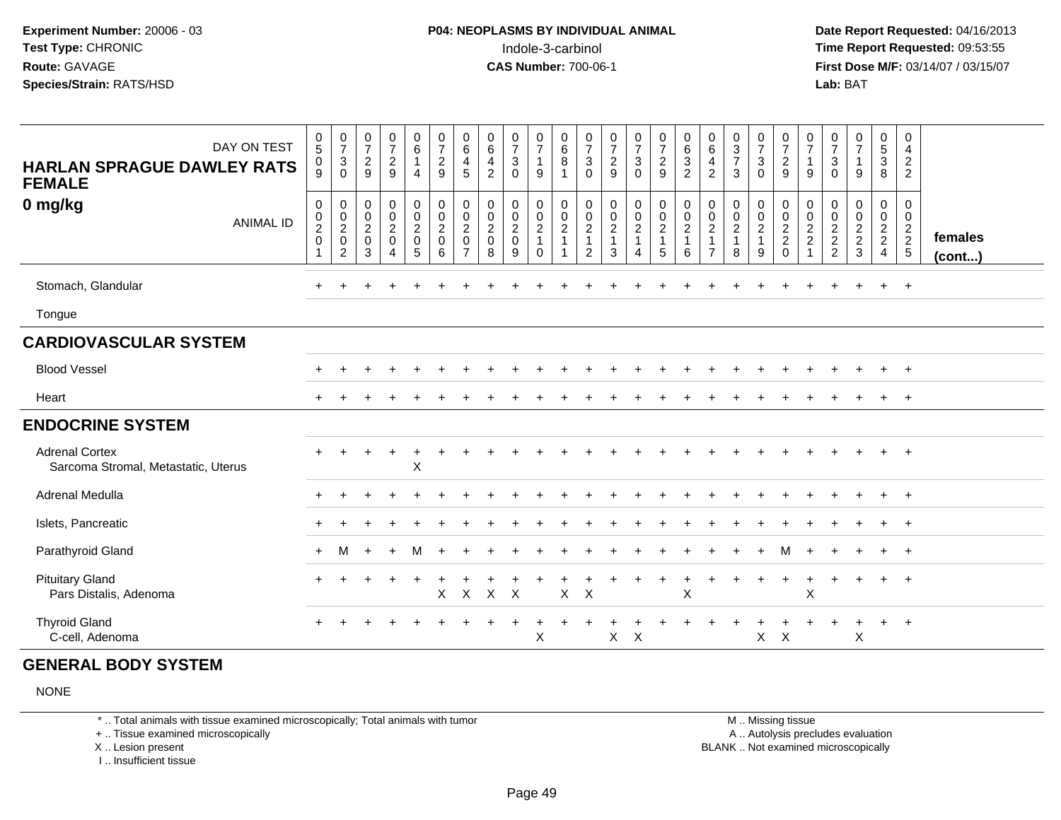Experiment Number: 20006 - 03
Test Type: CHRONIC
Route: GAVAGE
Species/Strain: RATS/HSD

**P04: NEOPLASMS BY INDIVIDUAL ANIMAL**
Indole-3-carbinol
**CAS Number:** 700-06-1

Date Report Requested: 04/16/2013
Time Report Requested: 09:53:55
First Dose M/F: 03/14/07 / 03/15/07
Lab: BAT

| HARLAN SPRAGUE DAWLEY RATS FEMALE 0 mg/kg — DAY ON TEST | 0509 | 0730 | 0729 | 0729 | 0614 | 0729 | 0645 | 0642 | 0730 | 0719 | 0681 | 0730 | 0729 | 0730 | 0729 | 0632 | 0642 | 0373 | 0730 | 0729 | 0719 | 0730 | 0719 | 0538 | 0422 | |
|---|---|---|---|---|---|---|---|---|---|---|---|---|---|---|---|---|---|---|---|---|---|---|---|---|---|---|
| ANIMAL ID | 00201 | 00202 | 00203 | 00204 | 00205 | 00206 | 00207 | 00208 | 00209 | 00210 | 00211 | 00212 | 00213 | 00214 | 00215 | 00216 | 00217 | 00218 | 00219 | 00220 | 00221 | 00222 | 00223 | 00224 | 00225 | females (cont...) |
| Stomach, Glandular | + | + | + | + | + | + | + | + | + | + | + | + | + | + | + | + | + | + | + | + | + | + | + | + | + | |
| Tongue | | | | | | | | | | | | | | | | | | | | | | | | | | |
| **CARDIOVASCULAR SYSTEM** | | | | | | | | | | | | | | | | | | | | | | | | | | |
| Blood Vessel | + | + | + | + | + | + | + | + | + | + | + | + | + | + | + | + | + | + | + | + | + | + | + | + | + | |
| Heart | + | + | + | + | + | + | + | + | + | + | + | + | + | + | + | + | + | + | + | + | + | + | + | + | + | |
| **ENDOCRINE SYSTEM** | | | | | | | | | | | | | | | | | | | | | | | | | | |
| Adrenal Cortex | + | + | + | + | + | + | + | + | + | + | + | + | + | + | + | + | + | + | + | + | + | + | + | + | + | |
| Sarcoma Stromal, Metastatic, Uterus | | | | | X | | | | | | | | | | | | | | | | | | | | | |
| Adrenal Medulla | + | + | + | + | + | + | + | + | + | + | + | + | + | + | + | + | + | + | + | + | + | + | + | + | + | |
| Islets, Pancreatic | + | + | + | + | + | + | + | + | + | + | + | + | + | + | + | + | + | + | + | + | + | + | + | + | + | |
| Parathyroid Gland | + | M | + | + | M | + | + | + | + | + | + | + | + | + | + | + | + | + | + | M | + | + | + | + | + | |
| Pituitary Gland | + | + | + | + | + | + | + | + | + | + | + | + | + | + | + | + | + | + | + | + | + | + | + | + | + | |
| Pars Distalis, Adenoma | | | | | | X | X | X | X | | X | X | | | | X | | | | | X | | | | | |
| Thyroid Gland | + | + | + | + | + | + | + | + | + | + | + | + | + | + | + | + | + | + | + | + | + | + | + | + | + | |
| C-cell, Adenoma | | | | | | | | | | X | | | X | X | | | | | X | X | | | X | | | |
| **GENERAL BODY SYSTEM** | | | | | | | | | | | | | | | | | | | | | | | | | | |
| NONE | | | | | | | | | | | | | | | | | | | | | | | | | | |

\* .. Total animals with tissue examined microscopically; Total animals with tumor
\+ .. Tissue examined microscopically
X .. Lesion present
I .. Insufficient tissue

M .. Missing tissue
A .. Autolysis precludes evaluation
BLANK .. Not examined microscopically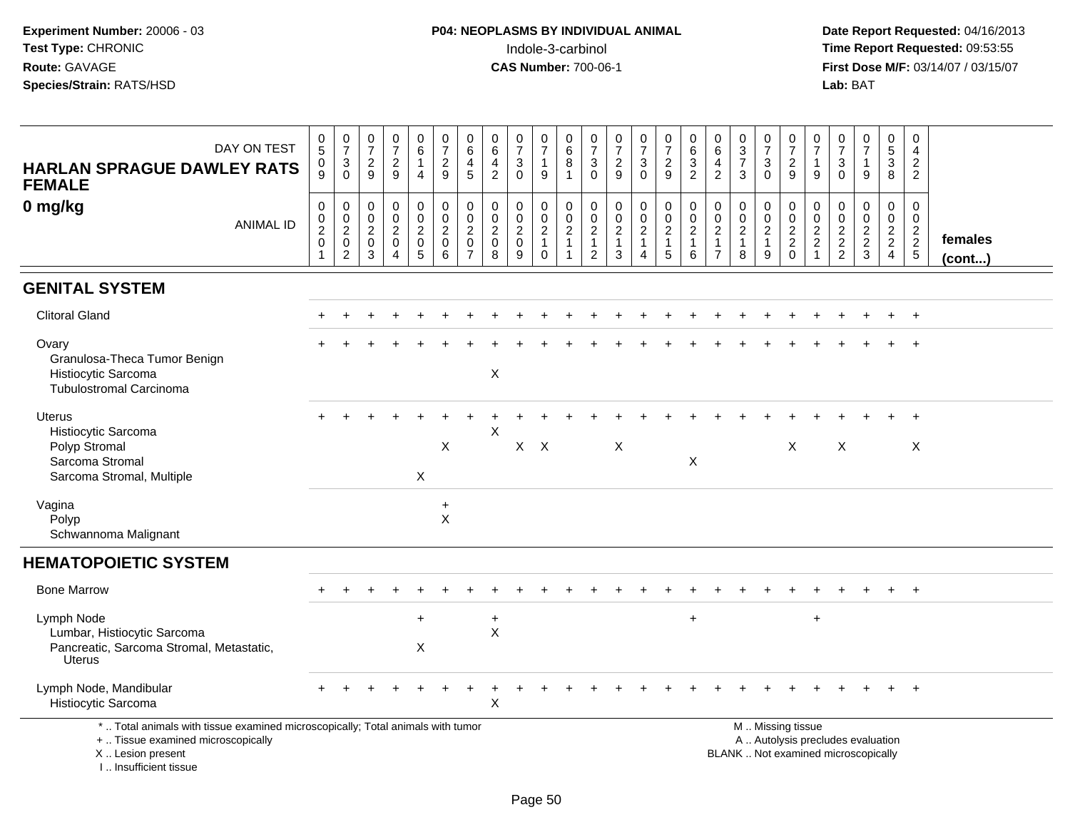**Experiment Number:** 20006 - 03
**Test Type:** CHRONIC
**Route:** GAVAGE
**Species/Strain:** RATS/HSD

**P04: NEOPLASMS BY INDIVIDUAL ANIMAL**
Indole-3-carbinol
**CAS Number:** 700-06-1

**Date Report Requested:** 04/16/2013
**Time Report Requested:** 09:53:55
**First Dose M/F:** 03/14/07 / 03/15/07
**Lab:** BAT

## HARLAN SPRAGUE DAWLEY RATS FEMALE

## 0 mg/kg

| DAY ON TEST | 0509 | 0730 | 0729 | 0729 | 0614 | 0729 | 0645 | 0642 | 0730 | 0719 | 0681 | 0730 | 0729 | 0730 | 0729 | 0632 | 0642 | 0373 | 0730 | 0729 | 0719 | 0730 | 0719 | 0538 | 0422 | |
|---|---|---|---|---|---|---|---|---|---|---|---|---|---|---|---|---|---|---|---|---|---|---|---|---|---|---|
| ANIMAL ID | 0020 1 | 0020 2 | 0020 3 | 0020 4 | 0020 5 | 0020 6 | 0020 7 | 0020 8 | 0020 9 | 0021 0 | 0021 1 | 0021 2 | 0021 3 | 0021 4 | 0021 5 | 0021 6 | 0021 7 | 0021 8 | 0021 9 | 0022 0 | 0022 1 | 0022 2 | 0022 3 | 0022 4 | 0022 5 | females (cont...) |
| **GENITAL SYSTEM** | | | | | | | | | | | | | | | | | | | | | | | | | | |
| Clitoral Gland | + | + | + | + | + | + | + | + | + | + | + | + | + | + | + | + | + | + | + | + | + | + | + | + | + | |
| Ovary | + | + | + | + | + | + | + | + | + | + | + | + | + | + | + | + | + | + | + | + | + | + | + | + | + | |
| Granulosa-Theca Tumor Benign | | | | | | | | | | | | | | | | | | | | | | | | | | |
| Histiocytic Sarcoma | | | | | | | | X | | | | | | | | | | | | | | | | | | |
| Tubulostromal Carcinoma | | | | | | | | | | | | | | | | | | | | | | | | | | |
| Uterus | + | + | + | + | + | + | + | + | + | + | + | + | + | + | + | + | + | + | + | + | + | + | + | + | + | |
| Histiocytic Sarcoma | | | | | | | | X | | | | | | | | | | | | | | | | | | |
| Polyp Stromal | | | | | | X | | | X | X | | | X | | | | | | | X | | X | | | X | |
| Sarcoma Stromal | | | | | | | | | | | | | | | | X | | | | | | | | | | |
| Sarcoma Stromal, Multiple | | | | | X | | | | | | | | | | | | | | | | | | | | | |
| Vagina | | | | | | + | | | | | | | | | | | | | | | | | | | | |
| Polyp | | | | | | X | | | | | | | | | | | | | | | | | | | | |
| Schwannoma Malignant | | | | | | | | | | | | | | | | | | | | | | | | | | |
| **HEMATOPOIETIC SYSTEM** | | | | | | | | | | | | | | | | | | | | | | | | | | |
| Bone Marrow | + | + | + | + | + | + | + | + | + | + | + | + | + | + | + | + | + | + | + | + | + | + | + | + | + | |
| Lymph Node | | | | | + | | | + | | | | | | | | + | | | | | + | | | | | |
| Lumbar, Histiocytic Sarcoma | | | | | | | | X | | | | | | | | | | | | | | | | | | |
| Pancreatic, Sarcoma Stromal, Metastatic, Uterus | | | | | X | | | | | | | | | | | | | | | | | | | | | |
| Lymph Node, Mandibular | + | + | + | + | + | + | + | + | + | + | + | + | + | + | + | + | + | + | + | + | + | + | + | + | + | |
| Histiocytic Sarcoma | | | | | | | | X | | | | | | | | | | | | | | | | | | |

\* .. Total animals with tissue examined microscopically; Total animals with tumor
+ .. Tissue examined microscopically
X .. Lesion present
I .. Insufficient tissue

M .. Missing tissue
A .. Autolysis precludes evaluation
BLANK .. Not examined microscopically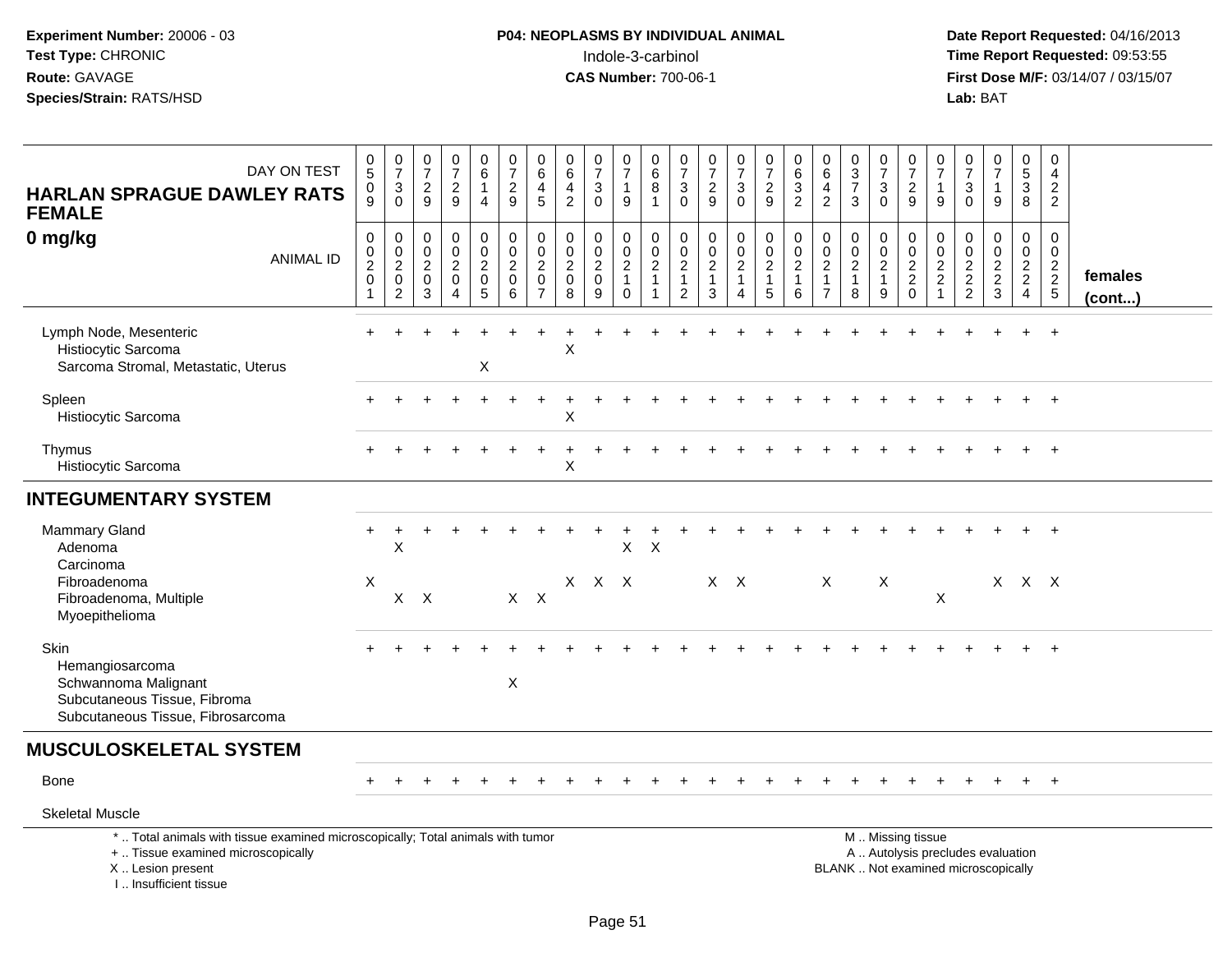**Experiment Number:** 20006 - 03
**Test Type:** CHRONIC
**Route:** GAVAGE
**Species/Strain:** RATS/HSD

**P04: NEOPLASMS BY INDIVIDUAL ANIMAL**
Indole-3-carbinol
**CAS Number:** 700-06-1

**Date Report Requested:** 04/16/2013
**Time Report Requested:** 09:53:55
**First Dose M/F:** 03/14/07 / 03/15/07
**Lab:** BAT

| HARLAN SPRAGUE DAWLEY RATS FEMALE 0 mg/kg — DAY ON TEST | 0509 | 0730 | 0729 | 0729 | 0614 | 0729 | 0645 | 0642 | 0730 | 0719 | 0681 | 0730 | 0729 | 0730 | 0729 | 0632 | 0642 | 0373 | 0730 | 0729 | 0719 | 0730 | 0719 | 0538 | 0422 | |
|---|---|---|---|---|---|---|---|---|---|---|---|---|---|---|---|---|---|---|---|---|---|---|---|---|---|---|
| ANIMAL ID | 0020201 | 0020202 | 0020203 | 0020204 | 0020205 | 0020206 | 0020207 | 0020208 | 0020209 | 0020210 | 0020211 | 0020212 | 0020213 | 0020214 | 0020215 | 0020216 | 0020217 | 0020218 | 0020219 | 0020220 | 0020221 | 0020222 | 0020223 | 0020224 | 0020225 | females (cont...) |
| Lymph Node, Mesenteric | + | + | + | + | + | + | + | + | + | + | + | + | + | + | + | + | + | + | + | + | + | + | + | + | + | |
| Histiocytic Sarcoma | | | | | | | | X | | | | | | | | | | | | | | | | | | |
| Sarcoma Stromal, Metastatic, Uterus | | | | | X | | | | | | | | | | | | | | | | | | | | | |
| Spleen | + | + | + | + | + | + | + | + | + | + | + | + | + | + | + | + | + | + | + | + | + | + | + | + | + | |
| Histiocytic Sarcoma | | | | | | | | X | | | | | | | | | | | | | | | | | | |
| Thymus | + | + | + | + | + | + | + | + | + | + | + | + | + | + | + | + | + | + | + | + | + | + | + | + | + | |
| Histiocytic Sarcoma | | | | | | | | X | | | | | | | | | | | | | | | | | | |
| **INTEGUMENTARY SYSTEM** | | | | | | | | | | | | | | | | | | | | | | | | | | |
| Mammary Gland | + | + | + | + | + | + | + | + | + | + | + | + | + | + | + | + | + | + | + | + | + | + | + | + | + | |
| Adenoma | | X | | | | | | | | X | X | | | | | | | | | | | | | | | |
| Carcinoma | | | | | | | | | | | | | | | | | | | | | | | | | | |
| Fibroadenoma | X | | | | | | | X | X | X | | | X | X | | | X | | X | | | | X | X | X | |
| Fibroadenoma, Multiple | | X | X | | | X | X | | | | | | | | | | | | | | X | | | | | |
| Myoepithelioma | | | | | | | | | | | | | | | | | | | | | | | | | | |
| Skin | + | + | + | + | + | + | + | + | + | + | + | + | + | + | + | + | + | + | + | + | + | + | + | + | + | |
| Hemangiosarcoma | | | | | | | | | | | | | | | | | | | | | | | | | | |
| Schwannoma Malignant | | | | | | X | | | | | | | | | | | | | | | | | | | | |
| Subcutaneous Tissue, Fibroma | | | | | | | | | | | | | | | | | | | | | | | | | | |
| Subcutaneous Tissue, Fibrosarcoma | | | | | | | | | | | | | | | | | | | | | | | | | | |
| **MUSCULOSKELETAL SYSTEM** | | | | | | | | | | | | | | | | | | | | | | | | | | |
| Bone | + | + | + | + | + | + | + | + | + | + | + | + | + | + | + | + | + | + | + | + | + | + | + | + | + | |
| Skeletal Muscle | | | | | | | | | | | | | | | | | | | | | | | | | | |

\* .. Total animals with tissue examined microscopically; Total animals with tumor
\+ .. Tissue examined microscopically
X .. Lesion present
I .. Insufficient tissue

M .. Missing tissue
A .. Autolysis precludes evaluation
BLANK .. Not examined microscopically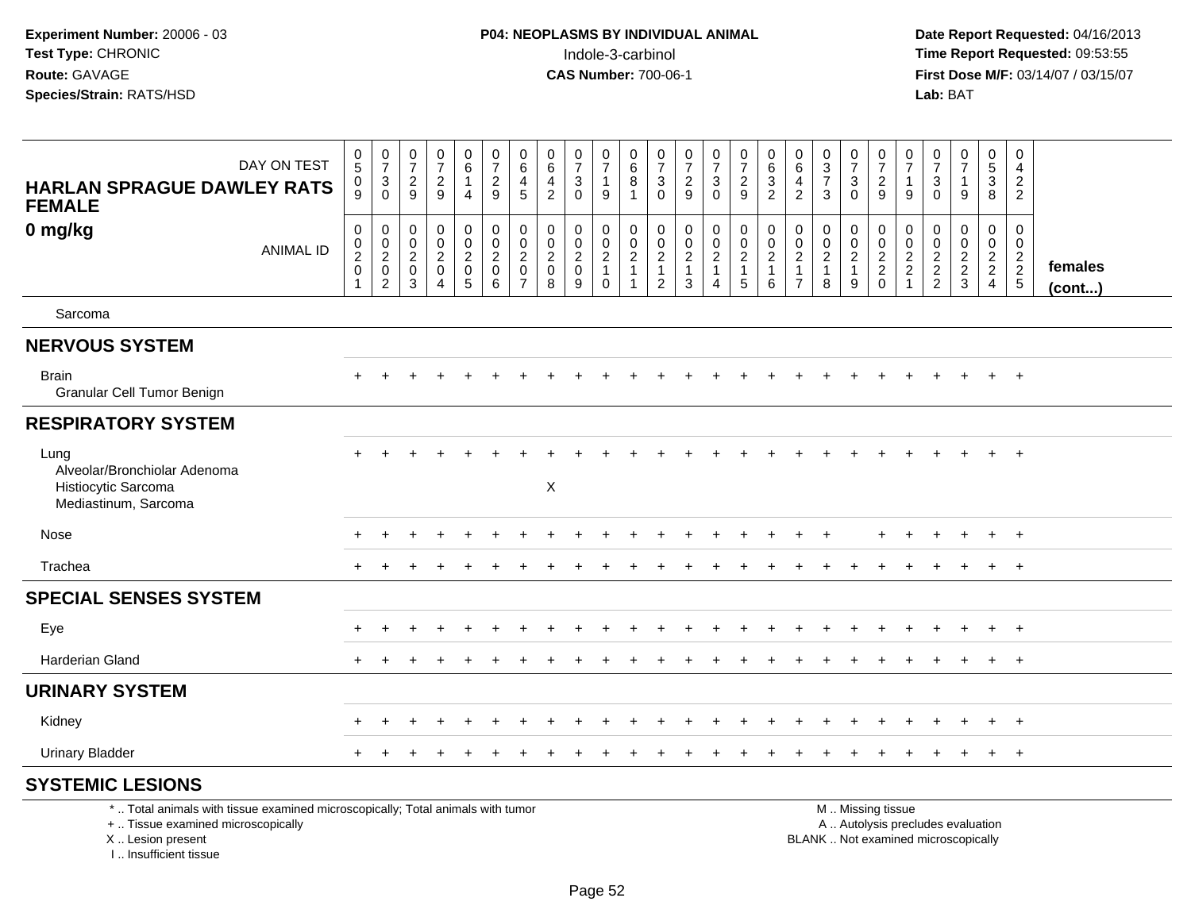**Experiment Number:** 20006 - 03
**Test Type:** CHRONIC
**Route:** GAVAGE
**Species/Strain:** RATS/HSD

**P04: NEOPLASMS BY INDIVIDUAL ANIMAL**
Indole-3-carbinol
**CAS Number:** 700-06-1

**Date Report Requested:** 04/16/2013
**Time Report Requested:** 09:53:55
**First Dose M/F:** 03/14/07 / 03/15/07
**Lab:** BAT

## HARLAN SPRAGUE DAWLEY RATS FEMALE
## 0 mg/kg

| DAY ON TEST | 0509 | 0730 | 0729 | 0729 | 0614 | 0729 | 0645 | 0642 | 0730 | 0719 | 0681 | 0730 | 0729 | 0730 | 0729 | 0632 | 0642 | 0373 | 0730 | 0729 | 0719 | 0730 | 0719 | 0538 | 0422 | |
|---|---|---|---|---|---|---|---|---|---|---|---|---|---|---|---|---|---|---|---|---|---|---|---|---|---|---|
| **ANIMAL ID** | 00201 | 00202 | 00203 | 00204 | 00205 | 00206 | 00207 | 00208 | 00209 | 00210 | 00211 | 00212 | 00213 | 00214 | 00215 | 00216 | 00217 | 00218 | 00219 | 00220 | 00221 | 00222 | 00223 | 00224 | 00225 | **females (cont...)** |
| Sarcoma | | | | | | | | | | | | | | | | | | | | | | | | | | |
| **NERVOUS SYSTEM** | | | | | | | | | | | | | | | | | | | | | | | | | | |
| Brain | + | + | + | + | + | + | + | + | + | + | + | + | + | + | + | + | + | + | + | + | + | + | + | + | + | |
| Granular Cell Tumor Benign | | | | | | | | | | | | | | | | | | | | | | | | | | |
| **RESPIRATORY SYSTEM** | | | | | | | | | | | | | | | | | | | | | | | | | | |
| Lung | + | + | + | + | + | + | + | + | + | + | + | + | + | + | + | + | + | + | + | + | + | + | + | + | + | |
| Alveolar/Bronchiolar Adenoma | | | | | | | | | | | | | | | | | | | | | | | | | | |
| Histiocytic Sarcoma | | | | | | | | X | | | | | | | | | | | | | | | | | | |
| Mediastinum, Sarcoma | | | | | | | | | | | | | | | | | | | | | | | | | | |
| Nose | + | + | + | + | + | + | + | + | + | + | + | + | + | + | + | + | + | + | | + | + | + | + | + | + | |
| Trachea | + | + | + | + | + | + | + | + | + | + | + | + | + | + | + | + | + | + | + | + | + | + | + | + | + | |
| **SPECIAL SENSES SYSTEM** | | | | | | | | | | | | | | | | | | | | | | | | | | |
| Eye | + | + | + | + | + | + | + | + | + | + | + | + | + | + | + | + | + | + | + | + | + | + | + | + | + | |
| Harderian Gland | + | + | + | + | + | + | + | + | + | + | + | + | + | + | + | + | + | + | + | + | + | + | + | + | + | |
| **URINARY SYSTEM** | | | | | | | | | | | | | | | | | | | | | | | | | | |
| Kidney | + | + | + | + | + | + | + | + | + | + | + | + | + | + | + | + | + | + | + | + | + | + | + | + | + | |
| Urinary Bladder | + | + | + | + | + | + | + | + | + | + | + | + | + | + | + | + | + | + | + | + | + | + | + | + | + | |
| **SYSTEMIC LESIONS** | | | | | | | | | | | | | | | | | | | | | | | | | | |

\* .. Total animals with tissue examined microscopically; Total animals with tumor
\+ .. Tissue examined microscopically
X .. Lesion present
I .. Insufficient tissue

M .. Missing tissue
A .. Autolysis precludes evaluation
BLANK .. Not examined microscopically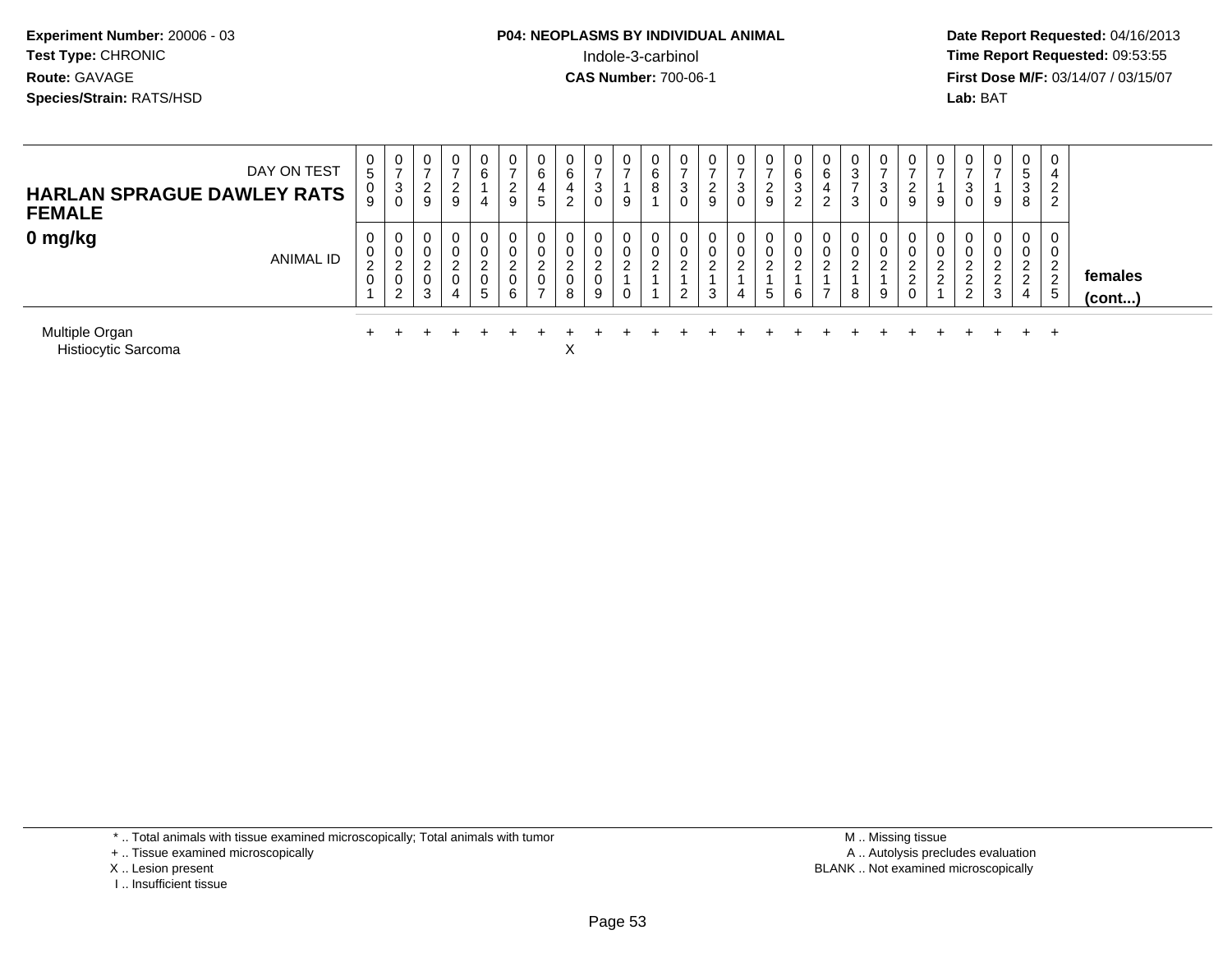**Experiment Number:** 20006 - 03
**Test Type:** CHRONIC
**Route:** GAVAGE
**Species/Strain:** RATS/HSD

**P04: NEOPLASMS BY INDIVIDUAL ANIMAL**
Indole-3-carbinol
**CAS Number:** 700-06-1

**Date Report Requested:** 04/16/2013
**Time Report Requested:** 09:53:55
**First Dose M/F:** 03/14/07 / 03/15/07
**Lab:** BAT

**HARLAN SPRAGUE DAWLEY RATS FEMALE**
**0 mg/kg**

| DAY ON TEST | 0509 | 0730 | 0729 | 0729 | 0614 | 0729 | 0645 | 0642 | 0730 | 0719 | 0681 | 0730 | 0729 | 0730 | 0729 | 0632 | 0642 | 0373 | 0730 | 0729 | 0719 | 0730 | 0719 | 0538 | 0422 | |
|---|---|---|---|---|---|---|---|---|---|---|---|---|---|---|---|---|---|---|---|---|---|---|---|---|---|---|
| **ANIMAL ID** | 00201 | 00202 | 00203 | 00204 | 00205 | 00206 | 00207 | 00208 | 00209 | 00210 | 00211 | 00212 | 00213 | 00214 | 00215 | 00216 | 00217 | 00218 | 00219 | 00220 | 00221 | 00222 | 00223 | 00224 | 00225 | **females (cont...)** |
| Multiple Organ | + | + | + | + | + | + | + | + | + | + | + | + | + | + | + | + | + | + | + | + | + | + | + | + | + | |
| Histiocytic Sarcoma | | | | | | | | X | | | | | | | | | | | | | | | | | | |

\* .. Total animals with tissue examined microscopically; Total animals with tumor
\+ .. Tissue examined microscopically
X .. Lesion present
I .. Insufficient tissue

M .. Missing tissue
A .. Autolysis precludes evaluation
BLANK .. Not examined microscopically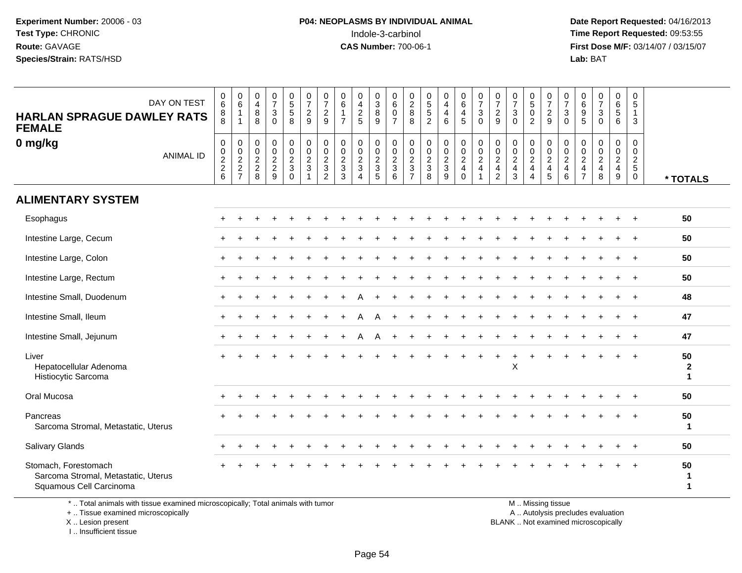Experiment Number: 20006 - 03
Test Type: CHRONIC
Route: GAVAGE
Species/Strain: RATS/HSD

**P04: NEOPLASMS BY INDIVIDUAL ANIMAL**
Indole-3-carbinol
**CAS Number:** 700-06-1

Date Report Requested: 04/16/2013
Time Report Requested: 09:53:55
First Dose M/F: 03/14/07 / 03/15/07
Lab: BAT

## HARLAN SPRAGUE DAWLEY RATS FEMALE
## 0 mg/kg

| DAY ON TEST | 0688 | 0611 | 0488 | 0730 | 0558 | 0729 | 0729 | 0617 | 0425 | 0389 | 0607 | 0288 | 0552 | 0446 | 0645 | 0730 | 0729 | 0730 | 0502 | 0729 | 0730 | 0695 | 0730 | 0656 | 0513 | |
|---|---|---|---|---|---|---|---|---|---|---|---|---|---|---|---|---|---|---|---|---|---|---|---|---|---|---|
| **ANIMAL ID** | 00226 | 00227 | 00228 | 00229 | 00230 | 00231 | 00232 | 00233 | 00234 | 00235 | 00236 | 00237 | 00238 | 00239 | 00240 | 00241 | 00242 | 00243 | 00244 | 00245 | 00246 | 00247 | 00248 | 00249 | 00250 | *** TOTALS** |
| **ALIMENTARY SYSTEM** | | | | | | | | | | | | | | | | | | | | | | | | | | |
| Esophagus | + | + | + | + | + | + | + | + | + | + | + | + | + | + | + | + | + | + | + | + | + | + | + | + | + | 50 |
| Intestine Large, Cecum | + | + | + | + | + | + | + | + | + | + | + | + | + | + | + | + | + | + | + | + | + | + | + | + | + | 50 |
| Intestine Large, Colon | + | + | + | + | + | + | + | + | + | + | + | + | + | + | + | + | + | + | + | + | + | + | + | + | + | 50 |
| Intestine Large, Rectum | + | + | + | + | + | + | + | + | + | + | + | + | + | + | + | + | + | + | + | + | + | + | + | + | + | 50 |
| Intestine Small, Duodenum | + | + | + | + | + | + | + | + | A | + | + | + | + | + | + | + | + | + | + | + | + | + | + | + | + | 48 |
| Intestine Small, Ileum | + | + | + | + | + | + | + | + | A | A | + | + | + | + | + | + | + | + | + | + | + | + | + | + | + | 47 |
| Intestine Small, Jejunum | + | + | + | + | + | + | + | + | A | A | + | + | + | + | + | + | + | + | + | + | + | + | + | + | + | 47 |
| Liver | + | + | + | + | + | + | + | + | + | + | + | + | + | + | + | + | + | + | + | + | + | + | + | + | + | 50 |
| Hepatocellular Adenoma | | | | | | | | | | | | | | | | | | X | | | | | | | | 2 |
| Histiocytic Sarcoma | | | | | | | | | | | | | | | | | | | | | | | | | | 1 |
| Oral Mucosa | + | + | + | + | + | + | + | + | + | + | + | + | + | + | + | + | + | + | + | + | + | + | + | + | + | 50 |
| Pancreas | + | + | + | + | + | + | + | + | + | + | + | + | + | + | + | + | + | + | + | + | + | + | + | + | + | 50 |
| Sarcoma Stromal, Metastatic, Uterus | | | | | | | | | | | | | | | | | | | | | | | | | | 1 |
| Salivary Glands | + | + | + | + | + | + | + | + | + | + | + | + | + | + | + | + | + | + | + | + | + | + | + | + | + | 50 |
| Stomach, Forestomach | + | + | + | + | + | + | + | + | + | + | + | + | + | + | + | + | + | + | + | + | + | + | + | + | + | 50 |
| Sarcoma Stromal, Metastatic, Uterus | | | | | | | | | | | | | | | | | | | | | | | | | | 1 |
| Squamous Cell Carcinoma | | | | | | | | | | | | | | | | | | | | | | | | | | 1 |

* .. Total animals with tissue examined microscopically; Total animals with tumor
+ .. Tissue examined microscopically
X .. Lesion present
I .. Insufficient tissue

M .. Missing tissue
A .. Autolysis precludes evaluation
BLANK .. Not examined microscopically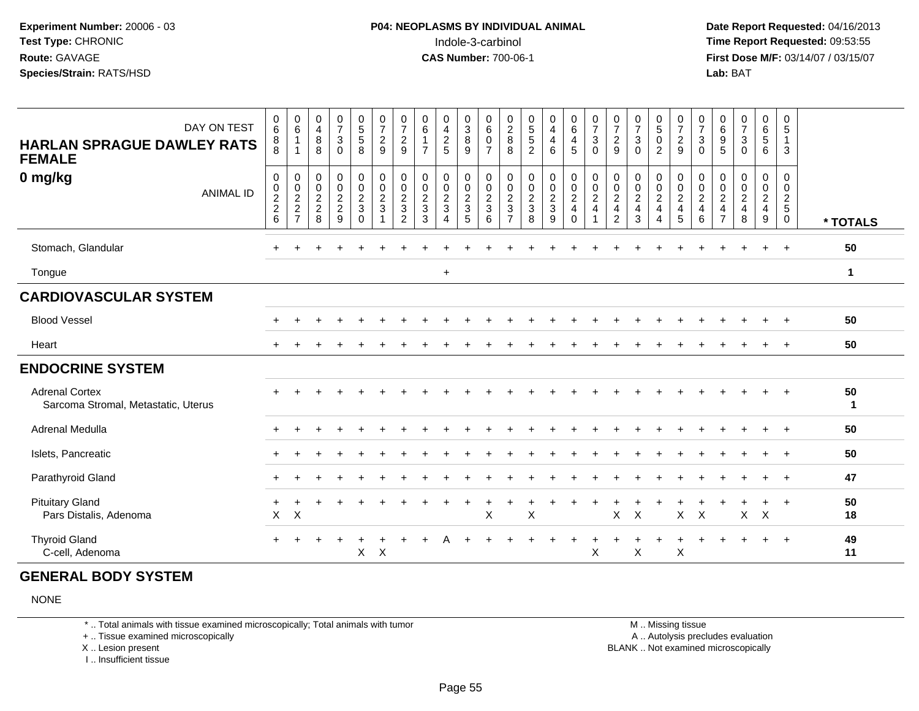**Experiment Number:** 20006 - 03
**Test Type:** CHRONIC
**Route:** GAVAGE
**Species/Strain:** RATS/HSD

**P04: NEOPLASMS BY INDIVIDUAL ANIMAL**
Indole-3-carbinol
**CAS Number:** 700-06-1

**Date Report Requested:** 04/16/2013
**Time Report Requested:** 09:53:55
**First Dose M/F:** 03/14/07 / 03/15/07
**Lab:** BAT

## HARLAN SPRAGUE DAWLEY RATS FEMALE
## 0 mg/kg

| DAY ON TEST | 0688 | 0611 | 0488 | 0730 | 0558 | 0729 | 0729 | 0617 | 0425 | 0389 | 0607 | 0288 | 0552 | 0446 | 0645 | 0730 | 0729 | 0730 | 0502 | 0729 | 0730 | 0695 | 0730 | 0656 | 0513 | |
|---|---|---|---|---|---|---|---|---|---|---|---|---|---|---|---|---|---|---|---|---|---|---|---|---|---|---|
| **ANIMAL ID** | 00226 | 00227 | 00228 | 00229 | 00230 | 00231 | 00232 | 00233 | 00234 | 00235 | 00236 | 00237 | 00238 | 00239 | 00240 | 00241 | 00242 | 00243 | 00244 | 00245 | 00246 | 00247 | 00248 | 00249 | 00250 | *** TOTALS** |
| Stomach, Glandular | + | + | + | + | + | + | + | + | + | + | + | + | + | + | + | + | + | + | + | + | + | + | + | + | + | 50 |
| Tongue | | | | | | | | | + | | | | | | | | | | | | | | | | | 1 |
| **CARDIOVASCULAR SYSTEM** | | | | | | | | | | | | | | | | | | | | | | | | | | |
| Blood Vessel | + | + | + | + | + | + | + | + | + | + | + | + | + | + | + | + | + | + | + | + | + | + | + | + | + | 50 |
| Heart | + | + | + | + | + | + | + | + | + | + | + | + | + | + | + | + | + | + | + | + | + | + | + | + | + | 50 |
| **ENDOCRINE SYSTEM** | | | | | | | | | | | | | | | | | | | | | | | | | | |
| Adrenal Cortex | + | + | + | + | + | + | + | + | + | + | + | + | + | + | + | + | + | + | + | + | + | + | + | + | + | 50 |
| Sarcoma Stromal, Metastatic, Uterus | | | | | | | | | | | | | | | | | | | | | | | | | | 1 |
| Adrenal Medulla | + | + | + | + | + | + | + | + | + | + | + | + | + | + | + | + | + | + | + | + | + | + | + | + | + | 50 |
| Islets, Pancreatic | + | + | + | + | + | + | + | + | + | + | + | + | + | + | + | + | + | + | + | + | + | + | + | + | + | 50 |
| Parathyroid Gland | + | + | + | + | + | + | + | + | + | + | + | + | + | + | + | + | + | + | + | + | + | + | + | + | + | 47 |
| Pituitary Gland | + | + | + | + | + | + | + | + | + | + | + | + | + | + | + | + | + | + | + | + | + | + | + | + | + | 50 |
| Pars Distalis, Adenoma | X | X | | | | | | | | | X | | X | | | | X | X | | X | X | | X | X | | 18 |
| Thyroid Gland | + | + | + | + | + | + | + | + | A | + | + | + | + | + | + | + | + | + | + | + | + | + | + | + | + | 49 |
| C-cell, Adenoma | | | | | X | X | | | | | | | | | | X | | X | | X | | | | | | 11 |
| **GENERAL BODY SYSTEM** | | | | | | | | | | | | | | | | | | | | | | | | | | |
| NONE | | | | | | | | | | | | | | | | | | | | | | | | | | |

\* .. Total animals with tissue examined microscopically; Total animals with tumor
\+ .. Tissue examined microscopically
X .. Lesion present
I .. Insufficient tissue

M .. Missing tissue
A .. Autolysis precludes evaluation
BLANK .. Not examined microscopically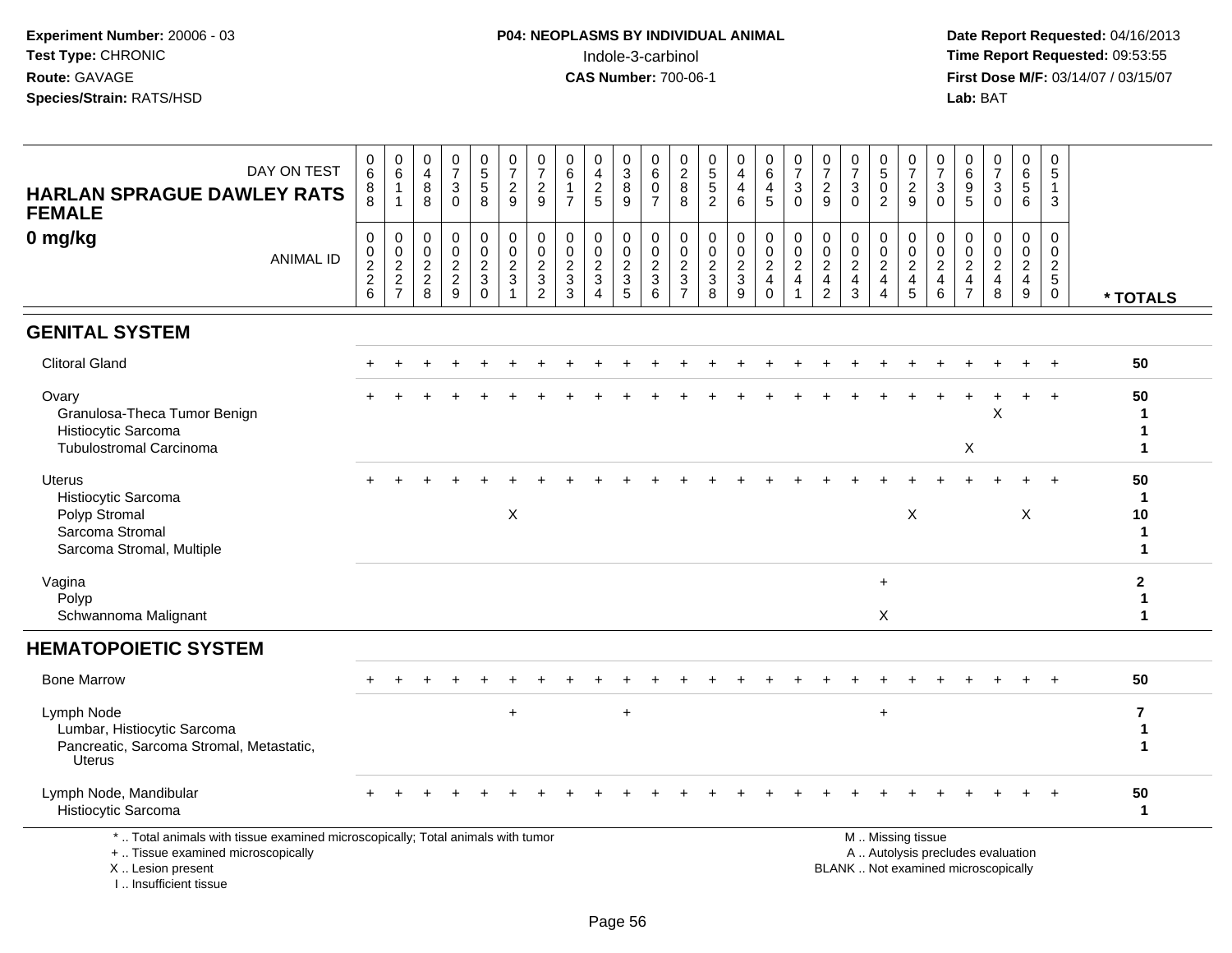Experiment Number: 20006 - 03
Test Type: CHRONIC
Route: GAVAGE
Species/Strain: RATS/HSD

**P04: NEOPLASMS BY INDIVIDUAL ANIMAL**
Indole-3-carbinol
**CAS Number:** 700-06-1

Date Report Requested: 04/16/2013
Time Report Requested: 09:53:55
First Dose M/F: 03/14/07 / 03/15/07
Lab: BAT

| HARLAN SPRAGUE DAWLEY RATS FEMALE 0 mg/kg | | | | | | | | | | | | | | | | | | | | | | | | | | |
|---|---|---|---|---|---|---|---|---|---|---|---|---|---|---|---|---|---|---|---|---|---|---|---|---|---|---|
| DAY ON TEST | 0688 | 0611 | 0488 | 0730 | 0558 | 0729 | 0729 | 0617 | 0425 | 0389 | 0607 | 0288 | 0552 | 0446 | 0645 | 0730 | 0729 | 0730 | 0502 | 0729 | 0730 | 0695 | 0730 | 0656 | 0513 | |
| ANIMAL ID | 0226 | 0227 | 0228 | 0229 | 0230 | 0231 | 0232 | 0233 | 0234 | 0235 | 0236 | 0237 | 0238 | 0239 | 0240 | 0241 | 0242 | 0243 | 0244 | 0245 | 0246 | 0247 | 0248 | 0249 | 0250 | * TOTALS |
| **GENITAL SYSTEM** | | | | | | | | | | | | | | | | | | | | | | | | | | |
| Clitoral Gland | + | + | + | + | + | + | + | + | + | + | + | + | + | + | + | + | + | + | + | + | + | + | + | + | + | 50 |
| Ovary | + | + | + | + | + | + | + | + | + | + | + | + | + | + | + | + | + | + | + | + | + | + | + | + | + | 50 |
| Granulosa-Theca Tumor Benign | | | | | | | | | | | | | | | | | | | | | | | X | | | 1 |
| Histiocytic Sarcoma | | | | | | | | | | | | | | | | | | | | | | | | | | 1 |
| Tubulostromal Carcinoma | | | | | | | | | | | | | | | | | | | | | | X | | | | 1 |
| Uterus | + | + | + | + | + | + | + | + | + | + | + | + | + | + | + | + | + | + | + | + | + | + | + | + | + | 50 |
| Histiocytic Sarcoma | | | | | | | | | | | | | | | | | | | | | | | | | | 1 |
| Polyp Stromal | | | | | | X | | | | | | | | | | | | | | X | | | | X | | 10 |
| Sarcoma Stromal | | | | | | | | | | | | | | | | | | | | | | | | | | 1 |
| Sarcoma Stromal, Multiple | | | | | | | | | | | | | | | | | | | | | | | | | | 1 |
| Vagina | | | | | | | | | | | | | | | | | | | + | | | | | | | 2 |
| Polyp | | | | | | | | | | | | | | | | | | | | | | | | | | 1 |
| Schwannoma Malignant | | | | | | | | | | | | | | | | | | | X | | | | | | | 1 |
| **HEMATOPOIETIC SYSTEM** | | | | | | | | | | | | | | | | | | | | | | | | | | |
| Bone Marrow | + | + | + | + | + | + | + | + | + | + | + | + | + | + | + | + | + | + | + | + | + | + | + | + | + | 50 |
| Lymph Node | | | | | | + | | | | + | | | | | | | | | + | | | | | | | 7 |
| Lumbar, Histiocytic Sarcoma | | | | | | | | | | | | | | | | | | | | | | | | | | 1 |
| Pancreatic, Sarcoma Stromal, Metastatic, Uterus | | | | | | | | | | | | | | | | | | | | | | | | | | 1 |
| Lymph Node, Mandibular | + | + | + | + | + | + | + | + | + | + | + | + | + | + | + | + | + | + | + | + | + | + | + | + | + | 50 |
| Histiocytic Sarcoma | | | | | | | | | | | | | | | | | | | | | | | | | | 1 |

\* .. Total animals with tissue examined microscopically; Total animals with tumor
\+ .. Tissue examined microscopically
X .. Lesion present
I .. Insufficient tissue

M .. Missing tissue
A .. Autolysis precludes evaluation
BLANK .. Not examined microscopically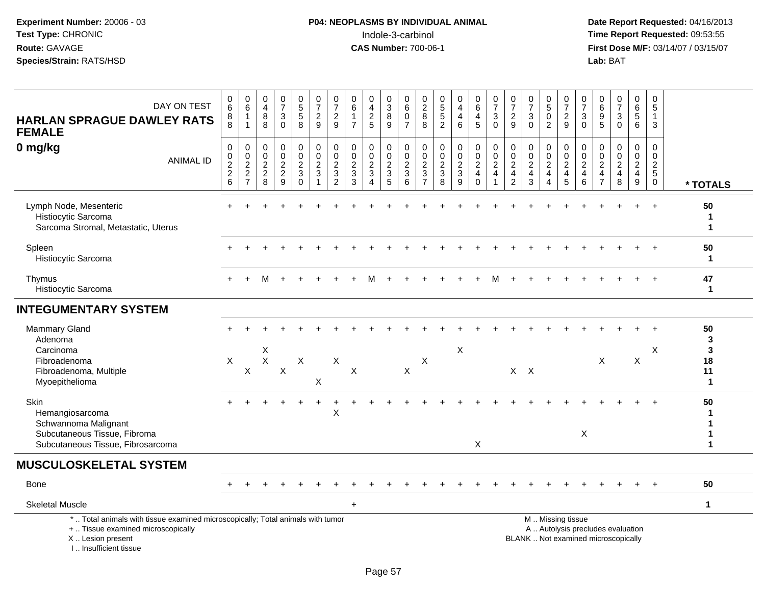**Experiment Number:** 20006 - 03
**Test Type:** CHRONIC
**Route:** GAVAGE
**Species/Strain:** RATS/HSD

**P04: NEOPLASMS BY INDIVIDUAL ANIMAL**
Indole-3-carbinol
**CAS Number:** 700-06-1

**Date Report Requested:** 04/16/2013
**Time Report Requested:** 09:53:55
**First Dose M/F:** 03/14/07 / 03/15/07
**Lab:** BAT

**HARLAN SPRAGUE DAWLEY RATS FEMALE**
**0 mg/kg**

| DAY ON TEST | 688 | 611 | 488 | 730 | 558 | 729 | 729 | 617 | 425 | 389 | 607 | 288 | 552 | 446 | 645 | 730 | 729 | 730 | 502 | 729 | 730 | 695 | 730 | 656 | 513 | |
|---|---|---|---|---|---|---|---|---|---|---|---|---|---|---|---|---|---|---|---|---|---|---|---|---|---|---|
| **ANIMAL ID** | 0226 | 0227 | 0228 | 0229 | 0230 | 0231 | 0232 | 0233 | 0234 | 0235 | 0236 | 0237 | 0238 | 0239 | 0240 | 0241 | 0242 | 0243 | 0244 | 0245 | 0246 | 0247 | 0248 | 0249 | 0250 | *** TOTALS** |
| Lymph Node, Mesenteric | + | + | + | + | + | + | + | + | + | + | + | + | + | + | + | + | + | + | + | + | + | + | + | + | + | 50 |
| Histiocytic Sarcoma | | | | | | | | | | | | | | | | | | | | | | | | | | 1 |
| Sarcoma Stromal, Metastatic, Uterus | | | | | | | | | | | | | | | | | | | | | | | | | | 1 |
| Spleen | + | + | + | + | + | + | + | + | + | + | + | + | + | + | + | + | + | + | + | + | + | + | + | + | + | 50 |
| Histiocytic Sarcoma | | | | | | | | | | | | | | | | | | | | | | | | | | 1 |
| Thymus | + | + | M | + | + | + | + | + | M | + | + | + | + | + | + | M | + | + | + | + | + | + | + | + | + | 47 |
| Histiocytic Sarcoma | | | | | | | | | | | | | | | | | | | | | | | | | | 1 |
| **INTEGUMENTARY SYSTEM** | | | | | | | | | | | | | | | | | | | | | | | | | | |
| Mammary Gland | + | + | + | + | + | + | + | + | + | + | + | + | + | + | + | + | + | + | + | + | + | + | + | + | + | 50 |
| Adenoma | | | | | | | | | | | | | | | | | | | | | | | | | | 3 |
| Carcinoma | | | X | | | | | | | | | | | X | | | | | | | | | | | X | 3 |
| Fibroadenoma | X | | X | | X | | X | | | | | X | | | | | | | | | | X | | X | | 18 |
| Fibroadenoma, Multiple | | X | | X | | | | X | | | X | | | | | | X | X | | | | | | | | 11 |
| Myoepithelioma | | | | | | X | | | | | | | | | | | | | | | | | | | | 1 |
| Skin | + | + | + | + | + | + | + | + | + | + | + | + | + | + | + | + | + | + | + | + | + | + | + | + | + | 50 |
| Hemangiosarcoma | | | | | | | X | | | | | | | | | | | | | | | | | | | 1 |
| Schwannoma Malignant | | | | | | | | | | | | | | | | | | | | | | | | | | 1 |
| Subcutaneous Tissue, Fibroma | | | | | | | | | | | | | | | | | | | | | X | | | | | 1 |
| Subcutaneous Tissue, Fibrosarcoma | | | | | | | | | | | | | | | X | | | | | | | | | | | 1 |
| **MUSCULOSKELETAL SYSTEM** | | | | | | | | | | | | | | | | | | | | | | | | | | |
| Bone | + | + | + | + | + | + | + | + | + | + | + | + | + | + | + | + | + | + | + | + | + | + | + | + | + | 50 |
| Skeletal Muscle | | | | | | | | + | | | | | | | | | | | | | | | | | | 1 |

* .. Total animals with tissue examined microscopically; Total animals with tumor
+ .. Tissue examined microscopically
X .. Lesion present
I .. Insufficient tissue

M .. Missing tissue
A .. Autolysis precludes evaluation
BLANK .. Not examined microscopically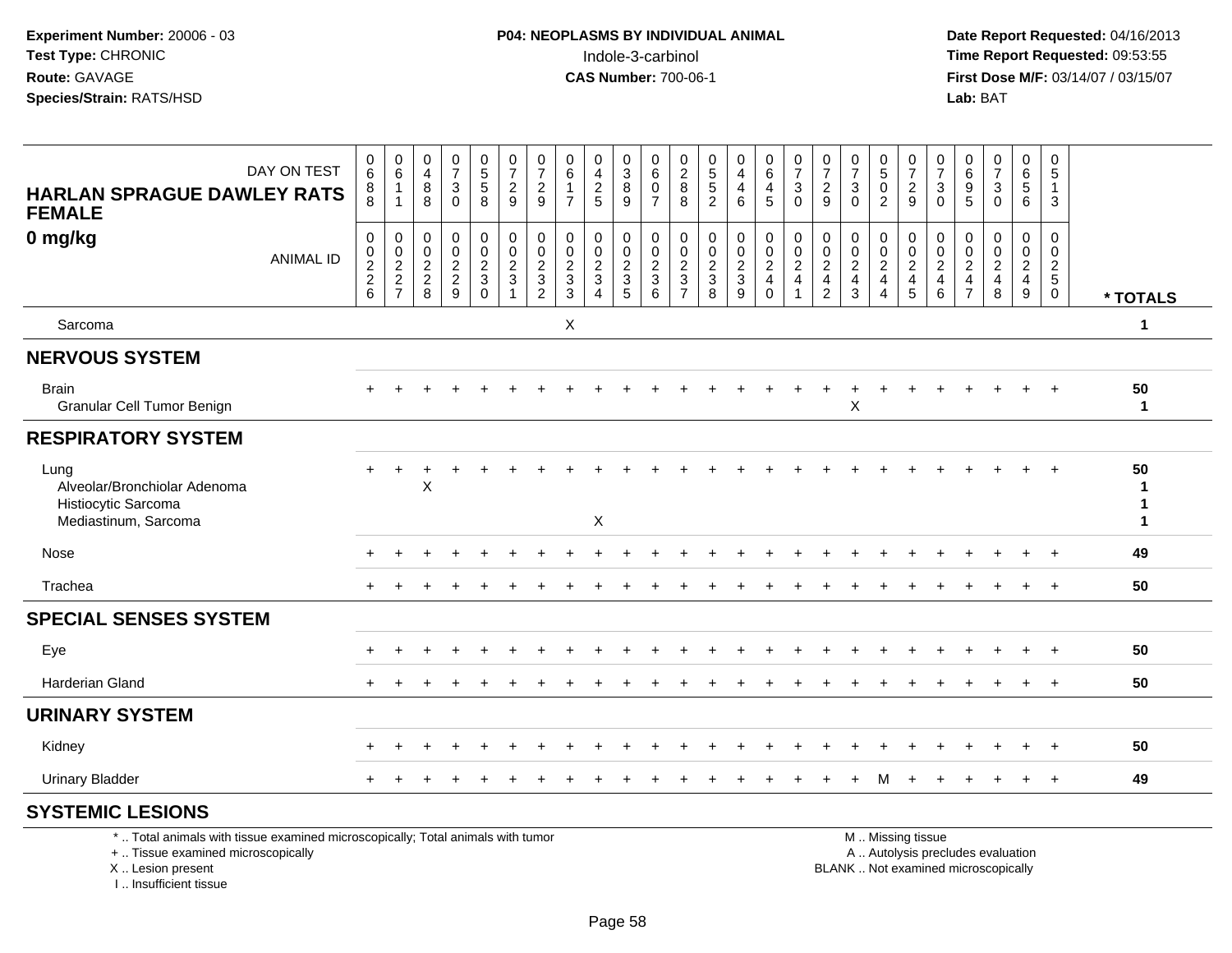**Experiment Number:** 20006 - 03
**Test Type:** CHRONIC
**Route:** GAVAGE
**Species/Strain:** RATS/HSD

**P04: NEOPLASMS BY INDIVIDUAL ANIMAL**
Indole-3-carbinol
**CAS Number:** 700-06-1

**Date Report Requested:** 04/16/2013
**Time Report Requested:** 09:53:55
**First Dose M/F:** 03/14/07 / 03/15/07
**Lab:** BAT

**HARLAN SPRAGUE DAWLEY RATS FEMALE**
**0 mg/kg**

| DAY ON TEST | 0688 | 0611 | 0488 | 0730 | 0558 | 0729 | 0729 | 0617 | 0425 | 0389 | 0607 | 0288 | 0552 | 0446 | 0645 | 0730 | 0729 | 0730 | 0502 | 0729 | 0730 | 0695 | 0730 | 0656 | 0513 | |
|---|---|---|---|---|---|---|---|---|---|---|---|---|---|---|---|---|---|---|---|---|---|---|---|---|---|---|
| **ANIMAL ID** | 00226 | 00227 | 00228 | 00229 | 00230 | 00231 | 00232 | 00233 | 00234 | 00235 | 00236 | 00237 | 00238 | 00239 | 00240 | 00241 | 00242 | 00243 | 00244 | 00245 | 00246 | 00247 | 00248 | 00249 | 00250 | *** TOTALS** |
| Sarcoma | | | | | | | | X | | | | | | | | | | | | | | | | | | 1 |
| **NERVOUS SYSTEM** | | | | | | | | | | | | | | | | | | | | | | | | | | |
| Brain | + | + | + | + | + | + | + | + | + | + | + | + | + | + | + | + | + | + | + | + | + | + | + | + | + | 50 |
| Granular Cell Tumor Benign | | | | | | | | | | | | | | | | | | X | | | | | | | | 1 |
| **RESPIRATORY SYSTEM** | | | | | | | | | | | | | | | | | | | | | | | | | | |
| Lung | + | + | + | + | + | + | + | + | + | + | + | + | + | + | + | + | + | + | + | + | + | + | + | + | + | 50 |
| Alveolar/Bronchiolar Adenoma | | | X | | | | | | | | | | | | | | | | | | | | | | | 1 |
| Histiocytic Sarcoma | | | | | | | | | | | | | | | | | | | | | | | | | | 1 |
| Mediastinum, Sarcoma | | | | | | | | | X | | | | | | | | | | | | | | | | | 1 |
| Nose | + | + | + | + | + | + | + | + | + | + | + | + | + | + | + | + | + | + | + | + | + | + | + | + | + | 49 |
| Trachea | + | + | + | + | + | + | + | + | + | + | + | + | + | + | + | + | + | + | + | + | + | + | + | + | + | 50 |
| **SPECIAL SENSES SYSTEM** | | | | | | | | | | | | | | | | | | | | | | | | | | |
| Eye | + | + | + | + | + | + | + | + | + | + | + | + | + | + | + | + | + | + | + | + | + | + | + | + | + | 50 |
| Harderian Gland | + | + | + | + | + | + | + | + | + | + | + | + | + | + | + | + | + | + | + | + | + | + | + | + | + | 50 |
| **URINARY SYSTEM** | | | | | | | | | | | | | | | | | | | | | | | | | | |
| Kidney | + | + | + | + | + | + | + | + | + | + | + | + | + | + | + | + | + | + | + | + | + | + | + | + | + | 50 |
| Urinary Bladder | + | + | + | + | + | + | + | + | + | + | + | + | + | + | + | + | + | + | M | + | + | + | + | + | + | 49 |
| **SYSTEMIC LESIONS** | | | | | | | | | | | | | | | | | | | | | | | | | | |

* .. Total animals with tissue examined microscopically; Total animals with tumor
+ .. Tissue examined microscopically
X .. Lesion present
I .. Insufficient tissue

M .. Missing tissue
A .. Autolysis precludes evaluation
BLANK .. Not examined microscopically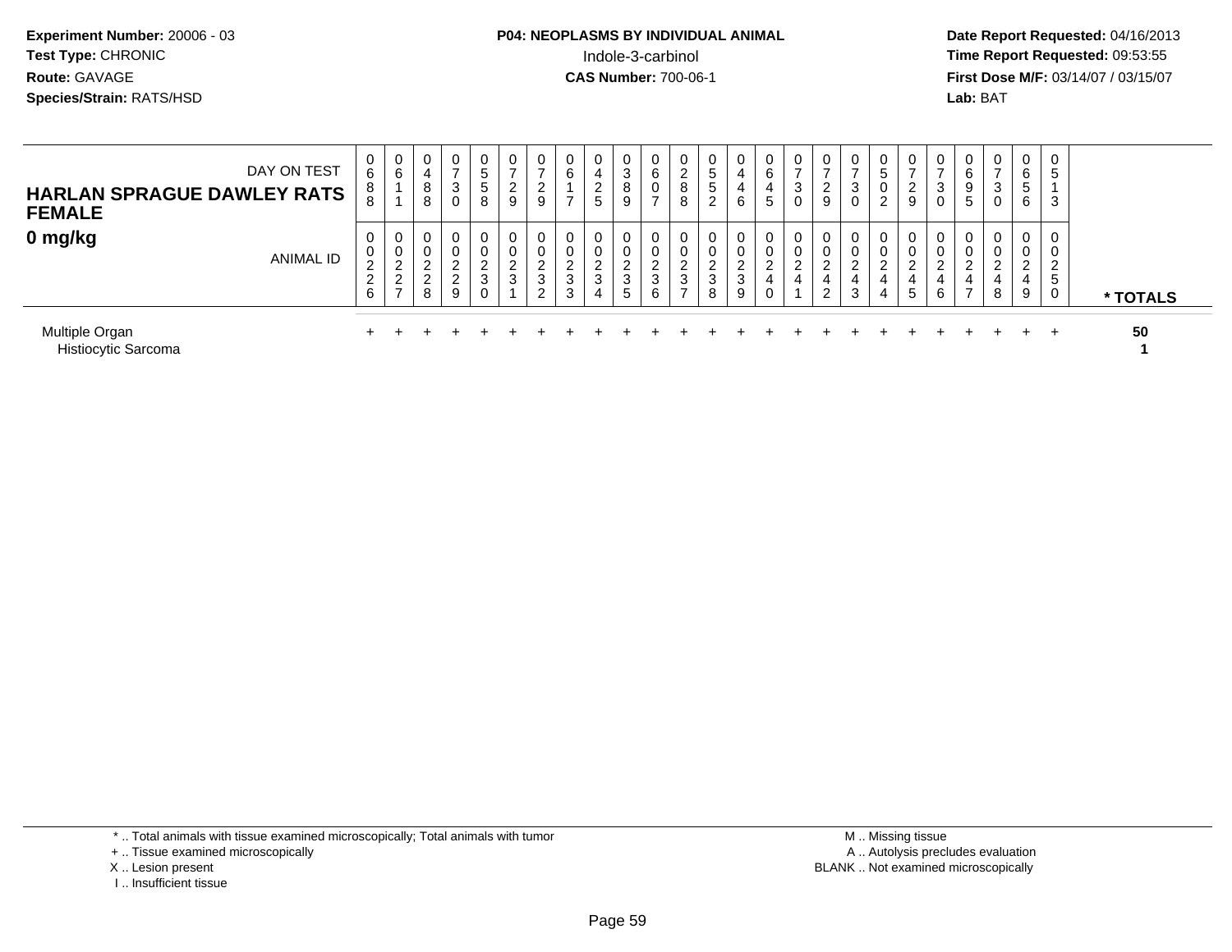**Experiment Number:** 20006 - 03
**Test Type:** CHRONIC
**Route:** GAVAGE
**Species/Strain:** RATS/HSD

**P04: NEOPLASMS BY INDIVIDUAL ANIMAL**
Indole-3-carbinol
**CAS Number:** 700-06-1

**Date Report Requested:** 04/16/2013
**Time Report Requested:** 09:53:55
**First Dose M/F:** 03/14/07 / 03/15/07
**Lab:** BAT

**HARLAN SPRAGUE DAWLEY RATS FEMALE**
**0 mg/kg**

| DAY ON TEST | 0688 | 0611 | 0488 | 0730 | 0558 | 0729 | 0729 | 0617 | 0425 | 0389 | 0607 | 0288 | 0552 | 0446 | 0645 | 0730 | 0729 | 0730 | 0502 | 0729 | 0730 | 0695 | 0730 | 0656 | 0513 | |
|---|---|---|---|---|---|---|---|---|---|---|---|---|---|---|---|---|---|---|---|---|---|---|---|---|---|---|
| **ANIMAL ID** | 00226 | 00227 | 00228 | 00229 | 00230 | 00231 | 00232 | 00233 | 00234 | 00235 | 00236 | 00237 | 00238 | 00239 | 00240 | 00241 | 00242 | 00243 | 00244 | 00245 | 00246 | 00247 | 00248 | 00249 | 00250 | *** TOTALS** |
| Multiple Organ | + | + | + | + | + | + | + | + | + | + | + | + | + | + | + | + | + | + | + | + | + | + | + | + | + | **50** |
| Histiocytic Sarcoma | | | | | | | | | | | | | | | | | | | | | | | | | | **1** |

* .. Total animals with tissue examined microscopically; Total animals with tumor
+ .. Tissue examined microscopically
X .. Lesion present
I .. Insufficient tissue

M .. Missing tissue
A .. Autolysis precludes evaluation
BLANK .. Not examined microscopically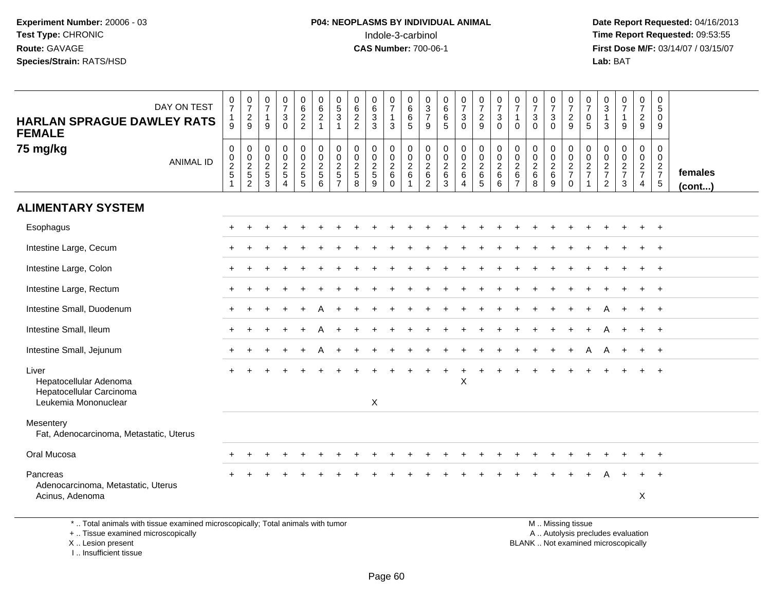Experiment Number: 20006 - 03
Test Type: CHRONIC
Route: GAVAGE
Species/Strain: RATS/HSD

**P04: NEOPLASMS BY INDIVIDUAL ANIMAL**
Indole-3-carbinol
**CAS Number:** 700-06-1

Date Report Requested: 04/16/2013
Time Report Requested: 09:53:55
First Dose M/F: 03/14/07 / 03/15/07
Lab: BAT

**HARLAN SPRAGUE DAWLEY RATS FEMALE**
**75 mg/kg**

| DAY ON TEST | 0719 | 0729 | 0719 | 0730 | 0622 | 0621 | 0531 | 0622 | 0633 | 0713 | 0665 | 0379 | 0665 | 0730 | 0729 | 0730 | 0710 | 0730 | 0730 | 0729 | 0705 | 0313 | 0719 | 0729 | 0509 | |
|---|---|---|---|---|---|---|---|---|---|---|---|---|---|---|---|---|---|---|---|---|---|---|---|---|---|---|
| ANIMAL ID | 00251 | 00252 | 00253 | 00254 | 00255 | 00256 | 00257 | 00258 | 00259 | 00260 | 00261 | 00262 | 00263 | 00264 | 00265 | 00266 | 00267 | 00268 | 00269 | 00270 | 00271 | 00272 | 00273 | 00274 | 00275 | **females (cont...)** |
| **ALIMENTARY SYSTEM** | | | | | | | | | | | | | | | | | | | | | | | | | | |
| Esophagus | + | + | + | + | + | + | + | + | + | + | + | + | + | + | + | + | + | + | + | + | + | + | + | + | + | |
| Intestine Large, Cecum | + | + | + | + | + | + | + | + | + | + | + | + | + | + | + | + | + | + | + | + | + | + | + | + | + | |
| Intestine Large, Colon | + | + | + | + | + | + | + | + | + | + | + | + | + | + | + | + | + | + | + | + | + | + | + | + | + | |
| Intestine Large, Rectum | + | + | + | + | + | + | + | + | + | + | + | + | + | + | + | + | + | + | + | + | + | + | + | + | + | |
| Intestine Small, Duodenum | + | + | + | + | + | A | + | + | + | + | + | + | + | + | + | + | + | + | + | + | + | A | + | + | + | |
| Intestine Small, Ileum | + | + | + | + | + | A | + | + | + | + | + | + | + | + | + | + | + | + | + | + | + | A | + | + | + | |
| Intestine Small, Jejunum | + | + | + | + | + | A | + | + | + | + | + | + | + | + | + | + | + | + | + | + | A | A | + | + | + | |
| Liver | + | + | + | + | + | + | + | + | + | + | + | + | + | + | + | + | + | + | + | + | + | + | + | + | + | |
| Hepatocellular Adenoma | | | | | | | | | | | | | | X | | | | | | | | | | | | |
| Hepatocellular Carcinoma | | | | | | | | | | | | | | | | | | | | | | | | | | |
| Leukemia Mononuclear | | | | | | | | | X | | | | | | | | | | | | | | | | | |
| Mesentery | | | | | | | | | | | | | | | | | | | | | | | | | | |
| Fat, Adenocarcinoma, Metastatic, Uterus | | | | | | | | | | | | | | | | | | | | | | | | | | |
| Oral Mucosa | + | + | + | + | + | + | + | + | + | + | + | + | + | + | + | + | + | + | + | + | + | + | + | + | + | |
| Pancreas | + | + | + | + | + | + | + | + | + | + | + | + | + | + | + | + | + | + | + | + | + | A | + | + | + | |
| Adenocarcinoma, Metastatic, Uterus | | | | | | | | | | | | | | | | | | | | | | | | | | |
| Acinus, Adenoma | | | | | | | | | | | | | | | | | | | | | | | | X | | |

\* .. Total animals with tissue examined microscopically; Total animals with tumor
\+ .. Tissue examined microscopically
X .. Lesion present
I .. Insufficient tissue

M .. Missing tissue
A .. Autolysis precludes evaluation
BLANK .. Not examined microscopically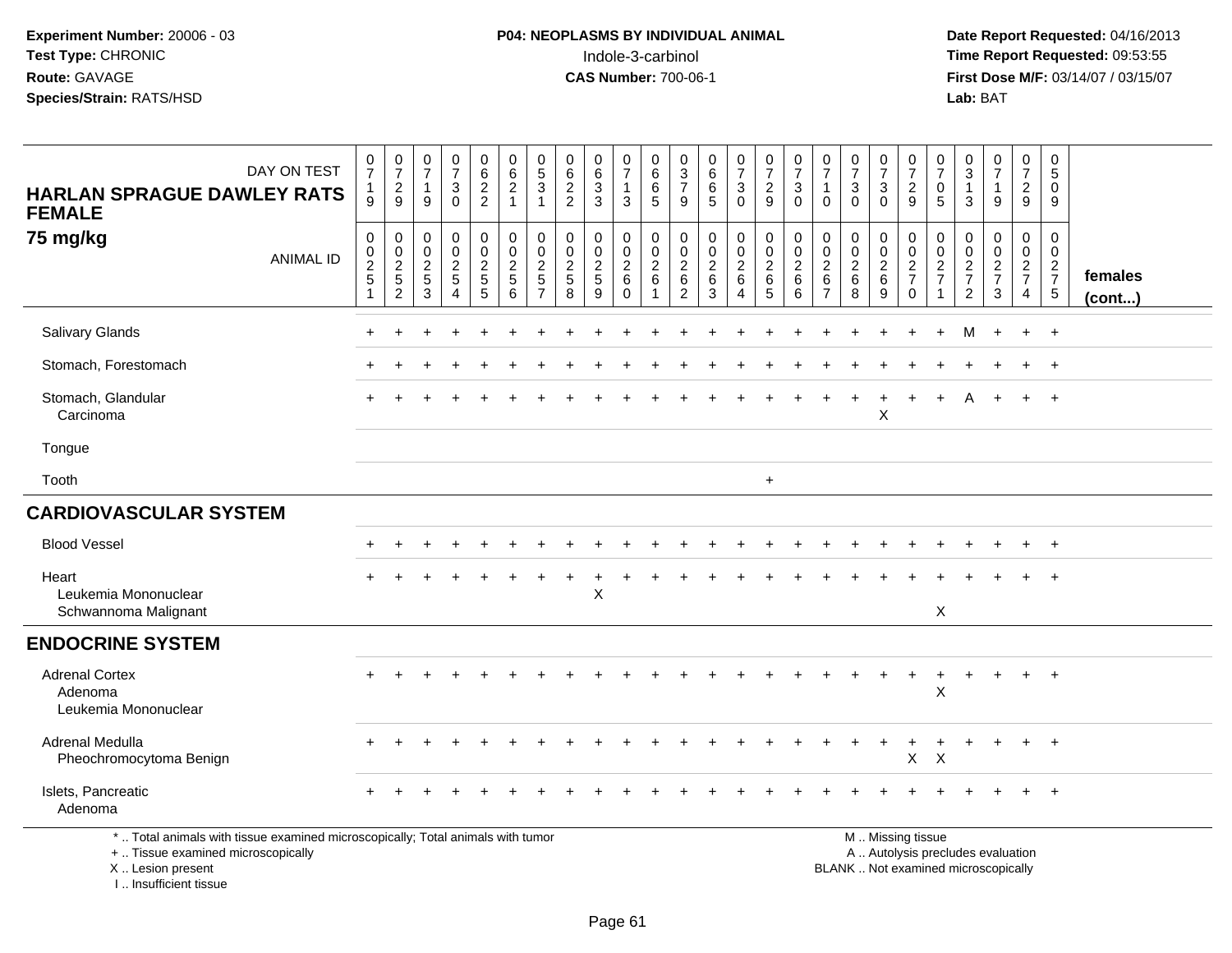**Experiment Number:** 20006 - 03
**Test Type:** CHRONIC
**Route:** GAVAGE
**Species/Strain:** RATS/HSD

**P04: NEOPLASMS BY INDIVIDUAL ANIMAL**
Indole-3-carbinol
**CAS Number:** 700-06-1

**Date Report Requested:** 04/16/2013
**Time Report Requested:** 09:53:55
**First Dose M/F:** 03/14/07 / 03/15/07
**Lab:** BAT

**HARLAN SPRAGUE DAWLEY RATS FEMALE**
**75 mg/kg**

| DAY ON TEST | 0719 | 0729 | 0719 | 0730 | 0622 | 0621 | 0531 | 0622 | 0633 | 0713 | 0665 | 0379 | 0665 | 0730 | 0729 | 0730 | 0710 | 0730 | 0730 | 0729 | 0705 | 0313 | 0719 | 0729 | 0509 | |
|---|---|---|---|---|---|---|---|---|---|---|---|---|---|---|---|---|---|---|---|---|---|---|---|---|---|---|
| **ANIMAL ID** | 00251 | 00252 | 00253 | 00254 | 00255 | 00256 | 00257 | 00258 | 00259 | 00260 | 00261 | 00262 | 00263 | 00264 | 00265 | 00266 | 00267 | 00268 | 00269 | 00270 | 00271 | 00272 | 00273 | 00274 | 00275 | **females (cont...)** |
| Salivary Glands | + | + | + | + | + | + | + | + | + | + | + | + | + | + | + | + | + | + | + | + | + | M | + | + | + | |
| Stomach, Forestomach | + | + | + | + | + | + | + | + | + | + | + | + | + | + | + | + | + | + | + | + | + | + | + | + | + | |
| Stomach, Glandular | + | + | + | + | + | + | + | + | + | + | + | + | + | + | + | + | + | + | + | + | + | A | + | + | + | |
| Carcinoma | | | | | | | | | | | | | | | | | | | X | | | | | | | |
| Tongue | | | | | | | | | | | | | | | | | | | | | | | | | | |
| Tooth | | | | | | | | | | | | | | | + | | | | | | | | | | | |
| **CARDIOVASCULAR SYSTEM** | | | | | | | | | | | | | | | | | | | | | | | | | | |
| Blood Vessel | + | + | + | + | + | + | + | + | + | + | + | + | + | + | + | + | + | + | + | + | + | + | + | + | + | |
| Heart | + | + | + | + | + | + | + | + | + | + | + | + | + | + | + | + | + | + | + | + | + | + | + | + | + | |
| Leukemia Mononuclear | | | | | | | | | X | | | | | | | | | | | | | | | | | |
| Schwannoma Malignant | | | | | | | | | | | | | | | | | | | | | X | | | | | |
| **ENDOCRINE SYSTEM** | | | | | | | | | | | | | | | | | | | | | | | | | | |
| Adrenal Cortex | + | + | + | + | + | + | + | + | + | + | + | + | + | + | + | + | + | + | + | + | + | + | + | + | + | |
| Adenoma | | | | | | | | | | | | | | | | | | | | | X | | | | | |
| Leukemia Mononuclear | | | | | | | | | | | | | | | | | | | | | | | | | | |
| Adrenal Medulla | + | + | + | + | + | + | + | + | + | + | + | + | + | + | + | + | + | + | + | + | + | + | + | + | + | |
| Pheochromocytoma Benign | | | | | | | | | | | | | | | | | | | | X | X | | | | | |
| Islets, Pancreatic | + | + | + | + | + | + | + | + | + | + | + | + | + | + | + | + | + | + | + | + | + | + | + | + | + | |
| Adenoma | | | | | | | | | | | | | | | | | | | | | | | | | | |

\* .. Total animals with tissue examined microscopically; Total animals with tumor
\+ .. Tissue examined microscopically
X .. Lesion present
I .. Insufficient tissue

M .. Missing tissue
A .. Autolysis precludes evaluation
BLANK .. Not examined microscopically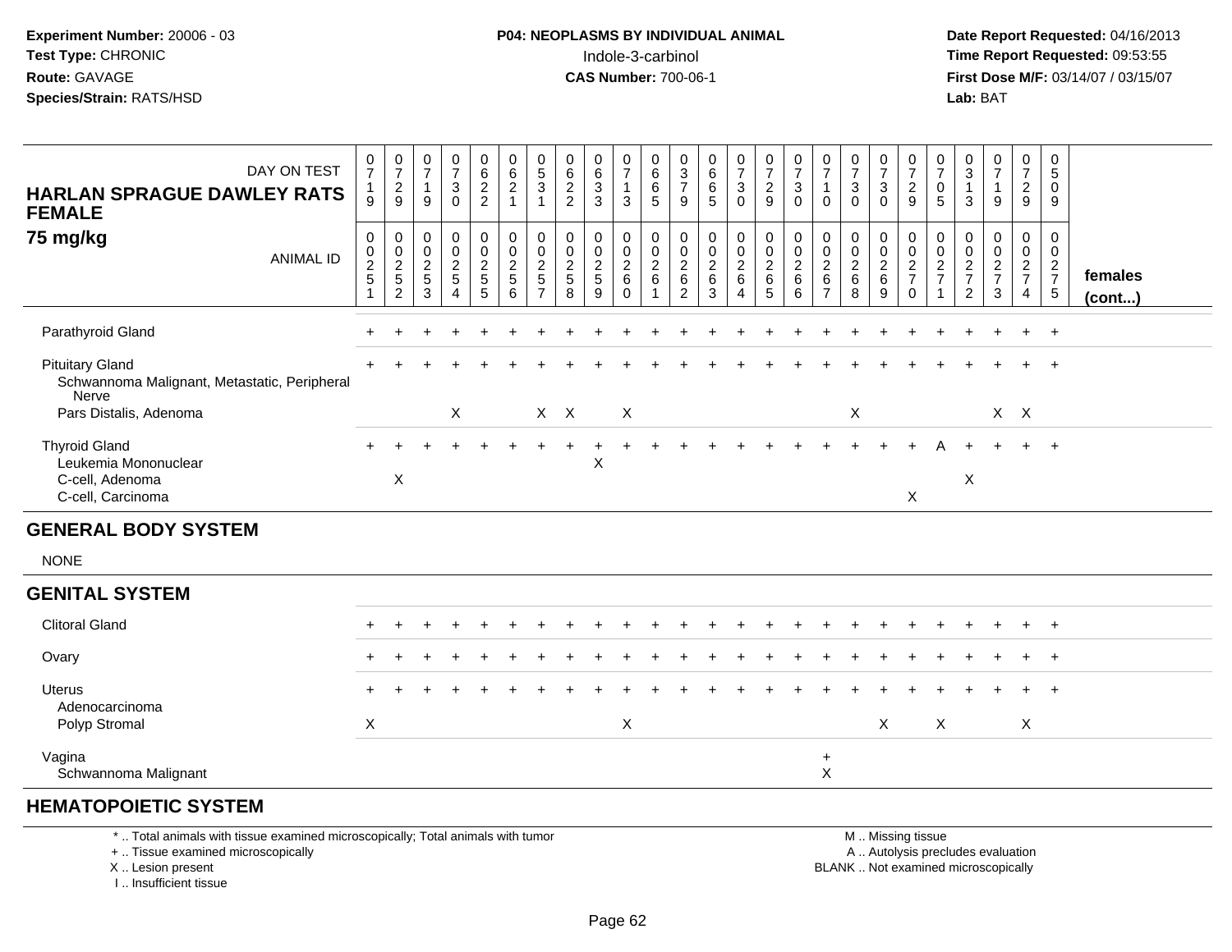**Experiment Number:** 20006 - 03
**Test Type:** CHRONIC
**Route:** GAVAGE
**Species/Strain:** RATS/HSD

**P04: NEOPLASMS BY INDIVIDUAL ANIMAL**
Indole-3-carbinol
**CAS Number:** 700-06-1

**Date Report Requested:** 04/16/2013
**Time Report Requested:** 09:53:55
**First Dose M/F:** 03/14/07 / 03/15/07
**Lab:** BAT

| HARLAN SPRAGUE DAWLEY RATS FEMALE 75 mg/kg | | | | | | | | | | | | | | | | | | | | | | | | | | |
|---|---|---|---|---|---|---|---|---|---|---|---|---|---|---|---|---|---|---|---|---|---|---|---|---|---|---|
| DAY ON TEST | 0719 | 0729 | 0719 | 0730 | 0622 | 0621 | 0531 | 0622 | 0633 | 0713 | 0665 | 0379 | 0665 | 0730 | 0729 | 0730 | 0710 | 0730 | 0730 | 0729 | 0705 | 0313 | 0719 | 0729 | 0509 | |
| ANIMAL ID | 0251 | 0252 | 0253 | 0254 | 0255 | 0256 | 0257 | 0258 | 0259 | 0260 | 0261 | 0262 | 0263 | 0264 | 0265 | 0266 | 0267 | 0268 | 0269 | 0270 | 0271 | 0272 | 0273 | 0274 | 0275 | **females (cont...)** |
| Parathyroid Gland | + | + | + | + | + | + | + | + | + | + | + | + | + | + | + | + | + | + | + | + | + | + | + | + | + | |
| Pituitary Gland | + | + | + | + | + | + | + | + | + | + | + | + | + | + | + | + | + | + | + | + | + | + | + | + | + | |
| Schwannoma Malignant, Metastatic, Peripheral Nerve | | | | | | | | | | | | | | | | | | | | | | | | | | |
| Pars Distalis, Adenoma | | | | X | | | X | X | | X | | | | | | | | X | | | | | X | X | | |
| Thyroid Gland | + | + | + | + | + | + | + | + | + | + | + | + | + | + | + | + | + | + | + | + | A | + | + | + | + | |
| Leukemia Mononuclear | | | | | | | | | X | | | | | | | | | | | | | | | | | |
| C-cell, Adenoma | | X | | | | | | | | | | | | | | | | | | | | X | | | | |
| C-cell, Carcinoma | | | | | | | | | | | | | | | | | | | | X | | | | | | |
| **GENERAL BODY SYSTEM** | | | | | | | | | | | | | | | | | | | | | | | | | | |
| NONE | | | | | | | | | | | | | | | | | | | | | | | | | | |
| **GENITAL SYSTEM** | | | | | | | | | | | | | | | | | | | | | | | | | | |
| Clitoral Gland | + | + | + | + | + | + | + | + | + | + | + | + | + | + | + | + | + | + | + | + | + | + | + | + | + | |
| Ovary | + | + | + | + | + | + | + | + | + | + | + | + | + | + | + | + | + | + | + | + | + | + | + | + | + | |
| Uterus | + | + | + | + | + | + | + | + | + | + | + | + | + | + | + | + | + | + | + | + | + | + | + | + | + | |
| Adenocarcinoma | | | | | | | | | | | | | | | | | | | | | | | | | | |
| Polyp Stromal | X | | | | | | | | | X | | | | | | | | | X | | X | | | X | | |
| Vagina | | | | | | | | | | | | | | | | | + | | | | | | | | | |
| Schwannoma Malignant | | | | | | | | | | | | | | | | | X | | | | | | | | | |
| **HEMATOPOIETIC SYSTEM** | | | | | | | | | | | | | | | | | | | | | | | | | | |

\* .. Total animals with tissue examined microscopically; Total animals with tumor
\+ .. Tissue examined microscopically
X .. Lesion present
I .. Insufficient tissue

M .. Missing tissue
A .. Autolysis precludes evaluation
BLANK .. Not examined microscopically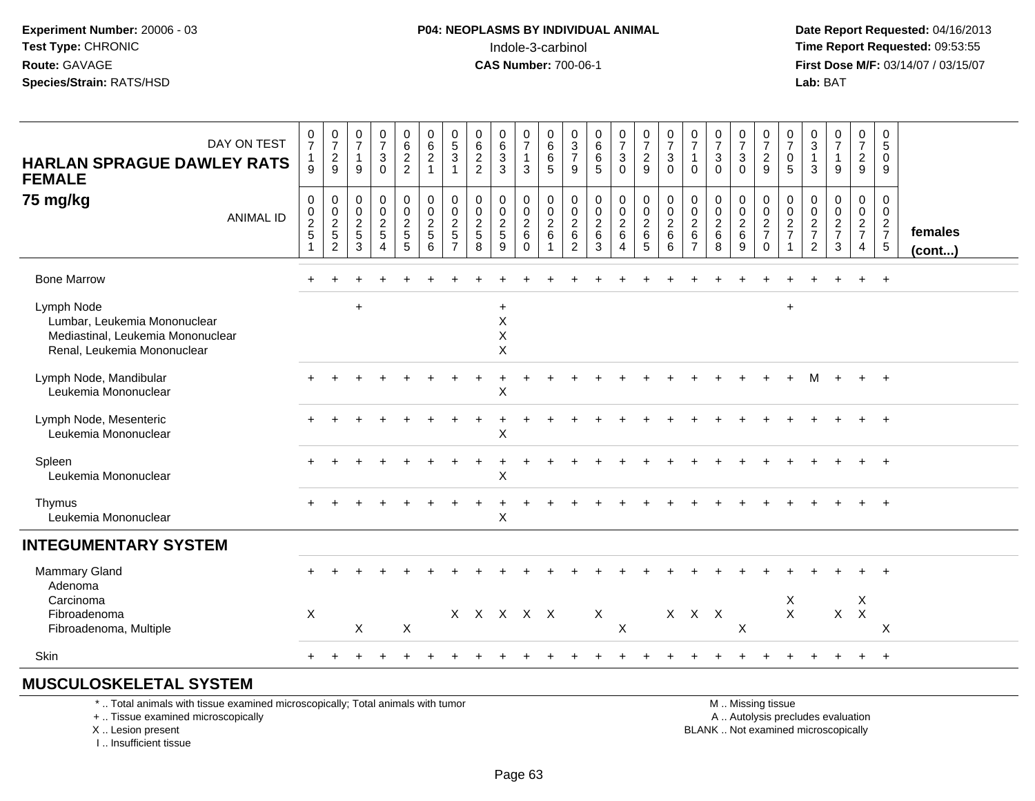**Experiment Number:** 20006 - 03
**Test Type:** CHRONIC
**Route:** GAVAGE
**Species/Strain:** RATS/HSD

**P04: NEOPLASMS BY INDIVIDUAL ANIMAL**
Indole-3-carbinol
**CAS Number:** 700-06-1

**Date Report Requested:** 04/16/2013
**Time Report Requested:** 09:53:55
**First Dose M/F:** 03/14/07 / 03/15/07
**Lab:** BAT

## HARLAN SPRAGUE DAWLEY RATS FEMALE
## 75 mg/kg

| DAY ON TEST | 0719 | 0729 | 0719 | 0730 | 0622 | 0621 | 0531 | 0622 | 0633 | 0713 | 0665 | 0379 | 0665 | 0730 | 0729 | 0730 | 0710 | 0730 | 0730 | 0729 | 0705 | 0313 | 0719 | 0729 | 0509 | |
|---|---|---|---|---|---|---|---|---|---|---|---|---|---|---|---|---|---|---|---|---|---|---|---|---|---|---|
| **ANIMAL ID** | 00251 | 00252 | 00253 | 00254 | 00255 | 00256 | 00257 | 00258 | 00259 | 00260 | 00261 | 00262 | 00263 | 00264 | 00265 | 00266 | 00267 | 00268 | 00269 | 00270 | 00271 | 00272 | 00273 | 00274 | 00275 | **females (cont...)** |
| Bone Marrow | + | + | + | + | + | + | + | + | + | + | + | + | + | + | + | + | + | + | + | + | + | + | + | + | + | |
| Lymph Node | | | + | | | | | | + | | | | | | | | | | | | + | | | | | |
| Lumbar, Leukemia Mononuclear | | | | | | | | | X | | | | | | | | | | | | | | | | | |
| Mediastinal, Leukemia Mononuclear | | | | | | | | | X | | | | | | | | | | | | | | | | | |
| Renal, Leukemia Mononuclear | | | | | | | | | X | | | | | | | | | | | | | | | | | |
| Lymph Node, Mandibular | + | + | + | + | + | + | + | + | + | + | + | + | + | + | + | + | + | + | + | + | + | M | + | + | + | |
| Leukemia Mononuclear | | | | | | | | | X | | | | | | | | | | | | | | | | | |
| Lymph Node, Mesenteric | + | + | + | + | + | + | + | + | + | + | + | + | + | + | + | + | + | + | + | + | + | + | + | + | + | |
| Leukemia Mononuclear | | | | | | | | | X | | | | | | | | | | | | | | | | | |
| Spleen | + | + | + | + | + | + | + | + | + | + | + | + | + | + | + | + | + | + | + | + | + | + | + | + | + | |
| Leukemia Mononuclear | | | | | | | | | X | | | | | | | | | | | | | | | | | |
| Thymus | + | + | + | + | + | + | + | + | + | + | + | + | + | + | + | + | + | + | + | + | + | + | + | + | + | |
| Leukemia Mononuclear | | | | | | | | | X | | | | | | | | | | | | | | | | | |
| **INTEGUMENTARY SYSTEM** | | | | | | | | | | | | | | | | | | | | | | | | | | |
| Mammary Gland | + | + | + | + | + | + | + | + | + | + | + | + | + | + | + | + | + | + | + | + | + | + | + | + | + | |
| Adenoma | | | | | | | | | | | | | | | | | | | | | | | | | | |
| Carcinoma | | | | | | | | | | | | | | | | | | | | | X | | | X | | |
| Fibroadenoma | X | | | | | | X | X | X | X | X | | X | | | X | X | X | | | X | | X | X | | |
| Fibroadenoma, Multiple | | | X | | X | | | | | | | | | X | | | | | X | | | | | | X | |
| Skin | + | + | + | + | + | + | + | + | + | + | + | + | + | + | + | + | + | + | + | + | + | + | + | + | + | |
| **MUSCULOSKELETAL SYSTEM** | | | | | | | | | | | | | | | | | | | | | | | | | | |

\* .. Total animals with tissue examined microscopically; Total animals with tumor
\+ .. Tissue examined microscopically
X .. Lesion present
I .. Insufficient tissue

M .. Missing tissue
A .. Autolysis precludes evaluation
BLANK .. Not examined microscopically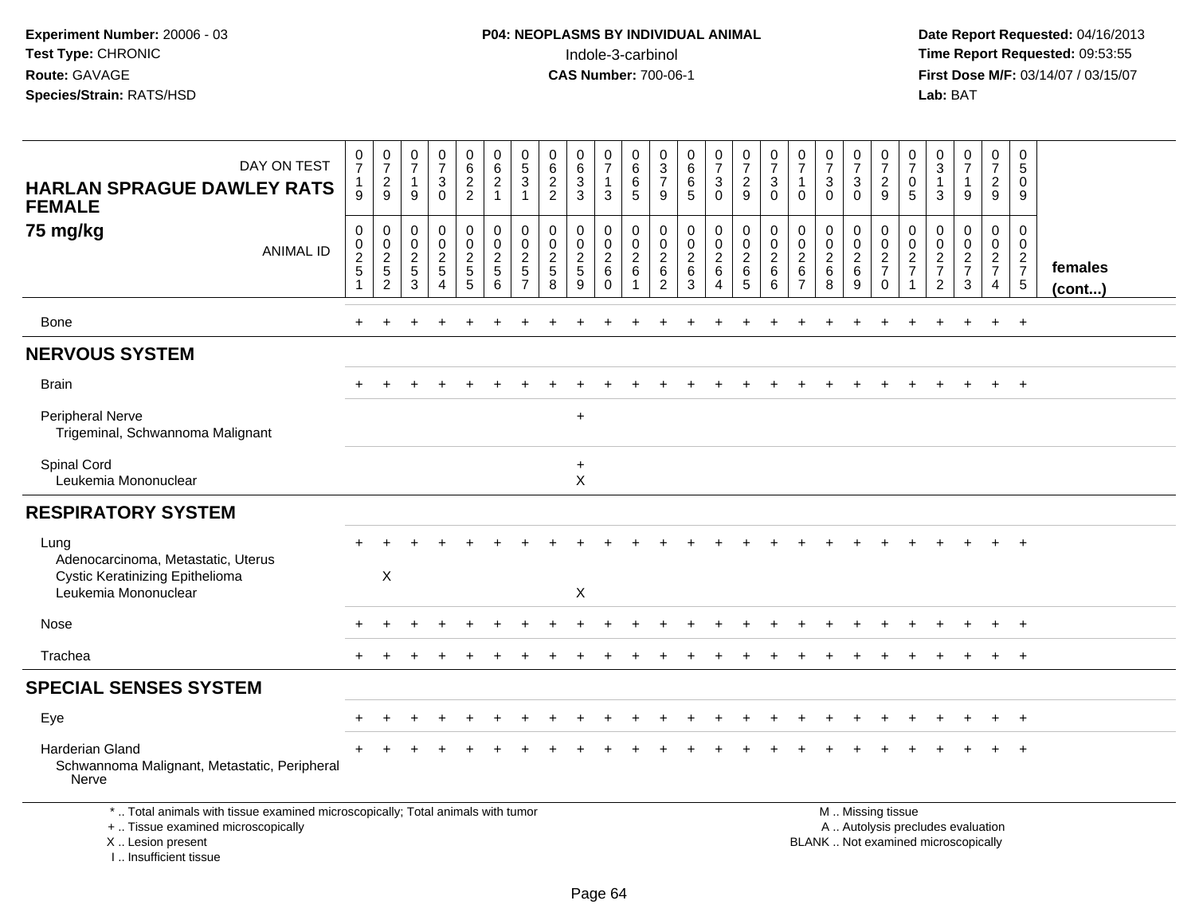Experiment Number: 20006 - 03
Test Type: CHRONIC
Route: GAVAGE
Species/Strain: RATS/HSD

**P04: NEOPLASMS BY INDIVIDUAL ANIMAL**
Indole-3-carbinol
**CAS Number:** 700-06-1

Date Report Requested: 04/16/2013
Time Report Requested: 09:53:55
First Dose M/F: 03/14/07 / 03/15/07
Lab: BAT

| DAY ON TEST | 0719 | 0729 | 0719 | 0730 | 0622 | 0621 | 0531 | 0622 | 0633 | 0713 | 0665 | 0379 | 0665 | 0730 | 0729 | 0730 | 0710 | 0730 | 0730 | 0729 | 0705 | 0313 | 0719 | 0729 | 0509 | |
|---|---|---|---|---|---|---|---|---|---|---|---|---|---|---|---|---|---|---|---|---|---|---|---|---|---|---|
| **HARLAN SPRAGUE DAWLEY RATS FEMALE 75 mg/kg** ANIMAL ID | 00251 | 00252 | 00253 | 00254 | 00255 | 00256 | 00257 | 00258 | 00259 | 00260 | 00261 | 00262 | 00263 | 00264 | 00265 | 00266 | 00267 | 00268 | 00269 | 00270 | 00271 | 00272 | 00273 | 00274 | 00275 | **females (cont...)** |
| Bone | + | + | + | + | + | + | + | + | + | + | + | + | + | + | + | + | + | + | + | + | + | + | + | + | + | |
| **NERVOUS SYSTEM** | | | | | | | | | | | | | | | | | | | | | | | | | | |
| Brain | + | + | + | + | + | + | + | + | + | + | + | + | + | + | + | + | + | + | + | + | + | + | + | + | + | |
| Peripheral Nerve | | | | | | | | | + | | | | | | | | | | | | | | | | | |
| Trigeminal, Schwannoma Malignant | | | | | | | | | | | | | | | | | | | | | | | | | | |
| Spinal Cord | | | | | | | | | + | | | | | | | | | | | | | | | | | |
| Leukemia Mononuclear | | | | | | | | | X | | | | | | | | | | | | | | | | | |
| **RESPIRATORY SYSTEM** | | | | | | | | | | | | | | | | | | | | | | | | | | |
| Lung | + | + | + | + | + | + | + | + | + | + | + | + | + | + | + | + | + | + | + | + | + | + | + | + | + | |
| Adenocarcinoma, Metastatic, Uterus | | | | | | | | | | | | | | | | | | | | | | | | | | |
| Cystic Keratinizing Epithelioma | | X | | | | | | | | | | | | | | | | | | | | | | | | |
| Leukemia Mononuclear | | | | | | | | | X | | | | | | | | | | | | | | | | | |
| Nose | + | + | + | + | + | + | + | + | + | + | + | + | + | + | + | + | + | + | + | + | + | + | + | + | + | |
| Trachea | + | + | + | + | + | + | + | + | + | + | + | + | + | + | + | + | + | + | + | + | + | + | + | + | + | |
| **SPECIAL SENSES SYSTEM** | | | | | | | | | | | | | | | | | | | | | | | | | | |
| Eye | + | + | + | + | + | + | + | + | + | + | + | + | + | + | + | + | + | + | + | + | + | + | + | + | + | |
| Harderian Gland | + | + | + | + | + | + | + | + | + | + | + | + | + | + | + | + | + | + | + | + | + | + | + | + | + | |
| Schwannoma Malignant, Metastatic, Peripheral Nerve | | | | | | | | | | | | | | | | | | | | | | | | | | |

* .. Total animals with tissue examined microscopically; Total animals with tumor
+ .. Tissue examined microscopically
X .. Lesion present
I .. Insufficient tissue

M .. Missing tissue
A .. Autolysis precludes evaluation
BLANK .. Not examined microscopically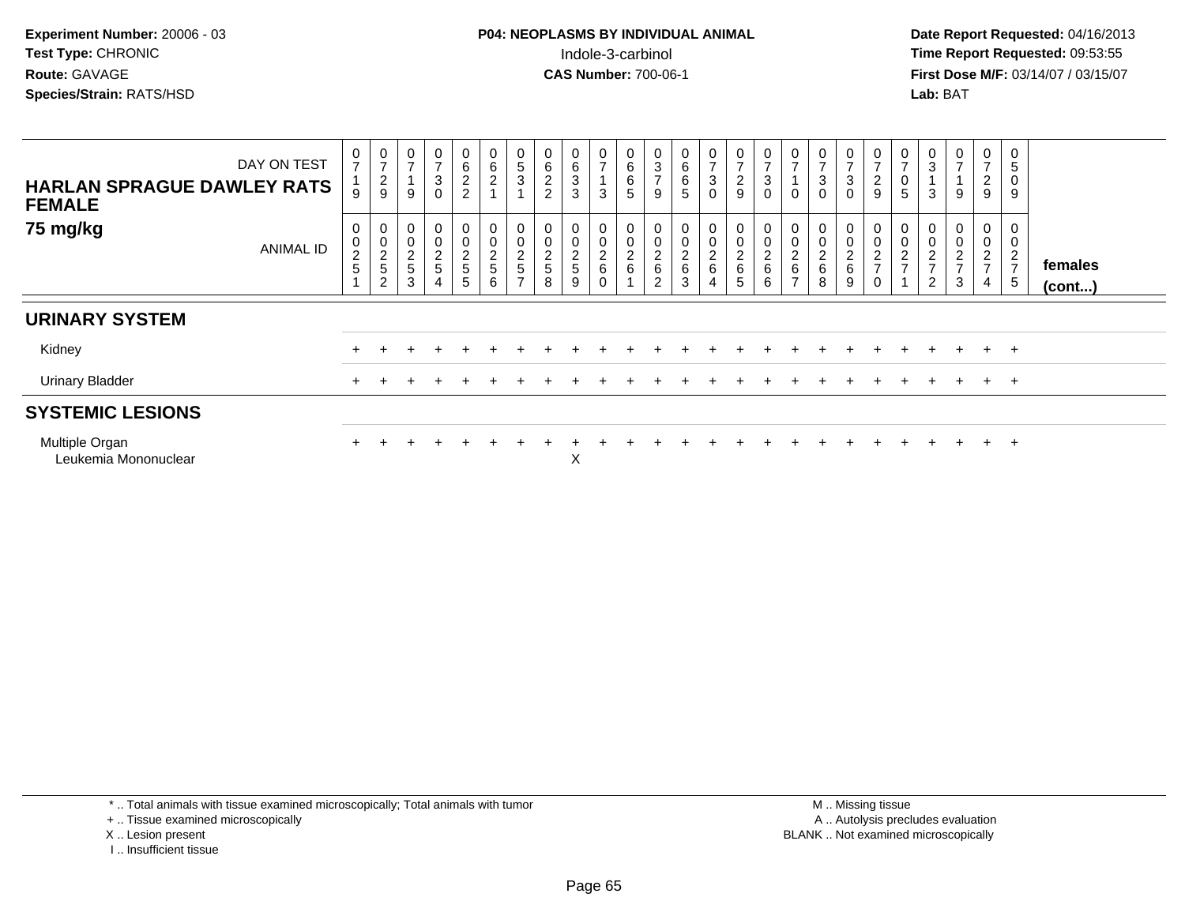**Experiment Number:** 20006 - 03
**Test Type:** CHRONIC
**Route:** GAVAGE
**Species/Strain:** RATS/HSD

**P04: NEOPLASMS BY INDIVIDUAL ANIMAL**
Indole-3-carbinol
**CAS Number:** 700-06-1

**Date Report Requested:** 04/16/2013
**Time Report Requested:** 09:53:55
**First Dose M/F:** 03/14/07 / 03/15/07
**Lab:** BAT

**HARLAN SPRAGUE DAWLEY RATS FEMALE**
**75 mg/kg**

| DAY ON TEST | 0719 | 0729 | 0719 | 0730 | 0622 | 0621 | 0531 | 0622 | 0633 | 0713 | 0665 | 0379 | 0665 | 0730 | 0729 | 0730 | 0710 | 0730 | 0730 | 0729 | 0705 | 0313 | 0719 | 0729 | 0509 | |
|---|---|---|---|---|---|---|---|---|---|---|---|---|---|---|---|---|---|---|---|---|---|---|---|---|---|---|
| **ANIMAL ID** | 0025 1 | 0025 2 | 0025 3 | 0025 4 | 0025 5 | 0025 6 | 0025 7 | 0025 8 | 0025 9 | 0026 0 | 0026 1 | 0026 2 | 0026 3 | 0026 4 | 0026 5 | 0026 6 | 0026 7 | 0026 8 | 0026 9 | 0027 0 | 0027 1 | 0027 2 | 0027 3 | 0027 4 | 0027 5 | **females (cont...)** |
| **URINARY SYSTEM** | | | | | | | | | | | | | | | | | | | | | | | | | | |
| Kidney | + | + | + | + | + | + | + | + | + | + | + | + | + | + | + | + | + | + | + | + | + | + | + | + | + | |
| Urinary Bladder | + | + | + | + | + | + | + | + | + | + | + | + | + | + | + | + | + | + | + | + | + | + | + | + | + | |
| **SYSTEMIC LESIONS** | | | | | | | | | | | | | | | | | | | | | | | | | | |
| Multiple Organ | + | + | + | + | + | + | + | + | + | + | + | + | + | + | + | + | + | + | + | + | + | + | + | + | + | |
| Leukemia Mononuclear | | | | | | | | | X | | | | | | | | | | | | | | | | | |

\* .. Total animals with tissue examined microscopically; Total animals with tumor
\+ .. Tissue examined microscopically
X .. Lesion present
I .. Insufficient tissue

M .. Missing tissue
A .. Autolysis precludes evaluation
BLANK .. Not examined microscopically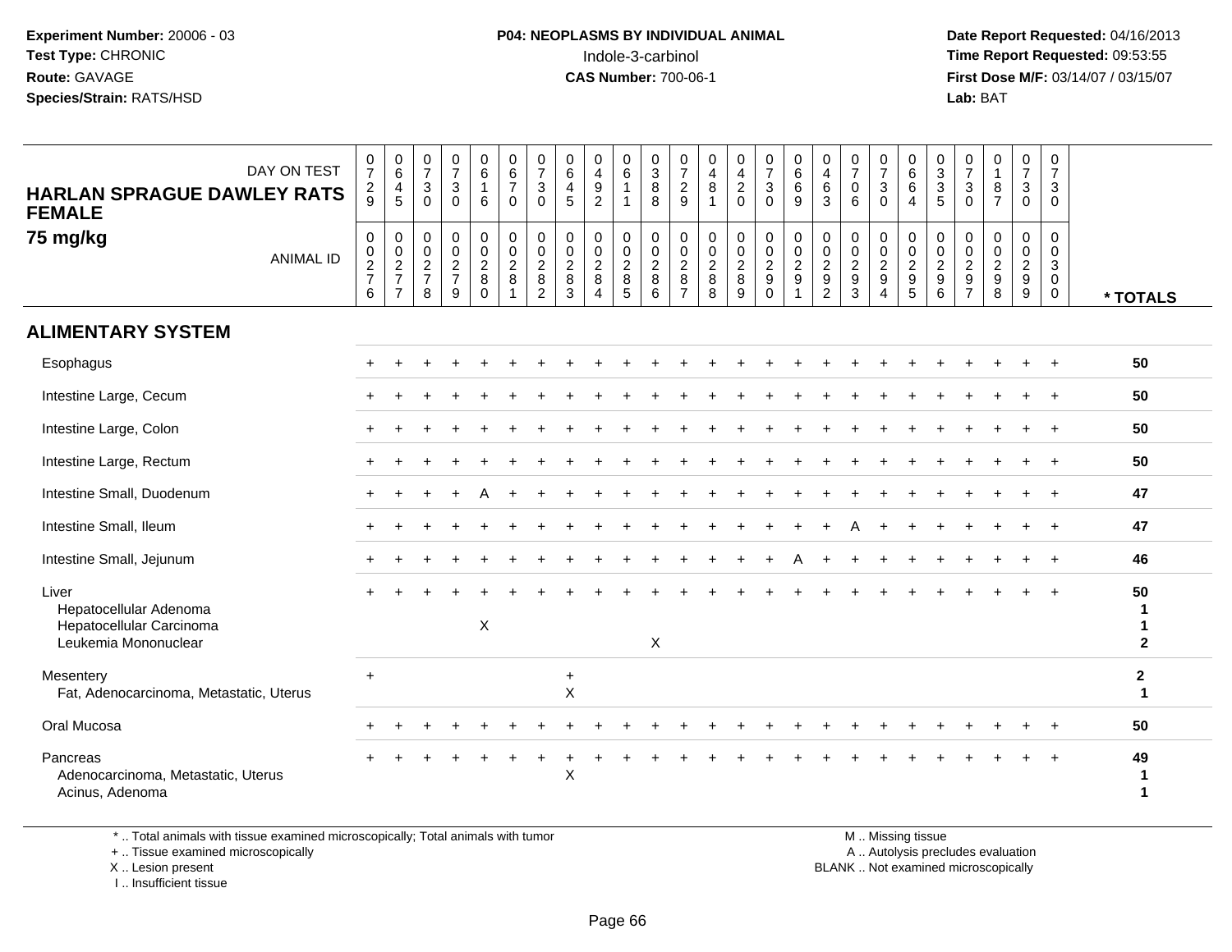**Experiment Number:** 20006 - 03
**Test Type:** CHRONIC
**Route:** GAVAGE
**Species/Strain:** RATS/HSD

**P04: NEOPLASMS BY INDIVIDUAL ANIMAL**
Indole-3-carbinol
**CAS Number:** 700-06-1

**Date Report Requested:** 04/16/2013
**Time Report Requested:** 09:53:55
**First Dose M/F:** 03/14/07 / 03/15/07
**Lab:** BAT

**HARLAN SPRAGUE DAWLEY RATS FEMALE**
**75 mg/kg**

| DAY ON TEST | 0729 | 0645 | 0730 | 0730 | 0616 | 0670 | 0730 | 0645 | 0492 | 0611 | 0388 | 0729 | 0481 | 0420 | 0730 | 0669 | 0463 | 0706 | 0730 | 0664 | 0335 | 0730 | 0187 | 0730 | 0730 | |
|---|---|---|---|---|---|---|---|---|---|---|---|---|---|---|---|---|---|---|---|---|---|---|---|---|---|---|
| **ANIMAL ID** | 0027 6 | 0027 7 | 0027 8 | 0027 9 | 0028 0 | 0028 1 | 0028 2 | 0028 3 | 0028 4 | 0028 5 | 0028 6 | 0028 7 | 0028 8 | 0028 9 | 0029 0 | 0029 1 | 0029 2 | 0029 3 | 0029 4 | 0029 5 | 0029 6 | 0029 7 | 0029 8 | 0029 9 | 0030 0 | *** TOTALS** |
| **ALIMENTARY SYSTEM** | | | | | | | | | | | | | | | | | | | | | | | | | | |
| Esophagus | + | + | + | + | + | + | + | + | + | + | + | + | + | + | + | + | + | + | + | + | + | + | + | + | + | **50** |
| Intestine Large, Cecum | + | + | + | + | + | + | + | + | + | + | + | + | + | + | + | + | + | + | + | + | + | + | + | + | + | **50** |
| Intestine Large, Colon | + | + | + | + | + | + | + | + | + | + | + | + | + | + | + | + | + | + | + | + | + | + | + | + | + | **50** |
| Intestine Large, Rectum | + | + | + | + | + | + | + | + | + | + | + | + | + | + | + | + | + | + | + | + | + | + | + | + | + | **50** |
| Intestine Small, Duodenum | + | + | + | + | A | + | + | + | + | + | + | + | + | + | + | + | + | + | + | + | + | + | + | + | + | **47** |
| Intestine Small, Ileum | + | + | + | + | + | + | + | + | + | + | + | + | + | + | + | + | + | A | + | + | + | + | + | + | + | **47** |
| Intestine Small, Jejunum | + | + | + | + | + | + | + | + | + | + | + | + | + | + | + | A | + | + | + | + | + | + | + | + | + | **46** |
| Liver | + | + | + | + | + | + | + | + | + | + | + | + | + | + | + | + | + | + | + | + | + | + | + | + | + | **50** |
| Hepatocellular Adenoma | | | | | | | | | | | | | | | | | | | | | | | | | | **1** |
| Hepatocellular Carcinoma | | | | | X | | | | | | | | | | | | | | | | | | | | | **1** |
| Leukemia Mononuclear | | | | | | | | | | | X | | | | | | | | | | | | | | | **2** |
| Mesentery | + | | | | | | | + | | | | | | | | | | | | | | | | | | **2** |
| Fat, Adenocarcinoma, Metastatic, Uterus | | | | | | | | X | | | | | | | | | | | | | | | | | | **1** |
| Oral Mucosa | + | + | + | + | + | + | + | + | + | + | + | + | + | + | + | + | + | + | + | + | + | + | + | + | + | **50** |
| Pancreas | + | + | + | + | + | + | + | + | + | + | + | + | + | + | + | + | + | + | + | + | + | + | + | + | + | **49** |
| Adenocarcinoma, Metastatic, Uterus | | | | | | | | X | | | | | | | | | | | | | | | | | | **1** |
| Acinus, Adenoma | | | | | | | | | | | | | | | | | | | | | | | | | | **1** |

\* .. Total animals with tissue examined microscopically; Total animals with tumor
\+ .. Tissue examined microscopically
X .. Lesion present
I .. Insufficient tissue

M .. Missing tissue
A .. Autolysis precludes evaluation
BLANK .. Not examined microscopically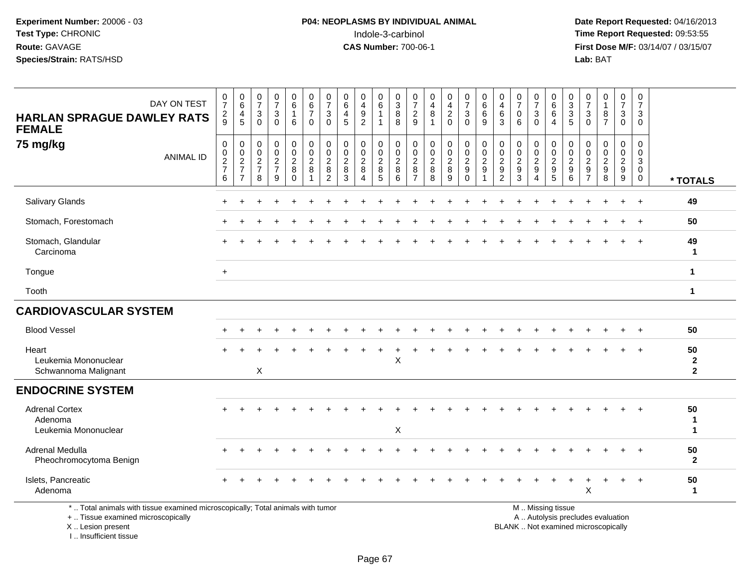**Experiment Number:** 20006 - 03
**Test Type:** CHRONIC
**Route:** GAVAGE
**Species/Strain:** RATS/HSD

**P04: NEOPLASMS BY INDIVIDUAL ANIMAL**
Indole-3-carbinol
**CAS Number:** 700-06-1

**Date Report Requested:** 04/16/2013
**Time Report Requested:** 09:53:55
**First Dose M/F:** 03/14/07 / 03/15/07
**Lab:** BAT

**HARLAN SPRAGUE DAWLEY RATS FEMALE**
**75 mg/kg**

| DAY ON TEST | 0729 | 0645 | 0730 | 0730 | 0616 | 0670 | 0730 | 0645 | 0492 | 0611 | 0388 | 0729 | 0481 | 0420 | 0730 | 0669 | 0463 | 0706 | 0730 | 0664 | 0335 | 0730 | 0187 | 0730 | 0730 | |
|---|---|---|---|---|---|---|---|---|---|---|---|---|---|---|---|---|---|---|---|---|---|---|---|---|---|---|
| **ANIMAL ID** | 00276 | 00277 | 00278 | 00279 | 00280 | 00281 | 00282 | 00283 | 00284 | 00285 | 00286 | 00287 | 00288 | 00289 | 00290 | 00291 | 00292 | 00293 | 00294 | 00295 | 00296 | 00297 | 00298 | 00299 | 00300 | *** TOTALS** |
| Salivary Glands | + | + | + | + | + | + | + | + | + | + | + | + | + | + | + | + | + | + | + | + | + | + | + | + | + | **49** |
| Stomach, Forestomach | + | + | + | + | + | + | + | + | + | + | + | + | + | + | + | + | + | + | + | + | + | + | + | + | + | **50** |
| Stomach, Glandular | + | + | + | + | + | + | + | + | + | + | + | + | + | + | + | + | + | + | + | + | + | + | + | + | + | **49** |
| Carcinoma | | | | | | | | | | | | | | | | | | | | | | | | | | **1** |
| Tongue | + | | | | | | | | | | | | | | | | | | | | | | | | | **1** |
| Tooth | | | | | | | | | | | | | | | | | | | | | | | | | | **1** |
| **CARDIOVASCULAR SYSTEM** | | | | | | | | | | | | | | | | | | | | | | | | | | |
| Blood Vessel | + | + | + | + | + | + | + | + | + | + | + | + | + | + | + | + | + | + | + | + | + | + | + | + | + | **50** |
| Heart | + | + | + | + | + | + | + | + | + | + | + | + | + | + | + | + | + | + | + | + | + | + | + | + | + | **50** |
| Leukemia Mononuclear | | | | | | | | | | | X | | | | | | | | | | | | | | | **2** |
| Schwannoma Malignant | | | X | | | | | | | | | | | | | | | | | | | | | | | **2** |
| **ENDOCRINE SYSTEM** | | | | | | | | | | | | | | | | | | | | | | | | | | |
| Adrenal Cortex | + | + | + | + | + | + | + | + | + | + | + | + | + | + | + | + | + | + | + | + | + | + | + | + | + | **50** |
| Adenoma | | | | | | | | | | | | | | | | | | | | | | | | | | **1** |
| Leukemia Mononuclear | | | | | | | | | | | X | | | | | | | | | | | | | | | **1** |
| Adrenal Medulla | + | + | + | + | + | + | + | + | + | + | + | + | + | + | + | + | + | + | + | + | + | + | + | + | + | **50** |
| Pheochromocytoma Benign | | | | | | | | | | | | | | | | | | | | | | | | | | **2** |
| Islets, Pancreatic | + | + | + | + | + | + | + | + | + | + | + | + | + | + | + | + | + | + | + | + | + | + | + | + | + | **50** |
| Adenoma | | | | | | | | | | | | | | | | | | | | | | X | | | | **1** |

\* .. Total animals with tissue examined microscopically; Total animals with tumor
\+ .. Tissue examined microscopically
X .. Lesion present
I .. Insufficient tissue

M .. Missing tissue
A .. Autolysis precludes evaluation
BLANK .. Not examined microscopically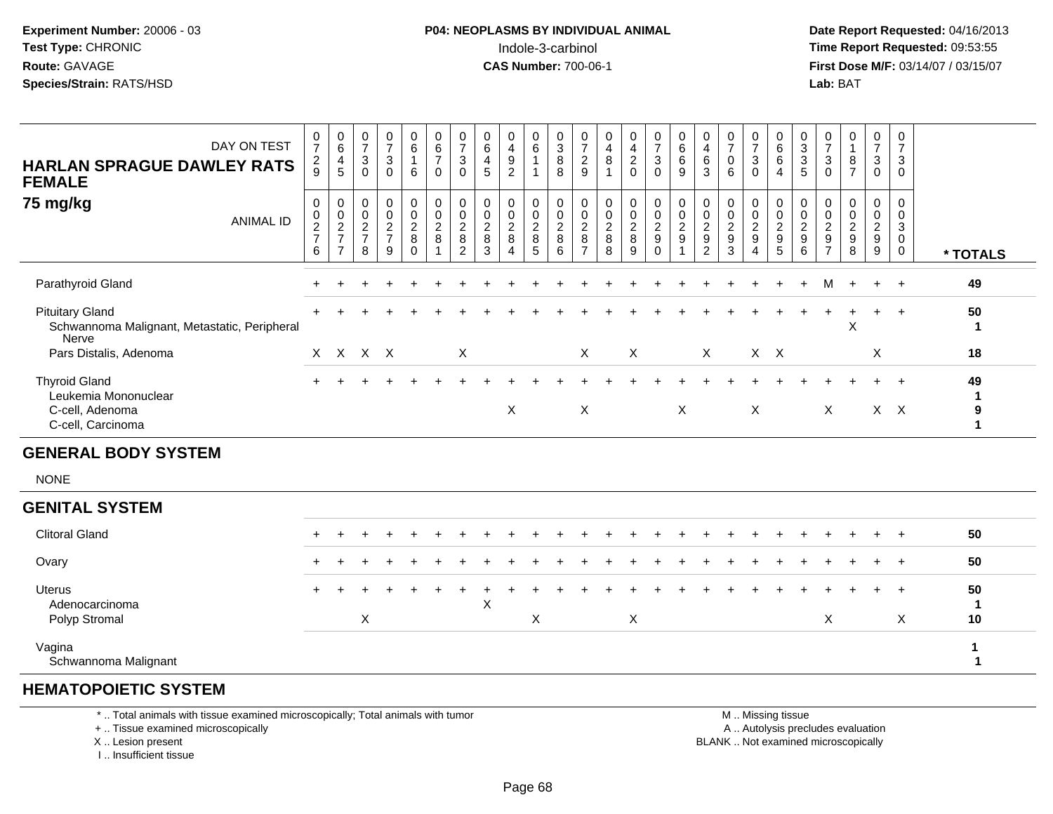Experiment Number: 20006 - 03
Test Type: CHRONIC
Route: GAVAGE
Species/Strain: RATS/HSD

**P04: NEOPLASMS BY INDIVIDUAL ANIMAL**
Indole-3-carbinol
**CAS Number:** 700-06-1

Date Report Requested: 04/16/2013
Time Report Requested: 09:53:55
First Dose M/F: 03/14/07 / 03/15/07
Lab: BAT

| DAY ON TEST | 0729 | 0645 | 0730 | 0730 | 0616 | 0670 | 0730 | 0645 | 0492 | 0611 | 0388 | 0729 | 0481 | 0420 | 0730 | 0669 | 0463 | 0706 | 0730 | 0664 | 0335 | 0730 | 0187 | 0730 | 0730 | |
|---|---|---|---|---|---|---|---|---|---|---|---|---|---|---|---|---|---|---|---|---|---|---|---|---|---|---|
| **HARLAN SPRAGUE DAWLEY RATS FEMALE 75 mg/kg** ANIMAL ID | 00276 | 00277 | 00278 | 00279 | 00280 | 00281 | 00282 | 00283 | 00284 | 00285 | 00286 | 00287 | 00288 | 00289 | 00290 | 00291 | 00292 | 00293 | 00294 | 00295 | 00296 | 00297 | 00298 | 00299 | 00300 | *** TOTALS** |
| Parathyroid Gland | + | + | + | + | + | + | + | + | + | + | + | + | + | + | + | + | + | + | + | + | + | M | + | + | + | 49 |
| Pituitary Gland | + | + | + | + | + | + | + | + | + | + | + | + | + | + | + | + | + | + | + | + | + | + | + | + | + | 50 |
| Schwannoma Malignant, Metastatic, Peripheral Nerve | | | | | | | | | | | | | | | | | | | | | | | X | | | 1 |
| Pars Distalis, Adenoma | X | X | X | X | | | X | | | | | X | | X | | | X | | X | X | | | | X | | 18 |
| Thyroid Gland | + | + | + | + | + | + | + | + | + | + | + | + | + | + | + | + | + | + | + | + | + | + | + | + | + | 49 |
| Leukemia Mononuclear | | | | | | | | | | | | | | | | | | | | | | | | | | 1 |
| C-cell, Adenoma | | | | | | | | | X | | | X | | | | X | | | X | | | X | | X | X | 9 |
| C-cell, Carcinoma | | | | | | | | | | | | | | | | | | | | | | | | | | 1 |
| **GENERAL BODY SYSTEM** | | | | | | | | | | | | | | | | | | | | | | | | | | |
| NONE | | | | | | | | | | | | | | | | | | | | | | | | | | |
| **GENITAL SYSTEM** | | | | | | | | | | | | | | | | | | | | | | | | | | |
| Clitoral Gland | + | + | + | + | + | + | + | + | + | + | + | + | + | + | + | + | + | + | + | + | + | + | + | + | + | 50 |
| Ovary | + | + | + | + | + | + | + | + | + | + | + | + | + | + | + | + | + | + | + | + | + | + | + | + | + | 50 |
| Uterus | + | + | + | + | + | + | + | + | + | + | + | + | + | + | + | + | + | + | + | + | + | + | + | + | + | 50 |
| Adenocarcinoma | | | | | | | | X | | | | | | | | | | | | | | | | | | 1 |
| Polyp Stromal | | | X | | | | | | | X | | | | X | | | | | | | | X | | | X | 10 |
| Vagina | | | | | | | | | | | | | | | | | | | | | | | | | | 1 |
| Schwannoma Malignant | | | | | | | | | | | | | | | | | | | | | | | | | | 1 |
| **HEMATOPOIETIC SYSTEM** | | | | | | | | | | | | | | | | | | | | | | | | | | |

\* .. Total animals with tissue examined microscopically; Total animals with tumor
\+ .. Tissue examined microscopically
X .. Lesion present
I .. Insufficient tissue

M .. Missing tissue
A .. Autolysis precludes evaluation
BLANK .. Not examined microscopically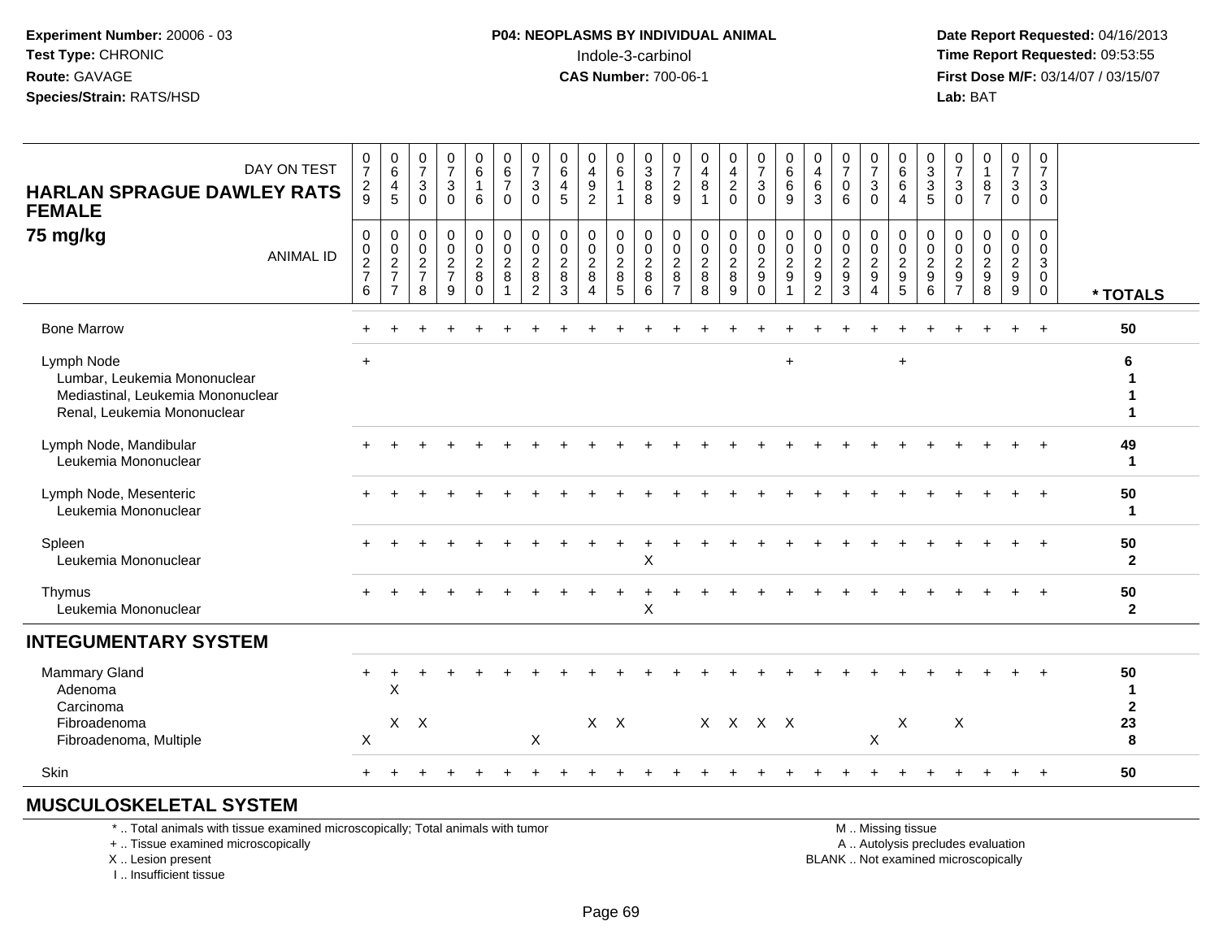Experiment Number: 20006 - 03
Test Type: CHRONIC
Route: GAVAGE
Species/Strain: RATS/HSD

**P04: NEOPLASMS BY INDIVIDUAL ANIMAL**
Indole-3-carbinol
**CAS Number:** 700-06-1

Date Report Requested: 04/16/2013
Time Report Requested: 09:53:55
First Dose M/F: 03/14/07 / 03/15/07
Lab: BAT

## HARLAN SPRAGUE DAWLEY RATS FEMALE
### 75 mg/kg

| DAY ON TEST | 0729 | 0645 | 0730 | 0730 | 0616 | 0670 | 0730 | 0645 | 0492 | 0611 | 0388 | 0729 | 0481 | 0420 | 0730 | 0669 | 0463 | 0706 | 0730 | 0664 | 0335 | 0730 | 0187 | 0730 | 0730 | |
|---|---|---|---|---|---|---|---|---|---|---|---|---|---|---|---|---|---|---|---|---|---|---|---|---|---|---|
| **ANIMAL ID** | 00276 | 00277 | 00278 | 00279 | 00280 | 00281 | 00282 | 00283 | 00284 | 00285 | 00286 | 00287 | 00288 | 00289 | 00290 | 00291 | 00292 | 00293 | 00294 | 00295 | 00296 | 00297 | 00298 | 00299 | 00300 | *** TOTALS** |
| Bone Marrow | + | + | + | + | + | + | + | + | + | + | + | + | + | + | + | + | + | + | + | + | + | + | + | + | + | **50** |
| Lymph Node | + | | | | | | | | | | | | | | | + | | | | + | | | | | | **6** |
| Lumbar, Leukemia Mononuclear | | | | | | | | | | | | | | | | | | | | | | | | | | **1** |
| Mediastinal, Leukemia Mononuclear | | | | | | | | | | | | | | | | | | | | | | | | | | **1** |
| Renal, Leukemia Mononuclear | | | | | | | | | | | | | | | | | | | | | | | | | | **1** |
| Lymph Node, Mandibular | + | + | + | + | + | + | + | + | + | + | + | + | + | + | + | + | + | + | + | + | + | + | + | + | + | **49** |
| Leukemia Mononuclear | | | | | | | | | | | | | | | | | | | | | | | | | | **1** |
| Lymph Node, Mesenteric | + | + | + | + | + | + | + | + | + | + | + | + | + | + | + | + | + | + | + | + | + | + | + | + | + | **50** |
| Leukemia Mononuclear | | | | | | | | | | | | | | | | | | | | | | | | | | **1** |
| Spleen | + | + | + | + | + | + | + | + | + | + | + | + | + | + | + | + | + | + | + | + | + | + | + | + | + | **50** |
| Leukemia Mononuclear | | | | | | | | | | | X | | | | | | | | | | | | | | | **2** |
| Thymus | + | + | + | + | + | + | + | + | + | + | + | + | + | + | + | + | + | + | + | + | + | + | + | + | + | **50** |
| Leukemia Mononuclear | | | | | | | | | | | X | | | | | | | | | | | | | | | **2** |
| **INTEGUMENTARY SYSTEM** | | | | | | | | | | | | | | | | | | | | | | | | | | |
| Mammary Gland | + | + | + | + | + | + | + | + | + | + | + | + | + | + | + | + | + | + | + | + | + | + | + | + | + | **50** |
| Adenoma | | X | | | | | | | | | | | | | | | | | | | | | | | | **1** |
| Carcinoma | | | | | | | | | | | | | | | | | | | | | | | | | | **2** |
| Fibroadenoma | | X | X | | | | | | X | X | | | X | X | X | X | | | | X | | X | | | | **23** |
| Fibroadenoma, Multiple | X | | | | | | X | | | | | | | | | | | | X | | | | | | | **8** |
| Skin | + | + | + | + | + | + | + | + | + | + | + | + | + | + | + | + | + | + | + | + | + | + | + | + | + | **50** |
| **MUSCULOSKELETAL SYSTEM** | | | | | | | | | | | | | | | | | | | | | | | | | | |

* .. Total animals with tissue examined microscopically; Total animals with tumor
+ .. Tissue examined microscopically
X .. Lesion present
I .. Insufficient tissue

M .. Missing tissue
A .. Autolysis precludes evaluation
BLANK .. Not examined microscopically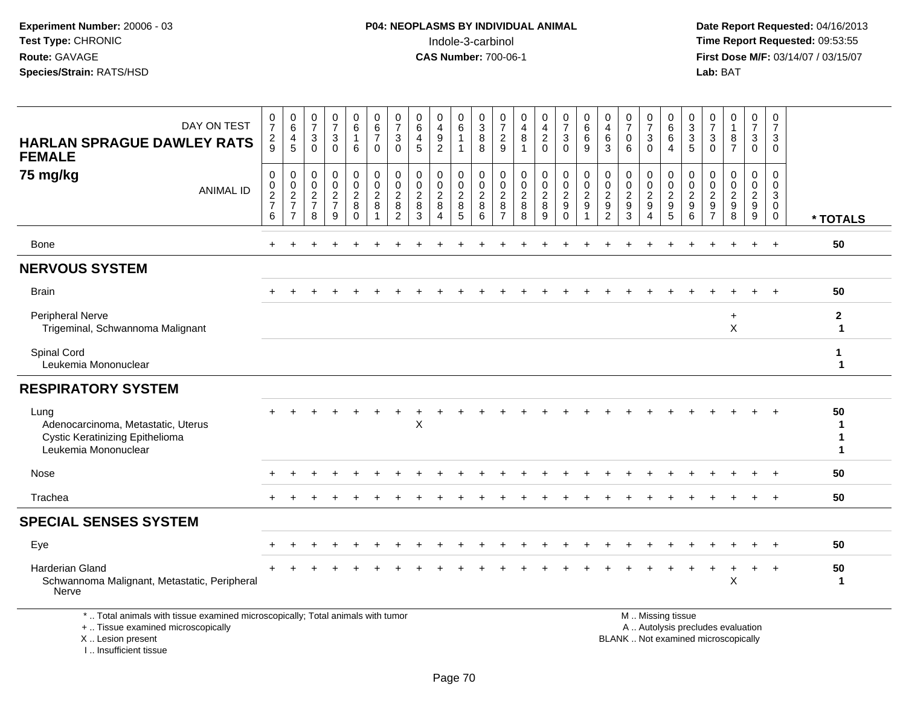**Experiment Number:** 20006 - 03
**Test Type:** CHRONIC
**Route:** GAVAGE
**Species/Strain:** RATS/HSD

**P04: NEOPLASMS BY INDIVIDUAL ANIMAL**
Indole-3-carbinol
**CAS Number:** 700-06-1

**Date Report Requested:** 04/16/2013
**Time Report Requested:** 09:53:55
**First Dose M/F:** 03/14/07 / 03/15/07
**Lab:** BAT

**HARLAN SPRAGUE DAWLEY RATS FEMALE**
**75 mg/kg**

| DAY ON TEST | 0729 | 0645 | 0730 | 0730 | 0616 | 0670 | 0730 | 0645 | 0492 | 0611 | 0388 | 0729 | 0481 | 0420 | 0730 | 0669 | 0463 | 0706 | 0730 | 0664 | 0335 | 0730 | 0187 | 0730 | 0730 | |
|---|---|---|---|---|---|---|---|---|---|---|---|---|---|---|---|---|---|---|---|---|---|---|---|---|---|---|
| **ANIMAL ID** | 00276 | 00277 | 00278 | 00279 | 00280 | 00281 | 00282 | 00283 | 00284 | 00285 | 00286 | 00287 | 00288 | 00289 | 00290 | 00291 | 00292 | 00293 | 00294 | 00295 | 00296 | 00297 | 00298 | 00299 | 00300 | *** TOTALS** |
| Bone | + | + | + | + | + | + | + | + | + | + | + | + | + | + | + | + | + | + | + | + | + | + | + | + | + | 50 |
| **NERVOUS SYSTEM** | | | | | | | | | | | | | | | | | | | | | | | | | | |
| Brain | + | + | + | + | + | + | + | + | + | + | + | + | + | + | + | + | + | + | + | + | + | + | + | + | + | 50 |
| Peripheral Nerve | | | | | | | | | | | | | | | | | | | | | | | + | | | 2 |
| Trigeminal, Schwannoma Malignant | | | | | | | | | | | | | | | | | | | | | | | X | | | 1 |
| Spinal Cord | | | | | | | | | | | | | | | | | | | | | | | | | | 1 |
| Leukemia Mononuclear | | | | | | | | | | | | | | | | | | | | | | | | | | 1 |
| **RESPIRATORY SYSTEM** | | | | | | | | | | | | | | | | | | | | | | | | | | |
| Lung | + | + | + | + | + | + | + | + | + | + | + | + | + | + | + | + | + | + | + | + | + | + | + | + | + | 50 |
| Adenocarcinoma, Metastatic, Uterus | | | | | | | | X | | | | | | | | | | | | | | | | | | 1 |
| Cystic Keratinizing Epithelioma | | | | | | | | | | | | | | | | | | | | | | | | | | 1 |
| Leukemia Mononuclear | | | | | | | | | | | | | | | | | | | | | | | | | | 1 |
| Nose | + | + | + | + | + | + | + | + | + | + | + | + | + | + | + | + | + | + | + | + | + | + | + | + | + | 50 |
| Trachea | + | + | + | + | + | + | + | + | + | + | + | + | + | + | + | + | + | + | + | + | + | + | + | + | + | 50 |
| **SPECIAL SENSES SYSTEM** | | | | | | | | | | | | | | | | | | | | | | | | | | |
| Eye | + | + | + | + | + | + | + | + | + | + | + | + | + | + | + | + | + | + | + | + | + | + | + | + | + | 50 |
| Harderian Gland | + | + | + | + | + | + | + | + | + | + | + | + | + | + | + | + | + | + | + | + | + | + | + | + | + | 50 |
| Schwannoma Malignant, Metastatic, Peripheral Nerve | | | | | | | | | | | | | | | | | | | | | | | X | | | 1 |

\* .. Total animals with tissue examined microscopically; Total animals with tumor
\+ .. Tissue examined microscopically
X .. Lesion present
I .. Insufficient tissue

M .. Missing tissue
A .. Autolysis precludes evaluation
BLANK .. Not examined microscopically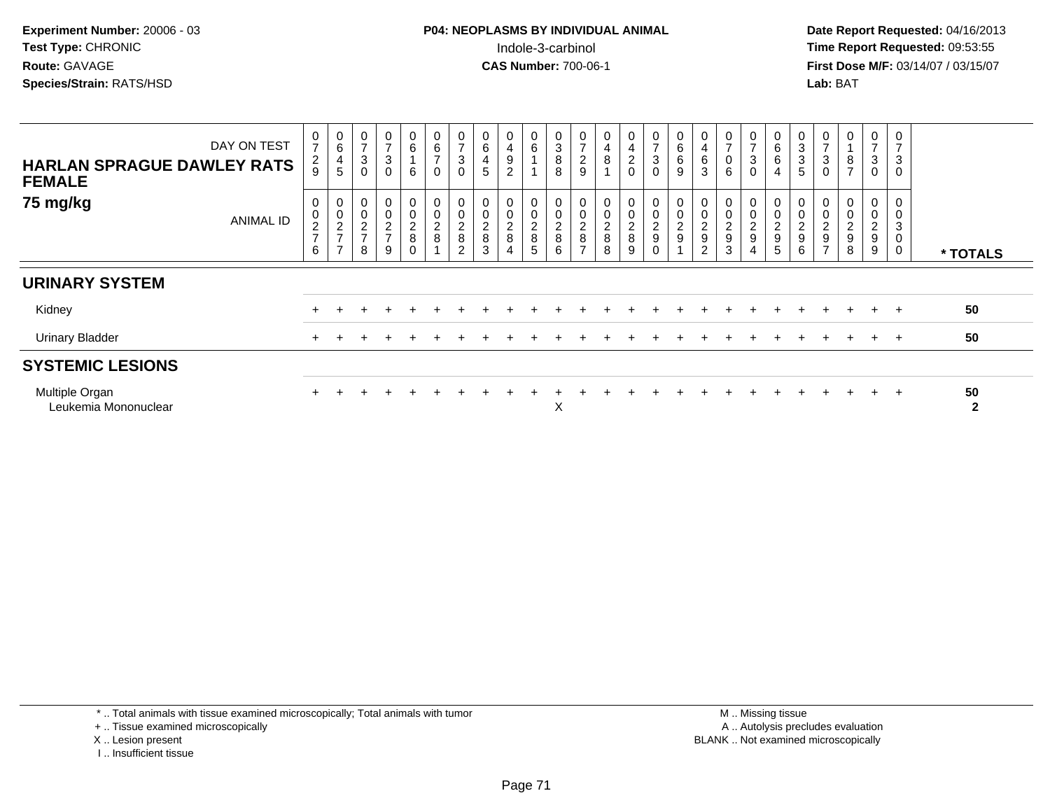**Experiment Number:** 20006 - 03
**Test Type:** CHRONIC
**Route:** GAVAGE
**Species/Strain:** RATS/HSD

**P04: NEOPLASMS BY INDIVIDUAL ANIMAL**
Indole-3-carbinol
**CAS Number:** 700-06-1

**Date Report Requested:** 04/16/2013
**Time Report Requested:** 09:53:55
**First Dose M/F:** 03/14/07 / 03/15/07
**Lab:** BAT

**HARLAN SPRAGUE DAWLEY RATS FEMALE**
**75 mg/kg**

| DAY ON TEST | 0729 | 0645 | 0730 | 0730 | 0616 | 0670 | 0730 | 0645 | 0492 | 0611 | 0388 | 0729 | 0481 | 0420 | 0730 | 0669 | 0463 | 0706 | 0730 | 0664 | 0335 | 0730 | 0187 | 0730 | 0730 | |
|---|---|---|---|---|---|---|---|---|---|---|---|---|---|---|---|---|---|---|---|---|---|---|---|---|---|---|
| ANIMAL ID | 00276 | 00277 | 00278 | 00279 | 00280 | 00281 | 00282 | 00283 | 00284 | 00285 | 00286 | 00287 | 00288 | 00289 | 00290 | 00291 | 00292 | 00293 | 00294 | 00295 | 00296 | 00297 | 00298 | 00299 | 00300 | * TOTALS |
| **URINARY SYSTEM** | | | | | | | | | | | | | | | | | | | | | | | | | | |
| Kidney | + | + | + | + | + | + | + | + | + | + | + | + | + | + | + | + | + | + | + | + | + | + | + | + | + | 50 |
| Urinary Bladder | + | + | + | + | + | + | + | + | + | + | + | + | + | + | + | + | + | + | + | + | + | + | + | + | + | 50 |
| **SYSTEMIC LESIONS** | | | | | | | | | | | | | | | | | | | | | | | | | | |
| Multiple Organ | + | + | + | + | + | + | + | + | + | + | + | + | + | + | + | + | + | + | + | + | + | + | + | + | + | 50 |
| Leukemia Mononuclear | | | | | | | | | | | X | | | | | | | | | | | | | | | 2 |

\* .. Total animals with tissue examined microscopically; Total animals with tumor
\+ .. Tissue examined microscopically
X .. Lesion present
I .. Insufficient tissue

M .. Missing tissue
A .. Autolysis precludes evaluation
BLANK .. Not examined microscopically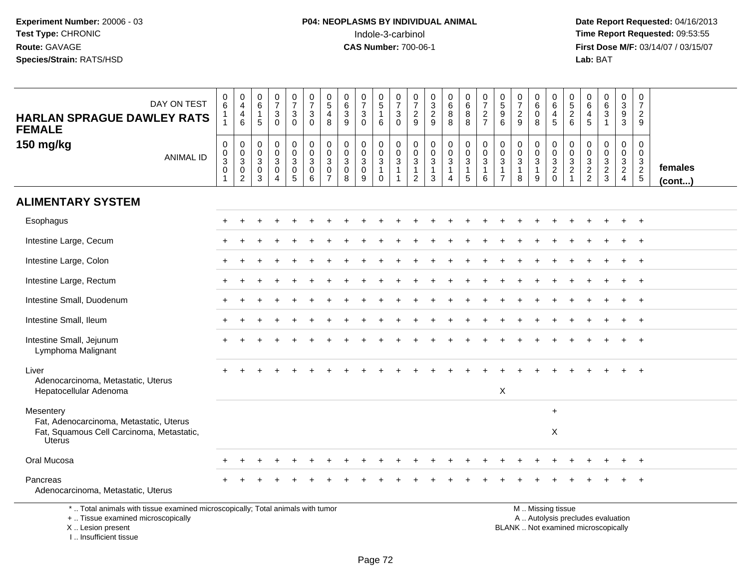**Experiment Number:** 20006 - 03
**Test Type:** CHRONIC
**Route:** GAVAGE
**Species/Strain:** RATS/HSD

**P04: NEOPLASMS BY INDIVIDUAL ANIMAL**
Indole-3-carbinol
**CAS Number:** 700-06-1

**Date Report Requested:** 04/16/2013
**Time Report Requested:** 09:53:55
**First Dose M/F:** 03/14/07 / 03/15/07
**Lab:** BAT

## HARLAN SPRAGUE DAWLEY RATS FEMALE 150 mg/kg

| DAY ON TEST | 0611 | 0446 | 0615 | 0730 | 0730 | 0730 | 0548 | 0639 | 0730 | 0516 | 0730 | 0729 | 0329 | 0688 | 0688 | 0727 | 0596 | 0729 | 0608 | 0645 | 0526 | 0645 | 0631 | 0393 | 0729 | |
|---|---|---|---|---|---|---|---|---|---|---|---|---|---|---|---|---|---|---|---|---|---|---|---|---|---|---|
| **ANIMAL ID** | 0030301 | 0030302 | 0030303 | 0030304 | 0030305 | 0030306 | 0030307 | 0030308 | 0030309 | 0030310 | 0030311 | 0030312 | 0030313 | 0030314 | 0030315 | 0030316 | 0030317 | 0030318 | 0030319 | 0030320 | 0030321 | 0030322 | 0030323 | 0030324 | 0030325 | **females (cont...)** |
| **ALIMENTARY SYSTEM** | | | | | | | | | | | | | | | | | | | | | | | | | | |
| Esophagus | + | + | + | + | + | + | + | + | + | + | + | + | + | + | + | + | + | + | + | + | + | + | + | + | + | |
| Intestine Large, Cecum | + | + | + | + | + | + | + | + | + | + | + | + | + | + | + | + | + | + | + | + | + | + | + | + | + | |
| Intestine Large, Colon | + | + | + | + | + | + | + | + | + | + | + | + | + | + | + | + | + | + | + | + | + | + | + | + | + | |
| Intestine Large, Rectum | + | + | + | + | + | + | + | + | + | + | + | + | + | + | + | + | + | + | + | + | + | + | + | + | + | |
| Intestine Small, Duodenum | + | + | + | + | + | + | + | + | + | + | + | + | + | + | + | + | + | + | + | + | + | + | + | + | + | |
| Intestine Small, Ileum | + | + | + | + | + | + | + | + | + | + | + | + | + | + | + | + | + | + | + | + | + | + | + | + | + | |
| Intestine Small, Jejunum | + | + | + | + | + | + | + | + | + | + | + | + | + | + | + | + | + | + | + | + | + | + | + | + | + | |
| Lymphoma Malignant | | | | | | | | | | | | | | | | | | | | | | | | | | |
| Liver | + | + | + | + | + | + | + | + | + | + | + | + | + | + | + | + | + | + | + | + | + | + | + | + | + | |
| Adenocarcinoma, Metastatic, Uterus | | | | | | | | | | | | | | | | | | | | | | | | | | |
| Hepatocellular Adenoma | | | | | | | | | | | | | | | | | X | | | | | | | | | |
| Mesentery | | | | | | | | | | | | | | | | | | | | + | | | | | | |
| Fat, Adenocarcinoma, Metastatic, Uterus | | | | | | | | | | | | | | | | | | | | | | | | | | |
| Fat, Squamous Cell Carcinoma, Metastatic, Uterus | | | | | | | | | | | | | | | | | | | | X | | | | | | |
| Oral Mucosa | + | + | + | + | + | + | + | + | + | + | + | + | + | + | + | + | + | + | + | + | + | + | + | + | + | |
| Pancreas | + | + | + | + | + | + | + | + | + | + | + | + | + | + | + | + | + | + | + | + | + | + | + | + | + | |
| Adenocarcinoma, Metastatic, Uterus | | | | | | | | | | | | | | | | | | | | | | | | | | |

\* .. Total animals with tissue examined microscopically; Total animals with tumor
\+ .. Tissue examined microscopically
X .. Lesion present
I .. Insufficient tissue

M .. Missing tissue
A .. Autolysis precludes evaluation
BLANK .. Not examined microscopically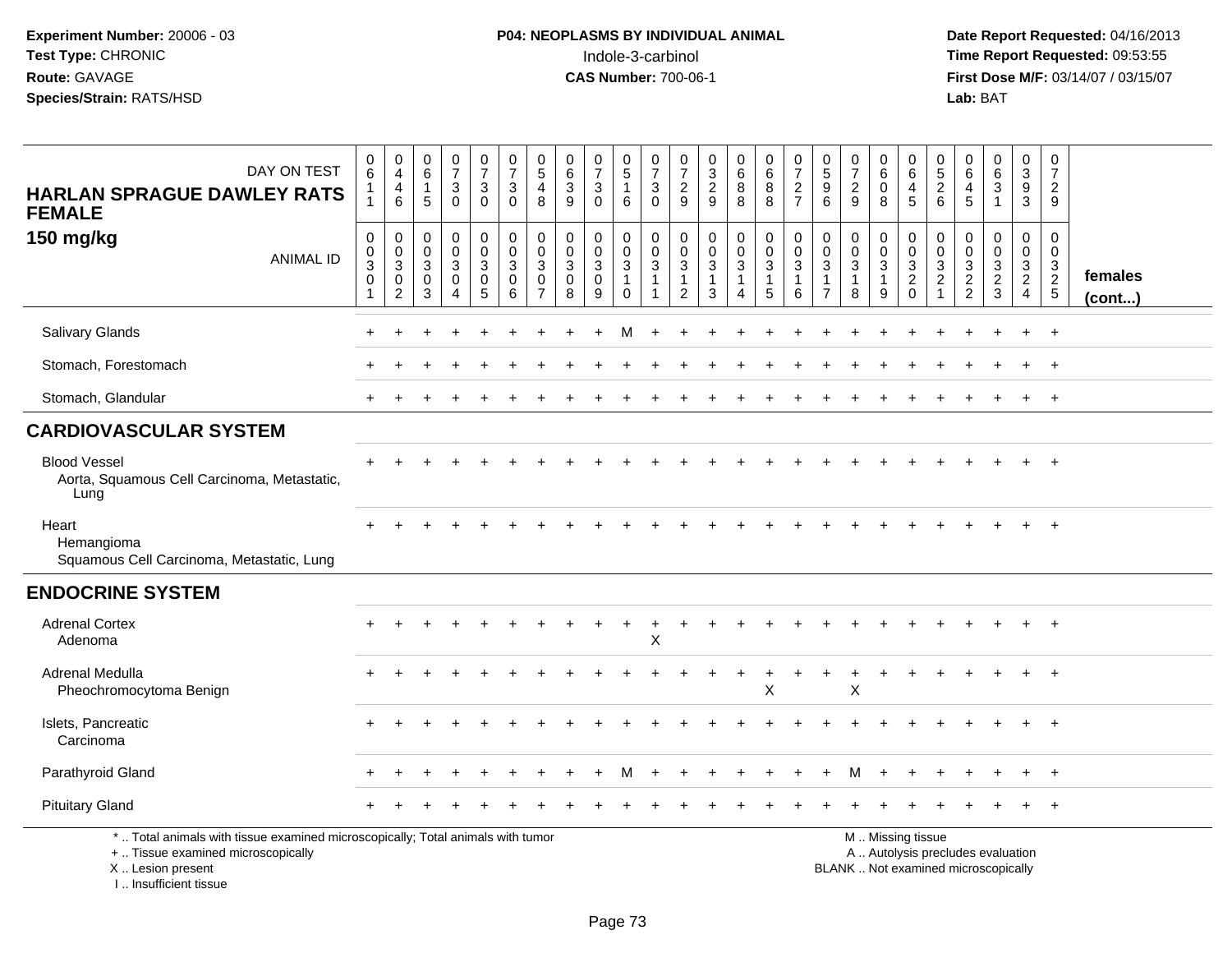**Experiment Number:** 20006 - 03
**Test Type:** CHRONIC
**Route:** GAVAGE
**Species/Strain:** RATS/HSD

**P04: NEOPLASMS BY INDIVIDUAL ANIMAL**
Indole-3-carbinol
**CAS Number:** 700-06-1

**Date Report Requested:** 04/16/2013
**Time Report Requested:** 09:53:55
**First Dose M/F:** 03/14/07 / 03/15/07
**Lab:** BAT

| HARLAN SPRAGUE DAWLEY RATS FEMALE 150 mg/kg — DAY ON TEST | 0611 | 0446 | 0615 | 0730 | 0730 | 0730 | 0548 | 0639 | 0730 | 0516 | 0730 | 0729 | 0329 | 0688 | 0688 | 0727 | 0596 | 0729 | 0608 | 0645 | 0526 | 0645 | 0631 | 0393 | 0729 | |
|---|---|---|---|---|---|---|---|---|---|---|---|---|---|---|---|---|---|---|---|---|---|---|---|---|---|---|
| ANIMAL ID | 00301 | 00302 | 00303 | 00304 | 00305 | 00306 | 00307 | 00308 | 00309 | 00310 | 00311 | 00312 | 00313 | 00314 | 00315 | 00316 | 00317 | 00318 | 00319 | 00320 | 00321 | 00322 | 00323 | 00324 | 00325 | females (cont...) |
| Salivary Glands | + | + | + | + | + | + | + | + | + | M | + | + | + | + | + | + | + | + | + | + | + | + | + | + | + | |
| Stomach, Forestomach | + | + | + | + | + | + | + | + | + | + | + | + | + | + | + | + | + | + | + | + | + | + | + | + | + | |
| Stomach, Glandular | + | + | + | + | + | + | + | + | + | + | + | + | + | + | + | + | + | + | + | + | + | + | + | + | + | |
| **CARDIOVASCULAR SYSTEM** | | | | | | | | | | | | | | | | | | | | | | | | | | |
| Blood Vessel | + | + | + | + | + | + | + | + | + | + | + | + | + | + | + | + | + | + | + | + | + | + | + | + | + | |
| Aorta, Squamous Cell Carcinoma, Metastatic, Lung | | | | | | | | | | | | | | | | | | | | | | | | | | |
| Heart | + | + | + | + | + | + | + | + | + | + | + | + | + | + | + | + | + | + | + | + | + | + | + | + | + | |
| Hemangioma | | | | | | | | | | | | | | | | | | | | | | | | | | |
| Squamous Cell Carcinoma, Metastatic, Lung | | | | | | | | | | | | | | | | | | | | | | | | | | |
| **ENDOCRINE SYSTEM** | | | | | | | | | | | | | | | | | | | | | | | | | | |
| Adrenal Cortex | + | + | + | + | + | + | + | + | + | + | + | + | + | + | + | + | + | + | + | + | + | + | + | + | + | |
| Adenoma | | | | | | | | | | | X | | | | | | | | | | | | | | | |
| Adrenal Medulla | + | + | + | + | + | + | + | + | + | + | + | + | + | + | + | + | + | + | + | + | + | + | + | + | + | |
| Pheochromocytoma Benign | | | | | | | | | | | | | | | X | | | X | | | | | | | | |
| Islets, Pancreatic | + | + | + | + | + | + | + | + | + | + | + | + | + | + | + | + | + | + | + | + | + | + | + | + | + | |
| Carcinoma | | | | | | | | | | | | | | | | | | | | | | | | | | |
| Parathyroid Gland | + | + | + | + | + | + | + | + | + | M | + | + | + | + | + | + | + | M | + | + | + | + | + | + | + | |
| Pituitary Gland | + | + | + | + | + | + | + | + | + | + | + | + | + | + | + | + | + | + | + | + | + | + | + | + | + | |

\* .. Total animals with tissue examined microscopically; Total animals with tumor
\+ .. Tissue examined microscopically
X .. Lesion present
I .. Insufficient tissue

M .. Missing tissue
A .. Autolysis precludes evaluation
BLANK .. Not examined microscopically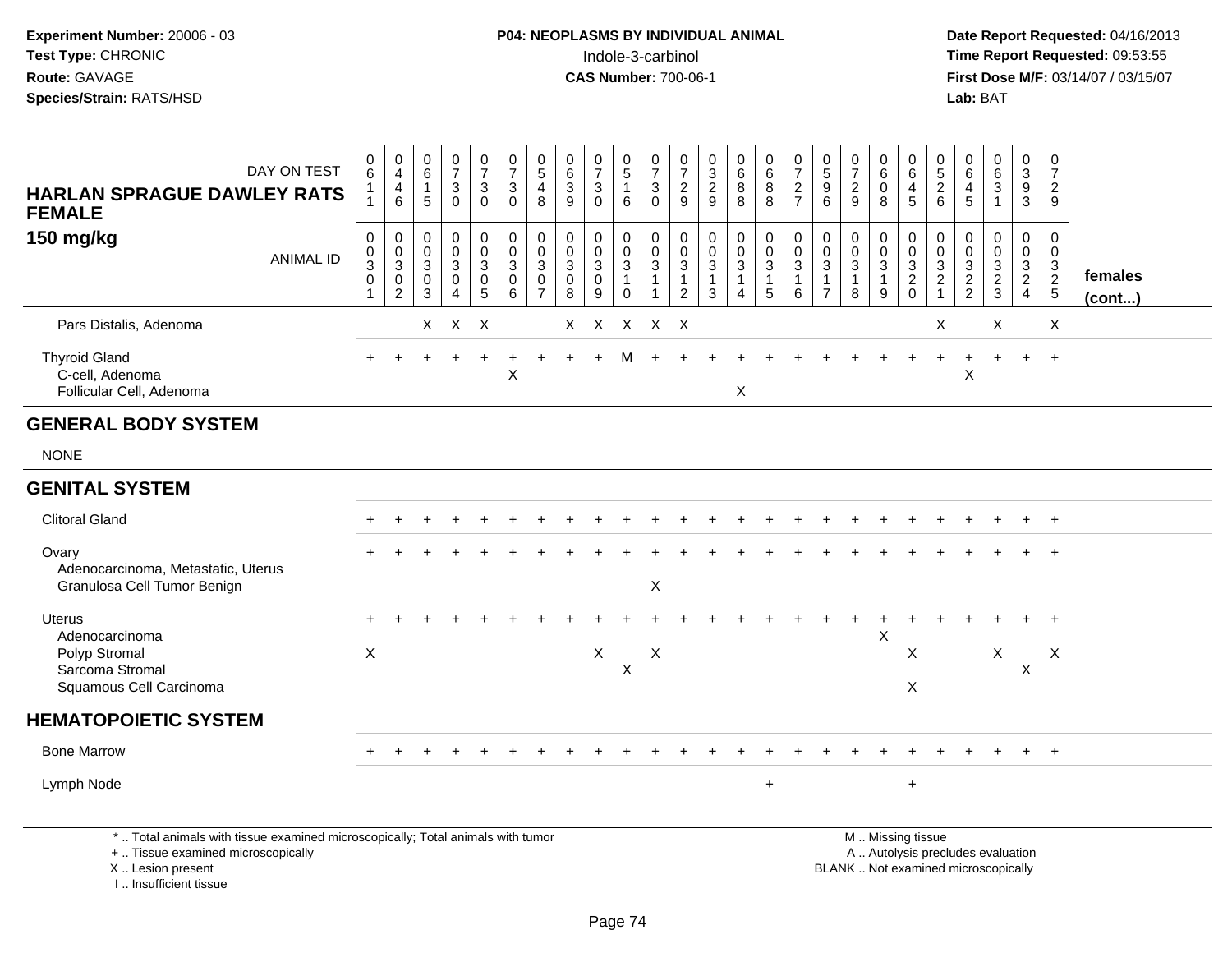**Experiment Number:** 20006 - 03
**Test Type:** CHRONIC
**Route:** GAVAGE
**Species/Strain:** RATS/HSD

**P04: NEOPLASMS BY INDIVIDUAL ANIMAL**
Indole-3-carbinol
**CAS Number:** 700-06-1

**Date Report Requested:** 04/16/2013
**Time Report Requested:** 09:53:55
**First Dose M/F:** 03/14/07 / 03/15/07
**Lab:** BAT

| HARLAN SPRAGUE DAWLEY RATS FEMALE 150 mg/kg | | | | | | | | | | | | | | | | | | | | | | | | | | |
|---|---|---|---|---|---|---|---|---|---|---|---|---|---|---|---|---|---|---|---|---|---|---|---|---|---|---|
| DAY ON TEST | 0611 | 0446 | 0615 | 0730 | 0730 | 0730 | 0548 | 0639 | 0730 | 0516 | 0730 | 0729 | 0329 | 0688 | 0688 | 0727 | 0596 | 0729 | 0608 | 0645 | 0526 | 0645 | 0631 | 0393 | 0729 | |
| ANIMAL ID | 00301 | 00302 | 00303 | 00304 | 00305 | 00306 | 00307 | 00308 | 00309 | 00310 | 00311 | 00312 | 00313 | 00314 | 00315 | 00316 | 00317 | 00318 | 00319 | 00320 | 00321 | 00322 | 00323 | 00324 | 00325 | females (cont...) |
| Pars Distalis, Adenoma | | | X | X | X | | | X | X | X | X | X | | | | | | | | | X | | X | | X | |
| Thyroid Gland | + | + | + | + | + | + | + | + | + | M | + | + | + | + | + | + | + | + | + | + | + | + | + | + | + | |
| C-cell, Adenoma | | | | | | X | | | | | | | | | | | | | | | | X | | | | |
| Follicular Cell, Adenoma | | | | | | | | | | | | | | X | | | | | | | | | | | | |
| **GENERAL BODY SYSTEM** | | | | | | | | | | | | | | | | | | | | | | | | | | |
| NONE | | | | | | | | | | | | | | | | | | | | | | | | | | |
| **GENITAL SYSTEM** | | | | | | | | | | | | | | | | | | | | | | | | | | |
| Clitoral Gland | + | + | + | + | + | + | + | + | + | + | + | + | + | + | + | + | + | + | + | + | + | + | + | + | + | |
| Ovary | + | + | + | + | + | + | + | + | + | + | + | + | + | + | + | + | + | + | + | + | + | + | + | + | + | |
| Adenocarcinoma, Metastatic, Uterus | | | | | | | | | | | | | | | | | | | | | | | | | | |
| Granulosa Cell Tumor Benign | | | | | | | | | | | X | | | | | | | | | | | | | | | |
| Uterus | + | + | + | + | + | + | + | + | + | + | + | + | + | + | + | + | + | + | + | + | + | + | + | + | + | |
| Adenocarcinoma | | | | | | | | | | | | | | | | | | | X | | | | | | | |
| Polyp Stromal | X | | | | | | | | X | | X | | | | | | | | | X | | | X | | X | |
| Sarcoma Stromal | | | | | | | | | | X | | | | | | | | | | | | | | X | | |
| Squamous Cell Carcinoma | | | | | | | | | | | | | | | | | | | | X | | | | | | |
| **HEMATOPOIETIC SYSTEM** | | | | | | | | | | | | | | | | | | | | | | | | | | |
| Bone Marrow | + | + | + | + | + | + | + | + | + | + | + | + | + | + | + | + | + | + | + | + | + | + | + | + | + | |
| Lymph Node | | | | | | | | | | | | | | | + | | | | | + | | | | | | |

\* .. Total animals with tissue examined microscopically; Total animals with tumor
\+ .. Tissue examined microscopically
X .. Lesion present
I .. Insufficient tissue

M .. Missing tissue
A .. Autolysis precludes evaluation
BLANK .. Not examined microscopically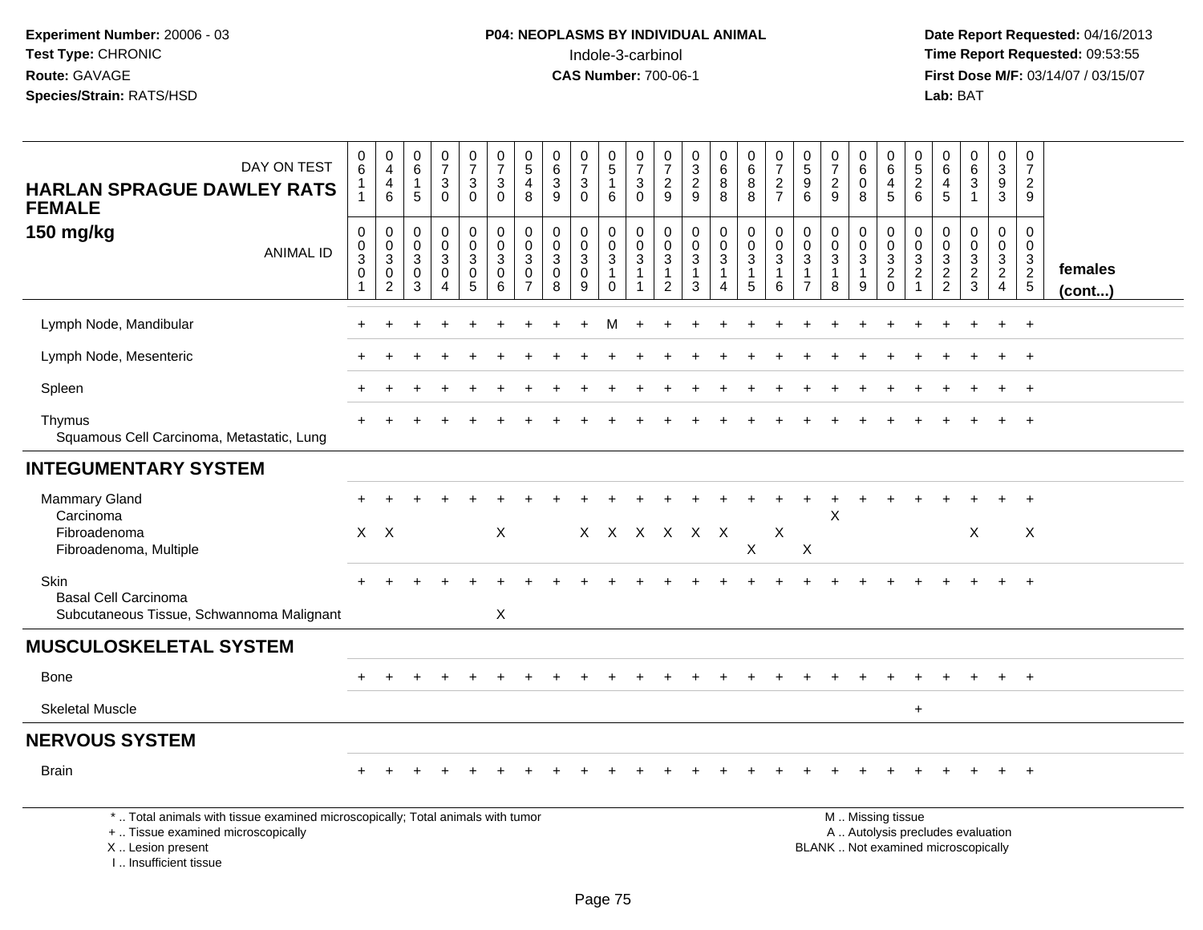**Experiment Number:** 20006 - 03
**Test Type:** CHRONIC
**Route:** GAVAGE
**Species/Strain:** RATS/HSD

**P04: NEOPLASMS BY INDIVIDUAL ANIMAL**
Indole-3-carbinol
**CAS Number:** 700-06-1

**Date Report Requested:** 04/16/2013
**Time Report Requested:** 09:53:55
**First Dose M/F:** 03/14/07 / 03/15/07
**Lab:** BAT

| HARLAN SPRAGUE DAWLEY RATS FEMALE 150 mg/kg — DAY ON TEST | 0611 | 0446 | 0615 | 0730 | 0730 | 0730 | 0548 | 0639 | 0730 | 0516 | 0730 | 0729 | 0329 | 0688 | 0688 | 0727 | 0596 | 0729 | 0608 | 0645 | 0526 | 0645 | 0631 | 0393 | 0729 | |
|---|---|---|---|---|---|---|---|---|---|---|---|---|---|---|---|---|---|---|---|---|---|---|---|---|---|---|
| ANIMAL ID | 0030 1 | 0030 2 | 0030 3 | 0030 4 | 0030 5 | 0030 6 | 0030 7 | 0030 8 | 0030 9 | 0031 0 | 0031 1 | 0031 2 | 0031 3 | 0031 4 | 0031 5 | 0031 6 | 0031 7 | 0031 8 | 0031 9 | 0032 0 | 0032 1 | 0032 2 | 0032 3 | 0032 4 | 0032 5 | females (cont...) |
| Lymph Node, Mandibular | + | + | + | + | + | + | + | + | + | M | + | + | + | + | + | + | + | + | + | + | + | + | + | + | + | |
| Lymph Node, Mesenteric | + | + | + | + | + | + | + | + | + | + | + | + | + | + | + | + | + | + | + | + | + | + | + | + | + | |
| Spleen | + | + | + | + | + | + | + | + | + | + | + | + | + | + | + | + | + | + | + | + | + | + | + | + | + | |
| Thymus | + | + | + | + | + | + | + | + | + | + | + | + | + | + | + | + | + | + | + | + | + | + | + | + | + | |
| Squamous Cell Carcinoma, Metastatic, Lung | | | | | | | | | | | | | | | | | | | | | | | | | | |
| **INTEGUMENTARY SYSTEM** | | | | | | | | | | | | | | | | | | | | | | | | | | |
| Mammary Gland | + | + | + | + | + | + | + | + | + | + | + | + | + | + | + | + | + | + | + | + | + | + | + | + | + | |
| Carcinoma | | | | | | | | | | | | | | | | | | X | | | | | | | | |
| Fibroadenoma | X | X | | | | X | | | X | X | X | X | X | X | | X | | | | | | | X | | X | |
| Fibroadenoma, Multiple | | | | | | | | | | | | | | | X | | X | | | | | | | | | |
| Skin | + | + | + | + | + | + | + | + | + | + | + | + | + | + | + | + | + | + | + | + | + | + | + | + | + | |
| Basal Cell Carcinoma | | | | | | | | | | | | | | | | | | | | | | | | | | |
| Subcutaneous Tissue, Schwannoma Malignant | | | | | | X | | | | | | | | | | | | | | | | | | | | |
| **MUSCULOSKELETAL SYSTEM** | | | | | | | | | | | | | | | | | | | | | | | | | | |
| Bone | + | + | + | + | + | + | + | + | + | + | + | + | + | + | + | + | + | + | + | + | + | + | + | + | + | |
| Skeletal Muscle | | | | | | | | | | | | | | | | | | | | | + | | | | | |
| **NERVOUS SYSTEM** | | | | | | | | | | | | | | | | | | | | | | | | | | |
| Brain | + | + | + | + | + | + | + | + | + | + | + | + | + | + | + | + | + | + | + | + | + | + | + | + | + | |

\* .. Total animals with tissue examined microscopically; Total animals with tumor
\+ .. Tissue examined microscopically
X .. Lesion present
I .. Insufficient tissue

M .. Missing tissue
A .. Autolysis precludes evaluation
BLANK .. Not examined microscopically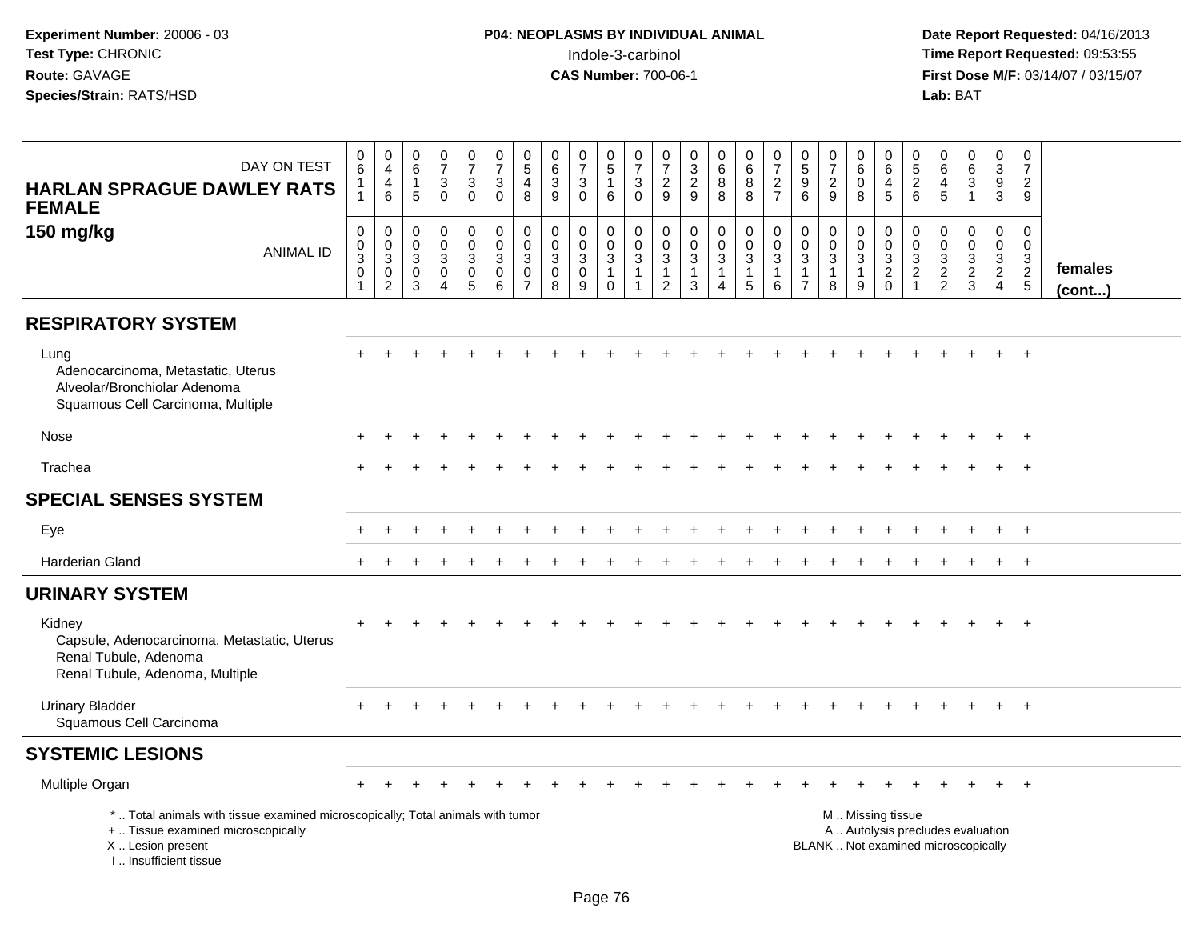**Experiment Number:** 20006 - 03
**Test Type:** CHRONIC
**Route:** GAVAGE
**Species/Strain:** RATS/HSD

**P04: NEOPLASMS BY INDIVIDUAL ANIMAL**
Indole-3-carbinol
**CAS Number:** 700-06-1

**Date Report Requested:** 04/16/2013
**Time Report Requested:** 09:53:55
**First Dose M/F:** 03/14/07 / 03/15/07
**Lab:** BAT

**HARLAN SPRAGUE DAWLEY RATS FEMALE**
**150 mg/kg**

| DAY ON TEST | 0611 | 0446 | 0615 | 0730 | 0730 | 0730 | 0548 | 0639 | 0730 | 0516 | 0730 | 0729 | 0329 | 0688 | 0688 | 0727 | 0596 | 0729 | 0608 | 0645 | 0526 | 0645 | 0631 | 0393 | 0729 | |
|---|---|---|---|---|---|---|---|---|---|---|---|---|---|---|---|---|---|---|---|---|---|---|---|---|---|---|
| **ANIMAL ID** | 0030 1 | 0030 2 | 0030 3 | 0030 4 | 0030 5 | 0030 6 | 0030 7 | 0030 8 | 0030 9 | 0031 0 | 0031 1 | 0031 2 | 0031 3 | 0031 4 | 0031 5 | 0031 6 | 0031 7 | 0031 8 | 0031 9 | 0032 0 | 0032 1 | 0032 2 | 0032 3 | 0032 4 | 0032 5 | **females (cont...)** |
| **RESPIRATORY SYSTEM** | | | | | | | | | | | | | | | | | | | | | | | | | | |
| Lung | + | + | + | + | + | + | + | + | + | + | + | + | + | + | + | + | + | + | + | + | + | + | + | + | + | |
| Adenocarcinoma, Metastatic, Uterus | | | | | | | | | | | | | | | | | | | | | | | | | | |
| Alveolar/Bronchiolar Adenoma | | | | | | | | | | | | | | | | | | | | | | | | | | |
| Squamous Cell Carcinoma, Multiple | | | | | | | | | | | | | | | | | | | | | | | | | | |
| Nose | + | + | + | + | + | + | + | + | + | + | + | + | + | + | + | + | + | + | + | + | + | + | + | + | + | |
| Trachea | + | + | + | + | + | + | + | + | + | + | + | + | + | + | + | + | + | + | + | + | + | + | + | + | + | |
| **SPECIAL SENSES SYSTEM** | | | | | | | | | | | | | | | | | | | | | | | | | | |
| Eye | + | + | + | + | + | + | + | + | + | + | + | + | + | + | + | + | + | + | + | + | + | + | + | + | + | |
| Harderian Gland | + | + | + | + | + | + | + | + | + | + | + | + | + | + | + | + | + | + | + | + | + | + | + | + | + | |
| **URINARY SYSTEM** | | | | | | | | | | | | | | | | | | | | | | | | | | |
| Kidney | + | + | + | + | + | + | + | + | + | + | + | + | + | + | + | + | + | + | + | + | + | + | + | + | + | |
| Capsule, Adenocarcinoma, Metastatic, Uterus | | | | | | | | | | | | | | | | | | | | | | | | | | |
| Renal Tubule, Adenoma | | | | | | | | | | | | | | | | | | | | | | | | | | |
| Renal Tubule, Adenoma, Multiple | | | | | | | | | | | | | | | | | | | | | | | | | | |
| Urinary Bladder | + | + | + | + | + | + | + | + | + | + | + | + | + | + | + | + | + | + | + | + | + | + | + | + | + | |
| Squamous Cell Carcinoma | | | | | | | | | | | | | | | | | | | | | | | | | | |
| **SYSTEMIC LESIONS** | | | | | | | | | | | | | | | | | | | | | | | | | | |
| Multiple Organ | + | + | + | + | + | + | + | + | + | + | + | + | + | + | + | + | + | + | + | + | + | + | + | + | + | |

\* .. Total animals with tissue examined microscopically; Total animals with tumor
\+ .. Tissue examined microscopically
X .. Lesion present
I .. Insufficient tissue

M .. Missing tissue
A .. Autolysis precludes evaluation
BLANK .. Not examined microscopically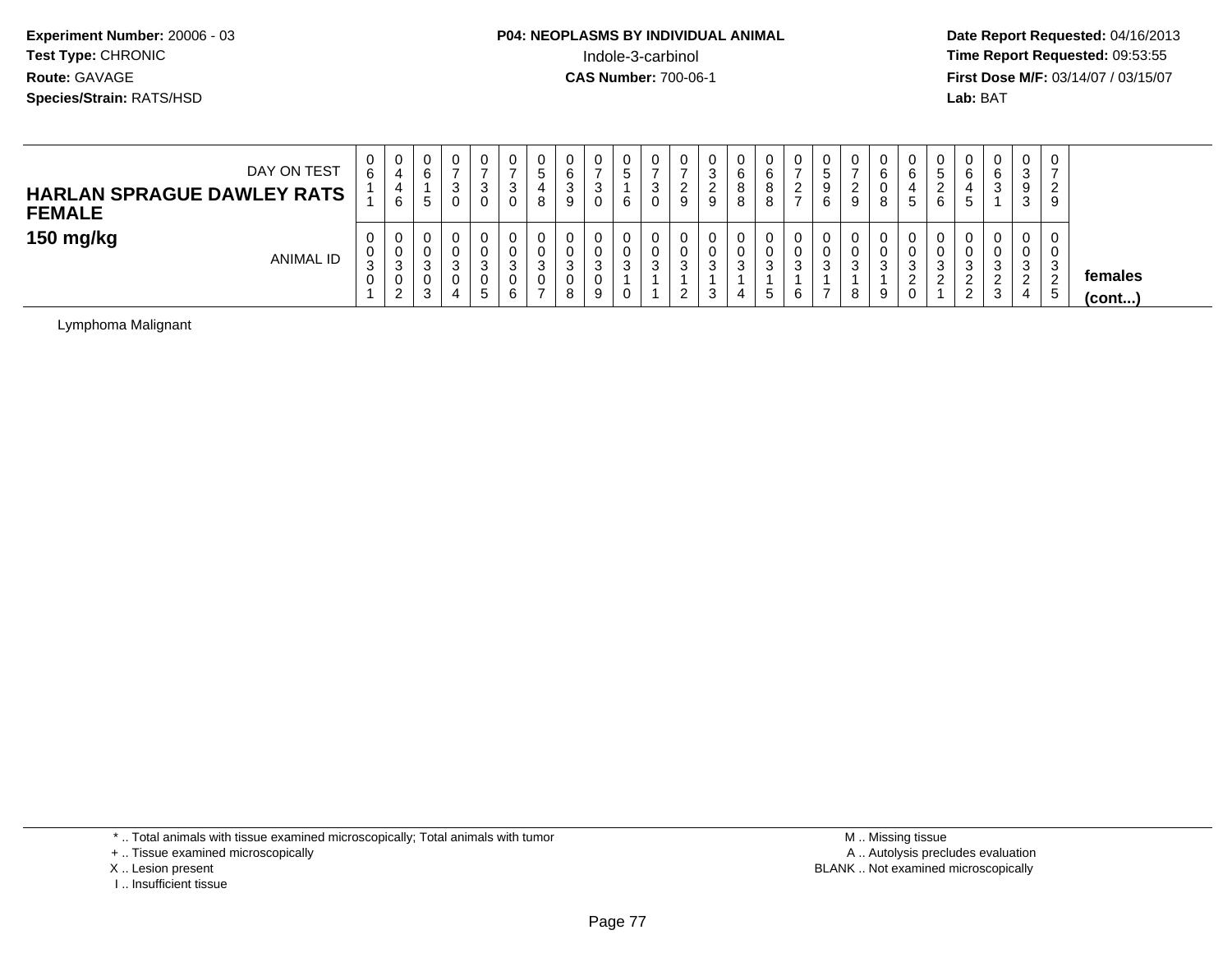**Experiment Number:** 20006 - 03
**Test Type:** CHRONIC
**Route:** GAVAGE
**Species/Strain:** RATS/HSD

**P04: NEOPLASMS BY INDIVIDUAL ANIMAL**
Indole-3-carbinol
**CAS Number:** 700-06-1

**Date Report Requested:** 04/16/2013
**Time Report Requested:** 09:53:55
**First Dose M/F:** 03/14/07 / 03/15/07
**Lab:** BAT

| DAY ON TEST | 0611 | 0446 | 0615 | 0730 | 0730 | 0730 | 0548 | 0639 | 0730 | 0516 | 0730 | 0729 | 0329 | 0688 | 0688 | 0727 | 0596 | 0729 | 0608 | 0645 | 0526 | 0645 | 0631 | 0393 | 0729 | |
|---|---|---|---|---|---|---|---|---|---|---|---|---|---|---|---|---|---|---|---|---|---|---|---|---|---|---|
| **HARLAN SPRAGUE DAWLEY RATS FEMALE 150 mg/kg** ANIMAL ID | 00301 | 00302 | 00303 | 00304 | 00305 | 00306 | 00307 | 00308 | 00309 | 00310 | 00311 | 00312 | 00313 | 00314 | 00315 | 00316 | 00317 | 00318 | 00319 | 00320 | 00321 | 00322 | 00323 | 00324 | 00325 | **females (cont...)** |
| Lymphoma Malignant | | | | | | | | | | | | | | | | | | | | | | | | | | |

\* .. Total animals with tissue examined microscopically; Total animals with tumor
\+ .. Tissue examined microscopically
X .. Lesion present
I .. Insufficient tissue

M .. Missing tissue
A .. Autolysis precludes evaluation
BLANK .. Not examined microscopically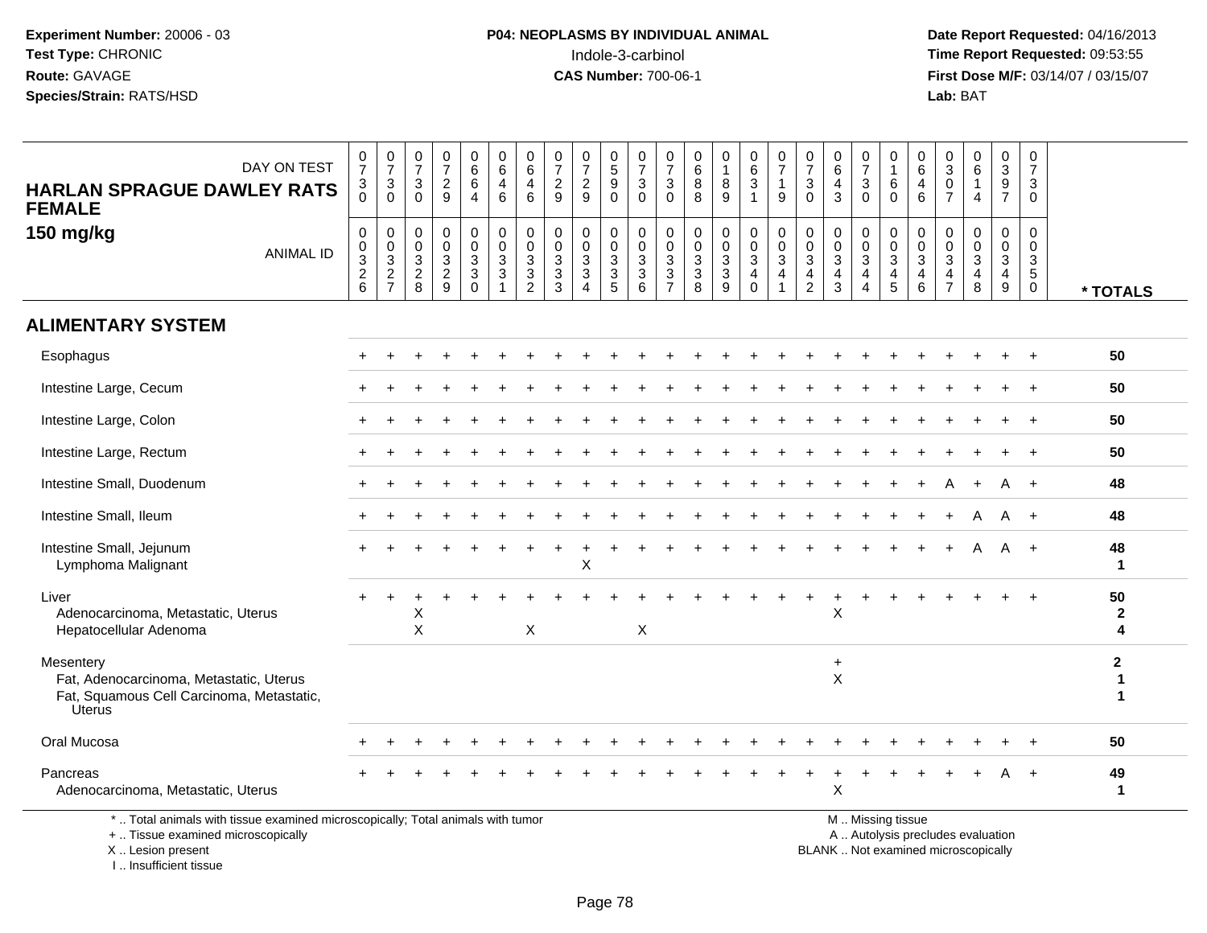**Experiment Number:** 20006 - 03
**Test Type:** CHRONIC
**Route:** GAVAGE
**Species/Strain:** RATS/HSD

**P04: NEOPLASMS BY INDIVIDUAL ANIMAL**
Indole-3-carbinol
**CAS Number:** 700-06-1

**Date Report Requested:** 04/16/2013
**Time Report Requested:** 09:53:55
**First Dose M/F:** 03/14/07 / 03/15/07
**Lab:** BAT

| DAY ON TEST | 0730 | 0730 | 0730 | 0729 | 0664 | 0646 | 0646 | 0729 | 0729 | 0590 | 0730 | 0730 | 0688 | 0189 | 0631 | 0719 | 0730 | 0643 | 0730 | 0160 | 0646 | 0307 | 0614 | 0397 | 0730 | |
|---|---|---|---|---|---|---|---|---|---|---|---|---|---|---|---|---|---|---|---|---|---|---|---|---|---|---|
| **HARLAN SPRAGUE DAWLEY RATS FEMALE 150 mg/kg** ANIMAL ID | 00326 | 00327 | 00328 | 00329 | 00330 | 00331 | 00332 | 00333 | 00334 | 00335 | 00336 | 00337 | 00338 | 00339 | 00340 | 00341 | 00342 | 00343 | 00344 | 00345 | 00346 | 00347 | 00348 | 00349 | 00350 | *** TOTALS** |
| **ALIMENTARY SYSTEM** | | | | | | | | | | | | | | | | | | | | | | | | | | |
| Esophagus | + | + | + | + | + | + | + | + | + | + | + | + | + | + | + | + | + | + | + | + | + | + | + | + | + | **50** |
| Intestine Large, Cecum | + | + | + | + | + | + | + | + | + | + | + | + | + | + | + | + | + | + | + | + | + | + | + | + | + | **50** |
| Intestine Large, Colon | + | + | + | + | + | + | + | + | + | + | + | + | + | + | + | + | + | + | + | + | + | + | + | + | + | **50** |
| Intestine Large, Rectum | + | + | + | + | + | + | + | + | + | + | + | + | + | + | + | + | + | + | + | + | + | + | + | + | + | **50** |
| Intestine Small, Duodenum | + | + | + | + | + | + | + | + | + | + | + | + | + | + | + | + | + | + | + | + | + | A | + | A | + | **48** |
| Intestine Small, Ileum | + | + | + | + | + | + | + | + | + | + | + | + | + | + | + | + | + | + | + | + | + | + | A | A | + | **48** |
| Intestine Small, Jejunum | + | + | + | + | + | + | + | + | + | + | + | + | + | + | + | + | + | + | + | + | + | + | A | A | + | **48** |
| Lymphoma Malignant | | | | | | | | | X | | | | | | | | | | | | | | | | | **1** |
| Liver | + | + | + | + | + | + | + | + | + | + | + | + | + | + | + | + | + | + | + | + | + | + | + | + | + | **50** |
| Adenocarcinoma, Metastatic, Uterus | | | X | | | | | | | | | | | | | | | X | | | | | | | | **2** |
| Hepatocellular Adenoma | | | X | | | | X | | | | X | | | | | | | | | | | | | | | **4** |
| Mesentery | | | | | | | | | | | | | | | | | | + | | | | | | | | **2** |
| Fat, Adenocarcinoma, Metastatic, Uterus | | | | | | | | | | | | | | | | | | X | | | | | | | | **1** |
| Fat, Squamous Cell Carcinoma, Metastatic, Uterus | | | | | | | | | | | | | | | | | | | | | | | | | | **1** |
| Oral Mucosa | + | + | + | + | + | + | + | + | + | + | + | + | + | + | + | + | + | + | + | + | + | + | + | + | + | **50** |
| Pancreas | + | + | + | + | + | + | + | + | + | + | + | + | + | + | + | + | + | + | + | + | + | + | + | A | + | **49** |
| Adenocarcinoma, Metastatic, Uterus | | | | | | | | | | | | | | | | | | X | | | | | | | | **1** |

\* .. Total animals with tissue examined microscopically; Total animals with tumor
+ .. Tissue examined microscopically
X .. Lesion present
I .. Insufficient tissue

M .. Missing tissue
A .. Autolysis precludes evaluation
BLANK .. Not examined microscopically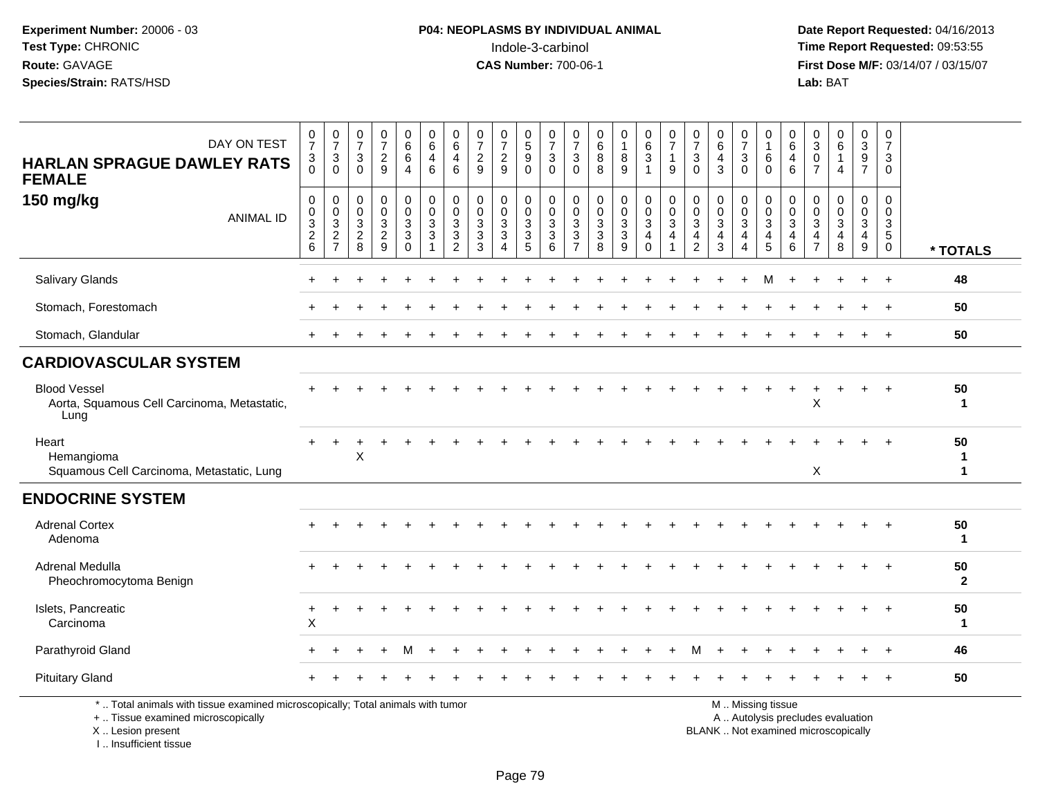**Experiment Number:** 20006 - 03
**Test Type:** CHRONIC
**Route:** GAVAGE
**Species/Strain:** RATS/HSD

**P04: NEOPLASMS BY INDIVIDUAL ANIMAL**
Indole-3-carbinol
**CAS Number:** 700-06-1

**Date Report Requested:** 04/16/2013
**Time Report Requested:** 09:53:55
**First Dose M/F:** 03/14/07 / 03/15/07
**Lab:** BAT

## HARLAN SPRAGUE DAWLEY RATS FEMALE
## 150 mg/kg

| DAY ON TEST | 0730 | 0730 | 0730 | 0729 | 0664 | 0646 | 0646 | 0729 | 0729 | 0590 | 0730 | 0730 | 0688 | 0189 | 0631 | 0719 | 0730 | 0643 | 0730 | 0160 | 0646 | 0307 | 0614 | 0397 | 0730 | |
|---|---|---|---|---|---|---|---|---|---|---|---|---|---|---|---|---|---|---|---|---|---|---|---|---|---|---|
| **ANIMAL ID** | 0003 26 | 0003 27 | 0003 28 | 0003 29 | 0003 30 | 0003 31 | 0003 32 | 0003 33 | 0003 34 | 0003 35 | 0003 36 | 0003 37 | 0003 38 | 0003 39 | 0003 40 | 0003 41 | 0003 42 | 0003 43 | 0003 44 | 0003 45 | 0003 46 | 0003 47 | 0003 48 | 0003 49 | 0003 50 | **\* TOTALS** |
| Salivary Glands | + | + | + | + | + | + | + | + | + | + | + | + | + | + | + | + | + | + | + | M | + | + | + | + | + | **48** |
| Stomach, Forestomach | + | + | + | + | + | + | + | + | + | + | + | + | + | + | + | + | + | + | + | + | + | + | + | + | + | **50** |
| Stomach, Glandular | + | + | + | + | + | + | + | + | + | + | + | + | + | + | + | + | + | + | + | + | + | + | + | + | + | **50** |
| **CARDIOVASCULAR SYSTEM** | | | | | | | | | | | | | | | | | | | | | | | | | | |
| Blood Vessel | + | + | + | + | + | + | + | + | + | + | + | + | + | + | + | + | + | + | + | + | + | + | + | + | + | **50** |
| Aorta, Squamous Cell Carcinoma, Metastatic, Lung | | | | | | | | | | | | | | | | | | | | | | X | | | | **1** |
| Heart | + | + | + | + | + | + | + | + | + | + | + | + | + | + | + | + | + | + | + | + | + | + | + | + | + | **50** |
| Hemangioma | | | X | | | | | | | | | | | | | | | | | | | | | | | **1** |
| Squamous Cell Carcinoma, Metastatic, Lung | | | | | | | | | | | | | | | | | | | | | | X | | | | **1** |
| **ENDOCRINE SYSTEM** | | | | | | | | | | | | | | | | | | | | | | | | | | |
| Adrenal Cortex | + | + | + | + | + | + | + | + | + | + | + | + | + | + | + | + | + | + | + | + | + | + | + | + | + | **50** |
| Adenoma | | | | | | | | | | | | | | | | | | | | | | | | | | **1** |
| Adrenal Medulla | + | + | + | + | + | + | + | + | + | + | + | + | + | + | + | + | + | + | + | + | + | + | + | + | + | **50** |
| Pheochromocytoma Benign | | | | | | | | | | | | | | | | | | | | | | | | | | **2** |
| Islets, Pancreatic | + | + | + | + | + | + | + | + | + | + | + | + | + | + | + | + | + | + | + | + | + | + | + | + | + | **50** |
| Carcinoma | X | | | | | | | | | | | | | | | | | | | | | | | | | **1** |
| Parathyroid Gland | + | + | + | + | M | + | + | + | + | + | + | + | + | + | + | + | M | + | + | + | + | + | + | + | + | **46** |
| Pituitary Gland | + | + | + | + | + | + | + | + | + | + | + | + | + | + | + | + | + | + | + | + | + | + | + | + | + | **50** |

\* .. Total animals with tissue examined microscopically; Total animals with tumor
\+ .. Tissue examined microscopically
X .. Lesion present
I .. Insufficient tissue

M .. Missing tissue
A .. Autolysis precludes evaluation
BLANK .. Not examined microscopically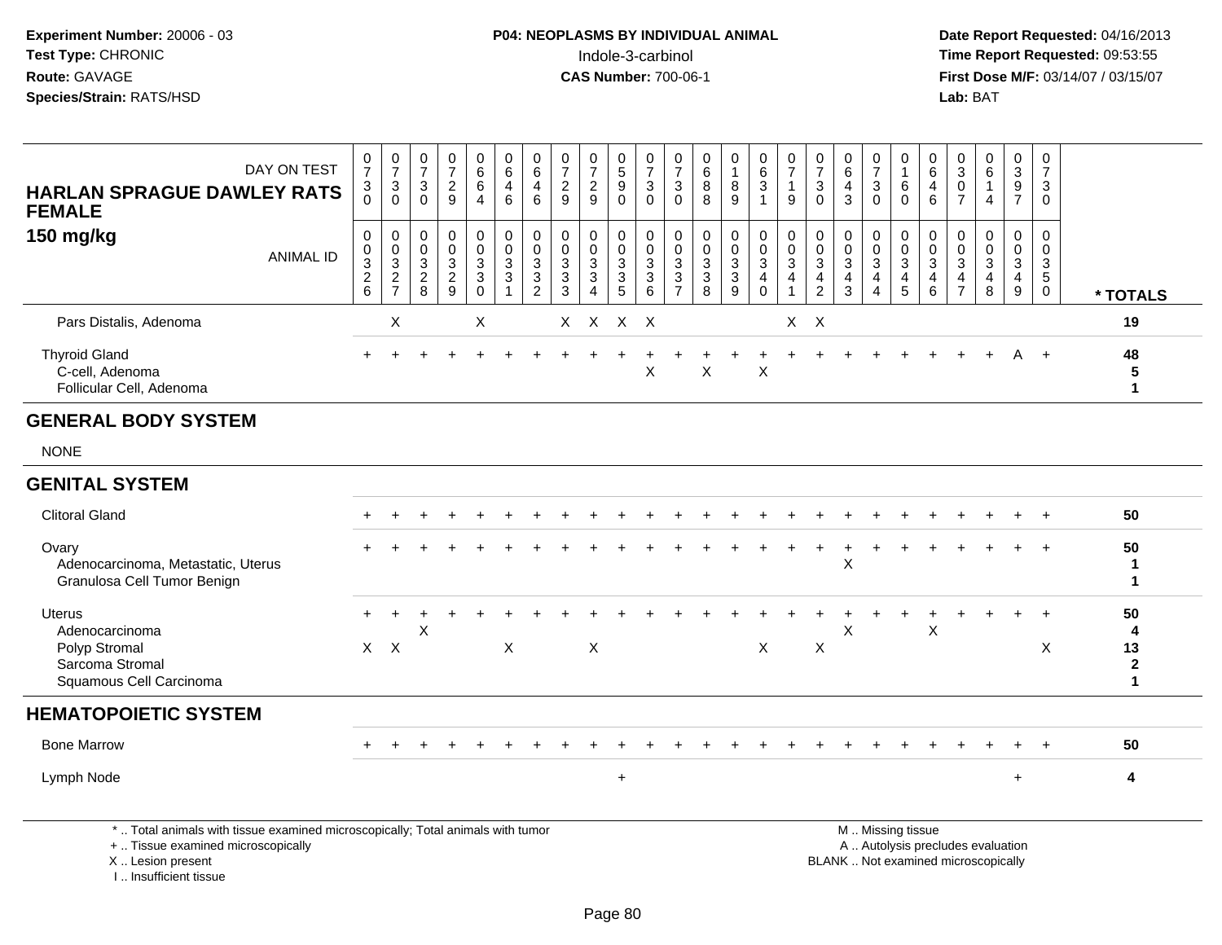**Experiment Number:** 20006 - 03
**Test Type:** CHRONIC
**Route:** GAVAGE
**Species/Strain:** RATS/HSD

**P04: NEOPLASMS BY INDIVIDUAL ANIMAL**
Indole-3-carbinol
**CAS Number:** 700-06-1

**Date Report Requested:** 04/16/2013
**Time Report Requested:** 09:53:55
**First Dose M/F:** 03/14/07 / 03/15/07
**Lab:** BAT

## HARLAN SPRAGUE DAWLEY RATS FEMALE
### 150 mg/kg

| DAY ON TEST | 0730 | 0730 | 0730 | 0729 | 0664 | 0646 | 0646 | 0729 | 0729 | 0590 | 0730 | 0730 | 0688 | 0189 | 0631 | 0719 | 0730 | 0643 | 0730 | 0160 | 0646 | 0307 | 0614 | 0397 | 0730 | |
|---|---|---|---|---|---|---|---|---|---|---|---|---|---|---|---|---|---|---|---|---|---|---|---|---|---|---|
| **ANIMAL ID** | 0032 6 | 0032 7 | 0032 8 | 0032 9 | 0033 0 | 0033 1 | 0033 2 | 0033 3 | 0033 4 | 0033 5 | 0033 6 | 0033 7 | 0033 8 | 0033 9 | 0034 0 | 0034 1 | 0034 2 | 0034 3 | 0034 4 | 0034 5 | 0034 6 | 0034 7 | 0034 8 | 0034 9 | 0035 0 | *** TOTALS** |
| Pars Distalis, Adenoma | | X | | | X | | | X | X | X | X | | | | | X | X | | | | | | | | | 19 |
| Thyroid Gland | + | + | + | + | + | + | + | + | + | + | + | + | + | + | + | + | + | + | + | + | + | + | + | A | + | 48 |
| C-cell, Adenoma | | | | | | | | | | | X | | X | | X | | | | | | | | | | | 5 |
| Follicular Cell, Adenoma | | | | | | | | | | | | | | | | | | | | | | | | | | 1 |
| **GENERAL BODY SYSTEM** | | | | | | | | | | | | | | | | | | | | | | | | | | |
| NONE | | | | | | | | | | | | | | | | | | | | | | | | | | |
| **GENITAL SYSTEM** | | | | | | | | | | | | | | | | | | | | | | | | | | |
| Clitoral Gland | + | + | + | + | + | + | + | + | + | + | + | + | + | + | + | + | + | + | + | + | + | + | + | + | + | 50 |
| Ovary | + | + | + | + | + | + | + | + | + | + | + | + | + | + | + | + | + | + | + | + | + | + | + | + | + | 50 |
| Adenocarcinoma, Metastatic, Uterus | | | | | | | | | | | | | | | | | | X | | | | | | | | 1 |
| Granulosa Cell Tumor Benign | | | | | | | | | | | | | | | | | | | | | | | | | | 1 |
| Uterus | + | + | + | + | + | + | + | + | + | + | + | + | + | + | + | + | + | + | + | + | + | + | + | + | + | 50 |
| Adenocarcinoma | | | X | | | | | | | | | | | | | | | X | | | X | | | | | 4 |
| Polyp Stromal | X | X | | | | X | | | X | | | | | | X | | X | | | | | | | | X | 13 |
| Sarcoma Stromal | | | | | | | | | | | | | | | | | | | | | | | | | | 2 |
| Squamous Cell Carcinoma | | | | | | | | | | | | | | | | | | | | | | | | | | 1 |
| **HEMATOPOIETIC SYSTEM** | | | | | | | | | | | | | | | | | | | | | | | | | | |
| Bone Marrow | + | + | + | + | + | + | + | + | + | + | + | + | + | + | + | + | + | + | + | + | + | + | + | + | + | 50 |
| Lymph Node | | | | | | | | | | + | | | | | | | | | | | | | | + | | 4 |

\* .. Total animals with tissue examined microscopically; Total animals with tumor
\+ .. Tissue examined microscopically
X .. Lesion present
I .. Insufficient tissue

M .. Missing tissue
A .. Autolysis precludes evaluation
BLANK .. Not examined microscopically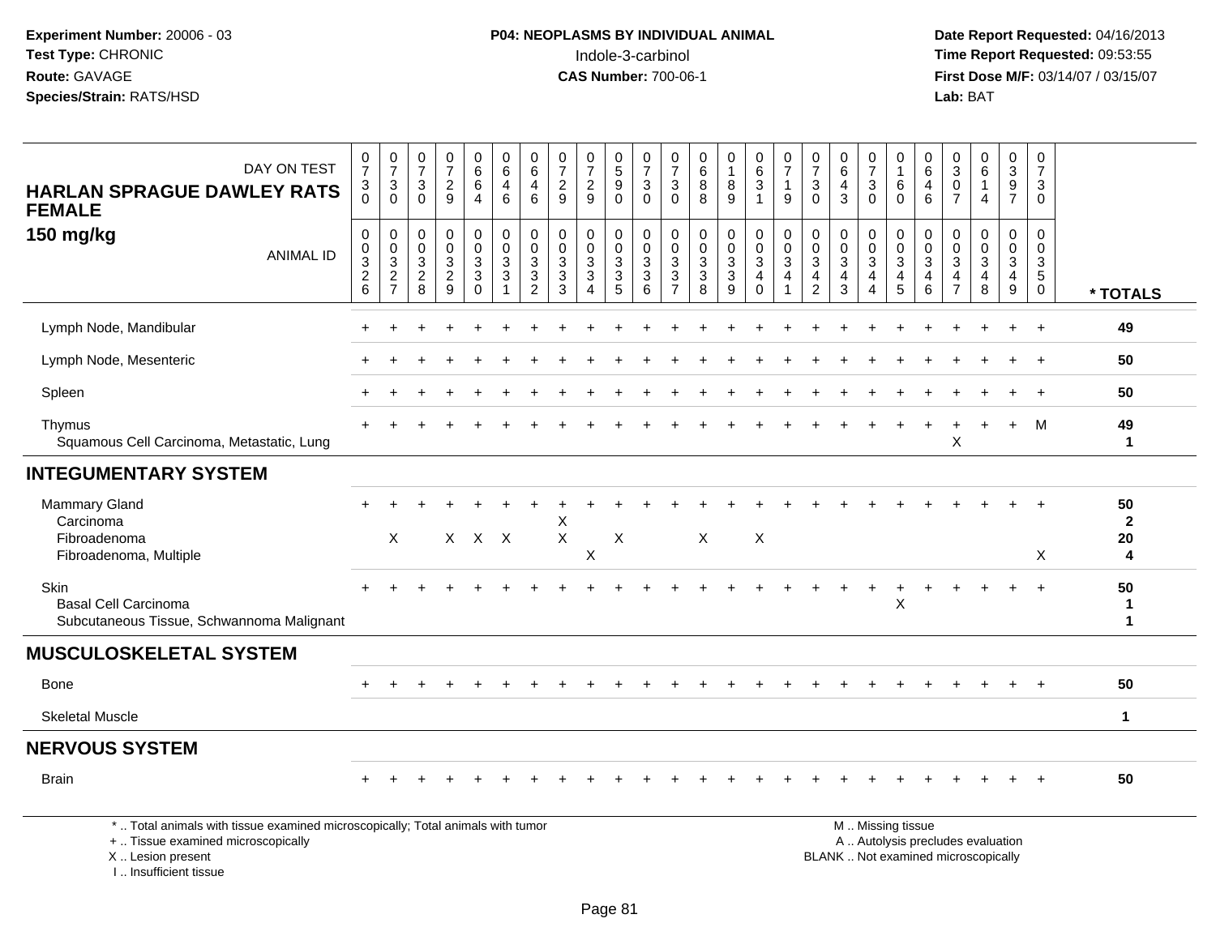**Experiment Number:** 20006 - 03
**Test Type:** CHRONIC
**Route:** GAVAGE
**Species/Strain:** RATS/HSD

**P04: NEOPLASMS BY INDIVIDUAL ANIMAL**
Indole-3-carbinol
**CAS Number:** 700-06-1

**Date Report Requested:** 04/16/2013
**Time Report Requested:** 09:53:55
**First Dose M/F:** 03/14/07 / 03/15/07
**Lab:** BAT

| HARLAN SPRAGUE DAWLEY RATS FEMALE 150 mg/kg — DAY ON TEST | 0730 | 0730 | 0730 | 0729 | 0664 | 0646 | 0646 | 0729 | 0729 | 0590 | 0730 | 0730 | 0688 | 0189 | 0631 | 0719 | 0730 | 0643 | 0730 | 0160 | 0646 | 0307 | 0614 | 0397 | 0730 | |
|---|---|---|---|---|---|---|---|---|---|---|---|---|---|---|---|---|---|---|---|---|---|---|---|---|---|---|
| ANIMAL ID | 0003 26 | 0003 27 | 0003 28 | 0003 29 | 0003 30 | 0003 31 | 0003 32 | 0003 33 | 0003 34 | 0003 35 | 0003 36 | 0003 37 | 0003 38 | 0003 39 | 0003 40 | 0003 41 | 0003 42 | 0003 43 | 0003 44 | 0003 45 | 0003 46 | 0003 47 | 0003 48 | 0003 49 | 0003 50 | * TOTALS |
| Lymph Node, Mandibular | + | + | + | + | + | + | + | + | + | + | + | + | + | + | + | + | + | + | + | + | + | + | + | + | + | 49 |
| Lymph Node, Mesenteric | + | + | + | + | + | + | + | + | + | + | + | + | + | + | + | + | + | + | + | + | + | + | + | + | + | 50 |
| Spleen | + | + | + | + | + | + | + | + | + | + | + | + | + | + | + | + | + | + | + | + | + | + | + | + | + | 50 |
| Thymus | + | + | + | + | + | + | + | + | + | + | + | + | + | + | + | + | + | + | + | + | + | + | + | + | M | 49 |
| Squamous Cell Carcinoma, Metastatic, Lung | | | | | | | | | | | | | | | | | | | | | | X | | | | 1 |
| **INTEGUMENTARY SYSTEM** | | | | | | | | | | | | | | | | | | | | | | | | | | |
| Mammary Gland | + | + | + | + | + | + | + | + | + | + | + | + | + | + | + | + | + | + | + | + | + | + | + | + | + | 50 |
| Carcinoma | | | | | | | | X | | | | | | | | | | | | | | | | | | 2 |
| Fibroadenoma | | X | | X | X | X | | X | | X | | | X | | X | | | | | | | | | | | 20 |
| Fibroadenoma, Multiple | | | | | | | | | X | | | | | | | | | | | | | | | | X | 4 |
| Skin | + | + | + | + | + | + | + | + | + | + | + | + | + | + | + | + | + | + | + | + | + | + | + | + | + | 50 |
| Basal Cell Carcinoma | | | | | | | | | | | | | | | | | | | | X | | | | | | 1 |
| Subcutaneous Tissue, Schwannoma Malignant | | | | | | | | | | | | | | | | | | | | | | | | | | 1 |
| **MUSCULOSKELETAL SYSTEM** | | | | | | | | | | | | | | | | | | | | | | | | | | |
| Bone | + | + | + | + | + | + | + | + | + | + | + | + | + | + | + | + | + | + | + | + | + | + | + | + | + | 50 |
| Skeletal Muscle | | | | | | | | | | | | | | | | | | | | | | | | | | 1 |
| **NERVOUS SYSTEM** | | | | | | | | | | | | | | | | | | | | | | | | | | |
| Brain | + | + | + | + | + | + | + | + | + | + | + | + | + | + | + | + | + | + | + | + | + | + | + | + | + | 50 |

\* .. Total animals with tissue examined microscopically; Total animals with tumor
\+ .. Tissue examined microscopically
X .. Lesion present
I .. Insufficient tissue

M .. Missing tissue
A .. Autolysis precludes evaluation
BLANK .. Not examined microscopically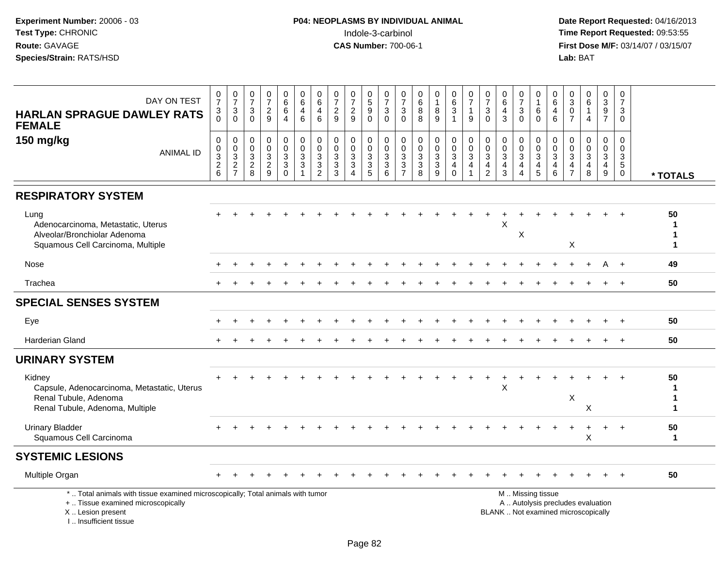**Experiment Number:** 20006 - 03
**Test Type:** CHRONIC
**Route:** GAVAGE
**Species/Strain:** RATS/HSD

**P04: NEOPLASMS BY INDIVIDUAL ANIMAL**
Indole-3-carbinol
**CAS Number:** 700-06-1

**Date Report Requested:** 04/16/2013
**Time Report Requested:** 09:53:55
**First Dose M/F:** 03/14/07 / 03/15/07
**Lab:** BAT

## HARLAN SPRAGUE DAWLEY RATS FEMALE
## 150 mg/kg

| DAY ON TEST | 0730 | 0730 | 0730 | 0729 | 0664 | 0646 | 0646 | 0729 | 0729 | 0590 | 0730 | 0730 | 0688 | 0189 | 0631 | 0719 | 0730 | 0643 | 0730 | 0160 | 0646 | 0307 | 0614 | 0397 | 0730 | |
|---|---|---|---|---|---|---|---|---|---|---|---|---|---|---|---|---|---|---|---|---|---|---|---|---|---|---|
| **ANIMAL ID** | 0003 26 | 0003 27 | 0003 28 | 0003 29 | 0003 30 | 0003 31 | 0003 32 | 0003 33 | 0003 34 | 0003 35 | 0003 36 | 0003 37 | 0003 38 | 0003 39 | 0003 40 | 0003 41 | 0003 42 | 0003 43 | 0003 44 | 0003 45 | 0003 46 | 0003 47 | 0003 48 | 0003 49 | 0003 50 | *** TOTALS** |
| **RESPIRATORY SYSTEM** | | | | | | | | | | | | | | | | | | | | | | | | | | |
| Lung | + | + | + | + | + | + | + | + | + | + | + | + | + | + | + | + | + | + | + | + | + | + | + | + | + | 50 |
| Adenocarcinoma, Metastatic, Uterus | | | | | | | | | | | | | | | | | | X | | | | | | | | 1 |
| Alveolar/Bronchiolar Adenoma | | | | | | | | | | | | | | | | | | | X | | | | | | | 1 |
| Squamous Cell Carcinoma, Multiple | | | | | | | | | | | | | | | | | | | | | | X | | | | 1 |
| Nose | + | + | + | + | + | + | + | + | + | + | + | + | + | + | + | + | + | + | + | + | + | + | + | A | + | 49 |
| Trachea | + | + | + | + | + | + | + | + | + | + | + | + | + | + | + | + | + | + | + | + | + | + | + | + | + | 50 |
| **SPECIAL SENSES SYSTEM** | | | | | | | | | | | | | | | | | | | | | | | | | | |
| Eye | + | + | + | + | + | + | + | + | + | + | + | + | + | + | + | + | + | + | + | + | + | + | + | + | + | 50 |
| Harderian Gland | + | + | + | + | + | + | + | + | + | + | + | + | + | + | + | + | + | + | + | + | + | + | + | + | + | 50 |
| **URINARY SYSTEM** | | | | | | | | | | | | | | | | | | | | | | | | | | |
| Kidney | + | + | + | + | + | + | + | + | + | + | + | + | + | + | + | + | + | + | + | + | + | + | + | + | + | 50 |
| Capsule, Adenocarcinoma, Metastatic, Uterus | | | | | | | | | | | | | | | | | | X | | | | | | | | 1 |
| Renal Tubule, Adenoma | | | | | | | | | | | | | | | | | | | | | | X | | | | 1 |
| Renal Tubule, Adenoma, Multiple | | | | | | | | | | | | | | | | | | | | | | | X | | | 1 |
| Urinary Bladder | + | + | + | + | + | + | + | + | + | + | + | + | + | + | + | + | + | + | + | + | + | + | + | + | + | 50 |
| Squamous Cell Carcinoma | | | | | | | | | | | | | | | | | | | | | | | X | | | 1 |
| **SYSTEMIC LESIONS** | | | | | | | | | | | | | | | | | | | | | | | | | | |
| Multiple Organ | + | + | + | + | + | + | + | + | + | + | + | + | + | + | + | + | + | + | + | + | + | + | + | + | + | 50 |

\* .. Total animals with tissue examined microscopically; Total animals with tumor
\+ .. Tissue examined microscopically
X .. Lesion present
I .. Insufficient tissue

M .. Missing tissue
A .. Autolysis precludes evaluation
BLANK .. Not examined microscopically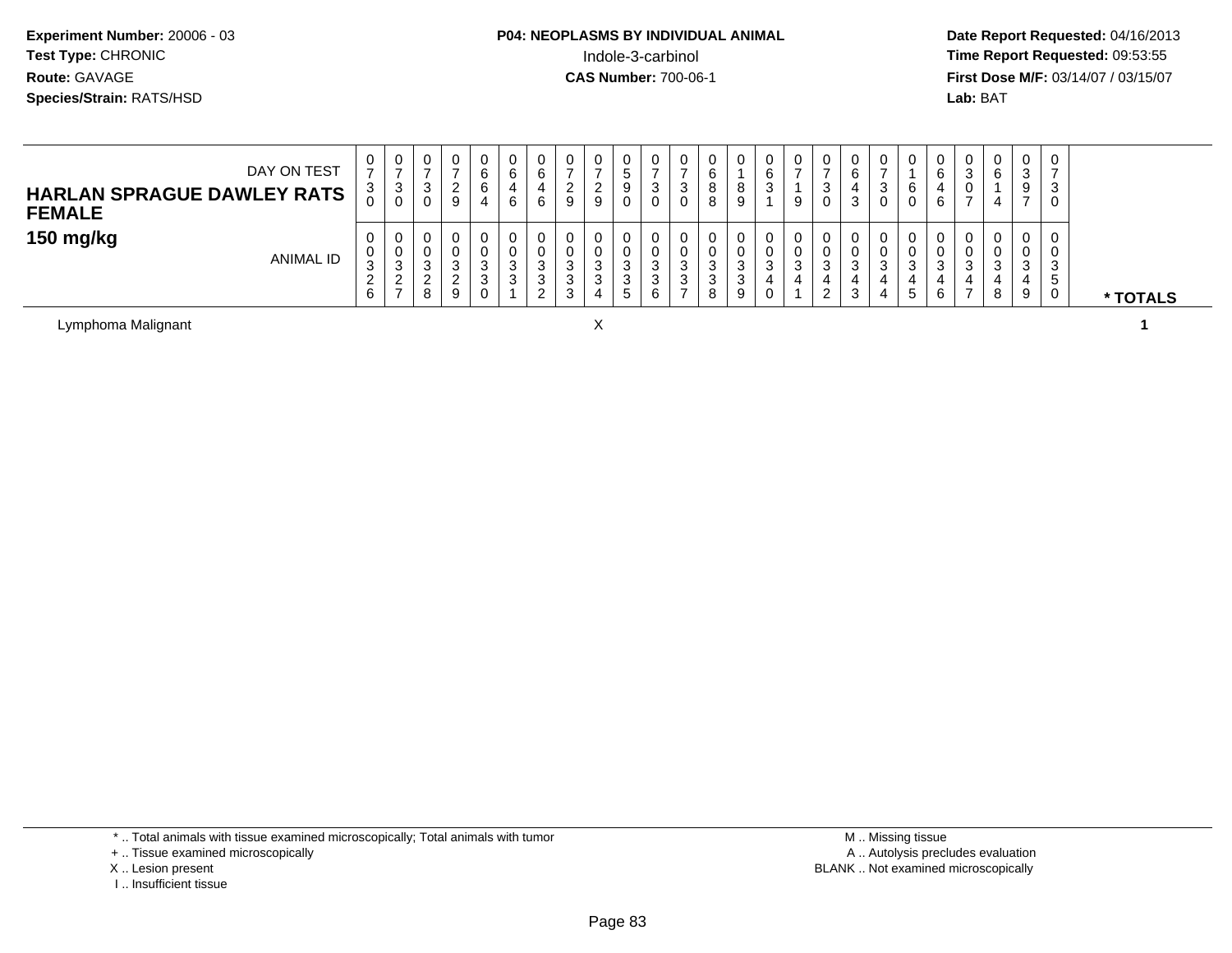**Experiment Number:** 20006 - 03
**Test Type:** CHRONIC
**Route:** GAVAGE
**Species/Strain:** RATS/HSD

**P04: NEOPLASMS BY INDIVIDUAL ANIMAL**
Indole-3-carbinol
**CAS Number:** 700-06-1

**Date Report Requested:** 04/16/2013
**Time Report Requested:** 09:53:55
**First Dose M/F:** 03/14/07 / 03/15/07
**Lab:** BAT

| HARLAN SPRAGUE DAWLEY RATS FEMALE 150 mg/kg | | | | | | | | | | | | | | | | | | | | | | | | | | |
|---|---|---|---|---|---|---|---|---|---|---|---|---|---|---|---|---|---|---|---|---|---|---|---|---|---|---|
| DAY ON TEST | 0730 | 0730 | 0730 | 0729 | 0664 | 0646 | 0646 | 0729 | 0729 | 0590 | 0730 | 0730 | 0688 | 0189 | 0631 | 0719 | 0730 | 0643 | 0730 | 0160 | 0646 | 0307 | 0614 | 0397 | 0730 | |
| ANIMAL ID | 00326 | 00327 | 00328 | 00329 | 00330 | 00331 | 00332 | 00333 | 00334 | 00335 | 00336 | 00337 | 00338 | 00339 | 00340 | 00341 | 00342 | 00343 | 00344 | 00345 | 00346 | 00347 | 00348 | 00349 | 00350 | * TOTALS |
| Lymphoma Malignant | | | | | | | | | X | | | | | | | | | | | | | | | | | 1 |

\* .. Total animals with tissue examined microscopically; Total animals with tumor
\+ .. Tissue examined microscopically
X .. Lesion present
I .. Insufficient tissue

M .. Missing tissue
A .. Autolysis precludes evaluation
BLANK .. Not examined microscopically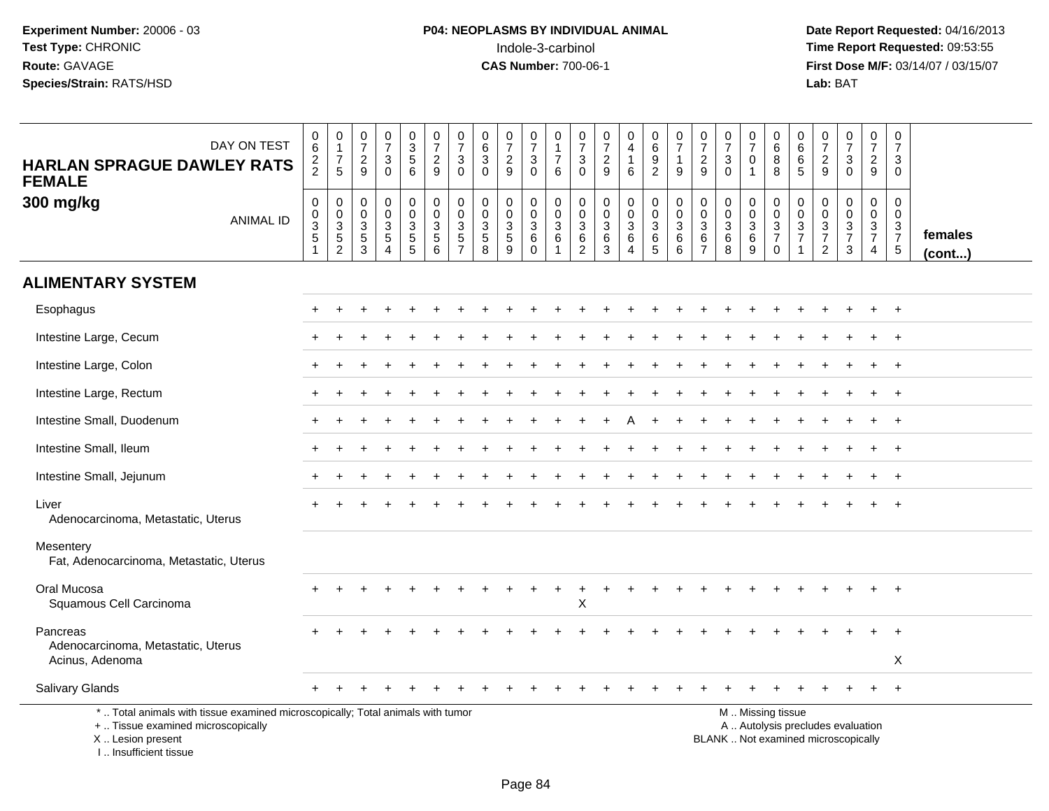**Experiment Number:** 20006 - 03
**Test Type:** CHRONIC
**Route:** GAVAGE
**Species/Strain:** RATS/HSD

**P04: NEOPLASMS BY INDIVIDUAL ANIMAL**
Indole-3-carbinol
**CAS Number:** 700-06-1

**Date Report Requested:** 04/16/2013
**Time Report Requested:** 09:53:55
**First Dose M/F:** 03/14/07 / 03/15/07
**Lab:** BAT

**HARLAN SPRAGUE DAWLEY RATS FEMALE**
**300 mg/kg**

| DAY ON TEST | 0622 | 0175 | 0729 | 0730 | 0356 | 0729 | 0730 | 0630 | 0729 | 0730 | 0176 | 0730 | 0729 | 0416 | 0692 | 0719 | 0729 | 0730 | 0701 | 0688 | 0665 | 0729 | 0730 | 0729 | 0730 | |
|---|---|---|---|---|---|---|---|---|---|---|---|---|---|---|---|---|---|---|---|---|---|---|---|---|---|---|
| ANIMAL ID | 00351 | 00352 | 00353 | 00354 | 00355 | 00356 | 00357 | 00358 | 00359 | 00360 | 00361 | 00362 | 00363 | 00364 | 00365 | 00366 | 00367 | 00368 | 00369 | 00370 | 00371 | 00372 | 00373 | 00374 | 00375 | **females (cont...)** |
| **ALIMENTARY SYSTEM** | | | | | | | | | | | | | | | | | | | | | | | | | | |
| Esophagus | + | + | + | + | + | + | + | + | + | + | + | + | + | + | + | + | + | + | + | + | + | + | + | + | + | |
| Intestine Large, Cecum | + | + | + | + | + | + | + | + | + | + | + | + | + | + | + | + | + | + | + | + | + | + | + | + | + | |
| Intestine Large, Colon | + | + | + | + | + | + | + | + | + | + | + | + | + | + | + | + | + | + | + | + | + | + | + | + | + | |
| Intestine Large, Rectum | + | + | + | + | + | + | + | + | + | + | + | + | + | + | + | + | + | + | + | + | + | + | + | + | + | |
| Intestine Small, Duodenum | + | + | + | + | + | + | + | + | + | + | + | + | + | A | + | + | + | + | + | + | + | + | + | + | + | |
| Intestine Small, Ileum | + | + | + | + | + | + | + | + | + | + | + | + | + | + | + | + | + | + | + | + | + | + | + | + | + | |
| Intestine Small, Jejunum | + | + | + | + | + | + | + | + | + | + | + | + | + | + | + | + | + | + | + | + | + | + | + | + | + | |
| Liver | + | + | + | + | + | + | + | + | + | + | + | + | + | + | + | + | + | + | + | + | + | + | + | + | + | |
| Adenocarcinoma, Metastatic, Uterus | | | | | | | | | | | | | | | | | | | | | | | | | | |
| Mesentery | | | | | | | | | | | | | | | | | | | | | | | | | | |
| Fat, Adenocarcinoma, Metastatic, Uterus | | | | | | | | | | | | | | | | | | | | | | | | | | |
| Oral Mucosa | + | + | + | + | + | + | + | + | + | + | + | + | + | + | + | + | + | + | + | + | + | + | + | + | + | |
| Squamous Cell Carcinoma | | | | | | | | | | | | X | | | | | | | | | | | | | | |
| Pancreas | + | + | + | + | + | + | + | + | + | + | + | + | + | + | + | + | + | + | + | + | + | + | + | + | + | |
| Adenocarcinoma, Metastatic, Uterus | | | | | | | | | | | | | | | | | | | | | | | | | | |
| Acinus, Adenoma | | | | | | | | | | | | | | | | | | | | | | | | | X | |
| Salivary Glands | + | + | + | + | + | + | + | + | + | + | + | + | + | + | + | + | + | + | + | + | + | + | + | + | + | |

\* .. Total animals with tissue examined microscopically; Total animals with tumor
\+ .. Tissue examined microscopically
X .. Lesion present
I .. Insufficient tissue

M .. Missing tissue
A .. Autolysis precludes evaluation
BLANK .. Not examined microscopically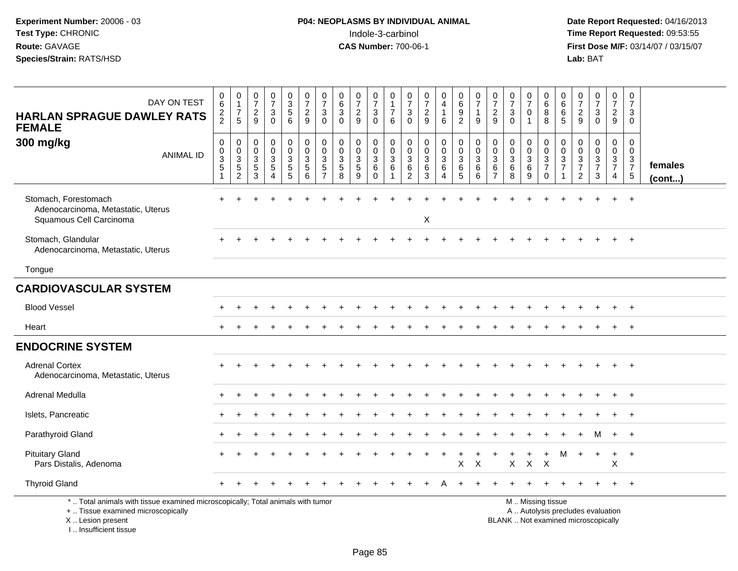**Experiment Number:** 20006 - 03
**Test Type:** CHRONIC
**Route:** GAVAGE
**Species/Strain:** RATS/HSD

**P04: NEOPLASMS BY INDIVIDUAL ANIMAL**
Indole-3-carbinol
**CAS Number:** 700-06-1

**Date Report Requested:** 04/16/2013
**Time Report Requested:** 09:53:55
**First Dose M/F:** 03/14/07 / 03/15/07
**Lab:** BAT

**HARLAN SPRAGUE DAWLEY RATS FEMALE 300 mg/kg**

| DAY ON TEST | 0622 | 0175 | 0729 | 0730 | 0356 | 0729 | 0730 | 0630 | 0729 | 0730 | 0176 | 0730 | 0729 | 0416 | 0692 | 0719 | 0729 | 0730 | 0701 | 0688 | 0665 | 0729 | 0730 | 0729 | 0730 | |
|---|---|---|---|---|---|---|---|---|---|---|---|---|---|---|---|---|---|---|---|---|---|---|---|---|---|---|
| **ANIMAL ID** | 00351 | 00352 | 00353 | 00354 | 00355 | 00356 | 00357 | 00358 | 00359 | 00360 | 00361 | 00362 | 00363 | 00364 | 00365 | 00366 | 00367 | 00368 | 00369 | 00370 | 00371 | 00372 | 00373 | 00374 | 00375 | **females (cont...)** |
| Stomach, Forestomach | + | + | + | + | + | + | + | + | + | + | + | + | + | + | + | + | + | + | + | + | + | + | + | + | + | |
| Adenocarcinoma, Metastatic, Uterus | | | | | | | | | | | | | | | | | | | | | | | | | | |
| Squamous Cell Carcinoma | | | | | | | | | | | | | X | | | | | | | | | | | | | |
| Stomach, Glandular | + | + | + | + | + | + | + | + | + | + | + | + | + | + | + | + | + | + | + | + | + | + | + | + | + | |
| Adenocarcinoma, Metastatic, Uterus | | | | | | | | | | | | | | | | | | | | | | | | | | |
| Tongue | | | | | | | | | | | | | | | | | | | | | | | | | | |
| **CARDIOVASCULAR SYSTEM** | | | | | | | | | | | | | | | | | | | | | | | | | | |
| Blood Vessel | + | + | + | + | + | + | + | + | + | + | + | + | + | + | + | + | + | + | + | + | + | + | + | + | + | |
| Heart | + | + | + | + | + | + | + | + | + | + | + | + | + | + | + | + | + | + | + | + | + | + | + | + | + | |
| **ENDOCRINE SYSTEM** | | | | | | | | | | | | | | | | | | | | | | | | | | |
| Adrenal Cortex | + | + | + | + | + | + | + | + | + | + | + | + | + | + | + | + | + | + | + | + | + | + | + | + | + | |
| Adenocarcinoma, Metastatic, Uterus | | | | | | | | | | | | | | | | | | | | | | | | | | |
| Adrenal Medulla | + | + | + | + | + | + | + | + | + | + | + | + | + | + | + | + | + | + | + | + | + | + | + | + | + | |
| Islets, Pancreatic | + | + | + | + | + | + | + | + | + | + | + | + | + | + | + | + | + | + | + | + | + | + | + | + | + | |
| Parathyroid Gland | + | + | + | + | + | + | + | + | + | + | + | + | + | + | + | + | + | + | + | + | + | + | M | + | + | |
| Pituitary Gland | + | + | + | + | + | + | + | + | + | + | + | + | + | + | + | + | + | + | + | + | M | + | + | + | + | |
| Pars Distalis, Adenoma | | | | | | | | | | | | | | | X | X | | X | X | X | | | | X | | |
| Thyroid Gland | + | + | + | + | + | + | + | + | + | + | + | + | + | A | + | + | + | + | + | + | + | + | + | + | + | |

\* .. Total animals with tissue examined microscopically; Total animals with tumor
\+ .. Tissue examined microscopically
X .. Lesion present
I .. Insufficient tissue

M .. Missing tissue
A .. Autolysis precludes evaluation
BLANK .. Not examined microscopically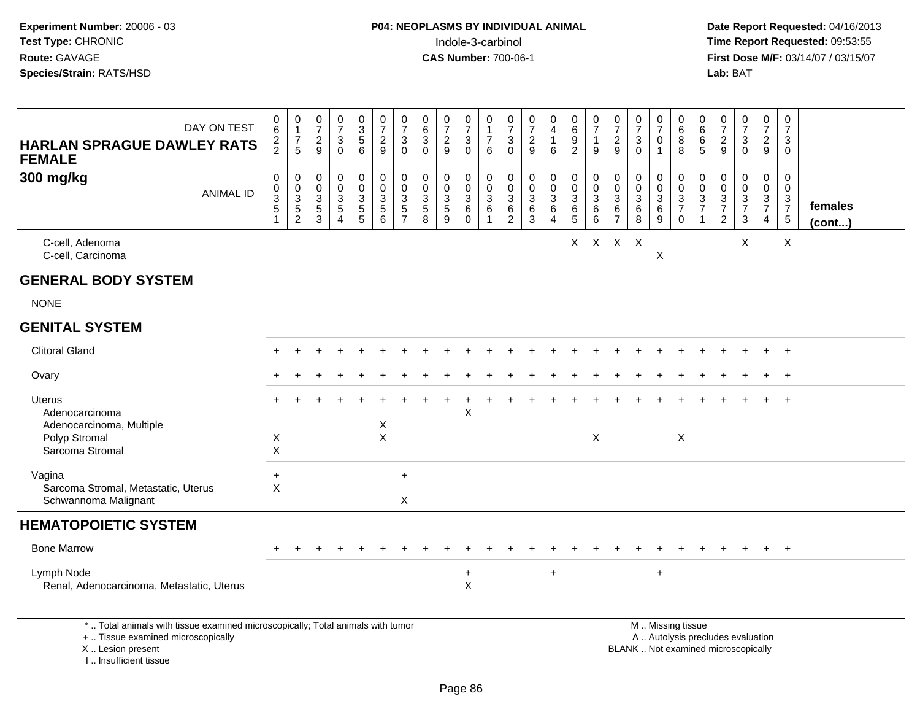**Experiment Number:** 20006 - 03
**Test Type:** CHRONIC
**Route:** GAVAGE
**Species/Strain:** RATS/HSD

**P04: NEOPLASMS BY INDIVIDUAL ANIMAL**
Indole-3-carbinol
**CAS Number:** 700-06-1

**Date Report Requested:** 04/16/2013
**Time Report Requested:** 09:53:55
**First Dose M/F:** 03/14/07 / 03/15/07
**Lab:** BAT

| HARLAN SPRAGUE DAWLEY RATS FEMALE 300 mg/kg — DAY ON TEST | 0622 | 0175 | 0729 | 0730 | 0356 | 0729 | 0730 | 0630 | 0729 | 0730 | 0176 | 0730 | 0729 | 0416 | 0692 | 0719 | 0729 | 0730 | 0701 | 0688 | 0665 | 0729 | 0730 | 0729 | 0730 | |
|---|---|---|---|---|---|---|---|---|---|---|---|---|---|---|---|---|---|---|---|---|---|---|---|---|---|---|
| ANIMAL ID | 00351 | 00352 | 00353 | 00354 | 00355 | 00356 | 00357 | 00358 | 00359 | 00360 | 00361 | 00362 | 00363 | 00364 | 00365 | 00366 | 00367 | 00368 | 00369 | 00370 | 00371 | 00372 | 00373 | 00374 | 00375 | **females (cont...)** |
| C-cell, Adenoma | | | | | | | | | | | | | | | X | X | X | X | | | | | X | | X | |
| C-cell, Carcinoma | | | | | | | | | | | | | | | | | | | X | | | | | | | |
| **GENERAL BODY SYSTEM** | | | | | | | | | | | | | | | | | | | | | | | | | | |
| NONE | | | | | | | | | | | | | | | | | | | | | | | | | | |
| **GENITAL SYSTEM** | | | | | | | | | | | | | | | | | | | | | | | | | | |
| Clitoral Gland | + | + | + | + | + | + | + | + | + | + | + | + | + | + | + | + | + | + | + | + | + | + | + | + | + | |
| Ovary | + | + | + | + | + | + | + | + | + | + | + | + | + | + | + | + | + | + | + | + | + | + | + | + | + | |
| Uterus | + | + | + | + | + | + | + | + | + | + | + | + | + | + | + | + | + | + | + | + | + | + | + | + | + | |
| Adenocarcinoma | | | | | | | | | | X | | | | | | | | | | | | | | | | |
| Adenocarcinoma, Multiple | | | | | | X | | | | | | | | | | | | | | | | | | | | |
| Polyp Stromal | X | | | | | X | | | | | | | | | | X | | | | X | | | | | | |
| Sarcoma Stromal | X | | | | | | | | | | | | | | | | | | | | | | | | | |
| Vagina | + | | | | | | + | | | | | | | | | | | | | | | | | | | |
| Sarcoma Stromal, Metastatic, Uterus | X | | | | | | | | | | | | | | | | | | | | | | | | | |
| Schwannoma Malignant | | | | | | | X | | | | | | | | | | | | | | | | | | | |
| **HEMATOPOIETIC SYSTEM** | | | | | | | | | | | | | | | | | | | | | | | | | | |
| Bone Marrow | + | + | + | + | + | + | + | + | + | + | + | + | + | + | + | + | + | + | + | + | + | + | + | + | + | |
| Lymph Node | | | | | | | | | | + | | | | + | | | | | + | | | | | | | |
| Renal, Adenocarcinoma, Metastatic, Uterus | | | | | | | | | | X | | | | | | | | | | | | | | | | |

\* .. Total animals with tissue examined microscopically; Total animals with tumor
\+ .. Tissue examined microscopically
X .. Lesion present
I .. Insufficient tissue

M .. Missing tissue
A .. Autolysis precludes evaluation
BLANK .. Not examined microscopically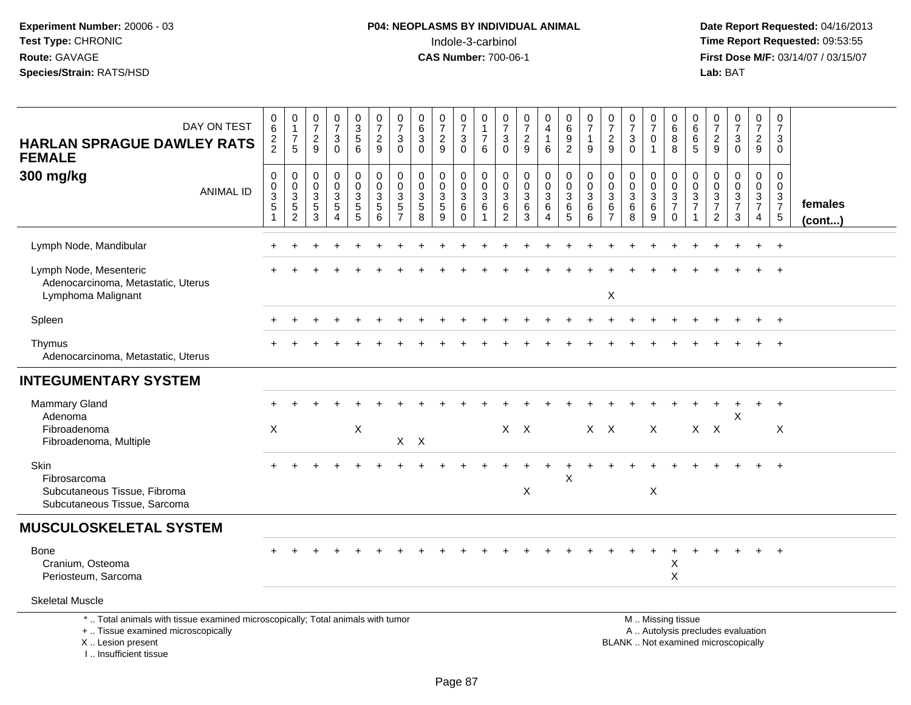**Experiment Number:** 20006 - 03
**Test Type:** CHRONIC
**Route:** GAVAGE
**Species/Strain:** RATS/HSD

**P04: NEOPLASMS BY INDIVIDUAL ANIMAL**
Indole-3-carbinol
**CAS Number:** 700-06-1

**Date Report Requested:** 04/16/2013
**Time Report Requested:** 09:53:55
**First Dose M/F:** 03/14/07 / 03/15/07
**Lab:** BAT

## HARLAN SPRAGUE DAWLEY RATS FEMALE
### 300 mg/kg

| DAY ON TEST | 0622 | 0175 | 0729 | 0730 | 0356 | 0729 | 0730 | 0630 | 0729 | 0730 | 0176 | 0730 | 0729 | 0416 | 0692 | 0719 | 0729 | 0730 | 0701 | 0688 | 0665 | 0729 | 0730 | 0729 | 0730 | |
|---|---|---|---|---|---|---|---|---|---|---|---|---|---|---|---|---|---|---|---|---|---|---|---|---|---|---|
| **ANIMAL ID** | 0351 | 0352 | 0353 | 0354 | 0355 | 0356 | 0357 | 0358 | 0359 | 0360 | 0361 | 0362 | 0363 | 0364 | 0365 | 0366 | 0367 | 0368 | 0369 | 0370 | 0371 | 0372 | 0373 | 0374 | 0375 | **females (cont...)** |
| Lymph Node, Mandibular | + | + | + | + | + | + | + | + | + | + | + | + | + | + | + | + | + | + | + | + | + | + | + | + | + | |
| Lymph Node, Mesenteric | + | + | + | + | + | + | + | + | + | + | + | + | + | + | + | + | + | + | + | + | + | + | + | + | + | |
| Adenocarcinoma, Metastatic, Uterus | | | | | | | | | | | | | | | | | | | | | | | | | | |
| Lymphoma Malignant | | | | | | | | | | | | | | | | | X | | | | | | | | | |
| Spleen | + | + | + | + | + | + | + | + | + | + | + | + | + | + | + | + | + | + | + | + | + | + | + | + | + | |
| Thymus | + | + | + | + | + | + | + | + | + | + | + | + | + | + | + | + | + | + | + | + | + | + | + | + | + | |
| Adenocarcinoma, Metastatic, Uterus | | | | | | | | | | | | | | | | | | | | | | | | | | |
| **INTEGUMENTARY SYSTEM** | | | | | | | | | | | | | | | | | | | | | | | | | | |
| Mammary Gland | + | + | + | + | + | + | + | + | + | + | + | + | + | + | + | + | + | + | + | + | + | + | + | + | + | |
| Adenoma | | | | | | | | | | | | | | | | | | | | | | | X | | | |
| Fibroadenoma | X | | | | X | | | | | | | X | X | | | X | X | | X | | X | X | | | X | |
| Fibroadenoma, Multiple | | | | | | | X | X | | | | | | | | | | | | | | | | | | |
| Skin | + | + | + | + | + | + | + | + | + | + | + | + | + | + | + | + | + | + | + | + | + | + | + | + | + | |
| Fibrosarcoma | | | | | | | | | | | | | | | X | | | | | | | | | | | |
| Subcutaneous Tissue, Fibroma | | | | | | | | | | | | | X | | | | | | X | | | | | | | |
| Subcutaneous Tissue, Sarcoma | | | | | | | | | | | | | | | | | | | | | | | | | | |
| **MUSCULOSKELETAL SYSTEM** | | | | | | | | | | | | | | | | | | | | | | | | | | |
| Bone | + | + | + | + | + | + | + | + | + | + | + | + | + | + | + | + | + | + | + | + | + | + | + | + | + | |
| Cranium, Osteoma | | | | | | | | | | | | | | | | | | | | X | | | | | | |
| Periosteum, Sarcoma | | | | | | | | | | | | | | | | | | | | X | | | | | | |
| Skeletal Muscle | | | | | | | | | | | | | | | | | | | | | | | | | | |

\* .. Total animals with tissue examined microscopically; Total animals with tumor
\+ .. Tissue examined microscopically
X .. Lesion present
I .. Insufficient tissue

M .. Missing tissue
A .. Autolysis precludes evaluation
BLANK .. Not examined microscopically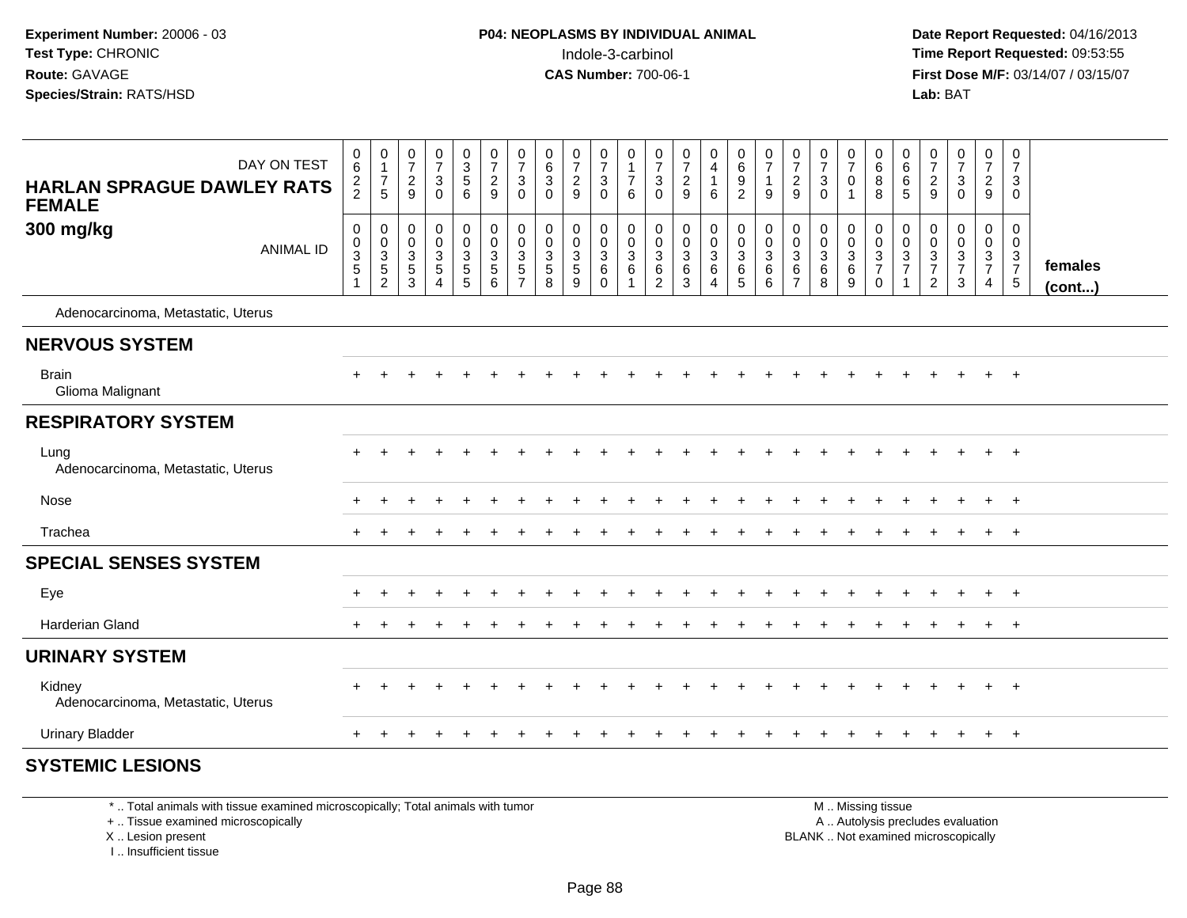Experiment Number: 20006 - 03
Test Type: CHRONIC
Route: GAVAGE
Species/Strain: RATS/HSD

**P04: NEOPLASMS BY INDIVIDUAL ANIMAL**
Indole-3-carbinol
**CAS Number:** 700-06-1

Date Report Requested: 04/16/2013
Time Report Requested: 09:53:55
First Dose M/F: 03/14/07 / 03/15/07
Lab: BAT

| DAY ON TEST | 0622 | 0175 | 0729 | 0730 | 0356 | 0729 | 0730 | 0630 | 0729 | 0730 | 0176 | 0730 | 0729 | 0416 | 0692 | 0719 | 0729 | 0730 | 0701 | 0688 | 0665 | 0729 | 0730 | 0729 | 0730 | |
|---|---|---|---|---|---|---|---|---|---|---|---|---|---|---|---|---|---|---|---|---|---|---|---|---|---|---|
| **HARLAN SPRAGUE DAWLEY RATS FEMALE 300 mg/kg** ANIMAL ID | 00351 | 00352 | 00353 | 00354 | 00355 | 00356 | 00357 | 00358 | 00359 | 00360 | 00361 | 00362 | 00363 | 00364 | 00365 | 00366 | 00367 | 00368 | 00369 | 00370 | 00371 | 00372 | 00373 | 00374 | 00375 | **females (cont...)** |
| Adenocarcinoma, Metastatic, Uterus | | | | | | | | | | | | | | | | | | | | | | | | | | |
| **NERVOUS SYSTEM** | | | | | | | | | | | | | | | | | | | | | | | | | | |
| Brain | + | + | + | + | + | + | + | + | + | + | + | + | + | + | + | + | + | + | + | + | + | + | + | + | + | |
| Glioma Malignant | | | | | | | | | | | | | | | | | | | | | | | | | | |
| **RESPIRATORY SYSTEM** | | | | | | | | | | | | | | | | | | | | | | | | | | |
| Lung | + | + | + | + | + | + | + | + | + | + | + | + | + | + | + | + | + | + | + | + | + | + | + | + | + | |
| Adenocarcinoma, Metastatic, Uterus | | | | | | | | | | | | | | | | | | | | | | | | | | |
| Nose | + | + | + | + | + | + | + | + | + | + | + | + | + | + | + | + | + | + | + | + | + | + | + | + | + | |
| Trachea | + | + | + | + | + | + | + | + | + | + | + | + | + | + | + | + | + | + | + | + | + | + | + | + | + | |
| **SPECIAL SENSES SYSTEM** | | | | | | | | | | | | | | | | | | | | | | | | | | |
| Eye | + | + | + | + | + | + | + | + | + | + | + | + | + | + | + | + | + | + | + | + | + | + | + | + | + | |
| Harderian Gland | + | + | + | + | + | + | + | + | + | + | + | + | + | + | + | + | + | + | + | + | + | + | + | + | + | |
| **URINARY SYSTEM** | | | | | | | | | | | | | | | | | | | | | | | | | | |
| Kidney | + | + | + | + | + | + | + | + | + | + | + | + | + | + | + | + | + | + | + | + | + | + | + | + | + | |
| Adenocarcinoma, Metastatic, Uterus | | | | | | | | | | | | | | | | | | | | | | | | | | |
| Urinary Bladder | + | + | + | + | + | + | + | + | + | + | + | + | + | + | + | + | + | + | + | + | + | + | + | + | + | |
| **SYSTEMIC LESIONS** | | | | | | | | | | | | | | | | | | | | | | | | | | |

\* .. Total animals with tissue examined microscopically; Total animals with tumor
+ .. Tissue examined microscopically
X .. Lesion present
I .. Insufficient tissue

M .. Missing tissue
A .. Autolysis precludes evaluation
BLANK .. Not examined microscopically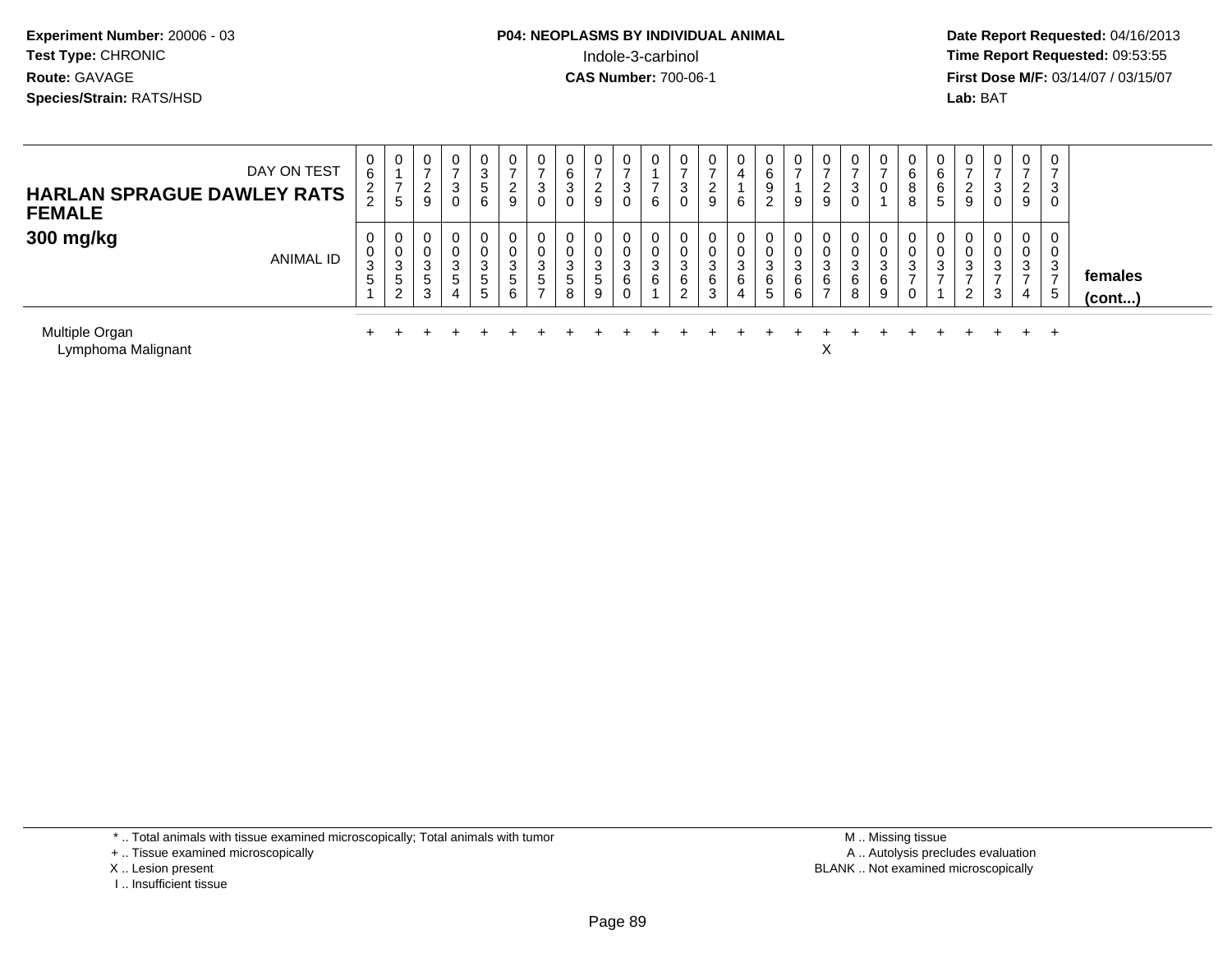**Experiment Number:** 20006 - 03
**Test Type:** CHRONIC
**Route:** GAVAGE
**Species/Strain:** RATS/HSD

**P04: NEOPLASMS BY INDIVIDUAL ANIMAL**
Indole-3-carbinol
**CAS Number:** 700-06-1

**Date Report Requested:** 04/16/2013
**Time Report Requested:** 09:53:55
**First Dose M/F:** 03/14/07 / 03/15/07
**Lab:** BAT

## HARLAN SPRAGUE DAWLEY RATS FEMALE
## 300 mg/kg

| DAY ON TEST | 0622 | 0175 | 0729 | 0730 | 0356 | 0729 | 0730 | 0630 | 0729 | 0730 | 0176 | 0730 | 0729 | 0416 | 0692 | 0719 | 0729 | 0730 | 0701 | 0688 | 0665 | 0729 | 0730 | 0729 | 0730 | |
|---|---|---|---|---|---|---|---|---|---|---|---|---|---|---|---|---|---|---|---|---|---|---|---|---|---|---|
| **ANIMAL ID** | 00351 | 00352 | 00353 | 00354 | 00355 | 00356 | 00357 | 00358 | 00359 | 00360 | 00361 | 00362 | 00363 | 00364 | 00365 | 00366 | 00367 | 00368 | 00369 | 00370 | 00371 | 00372 | 00373 | 00374 | 00375 | **females (cont...)** |
| Multiple Organ | + | + | + | + | + | + | + | + | + | + | + | + | + | + | + | + | + | + | + | + | + | + | + | + | + | |
| Lymphoma Malignant | | | | | | | | | | | | | | | | | X | | | | | | | | | |

\* .. Total animals with tissue examined microscopically; Total animals with tumor
+ .. Tissue examined microscopically
X .. Lesion present
I .. Insufficient tissue

M .. Missing tissue
A .. Autolysis precludes evaluation
BLANK .. Not examined microscopically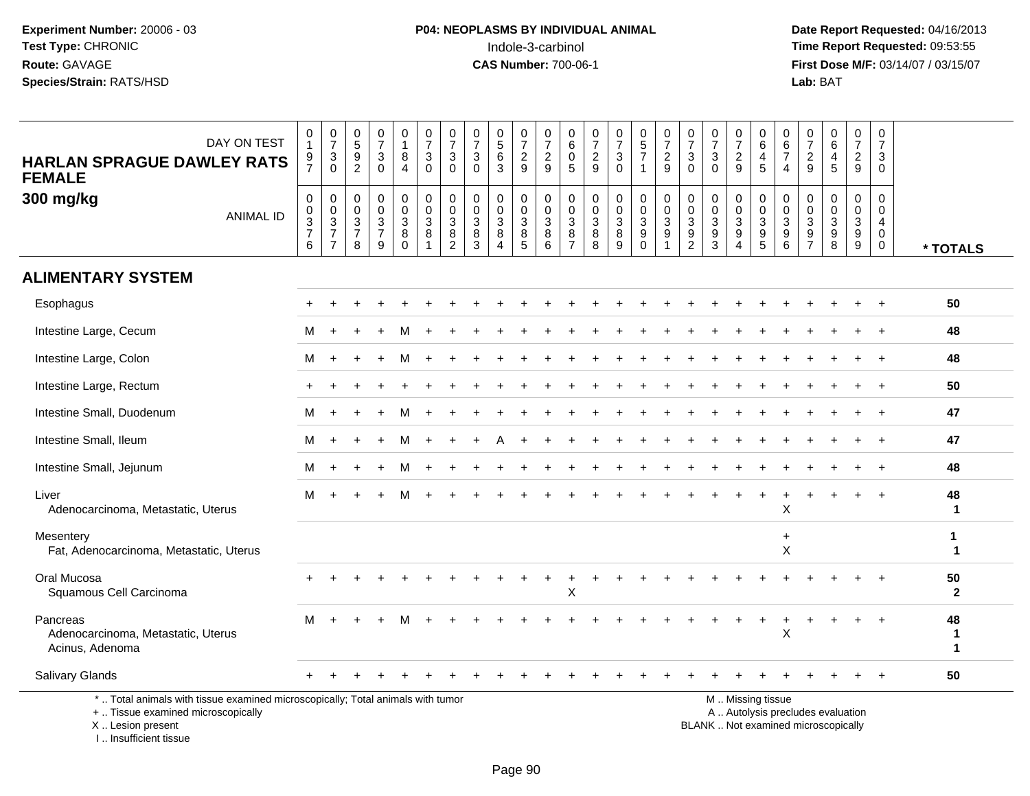**Experiment Number:** 20006 - 03
**Test Type:** CHRONIC
**Route:** GAVAGE
**Species/Strain:** RATS/HSD

**P04: NEOPLASMS BY INDIVIDUAL ANIMAL**
Indole-3-carbinol
**CAS Number:** 700-06-1

**Date Report Requested:** 04/16/2013
**Time Report Requested:** 09:53:55
**First Dose M/F:** 03/14/07 / 03/15/07
**Lab:** BAT

## HARLAN SPRAGUE DAWLEY RATS FEMALE 300 mg/kg

| DAY ON TEST | 0197 | 0730 | 0592 | 0730 | 0184 | 0730 | 0730 | 0730 | 0563 | 0729 | 0729 | 0605 | 0729 | 0730 | 0571 | 0729 | 0730 | 0730 | 0729 | 0645 | 0674 | 0729 | 0645 | 0729 | 0730 | |
|---|---|---|---|---|---|---|---|---|---|---|---|---|---|---|---|---|---|---|---|---|---|---|---|---|---|---|
| **ANIMAL ID** | 00376 | 00377 | 00378 | 00379 | 00380 | 00381 | 00382 | 00383 | 00384 | 00385 | 00386 | 00387 | 00388 | 00389 | 00390 | 00391 | 00392 | 00393 | 00394 | 00395 | 00396 | 00397 | 00398 | 00399 | 00400 | *** TOTALS** |
| **ALIMENTARY SYSTEM** | | | | | | | | | | | | | | | | | | | | | | | | | | |
| Esophagus | + | + | + | + | + | + | + | + | + | + | + | + | + | + | + | + | + | + | + | + | + | + | + | + | + | **50** |
| Intestine Large, Cecum | M | + | + | + | M | + | + | + | + | + | + | + | + | + | + | + | + | + | + | + | + | + | + | + | + | **48** |
| Intestine Large, Colon | M | + | + | + | M | + | + | + | + | + | + | + | + | + | + | + | + | + | + | + | + | + | + | + | + | **48** |
| Intestine Large, Rectum | + | + | + | + | + | + | + | + | + | + | + | + | + | + | + | + | + | + | + | + | + | + | + | + | + | **50** |
| Intestine Small, Duodenum | M | + | + | + | M | + | + | + | + | + | + | + | + | + | + | + | + | + | + | + | + | + | + | + | + | **47** |
| Intestine Small, Ileum | M | + | + | + | M | + | + | + | A | + | + | + | + | + | + | + | + | + | + | + | + | + | + | + | + | **47** |
| Intestine Small, Jejunum | M | + | + | + | M | + | + | + | + | + | + | + | + | + | + | + | + | + | + | + | + | + | + | + | + | **48** |
| Liver | M | + | + | + | M | + | + | + | + | + | + | + | + | + | + | + | + | + | + | + | + | + | + | + | + | **48** |
| Adenocarcinoma, Metastatic, Uterus | | | | | | | | | | | | | | | | | | | | | X | | | | | **1** |
| Mesentery | | | | | | | | | | | | | | | | | | | | | + | | | | | **1** |
| Fat, Adenocarcinoma, Metastatic, Uterus | | | | | | | | | | | | | | | | | | | | | X | | | | | **1** |
| Oral Mucosa | + | + | + | + | + | + | + | + | + | + | + | + | + | + | + | + | + | + | + | + | + | + | + | + | + | **50** |
| Squamous Cell Carcinoma | | | | | | | | | | | | X | | | | | | | | | | | | | | **2** |
| Pancreas | M | + | + | + | M | + | + | + | + | + | + | + | + | + | + | + | + | + | + | + | + | + | + | + | + | **48** |
| Adenocarcinoma, Metastatic, Uterus | | | | | | | | | | | | | | | | | | | | | X | | | | | **1** |
| Acinus, Adenoma | | | | | | | | | | | | | | | | | | | | | | | | | | **1** |
| Salivary Glands | + | + | + | + | + | + | + | + | + | + | + | + | + | + | + | + | + | + | + | + | + | + | + | + | + | **50** |

* .. Total animals with tissue examined microscopically; Total animals with tumor
+ .. Tissue examined microscopically
X .. Lesion present
I .. Insufficient tissue

M .. Missing tissue
A .. Autolysis precludes evaluation
BLANK .. Not examined microscopically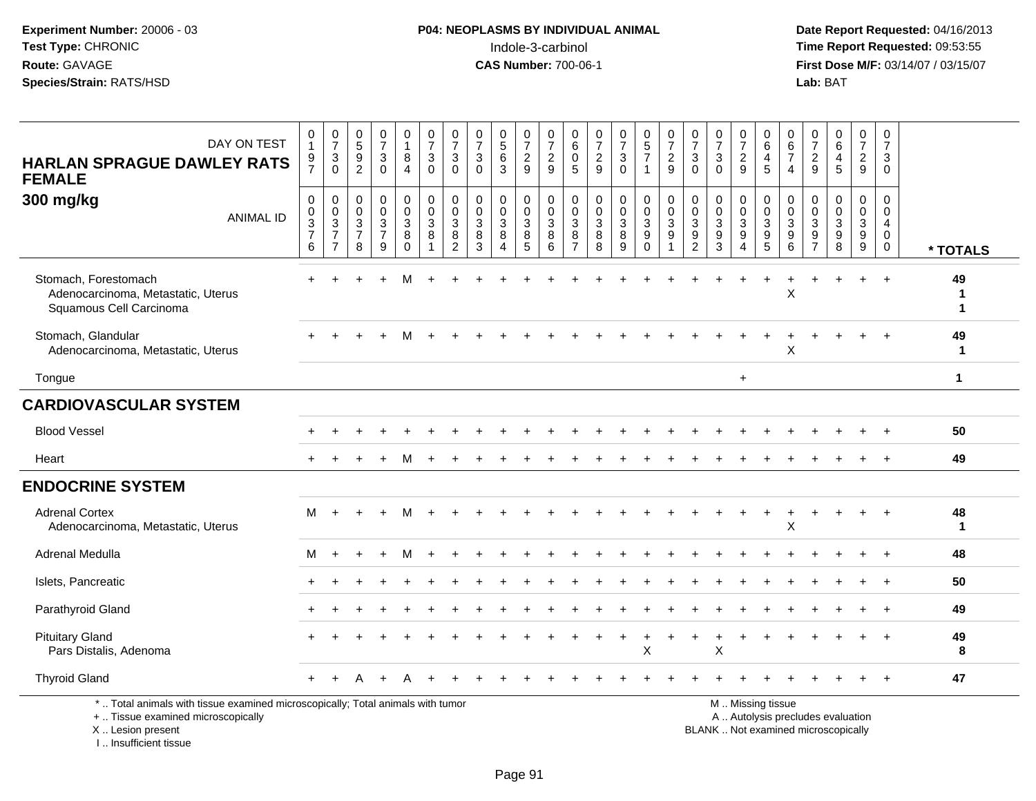**Experiment Number:** 20006 - 03
**Test Type:** CHRONIC
**Route:** GAVAGE
**Species/Strain:** RATS/HSD

**P04: NEOPLASMS BY INDIVIDUAL ANIMAL**
Indole-3-carbinol
**CAS Number:** 700-06-1

**Date Report Requested:** 04/16/2013
**Time Report Requested:** 09:53:55
**First Dose M/F:** 03/14/07 / 03/15/07
**Lab:** BAT

**HARLAN SPRAGUE DAWLEY RATS FEMALE**
**300 mg/kg**

| DAY ON TEST | 0197 | 0730 | 0592 | 0730 | 0184 | 0730 | 0730 | 0730 | 0563 | 0729 | 0729 | 0605 | 0729 | 0730 | 0571 | 0729 | 0730 | 0730 | 0729 | 0645 | 0674 | 0729 | 0645 | 0729 | 0730 | |
|---|---|---|---|---|---|---|---|---|---|---|---|---|---|---|---|---|---|---|---|---|---|---|---|---|---|---|
| **ANIMAL ID** | 00376 | 00377 | 00378 | 00379 | 00380 | 00381 | 00382 | 00383 | 00384 | 00385 | 00386 | 00387 | 00388 | 00389 | 00390 | 00391 | 00392 | 00393 | 00394 | 00395 | 00396 | 00397 | 00398 | 00399 | 00400 | **\* TOTALS** |
| Stomach, Forestomach | + | + | + | + | M | + | + | + | + | + | + | + | + | + | + | + | + | + | + | + | + | + | + | + | + | **49** |
| Adenocarcinoma, Metastatic, Uterus | | | | | | | | | | | | | | | | | | | | | X | | | | | **1** |
| Squamous Cell Carcinoma | | | | | | | | | | | | | | | | | | | | | | | | | | **1** |
| Stomach, Glandular | + | + | + | + | M | + | + | + | + | + | + | + | + | + | + | + | + | + | + | + | + | + | + | + | + | **49** |
| Adenocarcinoma, Metastatic, Uterus | | | | | | | | | | | | | | | | | | | | | X | | | | | **1** |
| Tongue | | | | | | | | | | | | | | | | | | | + | | | | | | | **1** |
| **CARDIOVASCULAR SYSTEM** | | | | | | | | | | | | | | | | | | | | | | | | | | |
| Blood Vessel | + | + | + | + | + | + | + | + | + | + | + | + | + | + | + | + | + | + | + | + | + | + | + | + | + | **50** |
| Heart | + | + | + | + | M | + | + | + | + | + | + | + | + | + | + | + | + | + | + | + | + | + | + | + | + | **49** |
| **ENDOCRINE SYSTEM** | | | | | | | | | | | | | | | | | | | | | | | | | | |
| Adrenal Cortex | M | + | + | + | M | + | + | + | + | + | + | + | + | + | + | + | + | + | + | + | + | + | + | + | + | **48** |
| Adenocarcinoma, Metastatic, Uterus | | | | | | | | | | | | | | | | | | | | | X | | | | | **1** |
| Adrenal Medulla | M | + | + | + | M | + | + | + | + | + | + | + | + | + | + | + | + | + | + | + | + | + | + | + | + | **48** |
| Islets, Pancreatic | + | + | + | + | + | + | + | + | + | + | + | + | + | + | + | + | + | + | + | + | + | + | + | + | + | **50** |
| Parathyroid Gland | + | + | + | + | + | + | + | + | + | + | + | + | + | + | + | + | + | + | + | + | + | + | + | + | + | **49** |
| Pituitary Gland | + | + | + | + | + | + | + | + | + | + | + | + | + | + | + | + | + | + | + | + | + | + | + | + | + | **49** |
| Pars Distalis, Adenoma | | | | | | | | | | | | | | | X | | | X | | | | | | | | **8** |
| Thyroid Gland | + | + | A | + | A | + | + | + | + | + | + | + | + | + | + | + | + | + | + | + | + | + | + | + | + | **47** |

\* .. Total animals with tissue examined microscopically; Total animals with tumor
\+ .. Tissue examined microscopically
X .. Lesion present
I .. Insufficient tissue

M .. Missing tissue
A .. Autolysis precludes evaluation
BLANK .. Not examined microscopically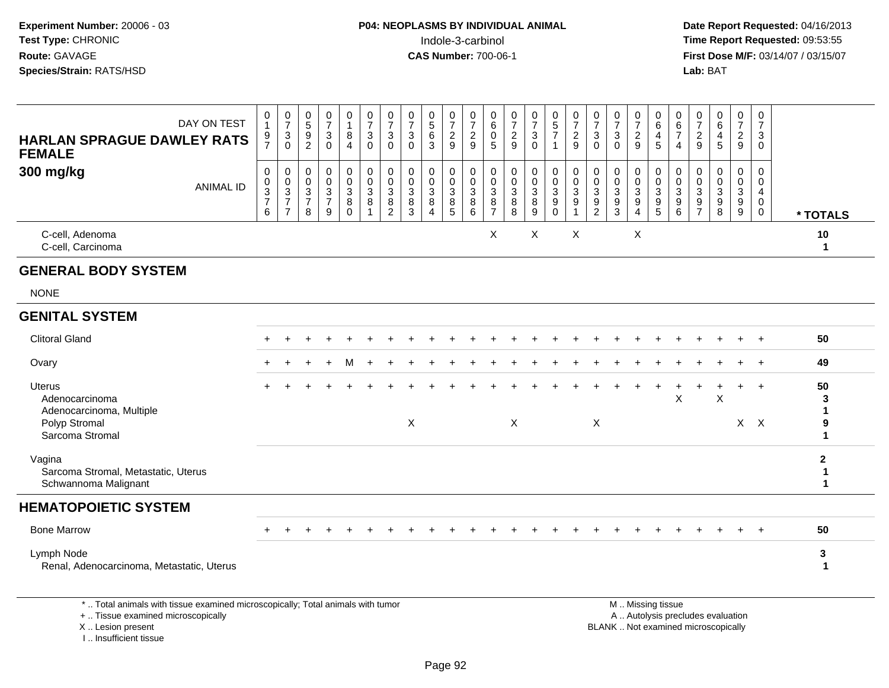**Experiment Number:** 20006 - 03
**Test Type:** CHRONIC
**Route:** GAVAGE
**Species/Strain:** RATS/HSD

**P04: NEOPLASMS BY INDIVIDUAL ANIMAL**
Indole-3-carbinol
**CAS Number:** 700-06-1

**Date Report Requested:** 04/16/2013
**Time Report Requested:** 09:53:55
**First Dose M/F:** 03/14/07 / 03/15/07
**Lab:** BAT

## HARLAN SPRAGUE DAWLEY RATS FEMALE
## 300 mg/kg

| DAY ON TEST | 197 | 730 | 592 | 730 | 184 | 730 | 730 | 730 | 563 | 729 | 729 | 605 | 729 | 730 | 571 | 729 | 730 | 730 | 729 | 645 | 674 | 729 | 645 | 729 | 730 | |
|---|---|---|---|---|---|---|---|---|---|---|---|---|---|---|---|---|---|---|---|---|---|---|---|---|---|---|
| **ANIMAL ID** | 0376 | 0377 | 0378 | 0379 | 0380 | 0381 | 0382 | 0383 | 0384 | 0385 | 0386 | 0387 | 0388 | 0389 | 0390 | 0391 | 0392 | 0393 | 0394 | 0395 | 0396 | 0397 | 0398 | 0399 | 0400 | *** TOTALS** |
| C-cell, Adenoma | | | | | | | | | | | | X | | X | | X | | | X | | | | | | | 10 |
| C-cell, Carcinoma | | | | | | | | | | | | | | | | | | | | | | | | | | 1 |
| **GENERAL BODY SYSTEM** | | | | | | | | | | | | | | | | | | | | | | | | | | |
| NONE | | | | | | | | | | | | | | | | | | | | | | | | | | |
| **GENITAL SYSTEM** | | | | | | | | | | | | | | | | | | | | | | | | | | |
| Clitoral Gland | + | + | + | + | + | + | + | + | + | + | + | + | + | + | + | + | + | + | + | + | + | + | + | + | + | 50 |
| Ovary | + | + | + | + | M | + | + | + | + | + | + | + | + | + | + | + | + | + | + | + | + | + | + | + | + | 49 |
| Uterus | + | + | + | + | + | + | + | + | + | + | + | + | + | + | + | + | + | + | + | + | + | + | + | + | + | 50 |
| Adenocarcinoma | | | | | | | | | | | | | | | | | | | | | X | | X | | | 3 |
| Adenocarcinoma, Multiple | | | | | | | | | | | | | | | | | | | | | | | | | | 1 |
| Polyp Stromal | | | | | | | | X | | | | | X | | | | X | | | | | | | X | X | 9 |
| Sarcoma Stromal | | | | | | | | | | | | | | | | | | | | | | | | | | 1 |
| Vagina | | | | | | | | | | | | | | | | | | | | | | | | | | 2 |
| Sarcoma Stromal, Metastatic, Uterus | | | | | | | | | | | | | | | | | | | | | | | | | | 1 |
| Schwannoma Malignant | | | | | | | | | | | | | | | | | | | | | | | | | | 1 |
| **HEMATOPOIETIC SYSTEM** | | | | | | | | | | | | | | | | | | | | | | | | | | |
| Bone Marrow | + | + | + | + | + | + | + | + | + | + | + | + | + | + | + | + | + | + | + | + | + | + | + | + | + | 50 |
| Lymph Node | | | | | | | | | | | | | | | | | | | | | | | | | | 3 |
| Renal, Adenocarcinoma, Metastatic, Uterus | | | | | | | | | | | | | | | | | | | | | | | | | | 1 |

\* .. Total animals with tissue examined microscopically; Total animals with tumor
\+ .. Tissue examined microscopically
X .. Lesion present
I .. Insufficient tissue

M .. Missing tissue
A .. Autolysis precludes evaluation
BLANK .. Not examined microscopically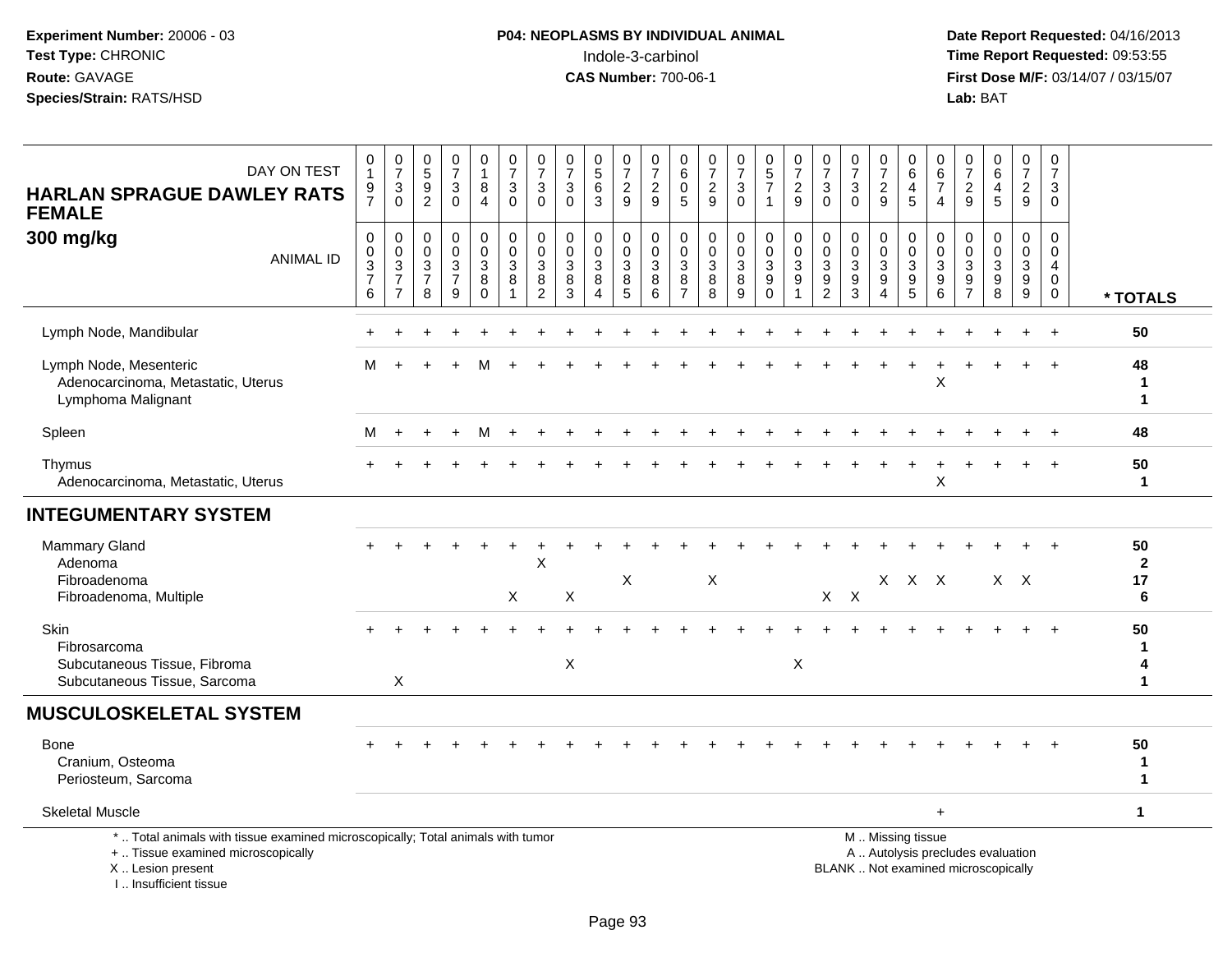**Experiment Number:** 20006 - 03
**Test Type:** CHRONIC
**Route:** GAVAGE
**Species/Strain:** RATS/HSD

**P04: NEOPLASMS BY INDIVIDUAL ANIMAL**
Indole-3-carbinol
**CAS Number:** 700-06-1

**Date Report Requested:** 04/16/2013
**Time Report Requested:** 09:53:55
**First Dose M/F:** 03/14/07 / 03/15/07
**Lab:** BAT

## HARLAN SPRAGUE DAWLEY RATS FEMALE
### 300 mg/kg

| DAY ON TEST | 0197 | 0730 | 0592 | 0730 | 0184 | 0730 | 0730 | 0730 | 0563 | 0729 | 0729 | 0605 | 0729 | 0730 | 0571 | 0729 | 0730 | 0730 | 0729 | 0645 | 0674 | 0729 | 0645 | 0729 | 0730 | |
|---|---|---|---|---|---|---|---|---|---|---|---|---|---|---|---|---|---|---|---|---|---|---|---|---|---|---|
| **ANIMAL ID** | 00376 | 00377 | 00378 | 00379 | 00380 | 00381 | 00382 | 00383 | 00384 | 00385 | 00386 | 00387 | 00388 | 00389 | 00390 | 00391 | 00392 | 00393 | 00394 | 00395 | 00396 | 00397 | 00398 | 00399 | 00400 | *** TOTALS** |
| Lymph Node, Mandibular | + | + | + | + | + | + | + | + | + | + | + | + | + | + | + | + | + | + | + | + | + | + | + | + | + | 50 |
| Lymph Node, Mesenteric | M | + | + | + | M | + | + | + | + | + | + | + | + | + | + | + | + | + | + | + | + | + | + | + | + | 48 |
| Adenocarcinoma, Metastatic, Uterus | | | | | | | | | | | | | | | | | | | | | X | | | | | 1 |
| Lymphoma Malignant | | | | | | | | | | | | | | | | | | | | | | | | | | 1 |
| Spleen | M | + | + | + | M | + | + | + | + | + | + | + | + | + | + | + | + | + | + | + | + | + | + | + | + | 48 |
| Thymus | + | + | + | + | + | + | + | + | + | + | + | + | + | + | + | + | + | + | + | + | + | + | + | + | + | 50 |
| Adenocarcinoma, Metastatic, Uterus | | | | | | | | | | | | | | | | | | | | | X | | | | | 1 |
| **INTEGUMENTARY SYSTEM** | | | | | | | | | | | | | | | | | | | | | | | | | | |
| Mammary Gland | + | + | + | + | + | + | + | + | + | + | + | + | + | + | + | + | + | + | + | + | + | + | + | + | + | 50 |
| Adenoma | | | | | | | X | | | | | | | | | | | | | | | | | | | 2 |
| Fibroadenoma | | | | | | | | | | X | | | X | | | | | | X | X | X | | X | X | | 17 |
| Fibroadenoma, Multiple | | | | | | X | | X | | | | | | | | | X | X | | | | | | | | 6 |
| Skin | + | + | + | + | + | + | + | + | + | + | + | + | + | + | + | + | + | + | + | + | + | + | + | + | + | 50 |
| Fibrosarcoma | | | | | | | | | | | | | | | | | | | | | | | | | | 1 |
| Subcutaneous Tissue, Fibroma | | | | | | | | X | | | | | | | | X | | | | | | | | | | 4 |
| Subcutaneous Tissue, Sarcoma | | X | | | | | | | | | | | | | | | | | | | | | | | | 1 |
| **MUSCULOSKELETAL SYSTEM** | | | | | | | | | | | | | | | | | | | | | | | | | | |
| Bone | + | + | + | + | + | + | + | + | + | + | + | + | + | + | + | + | + | + | + | + | + | + | + | + | + | 50 |
| Cranium, Osteoma | | | | | | | | | | | | | | | | | | | | | | | | | | 1 |
| Periosteum, Sarcoma | | | | | | | | | | | | | | | | | | | | | | | | | | 1 |
| Skeletal Muscle | | | | | | | | | | | | | | | | | | | | | + | | | | | 1 |

\* .. Total animals with tissue examined microscopically; Total animals with tumor
\+ .. Tissue examined microscopically
X .. Lesion present
I .. Insufficient tissue

M .. Missing tissue
A .. Autolysis precludes evaluation
BLANK .. Not examined microscopically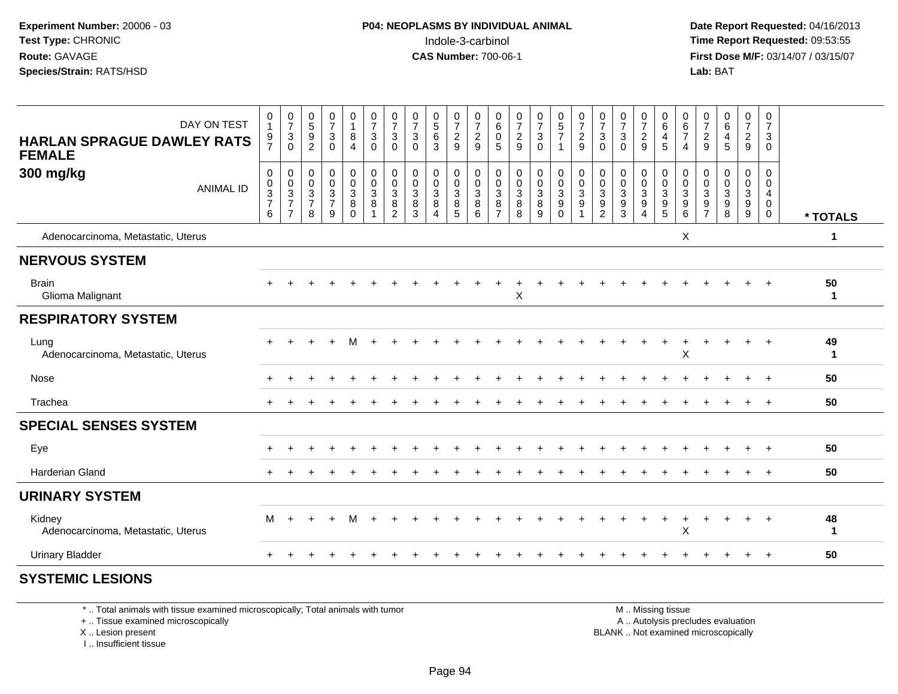Experiment Number: 20006 - 03
Test Type: CHRONIC
Route: GAVAGE
Species/Strain: RATS/HSD

**P04: NEOPLASMS BY INDIVIDUAL ANIMAL**
Indole-3-carbinol
**CAS Number:** 700-06-1

Date Report Requested: 04/16/2013
Time Report Requested: 09:53:55
First Dose M/F: 03/14/07 / 03/15/07
Lab: BAT

## HARLAN SPRAGUE DAWLEY RATS FEMALE
### 300 mg/kg

| DAY ON TEST | 0197 | 0730 | 0592 | 0730 | 0184 | 0730 | 0730 | 0730 | 0563 | 0729 | 0729 | 0605 | 0729 | 0730 | 0571 | 0729 | 0730 | 0730 | 0729 | 0645 | 0674 | 0729 | 0645 | 0729 | 0730 | |
|---|---|---|---|---|---|---|---|---|---|---|---|---|---|---|---|---|---|---|---|---|---|---|---|---|---|---|
| **ANIMAL ID** | 00376 | 00377 | 00378 | 00379 | 00380 | 00381 | 00382 | 00383 | 00384 | 00385 | 00386 | 00387 | 00388 | 00389 | 00390 | 00391 | 00392 | 00393 | 00394 | 00395 | 00396 | 00397 | 00398 | 00399 | 00400 | *** TOTALS** |
| Adenocarcinoma, Metastatic, Uterus | | | | | | | | | | | | | | | | | | | | | X | | | | | 1 |
| **NERVOUS SYSTEM** | | | | | | | | | | | | | | | | | | | | | | | | | | |
| Brain | + | + | + | + | + | + | + | + | + | + | + | + | + | + | + | + | + | + | + | + | + | + | + | + | + | 50 |
| Glioma Malignant | | | | | | | | | | | | | X | | | | | | | | | | | | | 1 |
| **RESPIRATORY SYSTEM** | | | | | | | | | | | | | | | | | | | | | | | | | | |
| Lung | + | + | + | + | M | + | + | + | + | + | + | + | + | + | + | + | + | + | + | + | + | + | + | + | + | 49 |
| Adenocarcinoma, Metastatic, Uterus | | | | | | | | | | | | | | | | | | | | | X | | | | | 1 |
| Nose | + | + | + | + | + | + | + | + | + | + | + | + | + | + | + | + | + | + | + | + | + | + | + | + | + | 50 |
| Trachea | + | + | + | + | + | + | + | + | + | + | + | + | + | + | + | + | + | + | + | + | + | + | + | + | + | 50 |
| **SPECIAL SENSES SYSTEM** | | | | | | | | | | | | | | | | | | | | | | | | | | |
| Eye | + | + | + | + | + | + | + | + | + | + | + | + | + | + | + | + | + | + | + | + | + | + | + | + | + | 50 |
| Harderian Gland | + | + | + | + | + | + | + | + | + | + | + | + | + | + | + | + | + | + | + | + | + | + | + | + | + | 50 |
| **URINARY SYSTEM** | | | | | | | | | | | | | | | | | | | | | | | | | | |
| Kidney | M | + | + | + | M | + | + | + | + | + | + | + | + | + | + | + | + | + | + | + | + | + | + | + | + | 48 |
| Adenocarcinoma, Metastatic, Uterus | | | | | | | | | | | | | | | | | | | | | X | | | | | 1 |
| Urinary Bladder | + | + | + | + | + | + | + | + | + | + | + | + | + | + | + | + | + | + | + | + | + | + | + | + | + | 50 |
| **SYSTEMIC LESIONS** | | | | | | | | | | | | | | | | | | | | | | | | | | |

\* .. Total animals with tissue examined microscopically; Total animals with tumor
\+ .. Tissue examined microscopically
X .. Lesion present
I .. Insufficient tissue

M .. Missing tissue
A .. Autolysis precludes evaluation
BLANK .. Not examined microscopically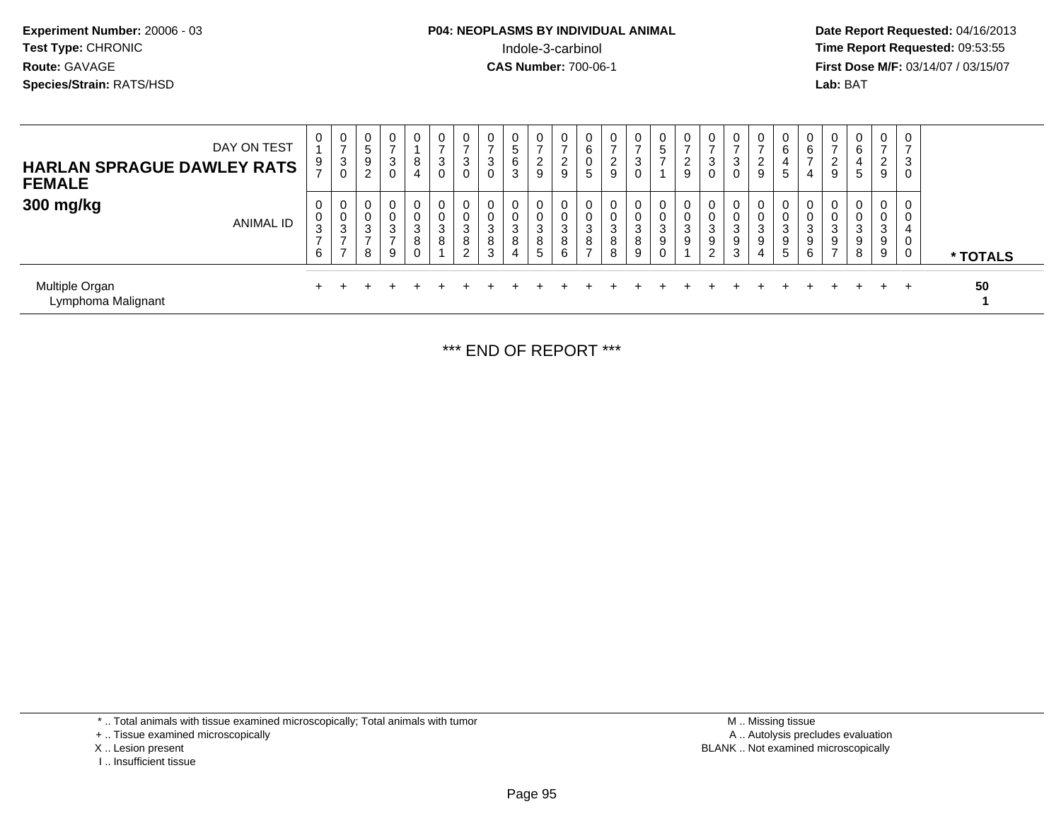**Experiment Number:** 20006 - 03
**Test Type:** CHRONIC
**Route:** GAVAGE
**Species/Strain:** RATS/HSD

**P04: NEOPLASMS BY INDIVIDUAL ANIMAL**
Indole-3-carbinol
**CAS Number:** 700-06-1

**Date Report Requested:** 04/16/2013
**Time Report Requested:** 09:53:55
**First Dose M/F:** 03/14/07 / 03/15/07
**Lab:** BAT

| DAY ON TEST | 0197 | 0730 | 0592 | 0730 | 0184 | 0730 | 0730 | 0730 | 0563 | 0729 | 0729 | 0605 | 0729 | 0730 | 0571 | 0729 | 0730 | 0730 | 0729 | 0645 | 0674 | 0729 | 0645 | 0729 | 0730 | |
|---|---|---|---|---|---|---|---|---|---|---|---|---|---|---|---|---|---|---|---|---|---|---|---|---|---|---|
| **HARLAN SPRAGUE DAWLEY RATS FEMALE 300 mg/kg** ANIMAL ID | 00376 | 00377 | 00378 | 00379 | 00380 | 00381 | 00382 | 00383 | 00384 | 00385 | 00386 | 00387 | 00388 | 00389 | 00390 | 00391 | 00392 | 00393 | 00394 | 00395 | 00396 | 00397 | 00398 | 00399 | 00400 | **\* TOTALS** |
| Multiple Organ | + | + | + | + | + | + | + | + | + | + | + | + | + | + | + | + | + | + | + | + | + | + | + | + | + | **50** |
| Lymphoma Malignant | | | | | | | | | | | | | | | | | | | | | | | | | | **1** |

\*\*\* END OF REPORT \*\*\*

\* .. Total animals with tissue examined microscopically; Total animals with tumor
\+ .. Tissue examined microscopically
X .. Lesion present
I .. Insufficient tissue

M .. Missing tissue
A .. Autolysis precludes evaluation
BLANK .. Not examined microscopically